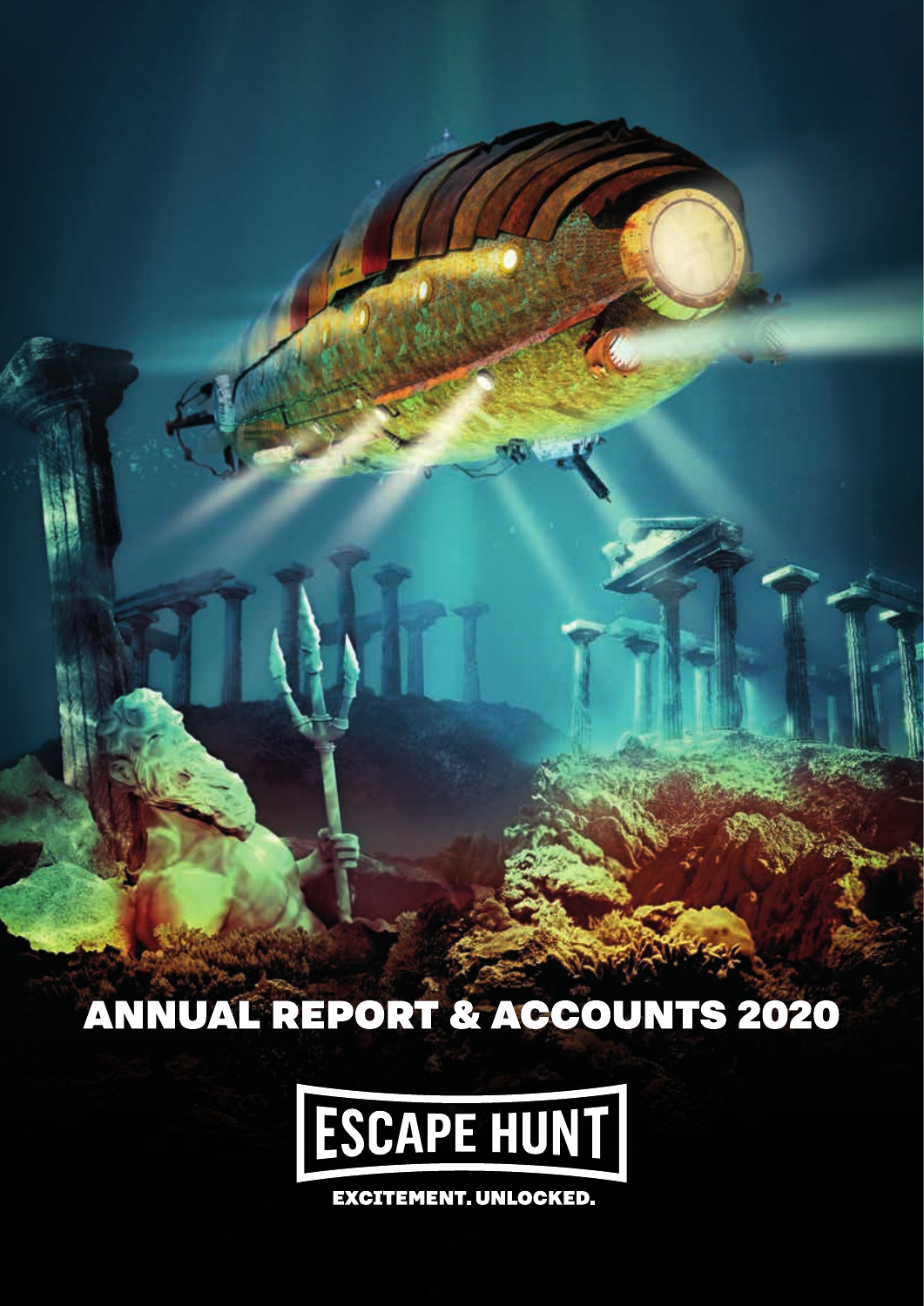# ANNUAL REPORT & ACCOUNTS 2020

ESCAPE HUNT

EXCITEMENT. UNLOCKED.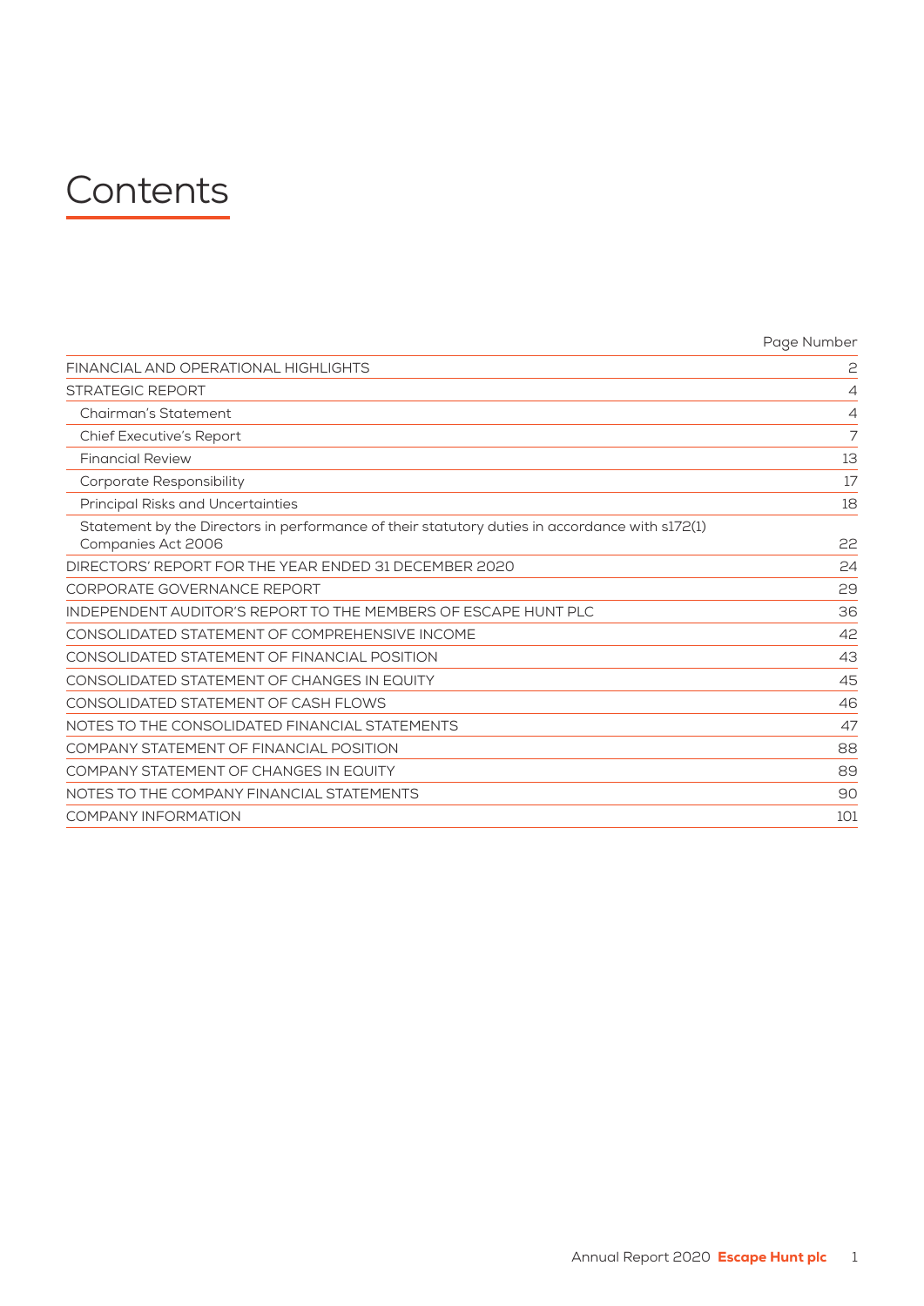# Contents

| | Page Number |
|---|---|
| FINANCIAL AND OPERATIONAL HIGHLIGHTS | 2 |
| STRATEGIC REPORT | 4 |
| Chairman's Statement | 4 |
| Chief Executive's Report | 7 |
| Financial Review | 13 |
| Corporate Responsibility | 17 |
| Principal Risks and Uncertainties | 18 |
| Statement by the Directors in performance of their statutory duties in accordance with s172(1) Companies Act 2006 | 22 |
| DIRECTORS' REPORT FOR THE YEAR ENDED 31 DECEMBER 2020 | 24 |
| CORPORATE GOVERNANCE REPORT | 29 |
| INDEPENDENT AUDITOR'S REPORT TO THE MEMBERS OF ESCAPE HUNT PLC | 36 |
| CONSOLIDATED STATEMENT OF COMPREHENSIVE INCOME | 42 |
| CONSOLIDATED STATEMENT OF FINANCIAL POSITION | 43 |
| CONSOLIDATED STATEMENT OF CHANGES IN EQUITY | 45 |
| CONSOLIDATED STATEMENT OF CASH FLOWS | 46 |
| NOTES TO THE CONSOLIDATED FINANCIAL STATEMENTS | 47 |
| COMPANY STATEMENT OF FINANCIAL POSITION | 88 |
| COMPANY STATEMENT OF CHANGES IN EQUITY | 89 |
| NOTES TO THE COMPANY FINANCIAL STATEMENTS | 90 |
| COMPANY INFORMATION | 101 |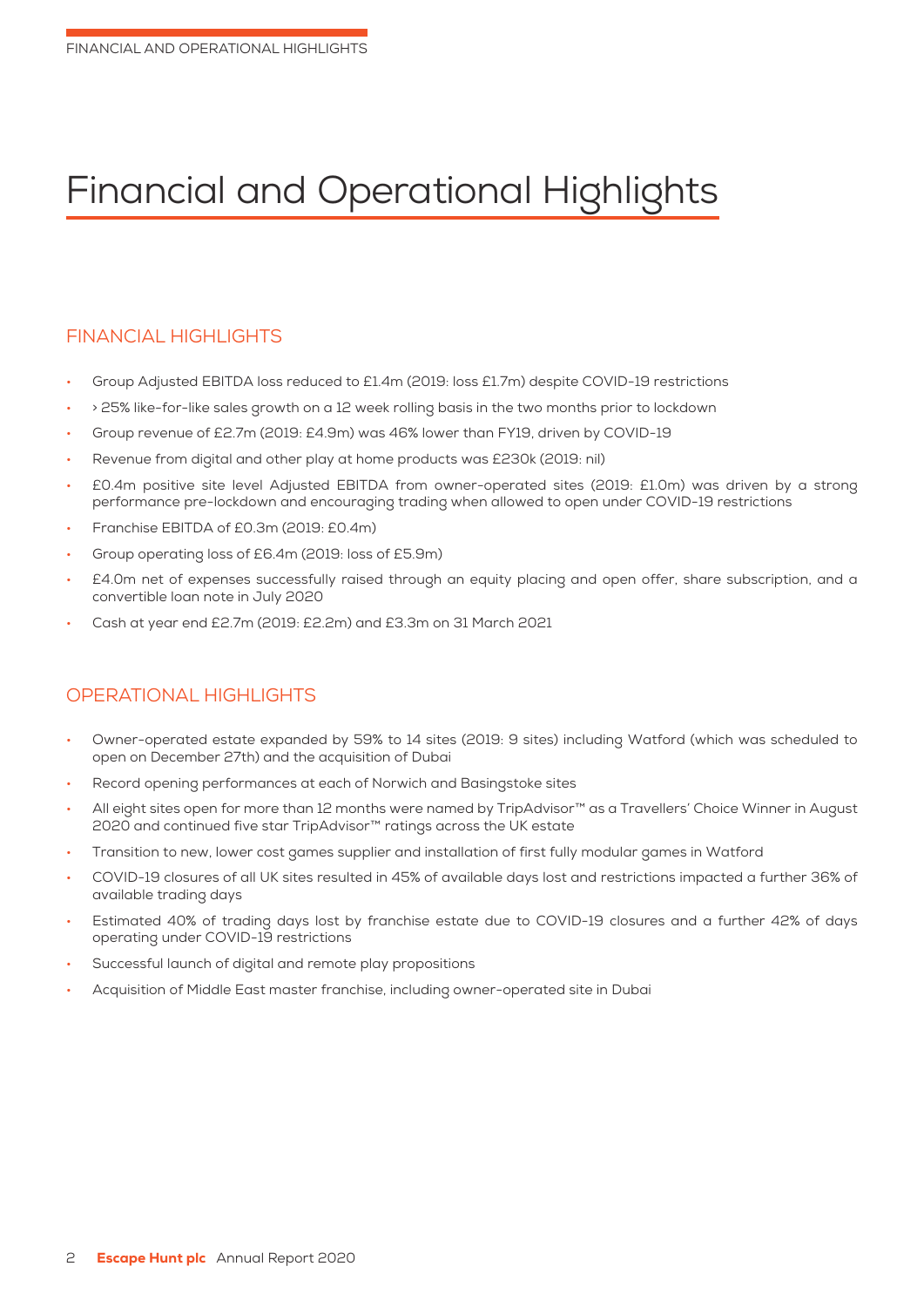# Financial and Operational Highlights

## FINANCIAL HIGHLIGHTS

- Group Adjusted EBITDA loss reduced to £1.4m (2019: loss £1.7m) despite COVID-19 restrictions
- > 25% like-for-like sales growth on a 12 week rolling basis in the two months prior to lockdown
- Group revenue of £2.7m (2019: £4.9m) was 46% lower than FY19, driven by COVID-19
- Revenue from digital and other play at home products was £230k (2019: nil)
- £0.4m positive site level Adjusted EBITDA from owner-operated sites (2019: £1.0m) was driven by a strong performance pre-lockdown and encouraging trading when allowed to open under COVID-19 restrictions
- Franchise EBITDA of £0.3m (2019: £0.4m)
- Group operating loss of £6.4m (2019: loss of £5.9m)
- £4.0m net of expenses successfully raised through an equity placing and open offer, share subscription, and a convertible loan note in July 2020
- Cash at year end £2.7m (2019: £2.2m) and £3.3m on 31 March 2021

## OPERATIONAL HIGHLIGHTS

- Owner-operated estate expanded by 59% to 14 sites (2019: 9 sites) including Watford (which was scheduled to open on December 27th) and the acquisition of Dubai
- Record opening performances at each of Norwich and Basingstoke sites
- All eight sites open for more than 12 months were named by TripAdvisor™ as a Travellers' Choice Winner in August 2020 and continued five star TripAdvisor™ ratings across the UK estate
- Transition to new, lower cost games supplier and installation of first fully modular games in Watford
- COVID-19 closures of all UK sites resulted in 45% of available days lost and restrictions impacted a further 36% of available trading days
- Estimated 40% of trading days lost by franchise estate due to COVID-19 closures and a further 42% of days operating under COVID-19 restrictions
- Successful launch of digital and remote play propositions
- Acquisition of Middle East master franchise, including owner-operated site in Dubai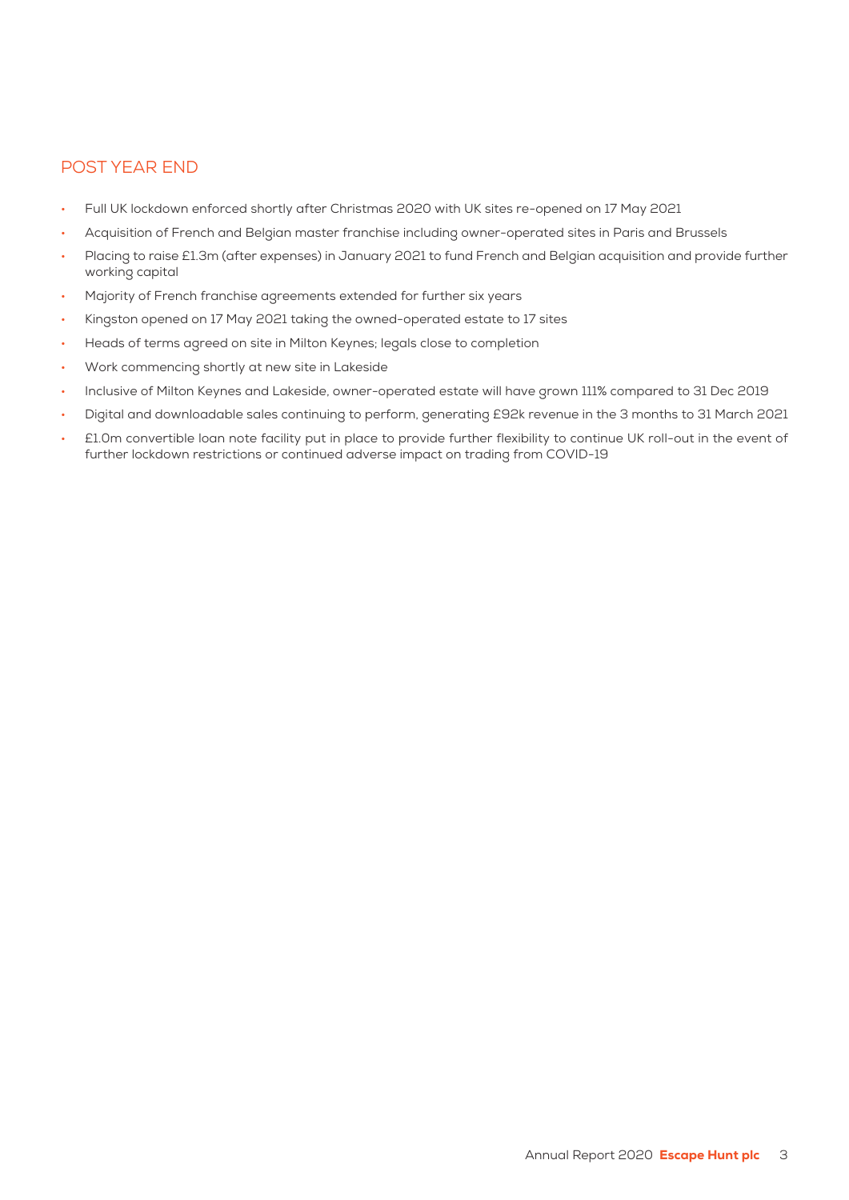## POST YEAR END

- Full UK lockdown enforced shortly after Christmas 2020 with UK sites re-opened on 17 May 2021
- Acquisition of French and Belgian master franchise including owner-operated sites in Paris and Brussels
- Placing to raise £1.3m (after expenses) in January 2021 to fund French and Belgian acquisition and provide further working capital
- Majority of French franchise agreements extended for further six years
- Kingston opened on 17 May 2021 taking the owned-operated estate to 17 sites
- Heads of terms agreed on site in Milton Keynes; legals close to completion
- Work commencing shortly at new site in Lakeside
- Inclusive of Milton Keynes and Lakeside, owner-operated estate will have grown 111% compared to 31 Dec 2019
- Digital and downloadable sales continuing to perform, generating £92k revenue in the 3 months to 31 March 2021
- £1.0m convertible loan note facility put in place to provide further flexibility to continue UK roll-out in the event of further lockdown restrictions or continued adverse impact on trading from COVID-19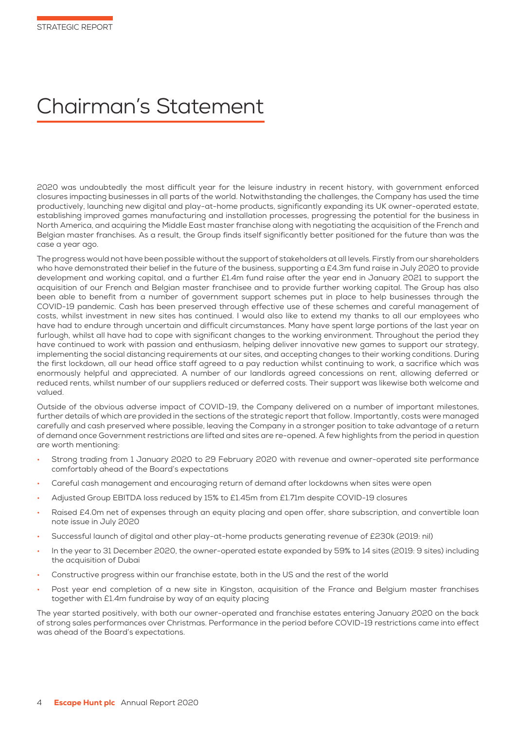# Chairman's Statement

2020 was undoubtedly the most difficult year for the leisure industry in recent history, with government enforced closures impacting businesses in all parts of the world. Notwithstanding the challenges, the Company has used the time productively, launching new digital and play-at-home products, significantly expanding its UK owner-operated estate, establishing improved games manufacturing and installation processes, progressing the potential for the business in North America, and acquiring the Middle East master franchise along with negotiating the acquisition of the French and Belgian master franchises. As a result, the Group finds itself significantly better positioned for the future than was the case a year ago.

The progress would not have been possible without the support of stakeholders at all levels. Firstly from our shareholders who have demonstrated their belief in the future of the business, supporting a £4.3m fund raise in July 2020 to provide development and working capital, and a further £1.4m fund raise after the year end in January 2021 to support the acquisition of our French and Belgian master franchisee and to provide further working capital. The Group has also been able to benefit from a number of government support schemes put in place to help businesses through the COVID-19 pandemic. Cash has been preserved through effective use of these schemes and careful management of costs, whilst investment in new sites has continued. I would also like to extend my thanks to all our employees who have had to endure through uncertain and difficult circumstances. Many have spent large portions of the last year on furlough, whilst all have had to cope with significant changes to the working environment. Throughout the period they have continued to work with passion and enthusiasm, helping deliver innovative new games to support our strategy, implementing the social distancing requirements at our sites, and accepting changes to their working conditions. During the first lockdown, all our head office staff agreed to a pay reduction whilst continuing to work, a sacrifice which was enormously helpful and appreciated. A number of our landlords agreed concessions on rent, allowing deferred or reduced rents, whilst number of our suppliers reduced or deferred costs. Their support was likewise both welcome and valued.

Outside of the obvious adverse impact of COVID-19, the Company delivered on a number of important milestones, further details of which are provided in the sections of the strategic report that follow. Importantly, costs were managed carefully and cash preserved where possible, leaving the Company in a stronger position to take advantage of a return of demand once Government restrictions are lifted and sites are re-opened. A few highlights from the period in question are worth mentioning:

- Strong trading from 1 January 2020 to 29 February 2020 with revenue and owner-operated site performance comfortably ahead of the Board's expectations
- Careful cash management and encouraging return of demand after lockdowns when sites were open
- Adjusted Group EBITDA loss reduced by 15% to £1.45m from £1.71m despite COVID-19 closures
- Raised £4.0m net of expenses through an equity placing and open offer, share subscription, and convertible loan note issue in July 2020
- Successful launch of digital and other play-at-home products generating revenue of £230k (2019: nil)
- In the year to 31 December 2020, the owner-operated estate expanded by 59% to 14 sites (2019: 9 sites) including the acquisition of Dubai
- Constructive progress within our franchise estate, both in the US and the rest of the world
- Post year end completion of a new site in Kingston, acquisition of the France and Belgium master franchises together with £1.4m fundraise by way of an equity placing

The year started positively, with both our owner-operated and franchise estates entering January 2020 on the back of strong sales performances over Christmas. Performance in the period before COVID-19 restrictions came into effect was ahead of the Board's expectations.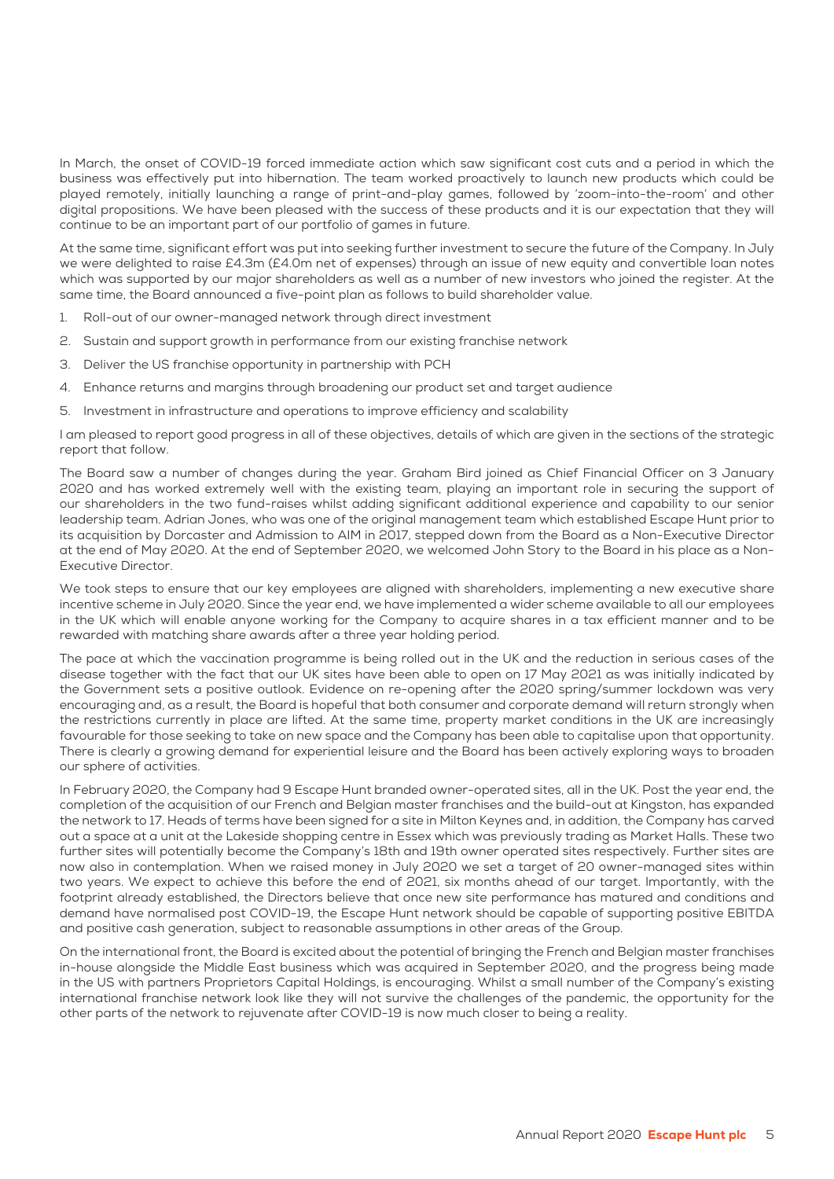In March, the onset of COVID-19 forced immediate action which saw significant cost cuts and a period in which the business was effectively put into hibernation. The team worked proactively to launch new products which could be played remotely, initially launching a range of print-and-play games, followed by 'zoom-into-the-room' and other digital propositions. We have been pleased with the success of these products and it is our expectation that they will continue to be an important part of our portfolio of games in future.

At the same time, significant effort was put into seeking further investment to secure the future of the Company. In July we were delighted to raise £4.3m (£4.0m net of expenses) through an issue of new equity and convertible loan notes which was supported by our major shareholders as well as a number of new investors who joined the register. At the same time, the Board announced a five-point plan as follows to build shareholder value.

1. Roll-out of our owner-managed network through direct investment
2. Sustain and support growth in performance from our existing franchise network
3. Deliver the US franchise opportunity in partnership with PCH
4. Enhance returns and margins through broadening our product set and target audience
5. Investment in infrastructure and operations to improve efficiency and scalability

I am pleased to report good progress in all of these objectives, details of which are given in the sections of the strategic report that follow.

The Board saw a number of changes during the year. Graham Bird joined as Chief Financial Officer on 3 January 2020 and has worked extremely well with the existing team, playing an important role in securing the support of our shareholders in the two fund-raises whilst adding significant additional experience and capability to our senior leadership team. Adrian Jones, who was one of the original management team which established Escape Hunt prior to its acquisition by Dorcaster and Admission to AIM in 2017, stepped down from the Board as a Non-Executive Director at the end of May 2020. At the end of September 2020, we welcomed John Story to the Board in his place as a Non-Executive Director.

We took steps to ensure that our key employees are aligned with shareholders, implementing a new executive share incentive scheme in July 2020. Since the year end, we have implemented a wider scheme available to all our employees in the UK which will enable anyone working for the Company to acquire shares in a tax efficient manner and to be rewarded with matching share awards after a three year holding period.

The pace at which the vaccination programme is being rolled out in the UK and the reduction in serious cases of the disease together with the fact that our UK sites have been able to open on 17 May 2021 as was initially indicated by the Government sets a positive outlook. Evidence on re-opening after the 2020 spring/summer lockdown was very encouraging and, as a result, the Board is hopeful that both consumer and corporate demand will return strongly when the restrictions currently in place are lifted. At the same time, property market conditions in the UK are increasingly favourable for those seeking to take on new space and the Company has been able to capitalise upon that opportunity. There is clearly a growing demand for experiential leisure and the Board has been actively exploring ways to broaden our sphere of activities.

In February 2020, the Company had 9 Escape Hunt branded owner-operated sites, all in the UK. Post the year end, the completion of the acquisition of our French and Belgian master franchises and the build-out at Kingston, has expanded the network to 17. Heads of terms have been signed for a site in Milton Keynes and, in addition, the Company has carved out a space at a unit at the Lakeside shopping centre in Essex which was previously trading as Market Halls. These two further sites will potentially become the Company's 18th and 19th owner operated sites respectively. Further sites are now also in contemplation. When we raised money in July 2020 we set a target of 20 owner-managed sites within two years. We expect to achieve this before the end of 2021, six months ahead of our target. Importantly, with the footprint already established, the Directors believe that once new site performance has matured and conditions and demand have normalised post COVID-19, the Escape Hunt network should be capable of supporting positive EBITDA and positive cash generation, subject to reasonable assumptions in other areas of the Group.

On the international front, the Board is excited about the potential of bringing the French and Belgian master franchises in-house alongside the Middle East business which was acquired in September 2020, and the progress being made in the US with partners Proprietors Capital Holdings, is encouraging. Whilst a small number of the Company's existing international franchise network look like they will not survive the challenges of the pandemic, the opportunity for the other parts of the network to rejuvenate after COVID-19 is now much closer to being a reality.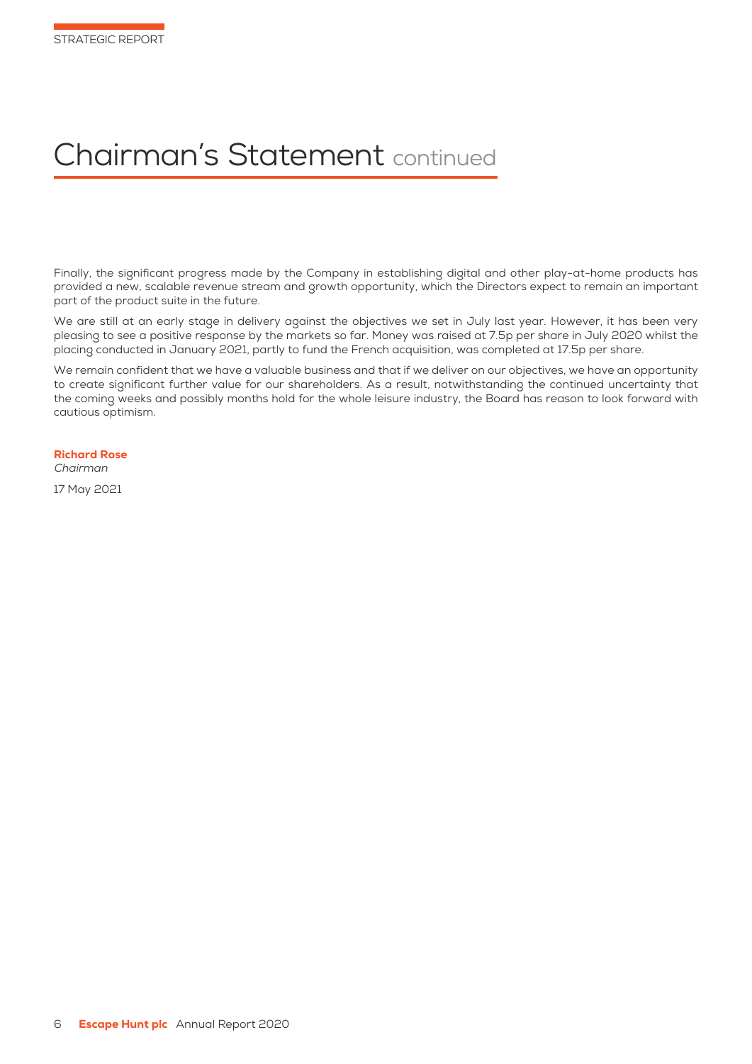# Chairman's Statement continued

Finally, the significant progress made by the Company in establishing digital and other play-at-home products has provided a new, scalable revenue stream and growth opportunity, which the Directors expect to remain an important part of the product suite in the future.

We are still at an early stage in delivery against the objectives we set in July last year. However, it has been very pleasing to see a positive response by the markets so far. Money was raised at 7.5p per share in July 2020 whilst the placing conducted in January 2021, partly to fund the French acquisition, was completed at 17.5p per share.

We remain confident that we have a valuable business and that if we deliver on our objectives, we have an opportunity to create significant further value for our shareholders. As a result, notwithstanding the continued uncertainty that the coming weeks and possibly months hold for the whole leisure industry, the Board has reason to look forward with cautious optimism.

**Richard Rose**
*Chairman*

17 May 2021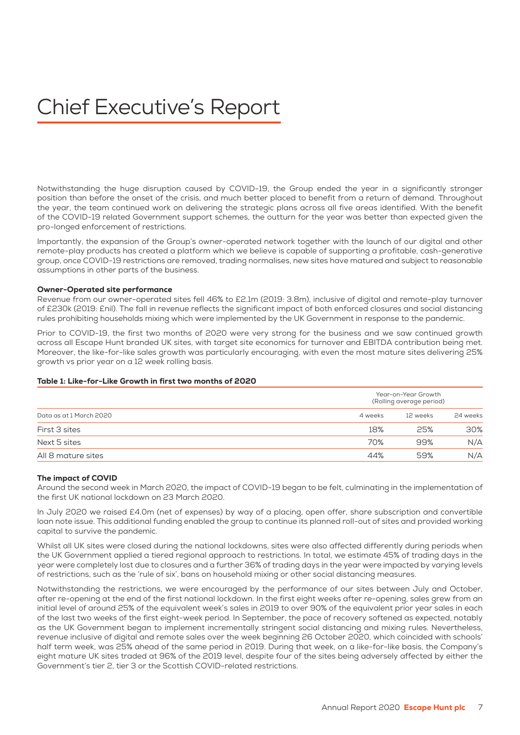# Chief Executive's Report

Notwithstanding the huge disruption caused by COVID-19, the Group ended the year in a significantly stronger position than before the onset of the crisis, and much better placed to benefit from a return of demand. Throughout the year, the team continued work on delivering the strategic plans across all five areas identified. With the benefit of the COVID-19 related Government support schemes, the outturn for the year was better than expected given the pro-longed enforcement of restrictions.

Importantly, the expansion of the Group's owner-operated network together with the launch of our digital and other remote-play products has created a platform which we believe is capable of supporting a profitable, cash-generative group, once COVID-19 restrictions are removed, trading normalises, new sites have matured and subject to reasonable assumptions in other parts of the business.

**Owner-Operated site performance**

Revenue from our owner-operated sites fell 46% to £2.1m (2019: 3.8m), inclusive of digital and remote-play turnover of £230k (2019: £nil). The fall in revenue reflects the significant impact of both enforced closures and social distancing rules prohibiting households mixing which were implemented by the UK Government in response to the pandemic.

Prior to COVID-19, the first two months of 2020 were very strong for the business and we saw continued growth across all Escape Hunt branded UK sites, with target site economics for turnover and EBITDA contribution being met. Moreover, the like-for-like sales growth was particularly encouraging, with even the most mature sites delivering 25% growth vs prior year on a 12 week rolling basis.

**Table 1: Like-for-Like Growth in first two months of 2020**

| | Year-on-Year Growth (Rolling average period) | | |
|---|---|---|---|
| Data as at 1 March 2020 | 4 weeks | 12 weeks | 24 weeks |
| First 3 sites | 18% | 25% | 30% |
| Next 5 sites | 70% | 99% | N/A |
| All 8 mature sites | 44% | 59% | N/A |

**The impact of COVID**

Around the second week in March 2020, the impact of COVID-19 began to be felt, culminating in the implementation of the first UK national lockdown on 23 March 2020.

In July 2020 we raised £4.0m (net of expenses) by way of a placing, open offer, share subscription and convertible loan note issue. This additional funding enabled the group to continue its planned roll-out of sites and provided working capital to survive the pandemic.

Whilst all UK sites were closed during the national lockdowns, sites were also affected differently during periods when the UK Government applied a tiered regional approach to restrictions. In total, we estimate 45% of trading days in the year were completely lost due to closures and a further 36% of trading days in the year were impacted by varying levels of restrictions, such as the 'rule of six', bans on household mixing or other social distancing measures.

Notwithstanding the restrictions, we were encouraged by the performance of our sites between July and October, after re-opening at the end of the first national lockdown. In the first eight weeks after re-opening, sales grew from an initial level of around 25% of the equivalent week's sales in 2019 to over 90% of the equivalent prior year sales in each of the last two weeks of the first eight-week period. In September, the pace of recovery softened as expected, notably as the UK Government began to implement incrementally stringent social distancing and mixing rules. Nevertheless, revenue inclusive of digital and remote sales over the week beginning 26 October 2020, which coincided with schools' half term week, was 25% ahead of the same period in 2019. During that week, on a like-for-like basis, the Company's eight mature UK sites traded at 96% of the 2019 level, despite four of the sites being adversely affected by either the Government's tier 2, tier 3 or the Scottish COVID-related restrictions.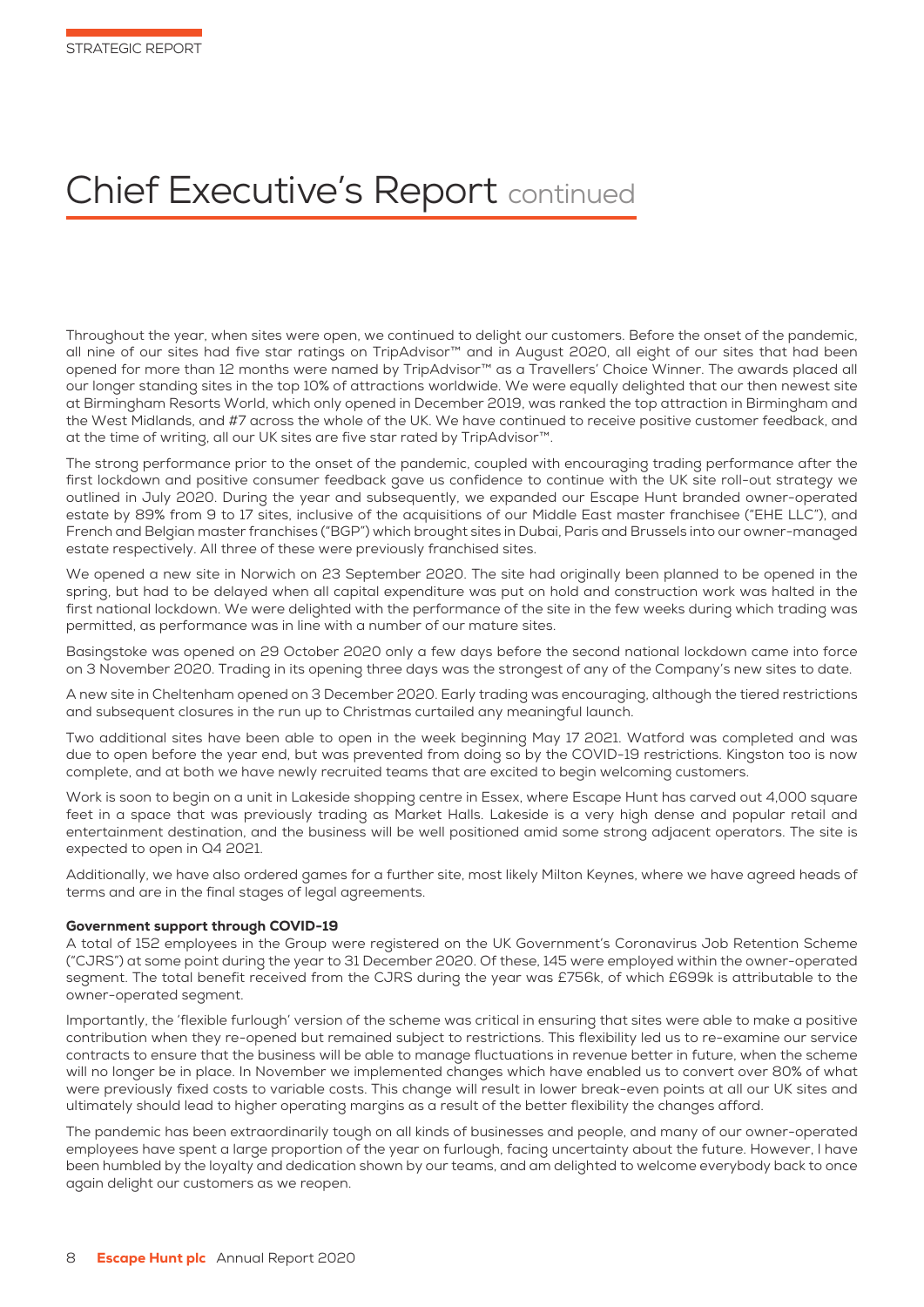# Chief Executive's Report continued

Throughout the year, when sites were open, we continued to delight our customers. Before the onset of the pandemic, all nine of our sites had five star ratings on TripAdvisor™ and in August 2020, all eight of our sites that had been opened for more than 12 months were named by TripAdvisor™ as a Travellers' Choice Winner. The awards placed all our longer standing sites in the top 10% of attractions worldwide. We were equally delighted that our then newest site at Birmingham Resorts World, which only opened in December 2019, was ranked the top attraction in Birmingham and the West Midlands, and #7 across the whole of the UK. We have continued to receive positive customer feedback, and at the time of writing, all our UK sites are five star rated by TripAdvisor™.

The strong performance prior to the onset of the pandemic, coupled with encouraging trading performance after the first lockdown and positive consumer feedback gave us confidence to continue with the UK site roll-out strategy we outlined in July 2020. During the year and subsequently, we expanded our Escape Hunt branded owner-operated estate by 89% from 9 to 17 sites, inclusive of the acquisitions of our Middle East master franchisee ("EHE LLC"), and French and Belgian master franchises ("BGP") which brought sites in Dubai, Paris and Brussels into our owner-managed estate respectively. All three of these were previously franchised sites.

We opened a new site in Norwich on 23 September 2020. The site had originally been planned to be opened in the spring, but had to be delayed when all capital expenditure was put on hold and construction work was halted in the first national lockdown. We were delighted with the performance of the site in the few weeks during which trading was permitted, as performance was in line with a number of our mature sites.

Basingstoke was opened on 29 October 2020 only a few days before the second national lockdown came into force on 3 November 2020. Trading in its opening three days was the strongest of any of the Company's new sites to date.

A new site in Cheltenham opened on 3 December 2020. Early trading was encouraging, although the tiered restrictions and subsequent closures in the run up to Christmas curtailed any meaningful launch.

Two additional sites have been able to open in the week beginning May 17 2021. Watford was completed and was due to open before the year end, but was prevented from doing so by the COVID-19 restrictions. Kingston too is now complete, and at both we have newly recruited teams that are excited to begin welcoming customers.

Work is soon to begin on a unit in Lakeside shopping centre in Essex, where Escape Hunt has carved out 4,000 square feet in a space that was previously trading as Market Halls. Lakeside is a very high dense and popular retail and entertainment destination, and the business will be well positioned amid some strong adjacent operators. The site is expected to open in Q4 2021.

Additionally, we have also ordered games for a further site, most likely Milton Keynes, where we have agreed heads of terms and are in the final stages of legal agreements.

**Government support through COVID-19**

A total of 152 employees in the Group were registered on the UK Government's Coronavirus Job Retention Scheme ("CJRS") at some point during the year to 31 December 2020. Of these, 145 were employed within the owner-operated segment. The total benefit received from the CJRS during the year was £756k, of which £699k is attributable to the owner-operated segment.

Importantly, the 'flexible furlough' version of the scheme was critical in ensuring that sites were able to make a positive contribution when they re-opened but remained subject to restrictions. This flexibility led us to re-examine our service contracts to ensure that the business will be able to manage fluctuations in revenue better in future, when the scheme will no longer be in place. In November we implemented changes which have enabled us to convert over 80% of what were previously fixed costs to variable costs. This change will result in lower break-even points at all our UK sites and ultimately should lead to higher operating margins as a result of the better flexibility the changes afford.

The pandemic has been extraordinarily tough on all kinds of businesses and people, and many of our owner-operated employees have spent a large proportion of the year on furlough, facing uncertainty about the future. However, I have been humbled by the loyalty and dedication shown by our teams, and am delighted to welcome everybody back to once again delight our customers as we reopen.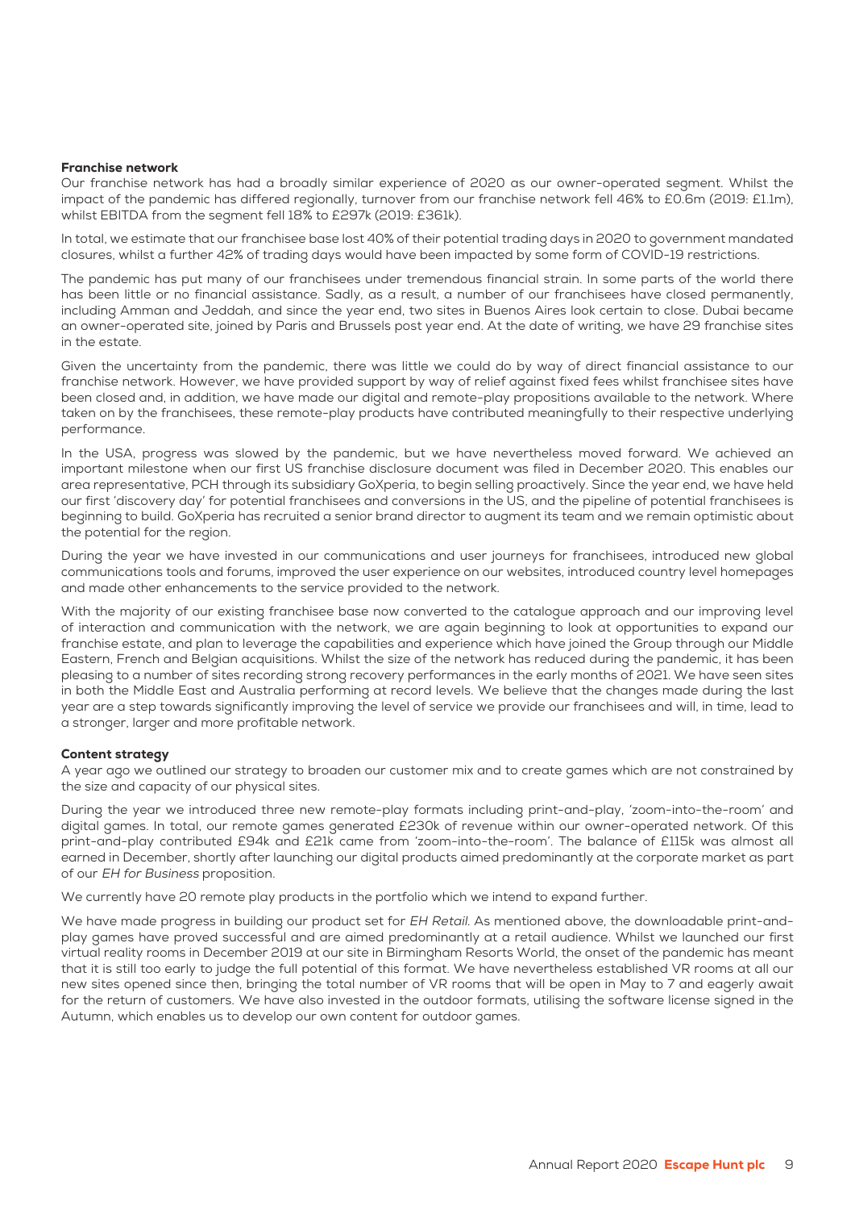### Franchise network

Our franchise network has had a broadly similar experience of 2020 as our owner-operated segment. Whilst the impact of the pandemic has differed regionally, turnover from our franchise network fell 46% to £0.6m (2019: £1.1m), whilst EBITDA from the segment fell 18% to £297k (2019: £361k).

In total, we estimate that our franchisee base lost 40% of their potential trading days in 2020 to government mandated closures, whilst a further 42% of trading days would have been impacted by some form of COVID-19 restrictions.

The pandemic has put many of our franchisees under tremendous financial strain. In some parts of the world there has been little or no financial assistance. Sadly, as a result, a number of our franchisees have closed permanently, including Amman and Jeddah, and since the year end, two sites in Buenos Aires look certain to close. Dubai became an owner-operated site, joined by Paris and Brussels post year end. At the date of writing, we have 29 franchise sites in the estate.

Given the uncertainty from the pandemic, there was little we could do by way of direct financial assistance to our franchise network. However, we have provided support by way of relief against fixed fees whilst franchisee sites have been closed and, in addition, we have made our digital and remote-play propositions available to the network. Where taken on by the franchisees, these remote-play products have contributed meaningfully to their respective underlying performance.

In the USA, progress was slowed by the pandemic, but we have nevertheless moved forward. We achieved an important milestone when our first US franchise disclosure document was filed in December 2020. This enables our area representative, PCH through its subsidiary GoXperia, to begin selling proactively. Since the year end, we have held our first 'discovery day' for potential franchisees and conversions in the US, and the pipeline of potential franchisees is beginning to build. GoXperia has recruited a senior brand director to augment its team and we remain optimistic about the potential for the region.

During the year we have invested in our communications and user journeys for franchisees, introduced new global communications tools and forums, improved the user experience on our websites, introduced country level homepages and made other enhancements to the service provided to the network.

With the majority of our existing franchisee base now converted to the catalogue approach and our improving level of interaction and communication with the network, we are again beginning to look at opportunities to expand our franchise estate, and plan to leverage the capabilities and experience which have joined the Group through our Middle Eastern, French and Belgian acquisitions. Whilst the size of the network has reduced during the pandemic, it has been pleasing to a number of sites recording strong recovery performances in the early months of 2021. We have seen sites in both the Middle East and Australia performing at record levels. We believe that the changes made during the last year are a step towards significantly improving the level of service we provide our franchisees and will, in time, lead to a stronger, larger and more profitable network.

### Content strategy

A year ago we outlined our strategy to broaden our customer mix and to create games which are not constrained by the size and capacity of our physical sites.

During the year we introduced three new remote-play formats including print-and-play, 'zoom-into-the-room' and digital games. In total, our remote games generated £230k of revenue within our owner-operated network. Of this print-and-play contributed £94k and £21k came from 'zoom-into-the-room'. The balance of £115k was almost all earned in December, shortly after launching our digital products aimed predominantly at the corporate market as part of our *EH for Business* proposition.

We currently have 20 remote play products in the portfolio which we intend to expand further.

We have made progress in building our product set for *EH Retail*. As mentioned above, the downloadable print-and-play games have proved successful and are aimed predominantly at a retail audience. Whilst we launched our first virtual reality rooms in December 2019 at our site in Birmingham Resorts World, the onset of the pandemic has meant that it is still too early to judge the full potential of this format. We have nevertheless established VR rooms at all our new sites opened since then, bringing the total number of VR rooms that will be open in May to 7 and eagerly await for the return of customers. We have also invested in the outdoor formats, utilising the software license signed in the Autumn, which enables us to develop our own content for outdoor games.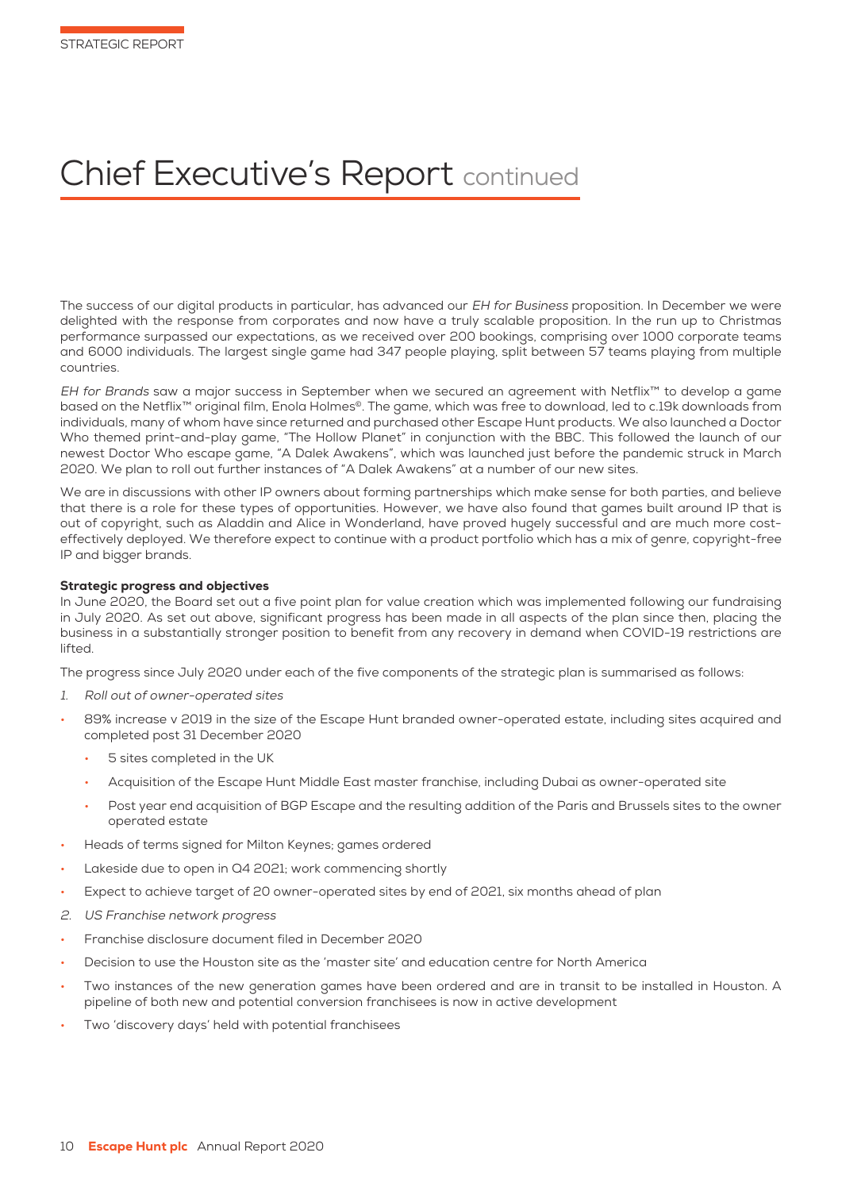# Chief Executive's Report continued

The success of our digital products in particular, has advanced our *EH for Business* proposition. In December we were delighted with the response from corporates and now have a truly scalable proposition. In the run up to Christmas performance surpassed our expectations, as we received over 200 bookings, comprising over 1000 corporate teams and 6000 individuals. The largest single game had 347 people playing, split between 57 teams playing from multiple countries.

*EH for Brands* saw a major success in September when we secured an agreement with Netflix™ to develop a game based on the Netflix™ original film, Enola Holmes©. The game, which was free to download, led to c.19k downloads from individuals, many of whom have since returned and purchased other Escape Hunt products. We also launched a Doctor Who themed print-and-play game, "The Hollow Planet" in conjunction with the BBC. This followed the launch of our newest Doctor Who escape game, "A Dalek Awakens", which was launched just before the pandemic struck in March 2020. We plan to roll out further instances of "A Dalek Awakens" at a number of our new sites.

We are in discussions with other IP owners about forming partnerships which make sense for both parties, and believe that there is a role for these types of opportunities. However, we have also found that games built around IP that is out of copyright, such as Aladdin and Alice in Wonderland, have proved hugely successful and are much more cost-effectively deployed. We therefore expect to continue with a product portfolio which has a mix of genre, copyright-free IP and bigger brands.

**Strategic progress and objectives**

In June 2020, the Board set out a five point plan for value creation which was implemented following our fundraising in July 2020. As set out above, significant progress has been made in all aspects of the plan since then, placing the business in a substantially stronger position to benefit from any recovery in demand when COVID-19 restrictions are lifted.

The progress since July 2020 under each of the five components of the strategic plan is summarised as follows:

1. *Roll out of owner-operated sites*

- 89% increase v 2019 in the size of the Escape Hunt branded owner-operated estate, including sites acquired and completed post 31 December 2020
  - 5 sites completed in the UK
  - Acquisition of the Escape Hunt Middle East master franchise, including Dubai as owner-operated site
  - Post year end acquisition of BGP Escape and the resulting addition of the Paris and Brussels sites to the owner operated estate
- Heads of terms signed for Milton Keynes; games ordered
- Lakeside due to open in Q4 2021; work commencing shortly
- Expect to achieve target of 20 owner-operated sites by end of 2021, six months ahead of plan

2. *US Franchise network progress*

- Franchise disclosure document filed in December 2020
- Decision to use the Houston site as the 'master site' and education centre for North America
- Two instances of the new generation games have been ordered and are in transit to be installed in Houston. A pipeline of both new and potential conversion franchisees is now in active development
- Two 'discovery days' held with potential franchisees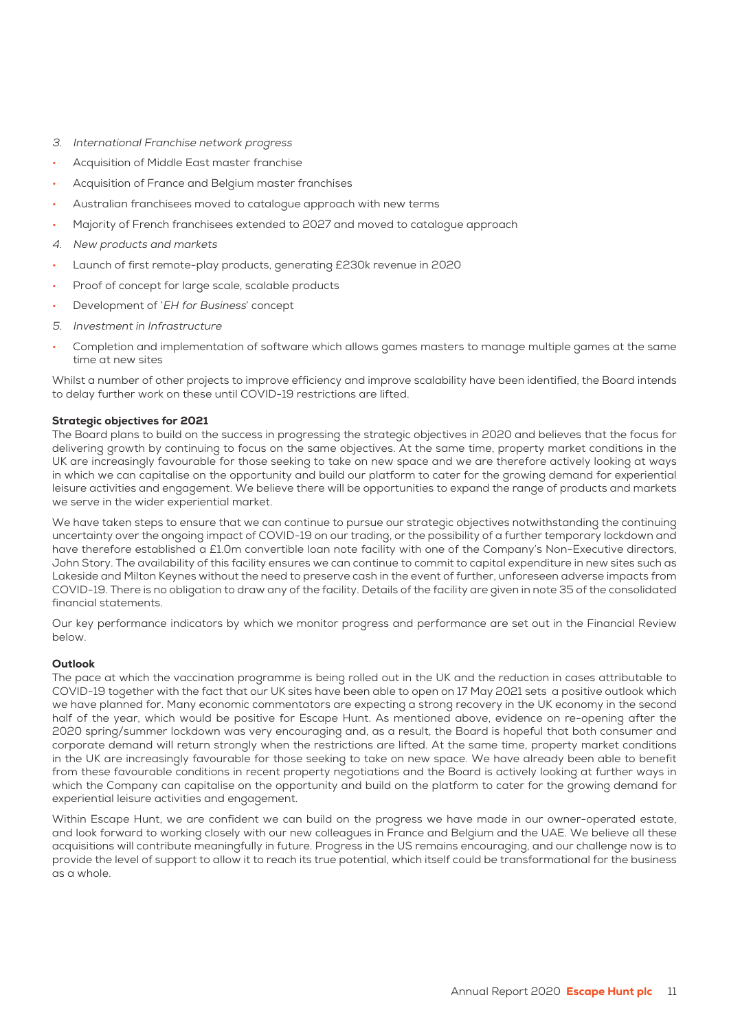*3. International Franchise network progress*

- Acquisition of Middle East master franchise
- Acquisition of France and Belgium master franchises
- Australian franchisees moved to catalogue approach with new terms
- Majority of French franchisees extended to 2027 and moved to catalogue approach

*4. New products and markets*

- Launch of first remote-play products, generating £230k revenue in 2020
- Proof of concept for large scale, scalable products
- Development of '*EH for Business*' concept

*5. Investment in Infrastructure*

- Completion and implementation of software which allows games masters to manage multiple games at the same time at new sites

Whilst a number of other projects to improve efficiency and improve scalability have been identified, the Board intends to delay further work on these until COVID-19 restrictions are lifted.

**Strategic objectives for 2021**

The Board plans to build on the success in progressing the strategic objectives in 2020 and believes that the focus for delivering growth by continuing to focus on the same objectives. At the same time, property market conditions in the UK are increasingly favourable for those seeking to take on new space and we are therefore actively looking at ways in which we can capitalise on the opportunity and build our platform to cater for the growing demand for experiential leisure activities and engagement. We believe there will be opportunities to expand the range of products and markets we serve in the wider experiential market.

We have taken steps to ensure that we can continue to pursue our strategic objectives notwithstanding the continuing uncertainty over the ongoing impact of COVID-19 on our trading, or the possibility of a further temporary lockdown and have therefore established a £1.0m convertible loan note facility with one of the Company's Non-Executive directors, John Story. The availability of this facility ensures we can continue to commit to capital expenditure in new sites such as Lakeside and Milton Keynes without the need to preserve cash in the event of further, unforeseen adverse impacts from COVID-19. There is no obligation to draw any of the facility. Details of the facility are given in note 35 of the consolidated financial statements.

Our key performance indicators by which we monitor progress and performance are set out in the Financial Review below.

**Outlook**

The pace at which the vaccination programme is being rolled out in the UK and the reduction in cases attributable to COVID-19 together with the fact that our UK sites have been able to open on 17 May 2021 sets a positive outlook which we have planned for. Many economic commentators are expecting a strong recovery in the UK economy in the second half of the year, which would be positive for Escape Hunt. As mentioned above, evidence on re-opening after the 2020 spring/summer lockdown was very encouraging and, as a result, the Board is hopeful that both consumer and corporate demand will return strongly when the restrictions are lifted. At the same time, property market conditions in the UK are increasingly favourable for those seeking to take on new space. We have already been able to benefit from these favourable conditions in recent property negotiations and the Board is actively looking at further ways in which the Company can capitalise on the opportunity and build on the platform to cater for the growing demand for experiential leisure activities and engagement.

Within Escape Hunt, we are confident we can build on the progress we have made in our owner-operated estate, and look forward to working closely with our new colleagues in France and Belgium and the UAE. We believe all these acquisitions will contribute meaningfully in future. Progress in the US remains encouraging, and our challenge now is to provide the level of support to allow it to reach its true potential, which itself could be transformational for the business as a whole.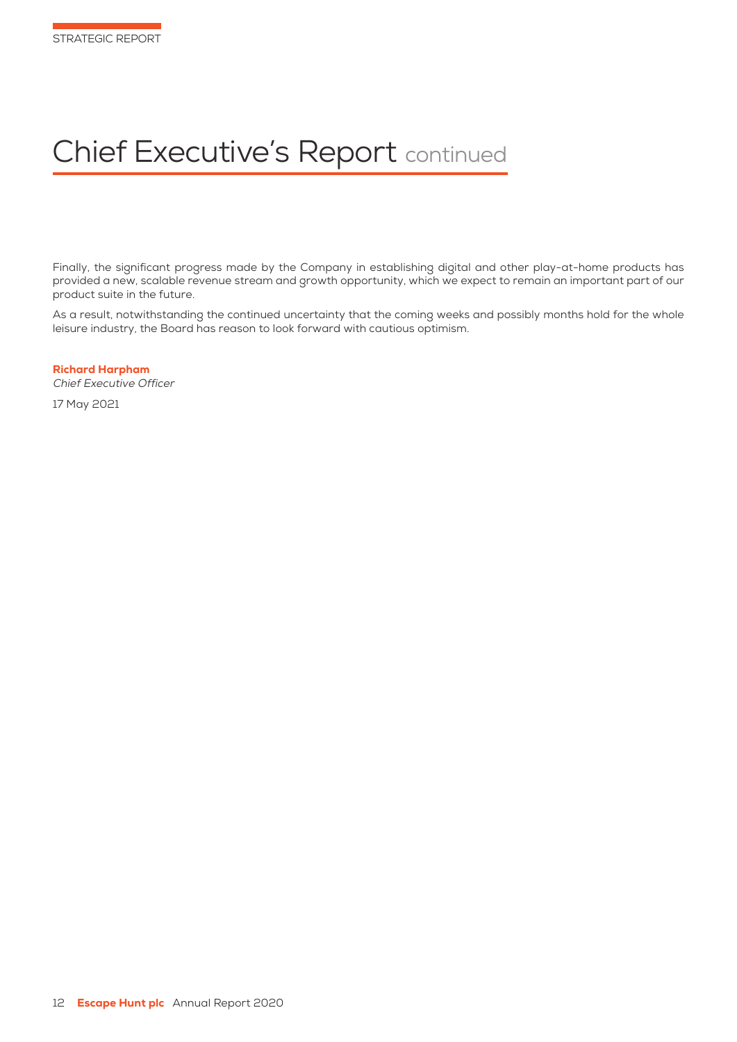# Chief Executive's Report continued

Finally, the significant progress made by the Company in establishing digital and other play-at-home products has provided a new, scalable revenue stream and growth opportunity, which we expect to remain an important part of our product suite in the future.

As a result, notwithstanding the continued uncertainty that the coming weeks and possibly months hold for the whole leisure industry, the Board has reason to look forward with cautious optimism.

**Richard Harpham**
*Chief Executive Officer*

17 May 2021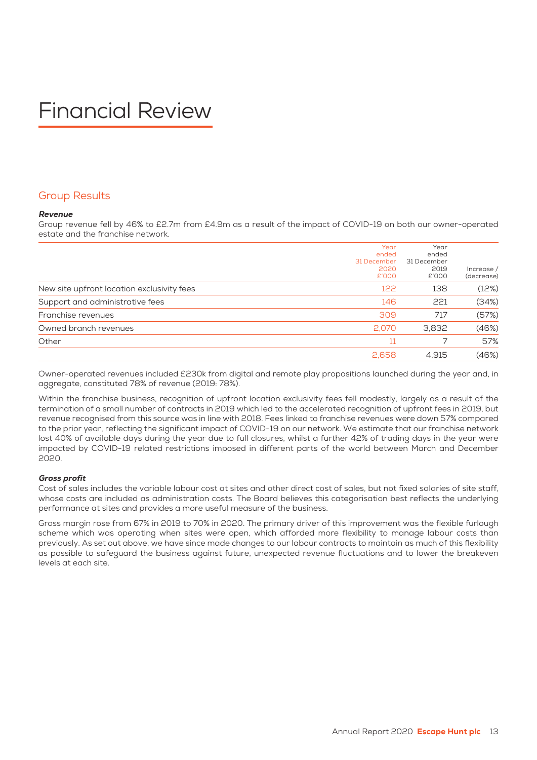# Financial Review

## Group Results

***Revenue***

Group revenue fell by 46% to £2.7m from £4.9m as a result of the impact of COVID-19 on both our owner-operated estate and the franchise network.

| | Year ended 31 December 2020 £'000 | Year ended 31 December 2019 £'000 | Increase / (decrease) |
|---|---|---|---|
| New site upfront location exclusivity fees | 122 | 138 | (12%) |
| Support and administrative fees | 146 | 221 | (34%) |
| Franchise revenues | 309 | 717 | (57%) |
| Owned branch revenues | 2,070 | 3,832 | (46%) |
| Other | 11 | 7 | 57% |
| | 2,658 | 4,915 | (46%) |

Owner-operated revenues included £230k from digital and remote play propositions launched during the year and, in aggregate, constituted 78% of revenue (2019: 78%).

Within the franchise business, recognition of upfront location exclusivity fees fell modestly, largely as a result of the termination of a small number of contracts in 2019 which led to the accelerated recognition of upfront fees in 2019, but revenue recognised from this source was in line with 2018. Fees linked to franchise revenues were down 57% compared to the prior year, reflecting the significant impact of COVID-19 on our network. We estimate that our franchise network lost 40% of available days during the year due to full closures, whilst a further 42% of trading days in the year were impacted by COVID-19 related restrictions imposed in different parts of the world between March and December 2020.

***Gross profit***

Cost of sales includes the variable labour cost at sites and other direct cost of sales, but not fixed salaries of site staff, whose costs are included as administration costs. The Board believes this categorisation best reflects the underlying performance at sites and provides a more useful measure of the business.

Gross margin rose from 67% in 2019 to 70% in 2020. The primary driver of this improvement was the flexible furlough scheme which was operating when sites were open, which afforded more flexibility to manage labour costs than previously. As set out above, we have since made changes to our labour contracts to maintain as much of this flexibility as possible to safeguard the business against future, unexpected revenue fluctuations and to lower the breakeven levels at each site.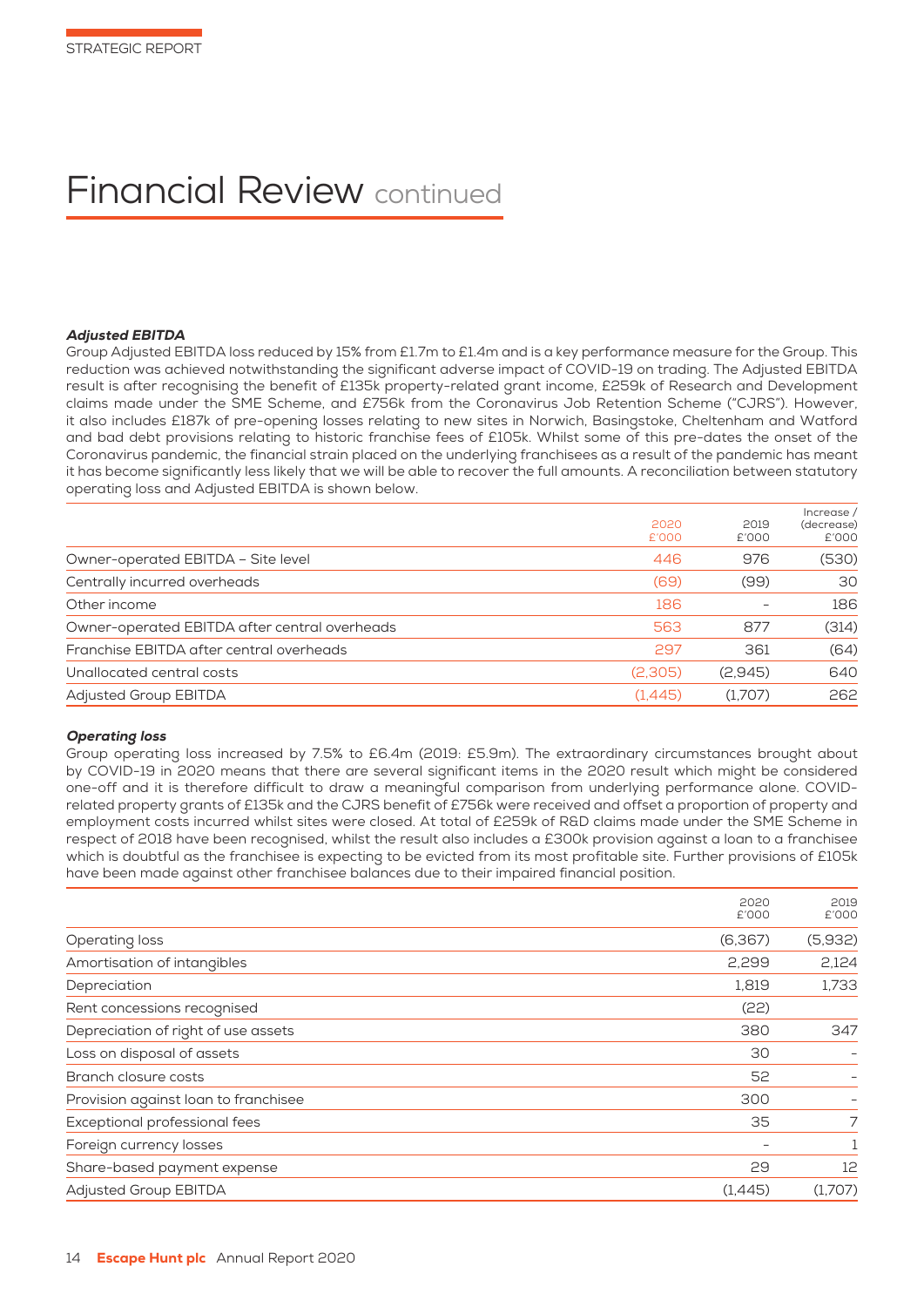# Financial Review continued

***Adjusted EBITDA***

Group Adjusted EBITDA loss reduced by 15% from £1.7m to £1.4m and is a key performance measure for the Group. This reduction was achieved notwithstanding the significant adverse impact of COVID-19 on trading. The Adjusted EBITDA result is after recognising the benefit of £135k property-related grant income, £259k of Research and Development claims made under the SME Scheme, and £756k from the Coronavirus Job Retention Scheme ("CJRS"). However, it also includes £187k of pre-opening losses relating to new sites in Norwich, Basingstoke, Cheltenham and Watford and bad debt provisions relating to historic franchise fees of £105k. Whilst some of this pre-dates the onset of the Coronavirus pandemic, the financial strain placed on the underlying franchisees as a result of the pandemic has meant it has become significantly less likely that we will be able to recover the full amounts. A reconciliation between statutory operating loss and Adjusted EBITDA is shown below.

| | 2020 £'000 | 2019 £'000 | Increase / (decrease) £'000 |
|---|---|---|---|
| Owner-operated EBITDA – Site level | 446 | 976 | (530) |
| Centrally incurred overheads | (69) | (99) | 30 |
| Other income | 186 | – | 186 |
| Owner-operated EBITDA after central overheads | 563 | 877 | (314) |
| Franchise EBITDA after central overheads | 297 | 361 | (64) |
| Unallocated central costs | (2,305) | (2,945) | 640 |
| Adjusted Group EBITDA | (1,445) | (1,707) | 262 |

***Operating loss***

Group operating loss increased by 7.5% to £6.4m (2019: £5.9m). The extraordinary circumstances brought about by COVID-19 in 2020 means that there are several significant items in the 2020 result which might be considered one-off and it is therefore difficult to draw a meaningful comparison from underlying performance alone. COVID-related property grants of £135k and the CJRS benefit of £756k were received and offset a proportion of property and employment costs incurred whilst sites were closed. At total of £259k of R&D claims made under the SME Scheme in respect of 2018 have been recognised, whilst the result also includes a £300k provision against a loan to a franchisee which is doubtful as the franchisee is expecting to be evicted from its most profitable site. Further provisions of £105k have been made against other franchisee balances due to their impaired financial position.

| | 2020 £'000 | 2019 £'000 |
|---|---|---|
| Operating loss | (6,367) | (5,932) |
| Amortisation of intangibles | 2,299 | 2,124 |
| Depreciation | 1,819 | 1,733 |
| Rent concessions recognised | (22) | |
| Depreciation of right of use assets | 380 | 347 |
| Loss on disposal of assets | 30 | – |
| Branch closure costs | 52 | – |
| Provision against loan to franchisee | 300 | – |
| Exceptional professional fees | 35 | 7 |
| Foreign currency losses | – | 1 |
| Share-based payment expense | 29 | 12 |
| Adjusted Group EBITDA | (1,445) | (1,707) |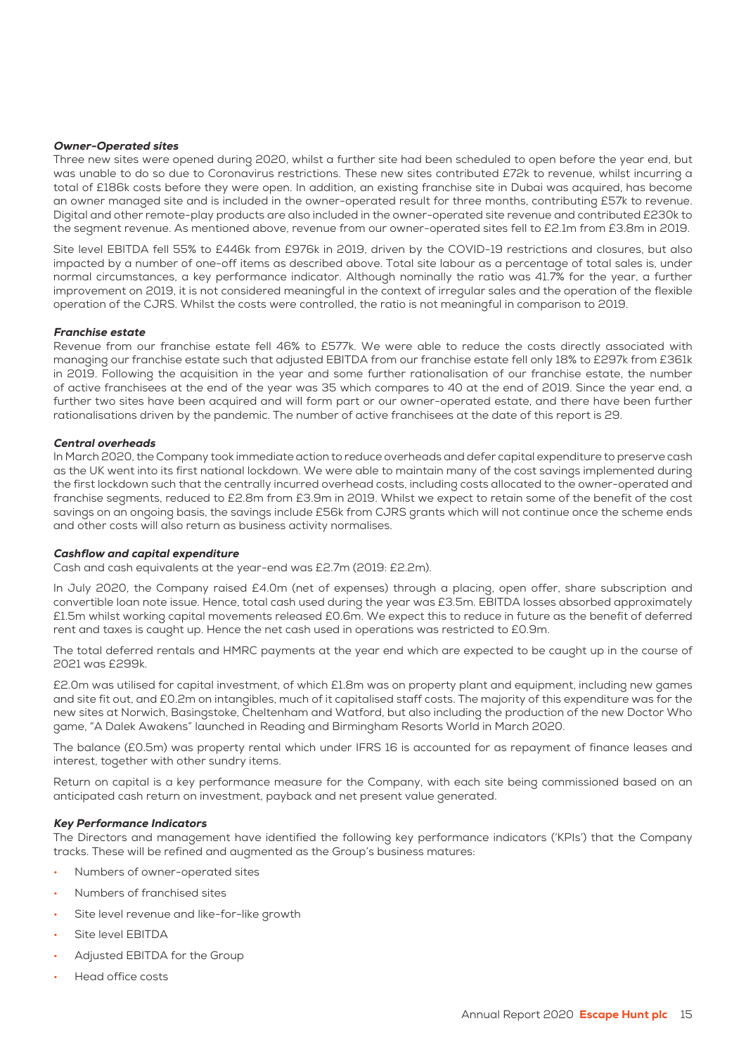### *Owner-Operated sites*

Three new sites were opened during 2020, whilst a further site had been scheduled to open before the year end, but was unable to do so due to Coronavirus restrictions. These new sites contributed £72k to revenue, whilst incurring a total of £186k costs before they were open. In addition, an existing franchise site in Dubai was acquired, has become an owner managed site and is included in the owner-operated result for three months, contributing £57k to revenue. Digital and other remote-play products are also included in the owner-operated site revenue and contributed £230k to the segment revenue. As mentioned above, revenue from our owner-operated sites fell to £2.1m from £3.8m in 2019.

Site level EBITDA fell 55% to £446k from £976k in 2019, driven by the COVID-19 restrictions and closures, but also impacted by a number of one-off items as described above. Total site labour as a percentage of total sales is, under normal circumstances, a key performance indicator. Although nominally the ratio was 41.7% for the year, a further improvement on 2019, it is not considered meaningful in the context of irregular sales and the operation of the flexible operation of the CJRS. Whilst the costs were controlled, the ratio is not meaningful in comparison to 2019.

### *Franchise estate*

Revenue from our franchise estate fell 46% to £577k. We were able to reduce the costs directly associated with managing our franchise estate such that adjusted EBITDA from our franchise estate fell only 18% to £297k from £361k in 2019. Following the acquisition in the year and some further rationalisation of our franchise estate, the number of active franchisees at the end of the year was 35 which compares to 40 at the end of 2019. Since the year end, a further two sites have been acquired and will form part or our owner-operated estate, and there have been further rationalisations driven by the pandemic. The number of active franchisees at the date of this report is 29.

### *Central overheads*

In March 2020, the Company took immediate action to reduce overheads and defer capital expenditure to preserve cash as the UK went into its first national lockdown. We were able to maintain many of the cost savings implemented during the first lockdown such that the centrally incurred overhead costs, including costs allocated to the owner-operated and franchise segments, reduced to £2.8m from £3.9m in 2019. Whilst we expect to retain some of the benefit of the cost savings on an ongoing basis, the savings include £56k from CJRS grants which will not continue once the scheme ends and other costs will also return as business activity normalises.

### *Cashflow and capital expenditure*

Cash and cash equivalents at the year-end was £2.7m (2019: £2.2m).

In July 2020, the Company raised £4.0m (net of expenses) through a placing, open offer, share subscription and convertible loan note issue. Hence, total cash used during the year was £3.5m. EBITDA losses absorbed approximately £1.5m whilst working capital movements released £0.6m. We expect this to reduce in future as the benefit of deferred rent and taxes is caught up. Hence the net cash used in operations was restricted to £0.9m.

The total deferred rentals and HMRC payments at the year end which are expected to be caught up in the course of 2021 was £299k.

£2.0m was utilised for capital investment, of which £1.8m was on property plant and equipment, including new games and site fit out, and £0.2m on intangibles, much of it capitalised staff costs. The majority of this expenditure was for the new sites at Norwich, Basingstoke, Cheltenham and Watford, but also including the production of the new Doctor Who game, "A Dalek Awakens" launched in Reading and Birmingham Resorts World in March 2020.

The balance (£0.5m) was property rental which under IFRS 16 is accounted for as repayment of finance leases and interest, together with other sundry items.

Return on capital is a key performance measure for the Company, with each site being commissioned based on an anticipated cash return on investment, payback and net present value generated.

### *Key Performance Indicators*

The Directors and management have identified the following key performance indicators ('KPIs') that the Company tracks. These will be refined and augmented as the Group's business matures:

- Numbers of owner-operated sites
- Numbers of franchised sites
- Site level revenue and like-for-like growth
- Site level EBITDA
- Adjusted EBITDA for the Group
- Head office costs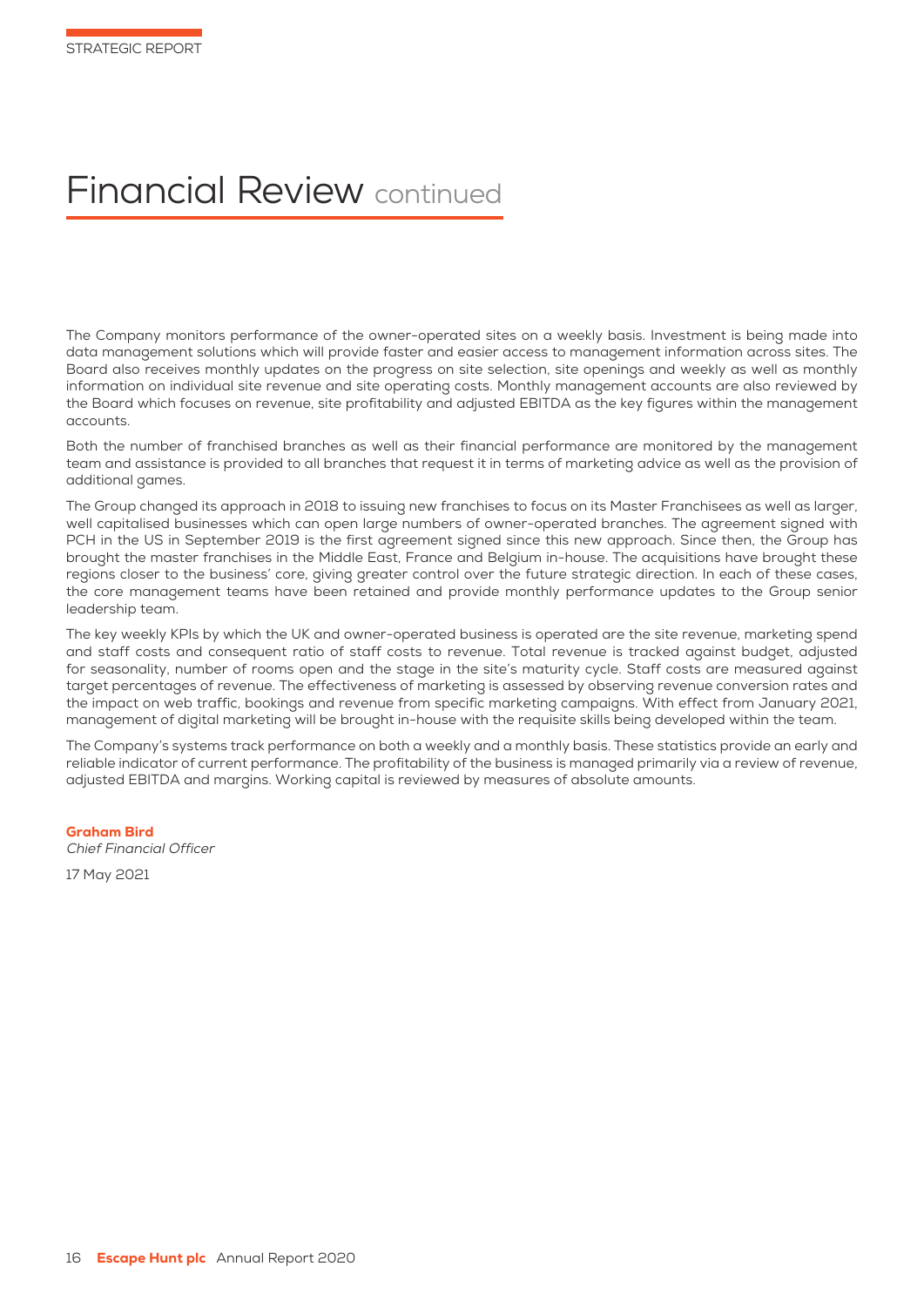# Financial Review continued

The Company monitors performance of the owner-operated sites on a weekly basis. Investment is being made into data management solutions which will provide faster and easier access to management information across sites. The Board also receives monthly updates on the progress on site selection, site openings and weekly as well as monthly information on individual site revenue and site operating costs. Monthly management accounts are also reviewed by the Board which focuses on revenue, site profitability and adjusted EBITDA as the key figures within the management accounts.

Both the number of franchised branches as well as their financial performance are monitored by the management team and assistance is provided to all branches that request it in terms of marketing advice as well as the provision of additional games.

The Group changed its approach in 2018 to issuing new franchises to focus on its Master Franchisees as well as larger, well capitalised businesses which can open large numbers of owner-operated branches. The agreement signed with PCH in the US in September 2019 is the first agreement signed since this new approach. Since then, the Group has brought the master franchises in the Middle East, France and Belgium in-house. The acquisitions have brought these regions closer to the business' core, giving greater control over the future strategic direction. In each of these cases, the core management teams have been retained and provide monthly performance updates to the Group senior leadership team.

The key weekly KPIs by which the UK and owner-operated business is operated are the site revenue, marketing spend and staff costs and consequent ratio of staff costs to revenue. Total revenue is tracked against budget, adjusted for seasonality, number of rooms open and the stage in the site's maturity cycle. Staff costs are measured against target percentages of revenue. The effectiveness of marketing is assessed by observing revenue conversion rates and the impact on web traffic, bookings and revenue from specific marketing campaigns. With effect from January 2021, management of digital marketing will be brought in-house with the requisite skills being developed within the team.

The Company's systems track performance on both a weekly and a monthly basis. These statistics provide an early and reliable indicator of current performance. The profitability of the business is managed primarily via a review of revenue, adjusted EBITDA and margins. Working capital is reviewed by measures of absolute amounts.

**Graham Bird**
*Chief Financial Officer*

17 May 2021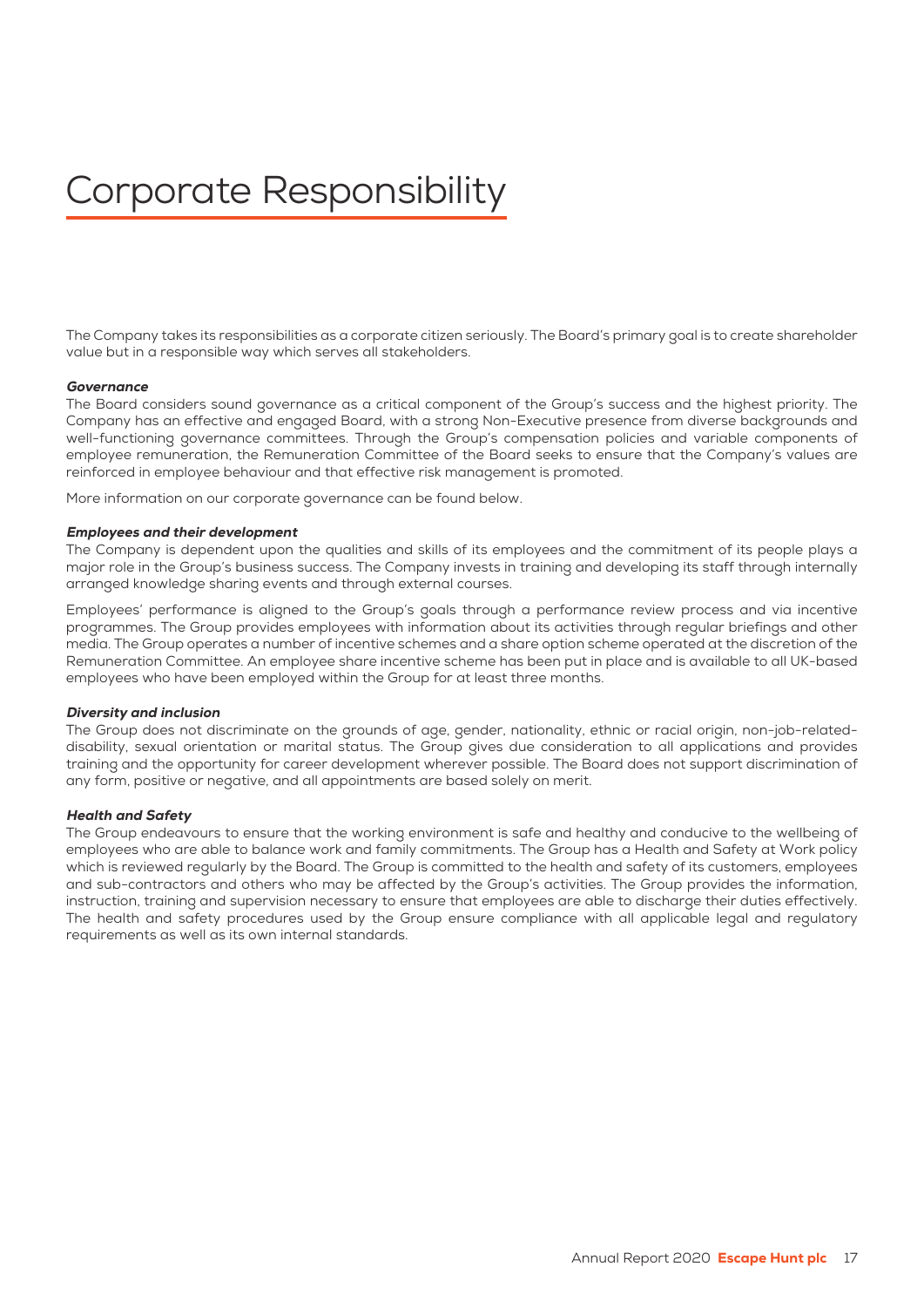# Corporate Responsibility

The Company takes its responsibilities as a corporate citizen seriously. The Board's primary goal is to create shareholder value but in a responsible way which serves all stakeholders.

***Governance***

The Board considers sound governance as a critical component of the Group's success and the highest priority. The Company has an effective and engaged Board, with a strong Non-Executive presence from diverse backgrounds and well-functioning governance committees. Through the Group's compensation policies and variable components of employee remuneration, the Remuneration Committee of the Board seeks to ensure that the Company's values are reinforced in employee behaviour and that effective risk management is promoted.

More information on our corporate governance can be found below.

***Employees and their development***

The Company is dependent upon the qualities and skills of its employees and the commitment of its people plays a major role in the Group's business success. The Company invests in training and developing its staff through internally arranged knowledge sharing events and through external courses.

Employees' performance is aligned to the Group's goals through a performance review process and via incentive programmes. The Group provides employees with information about its activities through regular briefings and other media. The Group operates a number of incentive schemes and a share option scheme operated at the discretion of the Remuneration Committee. An employee share incentive scheme has been put in place and is available to all UK-based employees who have been employed within the Group for at least three months.

***Diversity and inclusion***

The Group does not discriminate on the grounds of age, gender, nationality, ethnic or racial origin, non-job-related-disability, sexual orientation or marital status. The Group gives due consideration to all applications and provides training and the opportunity for career development wherever possible. The Board does not support discrimination of any form, positive or negative, and all appointments are based solely on merit.

***Health and Safety***

The Group endeavours to ensure that the working environment is safe and healthy and conducive to the wellbeing of employees who are able to balance work and family commitments. The Group has a Health and Safety at Work policy which is reviewed regularly by the Board. The Group is committed to the health and safety of its customers, employees and sub-contractors and others who may be affected by the Group's activities. The Group provides the information, instruction, training and supervision necessary to ensure that employees are able to discharge their duties effectively. The health and safety procedures used by the Group ensure compliance with all applicable legal and regulatory requirements as well as its own internal standards.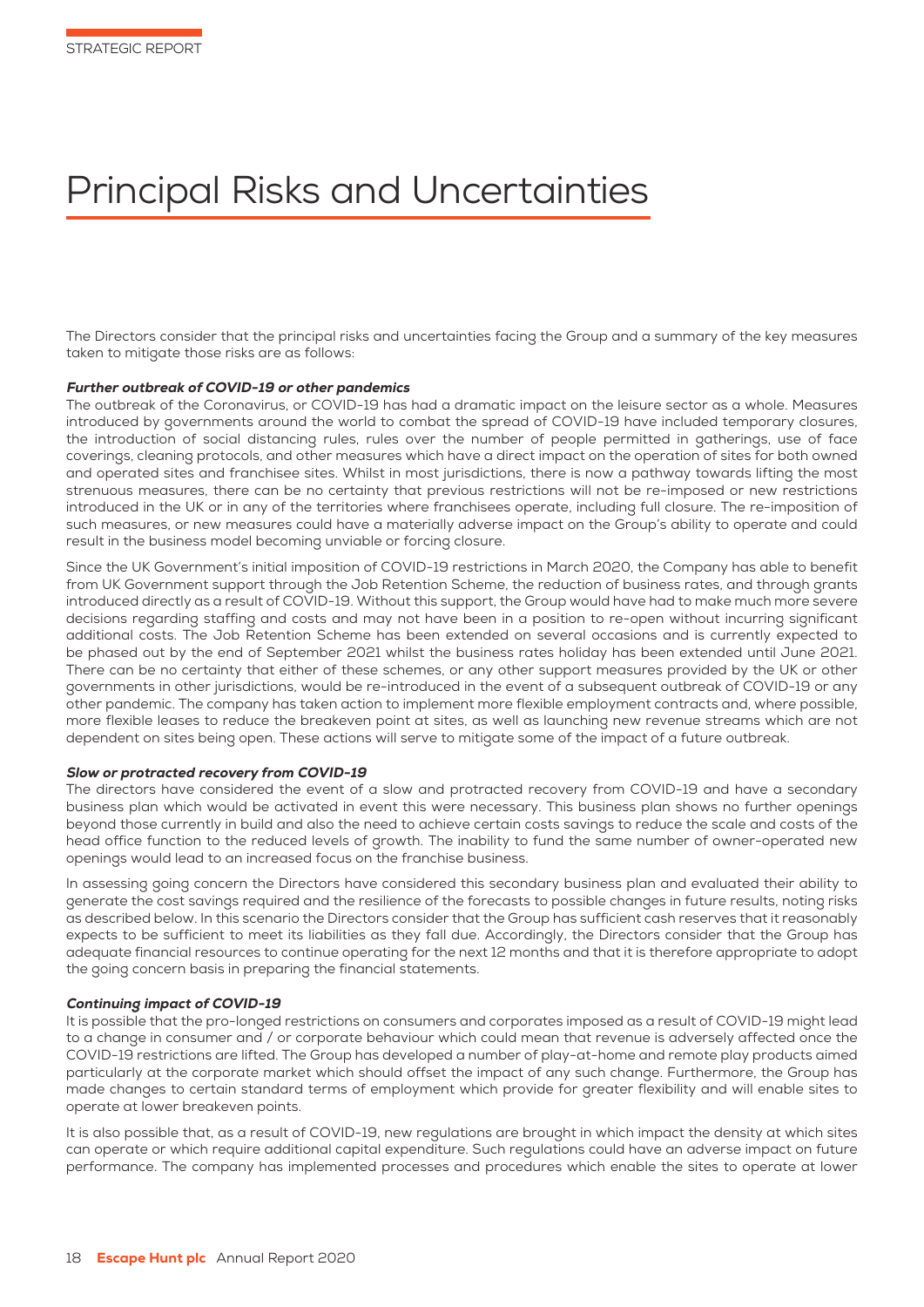# Principal Risks and Uncertainties

The Directors consider that the principal risks and uncertainties facing the Group and a summary of the key measures taken to mitigate those risks are as follows:

***Further outbreak of COVID-19 or other pandemics***

The outbreak of the Coronavirus, or COVID-19 has had a dramatic impact on the leisure sector as a whole. Measures introduced by governments around the world to combat the spread of COVID-19 have included temporary closures, the introduction of social distancing rules, rules over the number of people permitted in gatherings, use of face coverings, cleaning protocols, and other measures which have a direct impact on the operation of sites for both owned and operated sites and franchisee sites. Whilst in most jurisdictions, there is now a pathway towards lifting the most strenuous measures, there can be no certainty that previous restrictions will not be re-imposed or new restrictions introduced in the UK or in any of the territories where franchisees operate, including full closure. The re-imposition of such measures, or new measures could have a materially adverse impact on the Group's ability to operate and could result in the business model becoming unviable or forcing closure.

Since the UK Government's initial imposition of COVID-19 restrictions in March 2020, the Company has able to benefit from UK Government support through the Job Retention Scheme, the reduction of business rates, and through grants introduced directly as a result of COVID-19. Without this support, the Group would have had to make much more severe decisions regarding staffing and costs and may not have been in a position to re-open without incurring significant additional costs. The Job Retention Scheme has been extended on several occasions and is currently expected to be phased out by the end of September 2021 whilst the business rates holiday has been extended until June 2021. There can be no certainty that either of these schemes, or any other support measures provided by the UK or other governments in other jurisdictions, would be re-introduced in the event of a subsequent outbreak of COVID-19 or any other pandemic. The company has taken action to implement more flexible employment contracts and, where possible, more flexible leases to reduce the breakeven point at sites, as well as launching new revenue streams which are not dependent on sites being open. These actions will serve to mitigate some of the impact of a future outbreak.

***Slow or protracted recovery from COVID-19***

The directors have considered the event of a slow and protracted recovery from COVID-19 and have a secondary business plan which would be activated in event this were necessary. This business plan shows no further openings beyond those currently in build and also the need to achieve certain costs savings to reduce the scale and costs of the head office function to the reduced levels of growth. The inability to fund the same number of owner-operated new openings would lead to an increased focus on the franchise business.

In assessing going concern the Directors have considered this secondary business plan and evaluated their ability to generate the cost savings required and the resilience of the forecasts to possible changes in future results, noting risks as described below. In this scenario the Directors consider that the Group has sufficient cash reserves that it reasonably expects to be sufficient to meet its liabilities as they fall due. Accordingly, the Directors consider that the Group has adequate financial resources to continue operating for the next 12 months and that it is therefore appropriate to adopt the going concern basis in preparing the financial statements.

***Continuing impact of COVID-19***

It is possible that the pro-longed restrictions on consumers and corporates imposed as a result of COVID-19 might lead to a change in consumer and / or corporate behaviour which could mean that revenue is adversely affected once the COVID-19 restrictions are lifted. The Group has developed a number of play-at-home and remote play products aimed particularly at the corporate market which should offset the impact of any such change. Furthermore, the Group has made changes to certain standard terms of employment which provide for greater flexibility and will enable sites to operate at lower breakeven points.

It is also possible that, as a result of COVID-19, new regulations are brought in which impact the density at which sites can operate or which require additional capital expenditure. Such regulations could have an adverse impact on future performance. The company has implemented processes and procedures which enable the sites to operate at lower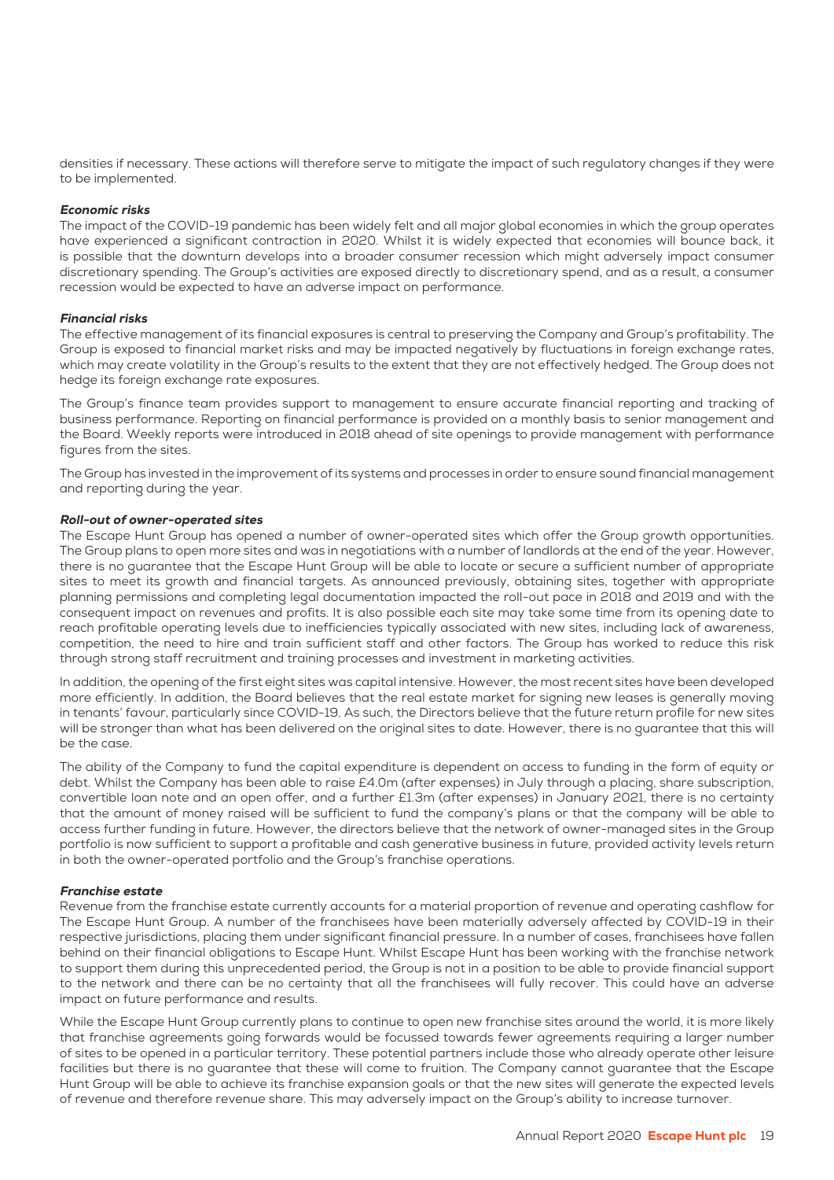densities if necessary. These actions will therefore serve to mitigate the impact of such regulatory changes if they were to be implemented.

### *Economic risks*

The impact of the COVID-19 pandemic has been widely felt and all major global economies in which the group operates have experienced a significant contraction in 2020. Whilst it is widely expected that economies will bounce back, it is possible that the downturn develops into a broader consumer recession which might adversely impact consumer discretionary spending. The Group's activities are exposed directly to discretionary spend, and as a result, a consumer recession would be expected to have an adverse impact on performance.

### *Financial risks*

The effective management of its financial exposures is central to preserving the Company and Group's profitability. The Group is exposed to financial market risks and may be impacted negatively by fluctuations in foreign exchange rates, which may create volatility in the Group's results to the extent that they are not effectively hedged. The Group does not hedge its foreign exchange rate exposures.

The Group's finance team provides support to management to ensure accurate financial reporting and tracking of business performance. Reporting on financial performance is provided on a monthly basis to senior management and the Board. Weekly reports were introduced in 2018 ahead of site openings to provide management with performance figures from the sites.

The Group has invested in the improvement of its systems and processes in order to ensure sound financial management and reporting during the year.

### *Roll-out of owner-operated sites*

The Escape Hunt Group has opened a number of owner-operated sites which offer the Group growth opportunities. The Group plans to open more sites and was in negotiations with a number of landlords at the end of the year. However, there is no guarantee that the Escape Hunt Group will be able to locate or secure a sufficient number of appropriate sites to meet its growth and financial targets. As announced previously, obtaining sites, together with appropriate planning permissions and completing legal documentation impacted the roll-out pace in 2018 and 2019 and with the consequent impact on revenues and profits. It is also possible each site may take some time from its opening date to reach profitable operating levels due to inefficiencies typically associated with new sites, including lack of awareness, competition, the need to hire and train sufficient staff and other factors. The Group has worked to reduce this risk through strong staff recruitment and training processes and investment in marketing activities.

In addition, the opening of the first eight sites was capital intensive. However, the most recent sites have been developed more efficiently. In addition, the Board believes that the real estate market for signing new leases is generally moving in tenants' favour, particularly since COVID-19. As such, the Directors believe that the future return profile for new sites will be stronger than what has been delivered on the original sites to date. However, there is no guarantee that this will be the case.

The ability of the Company to fund the capital expenditure is dependent on access to funding in the form of equity or debt. Whilst the Company has been able to raise £4.0m (after expenses) in July through a placing, share subscription, convertible loan note and an open offer, and a further £1.3m (after expenses) in January 2021, there is no certainty that the amount of money raised will be sufficient to fund the company's plans or that the company will be able to access further funding in future. However, the directors believe that the network of owner-managed sites in the Group portfolio is now sufficient to support a profitable and cash generative business in future, provided activity levels return in both the owner-operated portfolio and the Group's franchise operations.

### *Franchise estate*

Revenue from the franchise estate currently accounts for a material proportion of revenue and operating cashflow for The Escape Hunt Group. A number of the franchisees have been materially adversely affected by COVID-19 in their respective jurisdictions, placing them under significant financial pressure. In a number of cases, franchisees have fallen behind on their financial obligations to Escape Hunt. Whilst Escape Hunt has been working with the franchise network to support them during this unprecedented period, the Group is not in a position to be able to provide financial support to the network and there can be no certainty that all the franchisees will fully recover. This could have an adverse impact on future performance and results.

While the Escape Hunt Group currently plans to continue to open new franchise sites around the world, it is more likely that franchise agreements going forwards would be focussed towards fewer agreements requiring a larger number of sites to be opened in a particular territory. These potential partners include those who already operate other leisure facilities but there is no guarantee that these will come to fruition. The Company cannot guarantee that the Escape Hunt Group will be able to achieve its franchise expansion goals or that the new sites will generate the expected levels of revenue and therefore revenue share. This may adversely impact on the Group's ability to increase turnover.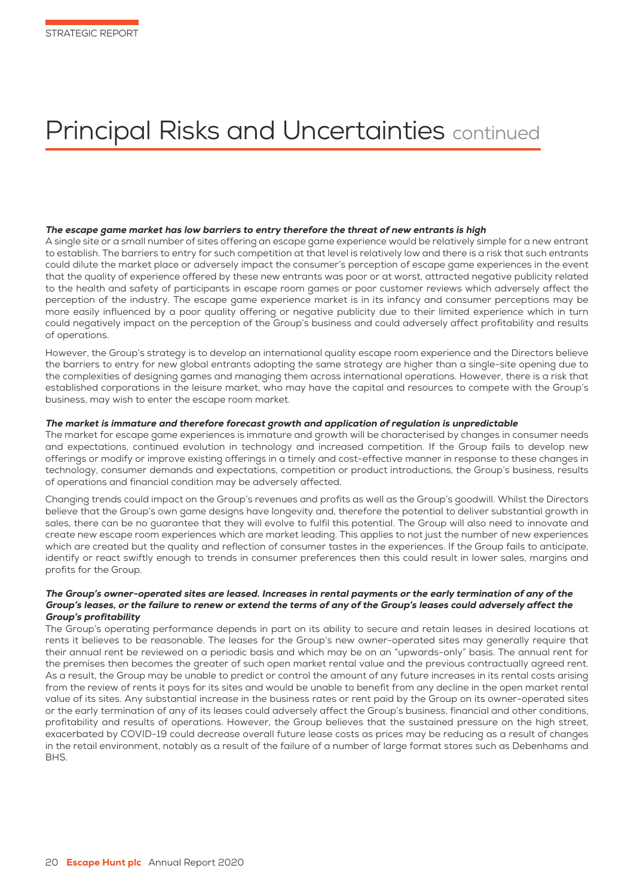# Principal Risks and Uncertainties continued

***The escape game market has low barriers to entry therefore the threat of new entrants is high***

A single site or a small number of sites offering an escape game experience would be relatively simple for a new entrant to establish. The barriers to entry for such competition at that level is relatively low and there is a risk that such entrants could dilute the market place or adversely impact the consumer's perception of escape game experiences in the event that the quality of experience offered by these new entrants was poor or at worst, attracted negative publicity related to the health and safety of participants in escape room games or poor customer reviews which adversely affect the perception of the industry. The escape game experience market is in its infancy and consumer perceptions may be more easily influenced by a poor quality offering or negative publicity due to their limited experience which in turn could negatively impact on the perception of the Group's business and could adversely affect profitability and results of operations.

However, the Group's strategy is to develop an international quality escape room experience and the Directors believe the barriers to entry for new global entrants adopting the same strategy are higher than a single-site opening due to the complexities of designing games and managing them across international operations. However, there is a risk that established corporations in the leisure market, who may have the capital and resources to compete with the Group's business, may wish to enter the escape room market.

***The market is immature and therefore forecast growth and application of regulation is unpredictable***

The market for escape game experiences is immature and growth will be characterised by changes in consumer needs and expectations, continued evolution in technology and increased competition. If the Group fails to develop new offerings or modify or improve existing offerings in a timely and cost-effective manner in response to these changes in technology, consumer demands and expectations, competition or product introductions, the Group's business, results of operations and financial condition may be adversely affected.

Changing trends could impact on the Group's revenues and profits as well as the Group's goodwill. Whilst the Directors believe that the Group's own game designs have longevity and, therefore the potential to deliver substantial growth in sales, there can be no guarantee that they will evolve to fulfil this potential. The Group will also need to innovate and create new escape room experiences which are market leading. This applies to not just the number of new experiences which are created but the quality and reflection of consumer tastes in the experiences. If the Group fails to anticipate, identify or react swiftly enough to trends in consumer preferences then this could result in lower sales, margins and profits for the Group.

***The Group's owner-operated sites are leased. Increases in rental payments or the early termination of any of the Group's leases, or the failure to renew or extend the terms of any of the Group's leases could adversely affect the Group's profitability***

The Group's operating performance depends in part on its ability to secure and retain leases in desired locations at rents it believes to be reasonable. The leases for the Group's new owner-operated sites may generally require that their annual rent be reviewed on a periodic basis and which may be on an "upwards-only" basis. The annual rent for the premises then becomes the greater of such open market rental value and the previous contractually agreed rent. As a result, the Group may be unable to predict or control the amount of any future increases in its rental costs arising from the review of rents it pays for its sites and would be unable to benefit from any decline in the open market rental value of its sites. Any substantial increase in the business rates or rent paid by the Group on its owner-operated sites or the early termination of any of its leases could adversely affect the Group's business, financial and other conditions, profitability and results of operations. However, the Group believes that the sustained pressure on the high street, exacerbated by COVID-19 could decrease overall future lease costs as prices may be reducing as a result of changes in the retail environment, notably as a result of the failure of a number of large format stores such as Debenhams and BHS.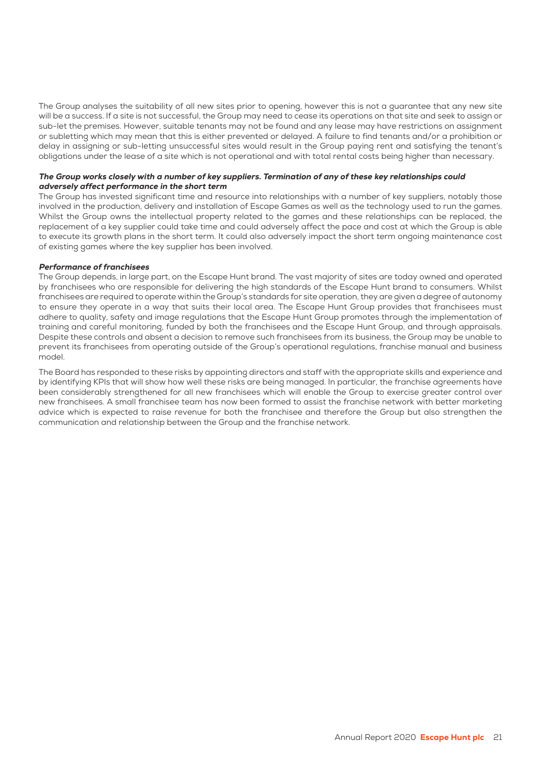The Group analyses the suitability of all new sites prior to opening, however this is not a guarantee that any new site will be a success. If a site is not successful, the Group may need to cease its operations on that site and seek to assign or sub-let the premises. However, suitable tenants may not be found and any lease may have restrictions on assignment or subletting which may mean that this is either prevented or delayed. A failure to find tenants and/or a prohibition or delay in assigning or sub-letting unsuccessful sites would result in the Group paying rent and satisfying the tenant's obligations under the lease of a site which is not operational and with total rental costs being higher than necessary.

***The Group works closely with a number of key suppliers. Termination of any of these key relationships could adversely affect performance in the short term***

The Group has invested significant time and resource into relationships with a number of key suppliers, notably those involved in the production, delivery and installation of Escape Games as well as the technology used to run the games. Whilst the Group owns the intellectual property related to the games and these relationships can be replaced, the replacement of a key supplier could take time and could adversely affect the pace and cost at which the Group is able to execute its growth plans in the short term. It could also adversely impact the short term ongoing maintenance cost of existing games where the key supplier has been involved.

***Performance of franchisees***

The Group depends, in large part, on the Escape Hunt brand. The vast majority of sites are today owned and operated by franchisees who are responsible for delivering the high standards of the Escape Hunt brand to consumers. Whilst franchisees are required to operate within the Group's standards for site operation, they are given a degree of autonomy to ensure they operate in a way that suits their local area. The Escape Hunt Group provides that franchisees must adhere to quality, safety and image regulations that the Escape Hunt Group promotes through the implementation of training and careful monitoring, funded by both the franchisees and the Escape Hunt Group, and through appraisals. Despite these controls and absent a decision to remove such franchisees from its business, the Group may be unable to prevent its franchisees from operating outside of the Group's operational regulations, franchise manual and business model.

The Board has responded to these risks by appointing directors and staff with the appropriate skills and experience and by identifying KPIs that will show how well these risks are being managed. In particular, the franchise agreements have been considerably strengthened for all new franchisees which will enable the Group to exercise greater control over new franchisees. A small franchisee team has now been formed to assist the franchise network with better marketing advice which is expected to raise revenue for both the franchisee and therefore the Group but also strengthen the communication and relationship between the Group and the franchise network.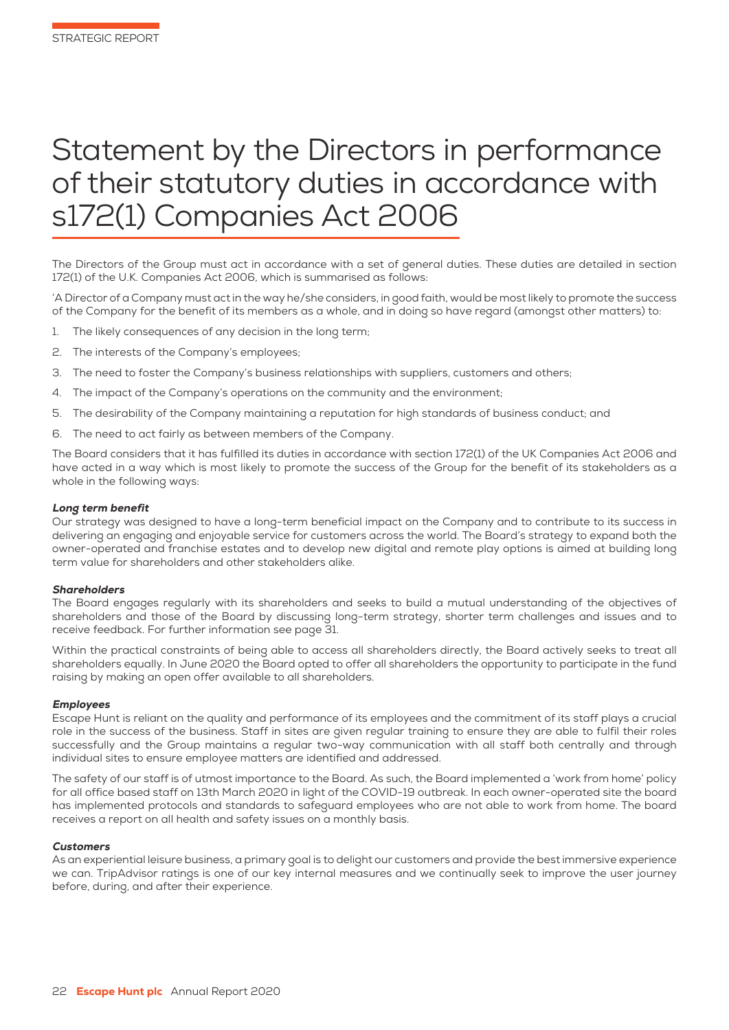# Statement by the Directors in performance of their statutory duties in accordance with s172(1) Companies Act 2006

The Directors of the Group must act in accordance with a set of general duties. These duties are detailed in section 172(1) of the U.K. Companies Act 2006, which is summarised as follows:

'A Director of a Company must act in the way he/she considers, in good faith, would be most likely to promote the success of the Company for the benefit of its members as a whole, and in doing so have regard (amongst other matters) to:

1. The likely consequences of any decision in the long term;
2. The interests of the Company's employees;
3. The need to foster the Company's business relationships with suppliers, customers and others;
4. The impact of the Company's operations on the community and the environment;
5. The desirability of the Company maintaining a reputation for high standards of business conduct; and
6. The need to act fairly as between members of the Company.

The Board considers that it has fulfilled its duties in accordance with section 172(1) of the UK Companies Act 2006 and have acted in a way which is most likely to promote the success of the Group for the benefit of its stakeholders as a whole in the following ways:

### *Long term benefit*

Our strategy was designed to have a long-term beneficial impact on the Company and to contribute to its success in delivering an engaging and enjoyable service for customers across the world. The Board's strategy to expand both the owner-operated and franchise estates and to develop new digital and remote play options is aimed at building long term value for shareholders and other stakeholders alike.

### *Shareholders*

The Board engages regularly with its shareholders and seeks to build a mutual understanding of the objectives of shareholders and those of the Board by discussing long-term strategy, shorter term challenges and issues and to receive feedback. For further information see page 31.

Within the practical constraints of being able to access all shareholders directly, the Board actively seeks to treat all shareholders equally. In June 2020 the Board opted to offer all shareholders the opportunity to participate in the fund raising by making an open offer available to all shareholders.

### *Employees*

Escape Hunt is reliant on the quality and performance of its employees and the commitment of its staff plays a crucial role in the success of the business. Staff in sites are given regular training to ensure they are able to fulfil their roles successfully and the Group maintains a regular two-way communication with all staff both centrally and through individual sites to ensure employee matters are identified and addressed.

The safety of our staff is of utmost importance to the Board. As such, the Board implemented a 'work from home' policy for all office based staff on 13th March 2020 in light of the COVID-19 outbreak. In each owner-operated site the board has implemented protocols and standards to safeguard employees who are not able to work from home. The board receives a report on all health and safety issues on a monthly basis.

### *Customers*

As an experiential leisure business, a primary goal is to delight our customers and provide the best immersive experience we can. TripAdvisor ratings is one of our key internal measures and we continually seek to improve the user journey before, during, and after their experience.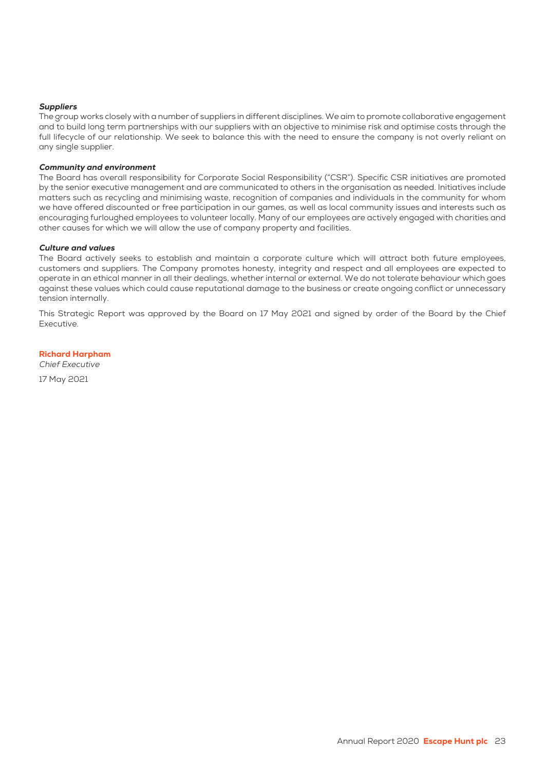***Suppliers***

The group works closely with a number of suppliers in different disciplines. We aim to promote collaborative engagement and to build long term partnerships with our suppliers with an objective to minimise risk and optimise costs through the full lifecycle of our relationship. We seek to balance this with the need to ensure the company is not overly reliant on any single supplier.

***Community and environment***

The Board has overall responsibility for Corporate Social Responsibility ("CSR"). Specific CSR initiatives are promoted by the senior executive management and are communicated to others in the organisation as needed. Initiatives include matters such as recycling and minimising waste, recognition of companies and individuals in the community for whom we have offered discounted or free participation in our games, as well as local community issues and interests such as encouraging furloughed employees to volunteer locally. Many of our employees are actively engaged with charities and other causes for which we will allow the use of company property and facilities.

***Culture and values***

The Board actively seeks to establish and maintain a corporate culture which will attract both future employees, customers and suppliers. The Company promotes honesty, integrity and respect and all employees are expected to operate in an ethical manner in all their dealings, whether internal or external. We do not tolerate behaviour which goes against these values which could cause reputational damage to the business or create ongoing conflict or unnecessary tension internally.

This Strategic Report was approved by the Board on 17 May 2021 and signed by order of the Board by the Chief Executive.

**Richard Harpham**
*Chief Executive*

17 May 2021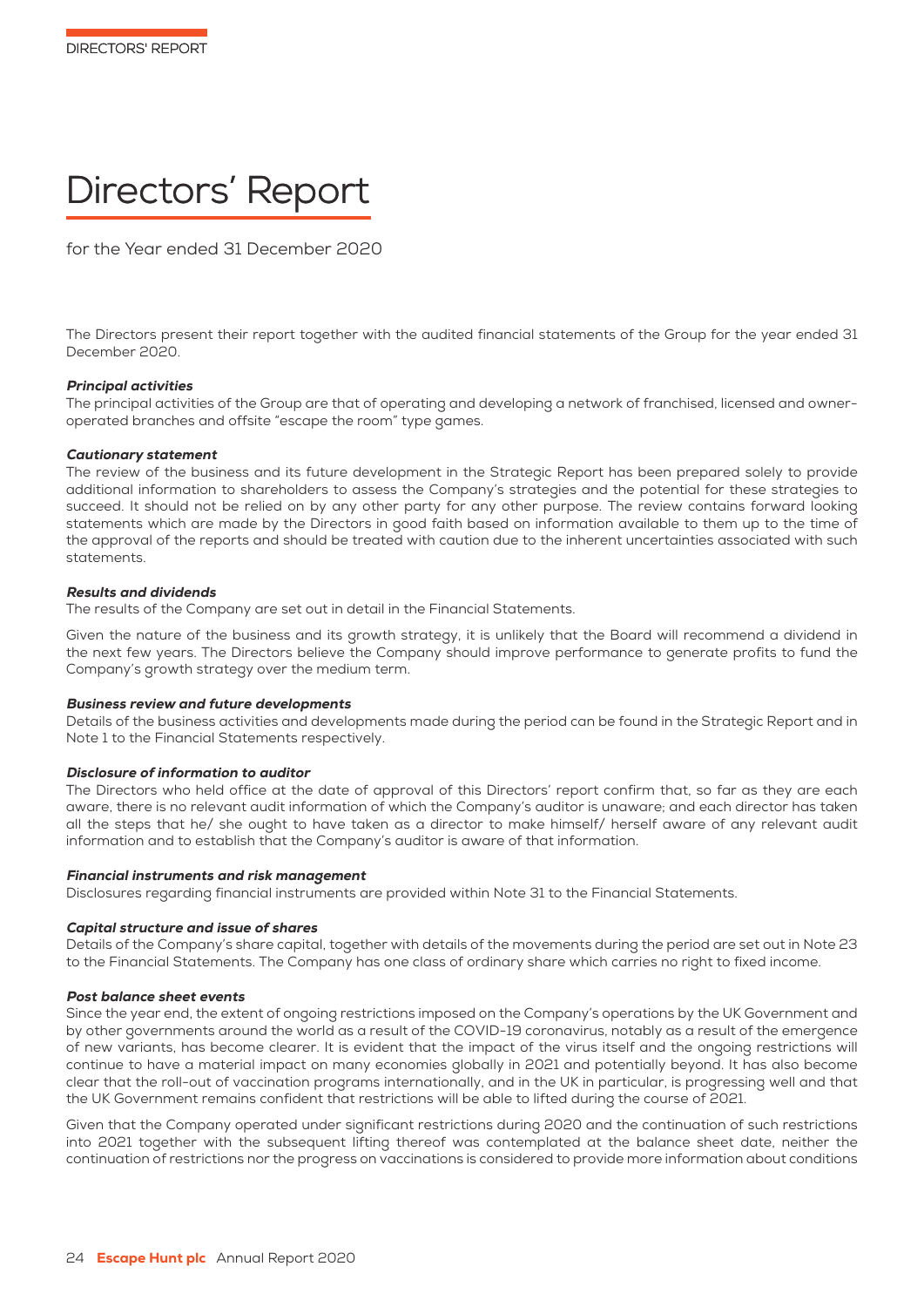# Directors' Report

for the Year ended 31 December 2020

The Directors present their report together with the audited financial statements of the Group for the year ended 31 December 2020.

***Principal activities***

The principal activities of the Group are that of operating and developing a network of franchised, licensed and owner-operated branches and offsite "escape the room" type games.

***Cautionary statement***

The review of the business and its future development in the Strategic Report has been prepared solely to provide additional information to shareholders to assess the Company's strategies and the potential for these strategies to succeed. It should not be relied on by any other party for any other purpose. The review contains forward looking statements which are made by the Directors in good faith based on information available to them up to the time of the approval of the reports and should be treated with caution due to the inherent uncertainties associated with such statements.

***Results and dividends***

The results of the Company are set out in detail in the Financial Statements.

Given the nature of the business and its growth strategy, it is unlikely that the Board will recommend a dividend in the next few years. The Directors believe the Company should improve performance to generate profits to fund the Company's growth strategy over the medium term.

***Business review and future developments***

Details of the business activities and developments made during the period can be found in the Strategic Report and in Note 1 to the Financial Statements respectively.

***Disclosure of information to auditor***

The Directors who held office at the date of approval of this Directors' report confirm that, so far as they are each aware, there is no relevant audit information of which the Company's auditor is unaware; and each director has taken all the steps that he/ she ought to have taken as a director to make himself/ herself aware of any relevant audit information and to establish that the Company's auditor is aware of that information.

***Financial instruments and risk management***

Disclosures regarding financial instruments are provided within Note 31 to the Financial Statements.

***Capital structure and issue of shares***

Details of the Company's share capital, together with details of the movements during the period are set out in Note 23 to the Financial Statements. The Company has one class of ordinary share which carries no right to fixed income.

***Post balance sheet events***

Since the year end, the extent of ongoing restrictions imposed on the Company's operations by the UK Government and by other governments around the world as a result of the COVID-19 coronavirus, notably as a result of the emergence of new variants, has become clearer. It is evident that the impact of the virus itself and the ongoing restrictions will continue to have a material impact on many economies globally in 2021 and potentially beyond. It has also become clear that the roll-out of vaccination programs internationally, and in the UK in particular, is progressing well and that the UK Government remains confident that restrictions will be able to lifted during the course of 2021.

Given that the Company operated under significant restrictions during 2020 and the continuation of such restrictions into 2021 together with the subsequent lifting thereof was contemplated at the balance sheet date, neither the continuation of restrictions nor the progress on vaccinations is considered to provide more information about conditions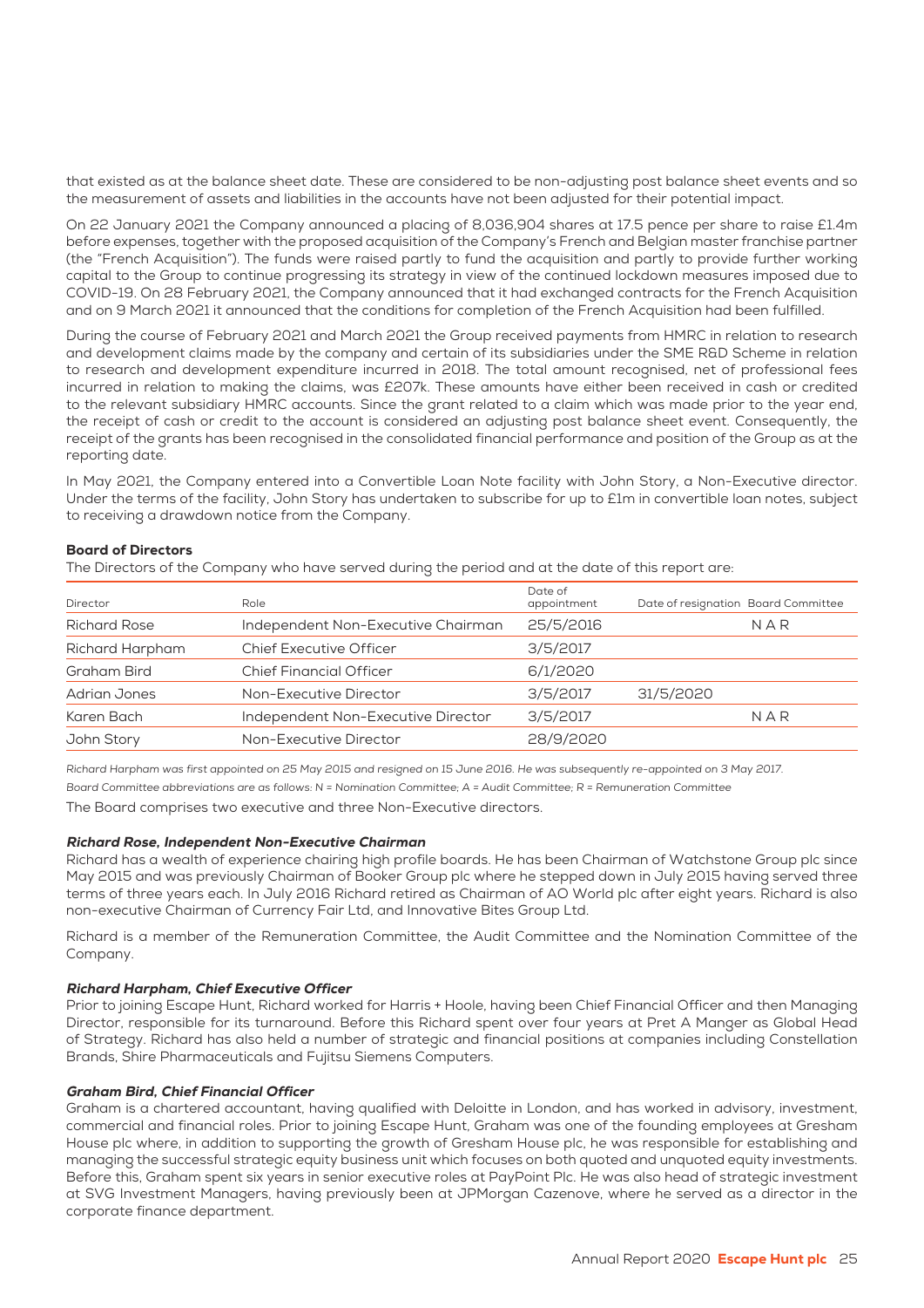that existed as at the balance sheet date. These are considered to be non-adjusting post balance sheet events and so the measurement of assets and liabilities in the accounts have not been adjusted for their potential impact.

On 22 January 2021 the Company announced a placing of 8,036,904 shares at 17.5 pence per share to raise £1.4m before expenses, together with the proposed acquisition of the Company's French and Belgian master franchise partner (the "French Acquisition"). The funds were raised partly to fund the acquisition and partly to provide further working capital to the Group to continue progressing its strategy in view of the continued lockdown measures imposed due to COVID-19. On 28 February 2021, the Company announced that it had exchanged contracts for the French Acquisition and on 9 March 2021 it announced that the conditions for completion of the French Acquisition had been fulfilled.

During the course of February 2021 and March 2021 the Group received payments from HMRC in relation to research and development claims made by the company and certain of its subsidiaries under the SME R&D Scheme in relation to research and development expenditure incurred in 2018. The total amount recognised, net of professional fees incurred in relation to making the claims, was £207k. These amounts have either been received in cash or credited to the relevant subsidiary HMRC accounts. Since the grant related to a claim which was made prior to the year end, the receipt of cash or credit to the account is considered an adjusting post balance sheet event. Consequently, the receipt of the grants has been recognised in the consolidated financial performance and position of the Group as at the reporting date.

In May 2021, the Company entered into a Convertible Loan Note facility with John Story, a Non-Executive director. Under the terms of the facility, John Story has undertaken to subscribe for up to £1m in convertible loan notes, subject to receiving a drawdown notice from the Company.

### Board of Directors

The Directors of the Company who have served during the period and at the date of this report are:

| Director | Role | Date of appointment | Date of resignation | Board Committee |
|---|---|---|---|---|
| Richard Rose | Independent Non-Executive Chairman | 25/5/2016 | | N A R |
| Richard Harpham | Chief Executive Officer | 3/5/2017 | | |
| Graham Bird | Chief Financial Officer | 6/1/2020 | | |
| Adrian Jones | Non-Executive Director | 3/5/2017 | 31/5/2020 | |
| Karen Bach | Independent Non-Executive Director | 3/5/2017 | | N A R |
| John Story | Non-Executive Director | 28/9/2020 | | |

*Richard Harpham was first appointed on 25 May 2015 and resigned on 15 June 2016. He was subsequently re-appointed on 3 May 2017.*

*Board Committee abbreviations are as follows: N = Nomination Committee; A = Audit Committee; R = Remuneration Committee*

The Board comprises two executive and three Non-Executive directors.

#### *Richard Rose, Independent Non-Executive Chairman*

Richard has a wealth of experience chairing high profile boards. He has been Chairman of Watchstone Group plc since May 2015 and was previously Chairman of Booker Group plc where he stepped down in July 2015 having served three terms of three years each. In July 2016 Richard retired as Chairman of AO World plc after eight years. Richard is also non-executive Chairman of Currency Fair Ltd, and Innovative Bites Group Ltd.

Richard is a member of the Remuneration Committee, the Audit Committee and the Nomination Committee of the Company.

#### *Richard Harpham, Chief Executive Officer*

Prior to joining Escape Hunt, Richard worked for Harris + Hoole, having been Chief Financial Officer and then Managing Director, responsible for its turnaround. Before this Richard spent over four years at Pret A Manger as Global Head of Strategy. Richard has also held a number of strategic and financial positions at companies including Constellation Brands, Shire Pharmaceuticals and Fujitsu Siemens Computers.

#### *Graham Bird, Chief Financial Officer*

Graham is a chartered accountant, having qualified with Deloitte in London, and has worked in advisory, investment, commercial and financial roles. Prior to joining Escape Hunt, Graham was one of the founding employees at Gresham House plc where, in addition to supporting the growth of Gresham House plc, he was responsible for establishing and managing the successful strategic equity business unit which focuses on both quoted and unquoted equity investments. Before this, Graham spent six years in senior executive roles at PayPoint Plc. He was also head of strategic investment at SVG Investment Managers, having previously been at JPMorgan Cazenove, where he served as a director in the corporate finance department.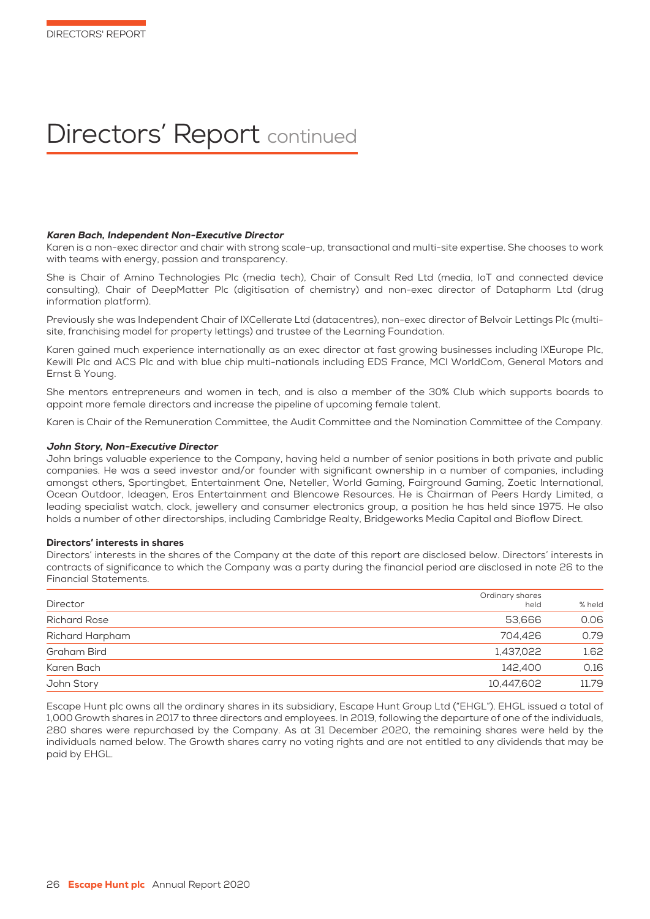# Directors' Report continued

***Karen Bach, Independent Non-Executive Director***

Karen is a non-exec director and chair with strong scale-up, transactional and multi-site expertise. She chooses to work with teams with energy, passion and transparency.

She is Chair of Amino Technologies Plc (media tech), Chair of Consult Red Ltd (media, IoT and connected device consulting), Chair of DeepMatter Plc (digitisation of chemistry) and non-exec director of Datapharm Ltd (drug information platform).

Previously she was Independent Chair of IXCellerate Ltd (datacentres), non-exec director of Belvoir Lettings Plc (multi-site, franchising model for property lettings) and trustee of the Learning Foundation.

Karen gained much experience internationally as an exec director at fast growing businesses including IXEurope Plc, Kewill Plc and ACS Plc and with blue chip multi-nationals including EDS France, MCI WorldCom, General Motors and Ernst & Young.

She mentors entrepreneurs and women in tech, and is also a member of the 30% Club which supports boards to appoint more female directors and increase the pipeline of upcoming female talent.

Karen is Chair of the Remuneration Committee, the Audit Committee and the Nomination Committee of the Company.

***John Story, Non-Executive Director***

John brings valuable experience to the Company, having held a number of senior positions in both private and public companies. He was a seed investor and/or founder with significant ownership in a number of companies, including amongst others, Sportingbet, Entertainment One, Neteller, World Gaming, Fairground Gaming, Zoetic International, Ocean Outdoor, Ideagen, Eros Entertainment and Blencowe Resources. He is Chairman of Peers Hardy Limited, a leading specialist watch, clock, jewellery and consumer electronics group, a position he has held since 1975. He also holds a number of other directorships, including Cambridge Realty, Bridgeworks Media Capital and Bioflow Direct.

**Directors' interests in shares**

Directors' interests in the shares of the Company at the date of this report are disclosed below. Directors' interests in contracts of significance to which the Company was a party during the financial period are disclosed in note 26 to the Financial Statements.

| Director | Ordinary shares held | % held |
|---|---|---|
| Richard Rose | 53,666 | 0.06 |
| Richard Harpham | 704,426 | 0.79 |
| Graham Bird | 1,437,022 | 1.62 |
| Karen Bach | 142,400 | 0.16 |
| John Story | 10,447,602 | 11.79 |

Escape Hunt plc owns all the ordinary shares in its subsidiary, Escape Hunt Group Ltd ("EHGL"). EHGL issued a total of 1,000 Growth shares in 2017 to three directors and employees. In 2019, following the departure of one of the individuals, 280 shares were repurchased by the Company. As at 31 December 2020, the remaining shares were held by the individuals named below. The Growth shares carry no voting rights and are not entitled to any dividends that may be paid by EHGL.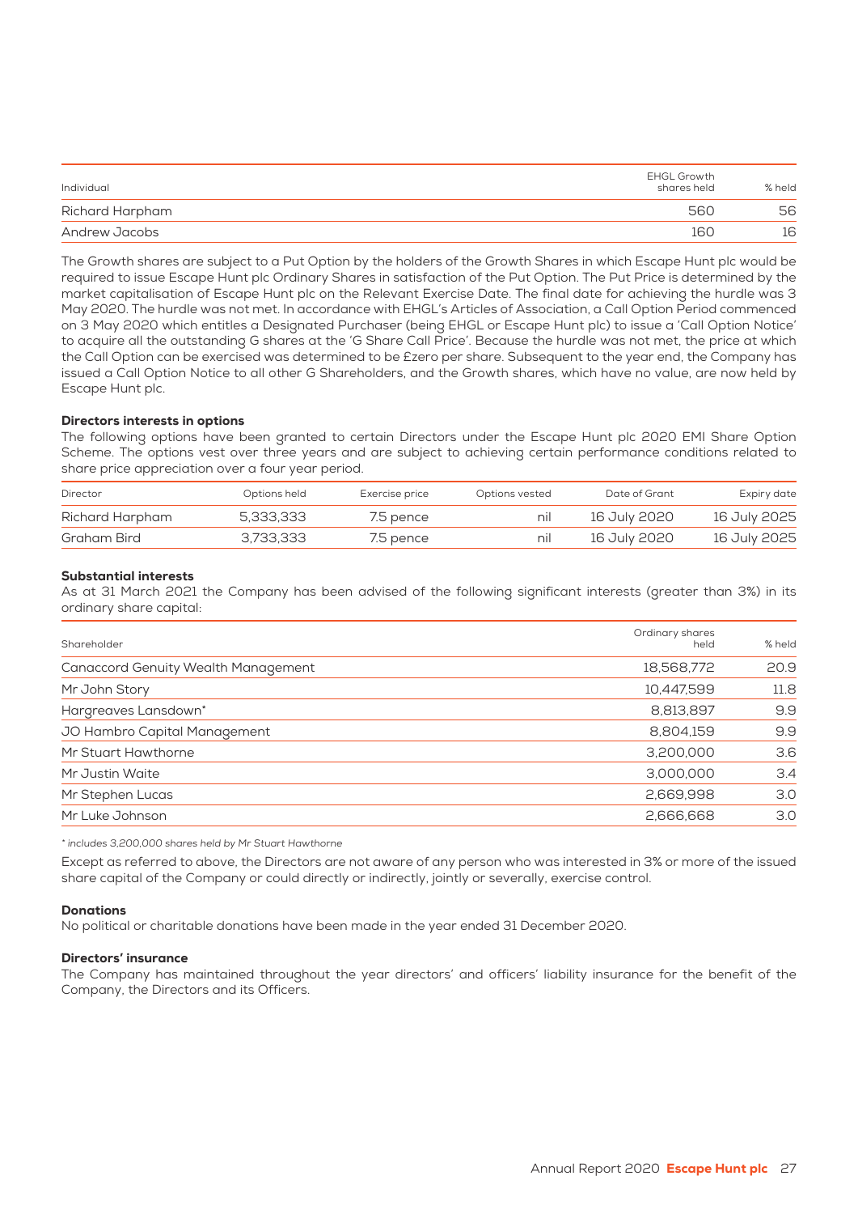| Individual | EHGL Growth shares held | % held |
|---|---|---|
| Richard Harpham | 560 | 56 |
| Andrew Jacobs | 160 | 16 |

The Growth shares are subject to a Put Option by the holders of the Growth Shares in which Escape Hunt plc would be required to issue Escape Hunt plc Ordinary Shares in satisfaction of the Put Option. The Put Price is determined by the market capitalisation of Escape Hunt plc on the Relevant Exercise Date. The final date for achieving the hurdle was 3 May 2020. The hurdle was not met. In accordance with EHGL's Articles of Association, a Call Option Period commenced on 3 May 2020 which entitles a Designated Purchaser (being EHGL or Escape Hunt plc) to issue a 'Call Option Notice' to acquire all the outstanding G shares at the 'G Share Call Price'. Because the hurdle was not met, the price at which the Call Option can be exercised was determined to be £zero per share. Subsequent to the year end, the Company has issued a Call Option Notice to all other G Shareholders, and the Growth shares, which have no value, are now held by Escape Hunt plc.

**Directors interests in options**

The following options have been granted to certain Directors under the Escape Hunt plc 2020 EMI Share Option Scheme. The options vest over three years and are subject to achieving certain performance conditions related to share price appreciation over a four year period.

| Director | Options held | Exercise price | Options vested | Date of Grant | Expiry date |
|---|---|---|---|---|---|
| Richard Harpham | 5,333,333 | 7.5 pence | nil | 16 July 2020 | 16 July 2025 |
| Graham Bird | 3,733,333 | 7.5 pence | nil | 16 July 2020 | 16 July 2025 |

**Substantial interests**

As at 31 March 2021 the Company has been advised of the following significant interests (greater than 3%) in its ordinary share capital:

| Shareholder | Ordinary shares held | % held |
|---|---|---|
| Canaccord Genuity Wealth Management | 18,568,772 | 20.9 |
| Mr John Story | 10,447,599 | 11.8 |
| Hargreaves Lansdown* | 8,813,897 | 9.9 |
| JO Hambro Capital Management | 8,804,159 | 9.9 |
| Mr Stuart Hawthorne | 3,200,000 | 3.6 |
| Mr Justin Waite | 3,000,000 | 3.4 |
| Mr Stephen Lucas | 2,669,998 | 3.0 |
| Mr Luke Johnson | 2,666,668 | 3.0 |

*\* includes 3,200,000 shares held by Mr Stuart Hawthorne*

Except as referred to above, the Directors are not aware of any person who was interested in 3% or more of the issued share capital of the Company or could directly or indirectly, jointly or severally, exercise control.

**Donations**

No political or charitable donations have been made in the year ended 31 December 2020.

**Directors' insurance**

The Company has maintained throughout the year directors' and officers' liability insurance for the benefit of the Company, the Directors and its Officers.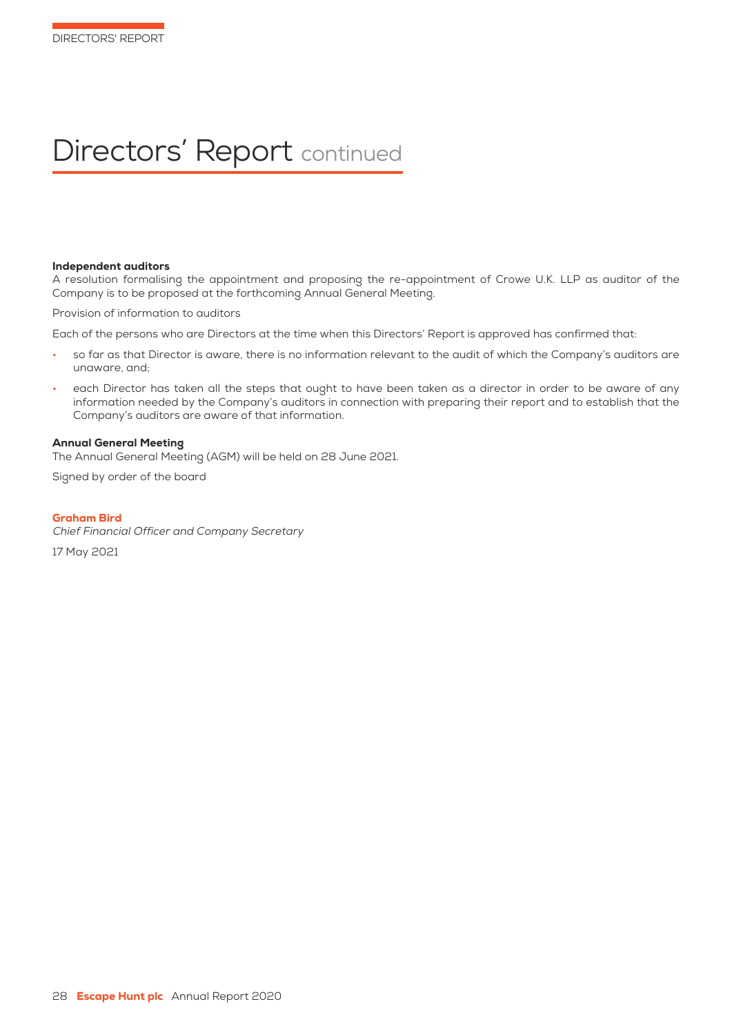# Directors' Report continued

**Independent auditors**

A resolution formalising the appointment and proposing the re-appointment of Crowe U.K. LLP as auditor of the Company is to be proposed at the forthcoming Annual General Meeting.

Provision of information to auditors

Each of the persons who are Directors at the time when this Directors' Report is approved has confirmed that:

- so far as that Director is aware, there is no information relevant to the audit of which the Company's auditors are unaware, and;
- each Director has taken all the steps that ought to have been taken as a director in order to be aware of any information needed by the Company's auditors in connection with preparing their report and to establish that the Company's auditors are aware of that information.

**Annual General Meeting**

The Annual General Meeting (AGM) will be held on 28 June 2021.

Signed by order of the board

**Graham Bird**

*Chief Financial Officer and Company Secretary*

17 May 2021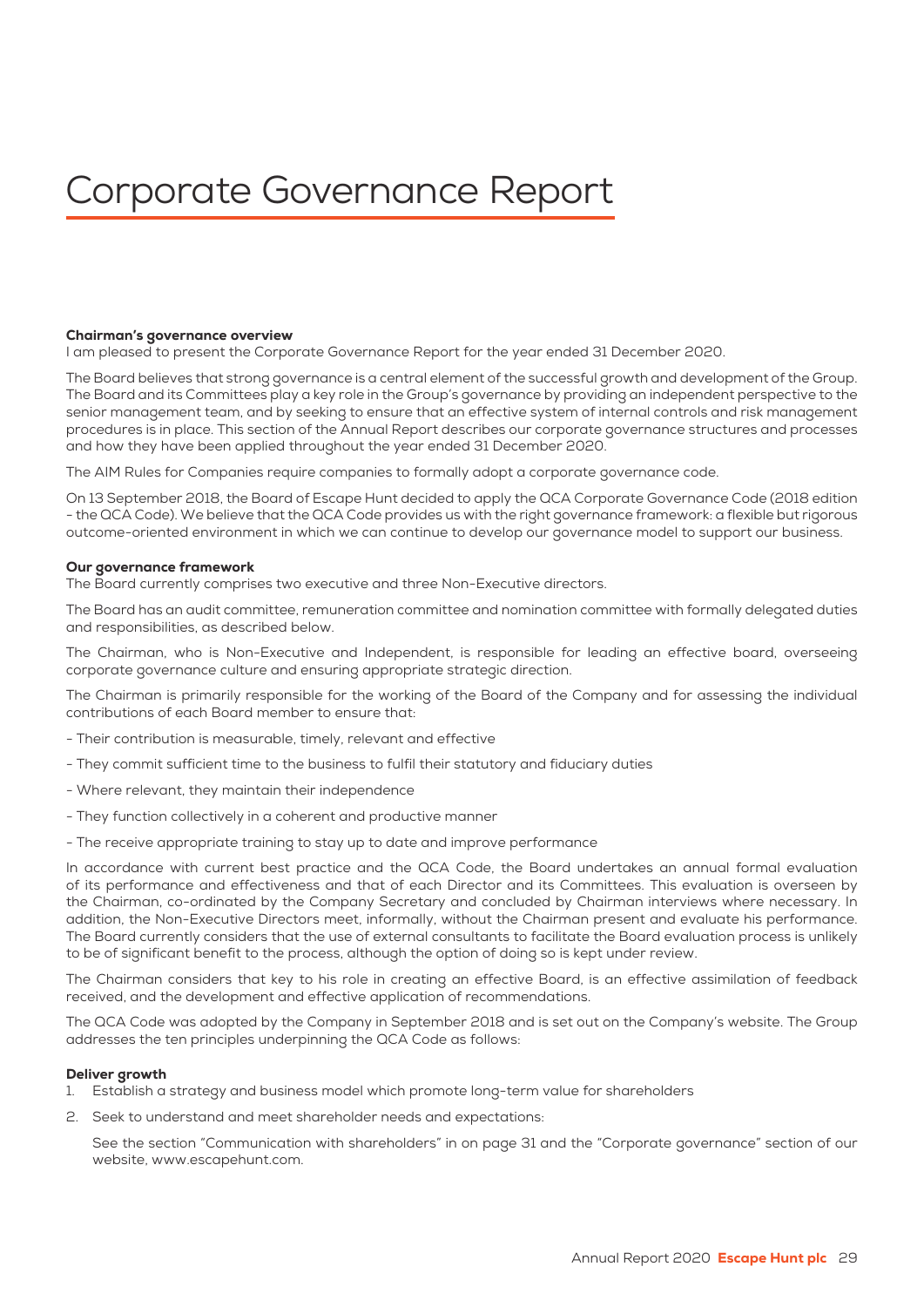# Corporate Governance Report

### Chairman's governance overview

I am pleased to present the Corporate Governance Report for the year ended 31 December 2020.

The Board believes that strong governance is a central element of the successful growth and development of the Group. The Board and its Committees play a key role in the Group's governance by providing an independent perspective to the senior management team, and by seeking to ensure that an effective system of internal controls and risk management procedures is in place. This section of the Annual Report describes our corporate governance structures and processes and how they have been applied throughout the year ended 31 December 2020.

The AIM Rules for Companies require companies to formally adopt a corporate governance code.

On 13 September 2018, the Board of Escape Hunt decided to apply the QCA Corporate Governance Code (2018 edition - the QCA Code). We believe that the QCA Code provides us with the right governance framework: a flexible but rigorous outcome-oriented environment in which we can continue to develop our governance model to support our business.

### Our governance framework

The Board currently comprises two executive and three Non-Executive directors.

The Board has an audit committee, remuneration committee and nomination committee with formally delegated duties and responsibilities, as described below.

The Chairman, who is Non-Executive and Independent, is responsible for leading an effective board, overseeing corporate governance culture and ensuring appropriate strategic direction.

The Chairman is primarily responsible for the working of the Board of the Company and for assessing the individual contributions of each Board member to ensure that:

- Their contribution is measurable, timely, relevant and effective
- They commit sufficient time to the business to fulfil their statutory and fiduciary duties
- Where relevant, they maintain their independence
- They function collectively in a coherent and productive manner
- The receive appropriate training to stay up to date and improve performance

In accordance with current best practice and the QCA Code, the Board undertakes an annual formal evaluation of its performance and effectiveness and that of each Director and its Committees. This evaluation is overseen by the Chairman, co-ordinated by the Company Secretary and concluded by Chairman interviews where necessary. In addition, the Non-Executive Directors meet, informally, without the Chairman present and evaluate his performance. The Board currently considers that the use of external consultants to facilitate the Board evaluation process is unlikely to be of significant benefit to the process, although the option of doing so is kept under review.

The Chairman considers that key to his role in creating an effective Board, is an effective assimilation of feedback received, and the development and effective application of recommendations.

The QCA Code was adopted by the Company in September 2018 and is set out on the Company's website. The Group addresses the ten principles underpinning the QCA Code as follows:

### Deliver growth

1. Establish a strategy and business model which promote long-term value for shareholders
2. Seek to understand and meet shareholder needs and expectations:

   See the section "Communication with shareholders" in on page 31 and the "Corporate governance" section of our website, www.escapehunt.com.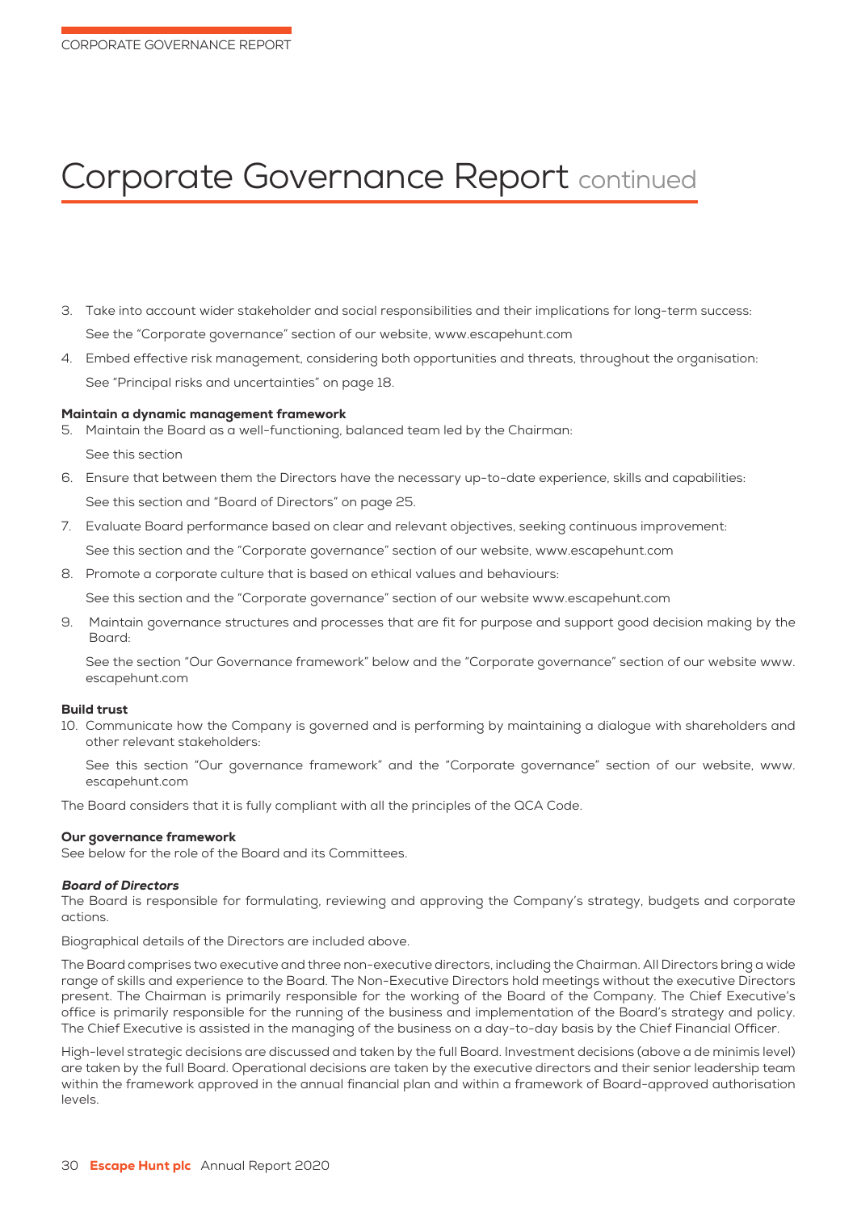# Corporate Governance Report continued

3. Take into account wider stakeholder and social responsibilities and their implications for long-term success:

   See the "Corporate governance" section of our website, www.escapehunt.com

4. Embed effective risk management, considering both opportunities and threats, throughout the organisation:

   See "Principal risks and uncertainties" on page 18.

**Maintain a dynamic management framework**

5. Maintain the Board as a well-functioning, balanced team led by the Chairman:

   See this section

6. Ensure that between them the Directors have the necessary up-to-date experience, skills and capabilities:

   See this section and "Board of Directors" on page 25.

7. Evaluate Board performance based on clear and relevant objectives, seeking continuous improvement:

   See this section and the "Corporate governance" section of our website, www.escapehunt.com

8. Promote a corporate culture that is based on ethical values and behaviours:

   See this section and the "Corporate governance" section of our website www.escapehunt.com

9. Maintain governance structures and processes that are fit for purpose and support good decision making by the Board:

   See the section "Our Governance framework" below and the "Corporate governance" section of our website www.escapehunt.com

**Build trust**

10. Communicate how the Company is governed and is performing by maintaining a dialogue with shareholders and other relevant stakeholders:

    See this section "Our governance framework" and the "Corporate governance" section of our website, www.escapehunt.com

The Board considers that it is fully compliant with all the principles of the QCA Code.

**Our governance framework**

See below for the role of the Board and its Committees.

***Board of Directors***

The Board is responsible for formulating, reviewing and approving the Company's strategy, budgets and corporate actions.

Biographical details of the Directors are included above.

The Board comprises two executive and three non-executive directors, including the Chairman. All Directors bring a wide range of skills and experience to the Board. The Non-Executive Directors hold meetings without the executive Directors present. The Chairman is primarily responsible for the working of the Board of the Company. The Chief Executive's office is primarily responsible for the running of the business and implementation of the Board's strategy and policy. The Chief Executive is assisted in the managing of the business on a day-to-day basis by the Chief Financial Officer.

High-level strategic decisions are discussed and taken by the full Board. Investment decisions (above a de minimis level) are taken by the full Board. Operational decisions are taken by the executive directors and their senior leadership team within the framework approved in the annual financial plan and within a framework of Board-approved authorisation levels.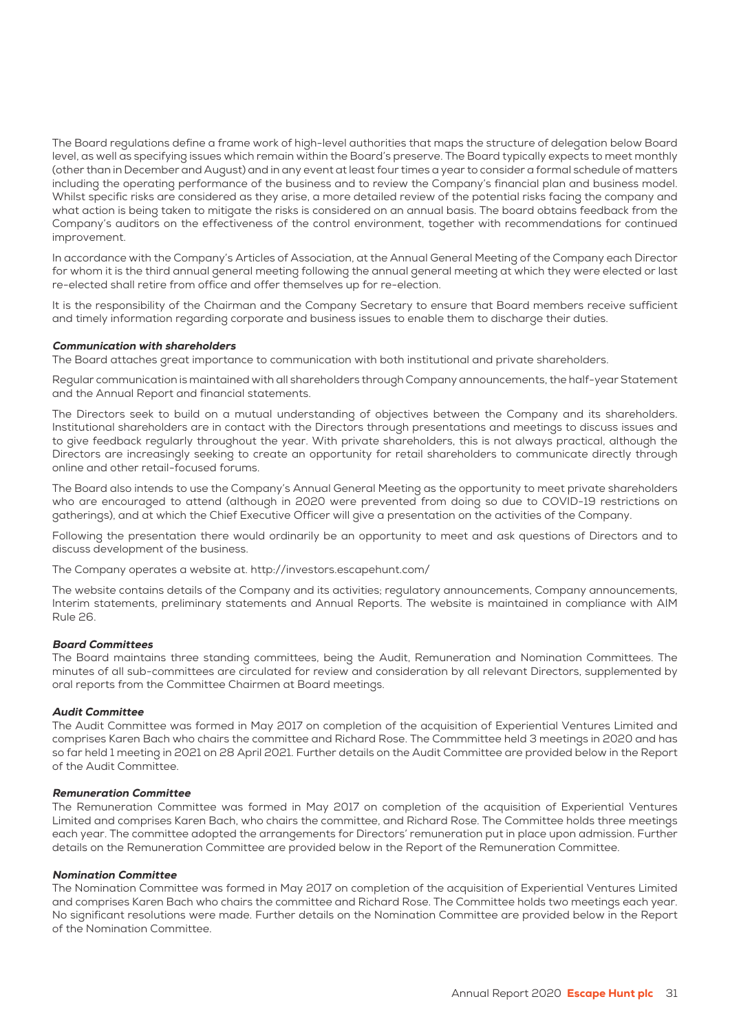The Board regulations define a frame work of high-level authorities that maps the structure of delegation below Board level, as well as specifying issues which remain within the Board's preserve. The Board typically expects to meet monthly (other than in December and August) and in any event at least four times a year to consider a formal schedule of matters including the operating performance of the business and to review the Company's financial plan and business model. Whilst specific risks are considered as they arise, a more detailed review of the potential risks facing the company and what action is being taken to mitigate the risks is considered on an annual basis. The board obtains feedback from the Company's auditors on the effectiveness of the control environment, together with recommendations for continued improvement.

In accordance with the Company's Articles of Association, at the Annual General Meeting of the Company each Director for whom it is the third annual general meeting following the annual general meeting at which they were elected or last re-elected shall retire from office and offer themselves up for re-election.

It is the responsibility of the Chairman and the Company Secretary to ensure that Board members receive sufficient and timely information regarding corporate and business issues to enable them to discharge their duties.

***Communication with shareholders***

The Board attaches great importance to communication with both institutional and private shareholders.

Regular communication is maintained with all shareholders through Company announcements, the half-year Statement and the Annual Report and financial statements.

The Directors seek to build on a mutual understanding of objectives between the Company and its shareholders. Institutional shareholders are in contact with the Directors through presentations and meetings to discuss issues and to give feedback regularly throughout the year. With private shareholders, this is not always practical, although the Directors are increasingly seeking to create an opportunity for retail shareholders to communicate directly through online and other retail-focused forums.

The Board also intends to use the Company's Annual General Meeting as the opportunity to meet private shareholders who are encouraged to attend (although in 2020 were prevented from doing so due to COVID-19 restrictions on gatherings), and at which the Chief Executive Officer will give a presentation on the activities of the Company.

Following the presentation there would ordinarily be an opportunity to meet and ask questions of Directors and to discuss development of the business.

The Company operates a website at. http://investors.escapehunt.com/

The website contains details of the Company and its activities; regulatory announcements, Company announcements, Interim statements, preliminary statements and Annual Reports. The website is maintained in compliance with AIM Rule 26.

***Board Committees***

The Board maintains three standing committees, being the Audit, Remuneration and Nomination Committees. The minutes of all sub-committees are circulated for review and consideration by all relevant Directors, supplemented by oral reports from the Committee Chairmen at Board meetings.

***Audit Committee***

The Audit Committee was formed in May 2017 on completion of the acquisition of Experiential Ventures Limited and comprises Karen Bach who chairs the committee and Richard Rose. The Commmittee held 3 meetings in 2020 and has so far held 1 meeting in 2021 on 28 April 2021. Further details on the Audit Committee are provided below in the Report of the Audit Committee.

***Remuneration Committee***

The Remuneration Committee was formed in May 2017 on completion of the acquisition of Experiential Ventures Limited and comprises Karen Bach, who chairs the committee, and Richard Rose. The Committee holds three meetings each year. The committee adopted the arrangements for Directors' remuneration put in place upon admission. Further details on the Remuneration Committee are provided below in the Report of the Remuneration Committee.

***Nomination Committee***

The Nomination Committee was formed in May 2017 on completion of the acquisition of Experiential Ventures Limited and comprises Karen Bach who chairs the committee and Richard Rose. The Committee holds two meetings each year. No significant resolutions were made. Further details on the Nomination Committee are provided below in the Report of the Nomination Committee.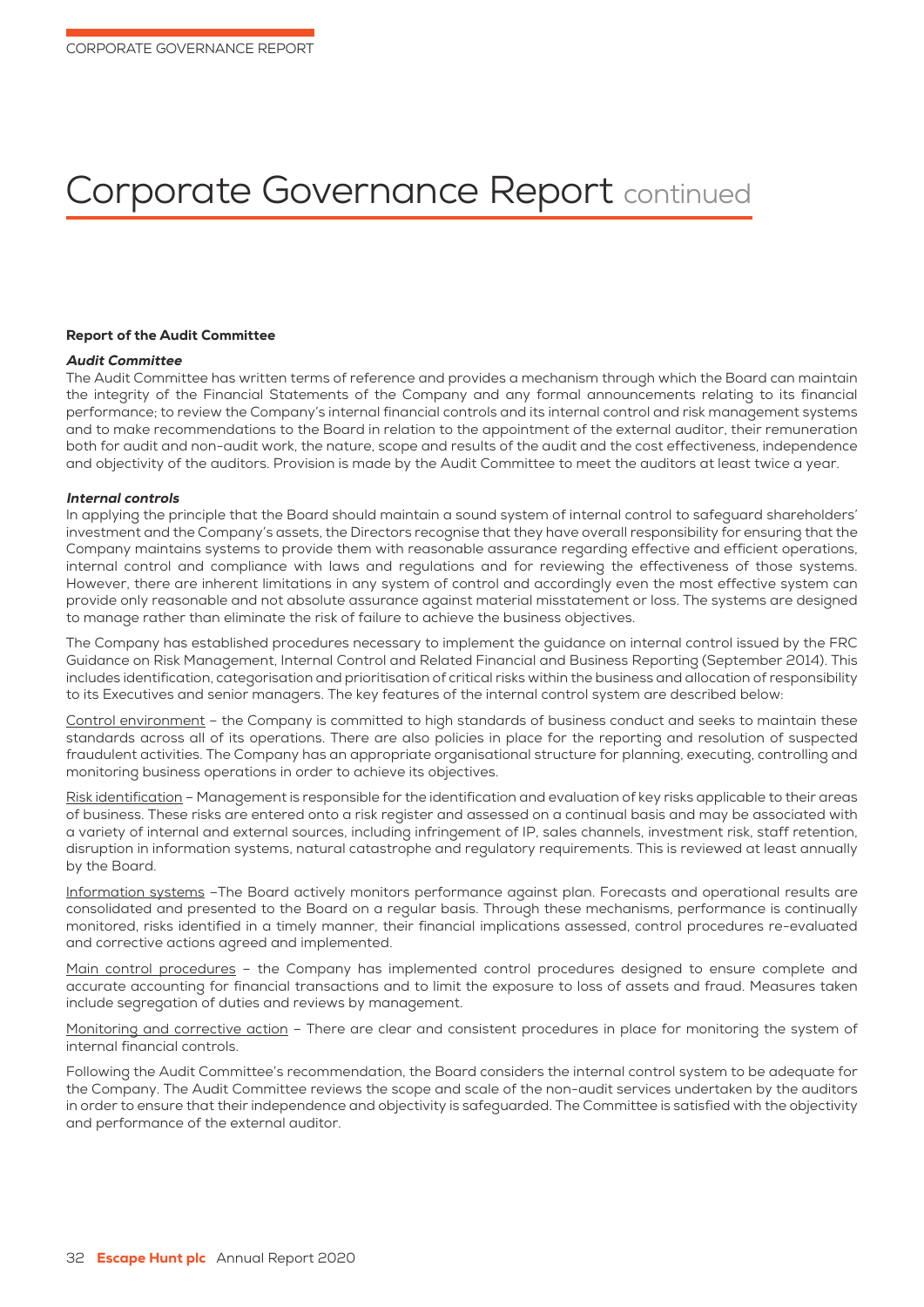# Corporate Governance Report continued

### Report of the Audit Committee

#### *Audit Committee*

The Audit Committee has written terms of reference and provides a mechanism through which the Board can maintain the integrity of the Financial Statements of the Company and any formal announcements relating to its financial performance; to review the Company's internal financial controls and its internal control and risk management systems and to make recommendations to the Board in relation to the appointment of the external auditor, their remuneration both for audit and non-audit work, the nature, scope and results of the audit and the cost effectiveness, independence and objectivity of the auditors. Provision is made by the Audit Committee to meet the auditors at least twice a year.

#### *Internal controls*

In applying the principle that the Board should maintain a sound system of internal control to safeguard shareholders' investment and the Company's assets, the Directors recognise that they have overall responsibility for ensuring that the Company maintains systems to provide them with reasonable assurance regarding effective and efficient operations, internal control and compliance with laws and regulations and for reviewing the effectiveness of those systems. However, there are inherent limitations in any system of control and accordingly even the most effective system can provide only reasonable and not absolute assurance against material misstatement or loss. The systems are designed to manage rather than eliminate the risk of failure to achieve the business objectives.

The Company has established procedures necessary to implement the guidance on internal control issued by the FRC Guidance on Risk Management, Internal Control and Related Financial and Business Reporting (September 2014). This includes identification, categorisation and prioritisation of critical risks within the business and allocation of responsibility to its Executives and senior managers. The key features of the internal control system are described below:

Control environment – the Company is committed to high standards of business conduct and seeks to maintain these standards across all of its operations. There are also policies in place for the reporting and resolution of suspected fraudulent activities. The Company has an appropriate organisational structure for planning, executing, controlling and monitoring business operations in order to achieve its objectives.

Risk identification – Management is responsible for the identification and evaluation of key risks applicable to their areas of business. These risks are entered onto a risk register and assessed on a continual basis and may be associated with a variety of internal and external sources, including infringement of IP, sales channels, investment risk, staff retention, disruption in information systems, natural catastrophe and regulatory requirements. This is reviewed at least annually by the Board.

Information systems –The Board actively monitors performance against plan. Forecasts and operational results are consolidated and presented to the Board on a regular basis. Through these mechanisms, performance is continually monitored, risks identified in a timely manner, their financial implications assessed, control procedures re-evaluated and corrective actions agreed and implemented.

Main control procedures – the Company has implemented control procedures designed to ensure complete and accurate accounting for financial transactions and to limit the exposure to loss of assets and fraud. Measures taken include segregation of duties and reviews by management.

Monitoring and corrective action – There are clear and consistent procedures in place for monitoring the system of internal financial controls.

Following the Audit Committee's recommendation, the Board considers the internal control system to be adequate for the Company. The Audit Committee reviews the scope and scale of the non-audit services undertaken by the auditors in order to ensure that their independence and objectivity is safeguarded. The Committee is satisfied with the objectivity and performance of the external auditor.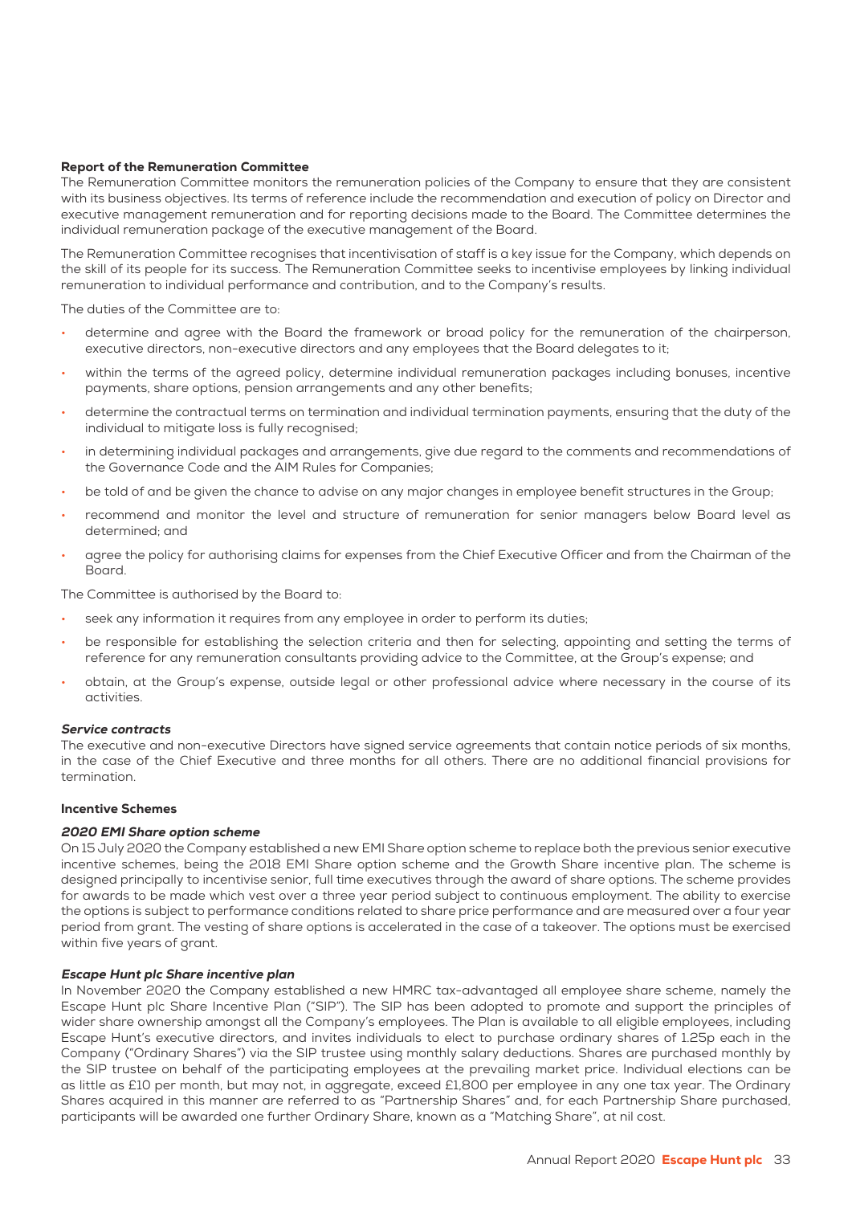### Report of the Remuneration Committee

The Remuneration Committee monitors the remuneration policies of the Company to ensure that they are consistent with its business objectives. Its terms of reference include the recommendation and execution of policy on Director and executive management remuneration and for reporting decisions made to the Board. The Committee determines the individual remuneration package of the executive management of the Board.

The Remuneration Committee recognises that incentivisation of staff is a key issue for the Company, which depends on the skill of its people for its success. The Remuneration Committee seeks to incentivise employees by linking individual remuneration to individual performance and contribution, and to the Company's results.

The duties of the Committee are to:

- determine and agree with the Board the framework or broad policy for the remuneration of the chairperson, executive directors, non-executive directors and any employees that the Board delegates to it;
- within the terms of the agreed policy, determine individual remuneration packages including bonuses, incentive payments, share options, pension arrangements and any other benefits;
- determine the contractual terms on termination and individual termination payments, ensuring that the duty of the individual to mitigate loss is fully recognised;
- in determining individual packages and arrangements, give due regard to the comments and recommendations of the Governance Code and the AIM Rules for Companies;
- be told of and be given the chance to advise on any major changes in employee benefit structures in the Group;
- recommend and monitor the level and structure of remuneration for senior managers below Board level as determined; and
- agree the policy for authorising claims for expenses from the Chief Executive Officer and from the Chairman of the Board.

The Committee is authorised by the Board to:

- seek any information it requires from any employee in order to perform its duties;
- be responsible for establishing the selection criteria and then for selecting, appointing and setting the terms of reference for any remuneration consultants providing advice to the Committee, at the Group's expense; and
- obtain, at the Group's expense, outside legal or other professional advice where necessary in the course of its activities.

#### *Service contracts*

The executive and non-executive Directors have signed service agreements that contain notice periods of six months, in the case of the Chief Executive and three months for all others. There are no additional financial provisions for termination.

### Incentive Schemes

#### *2020 EMI Share option scheme*

On 15 July 2020 the Company established a new EMI Share option scheme to replace both the previous senior executive incentive schemes, being the 2018 EMI Share option scheme and the Growth Share incentive plan. The scheme is designed principally to incentivise senior, full time executives through the award of share options. The scheme provides for awards to be made which vest over a three year period subject to continuous employment. The ability to exercise the options is subject to performance conditions related to share price performance and are measured over a four year period from grant. The vesting of share options is accelerated in the case of a takeover. The options must be exercised within five years of grant.

#### *Escape Hunt plc Share incentive plan*

In November 2020 the Company established a new HMRC tax-advantaged all employee share scheme, namely the Escape Hunt plc Share Incentive Plan ("SIP"). The SIP has been adopted to promote and support the principles of wider share ownership amongst all the Company's employees. The Plan is available to all eligible employees, including Escape Hunt's executive directors, and invites individuals to elect to purchase ordinary shares of 1.25p each in the Company ("Ordinary Shares") via the SIP trustee using monthly salary deductions. Shares are purchased monthly by the SIP trustee on behalf of the participating employees at the prevailing market price. Individual elections can be as little as £10 per month, but may not, in aggregate, exceed £1,800 per employee in any one tax year. The Ordinary Shares acquired in this manner are referred to as "Partnership Shares" and, for each Partnership Share purchased, participants will be awarded one further Ordinary Share, known as a "Matching Share", at nil cost.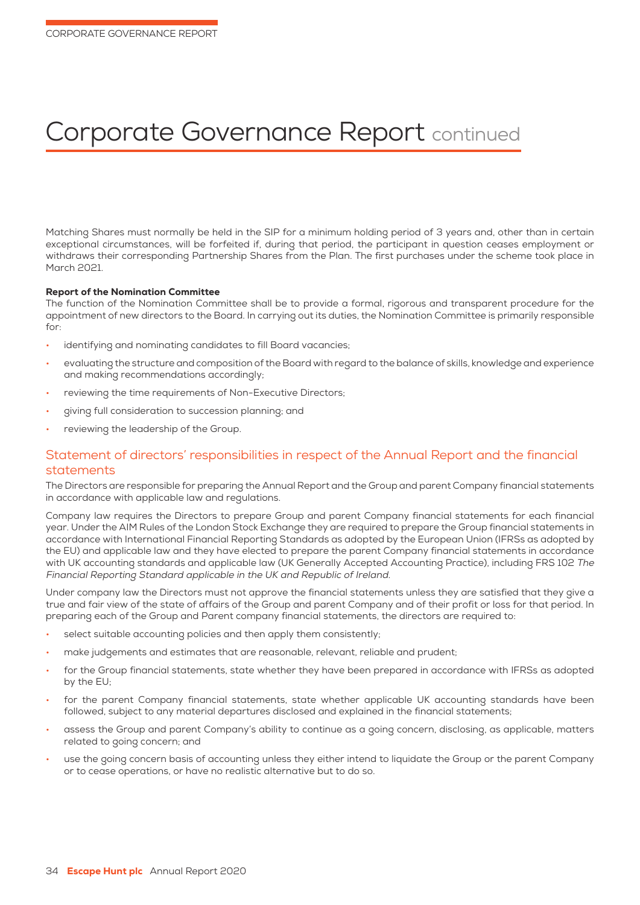# Corporate Governance Report continued

Matching Shares must normally be held in the SIP for a minimum holding period of 3 years and, other than in certain exceptional circumstances, will be forfeited if, during that period, the participant in question ceases employment or withdraws their corresponding Partnership Shares from the Plan. The first purchases under the scheme took place in March 2021.

**Report of the Nomination Committee**

The function of the Nomination Committee shall be to provide a formal, rigorous and transparent procedure for the appointment of new directors to the Board. In carrying out its duties, the Nomination Committee is primarily responsible for:

- identifying and nominating candidates to fill Board vacancies;
- evaluating the structure and composition of the Board with regard to the balance of skills, knowledge and experience and making recommendations accordingly;
- reviewing the time requirements of Non-Executive Directors;
- giving full consideration to succession planning; and
- reviewing the leadership of the Group.

## Statement of directors' responsibilities in respect of the Annual Report and the financial statements

The Directors are responsible for preparing the Annual Report and the Group and parent Company financial statements in accordance with applicable law and regulations.

Company law requires the Directors to prepare Group and parent Company financial statements for each financial year. Under the AIM Rules of the London Stock Exchange they are required to prepare the Group financial statements in accordance with International Financial Reporting Standards as adopted by the European Union (IFRSs as adopted by the EU) and applicable law and they have elected to prepare the parent Company financial statements in accordance with UK accounting standards and applicable law (UK Generally Accepted Accounting Practice), including FRS 102 *The Financial Reporting Standard applicable in the UK and Republic of Ireland.*

Under company law the Directors must not approve the financial statements unless they are satisfied that they give a true and fair view of the state of affairs of the Group and parent Company and of their profit or loss for that period. In preparing each of the Group and Parent company financial statements, the directors are required to:

- select suitable accounting policies and then apply them consistently;
- make judgements and estimates that are reasonable, relevant, reliable and prudent;
- for the Group financial statements, state whether they have been prepared in accordance with IFRSs as adopted by the EU;
- for the parent Company financial statements, state whether applicable UK accounting standards have been followed, subject to any material departures disclosed and explained in the financial statements;
- assess the Group and parent Company's ability to continue as a going concern, disclosing, as applicable, matters related to going concern; and
- use the going concern basis of accounting unless they either intend to liquidate the Group or the parent Company or to cease operations, or have no realistic alternative but to do so.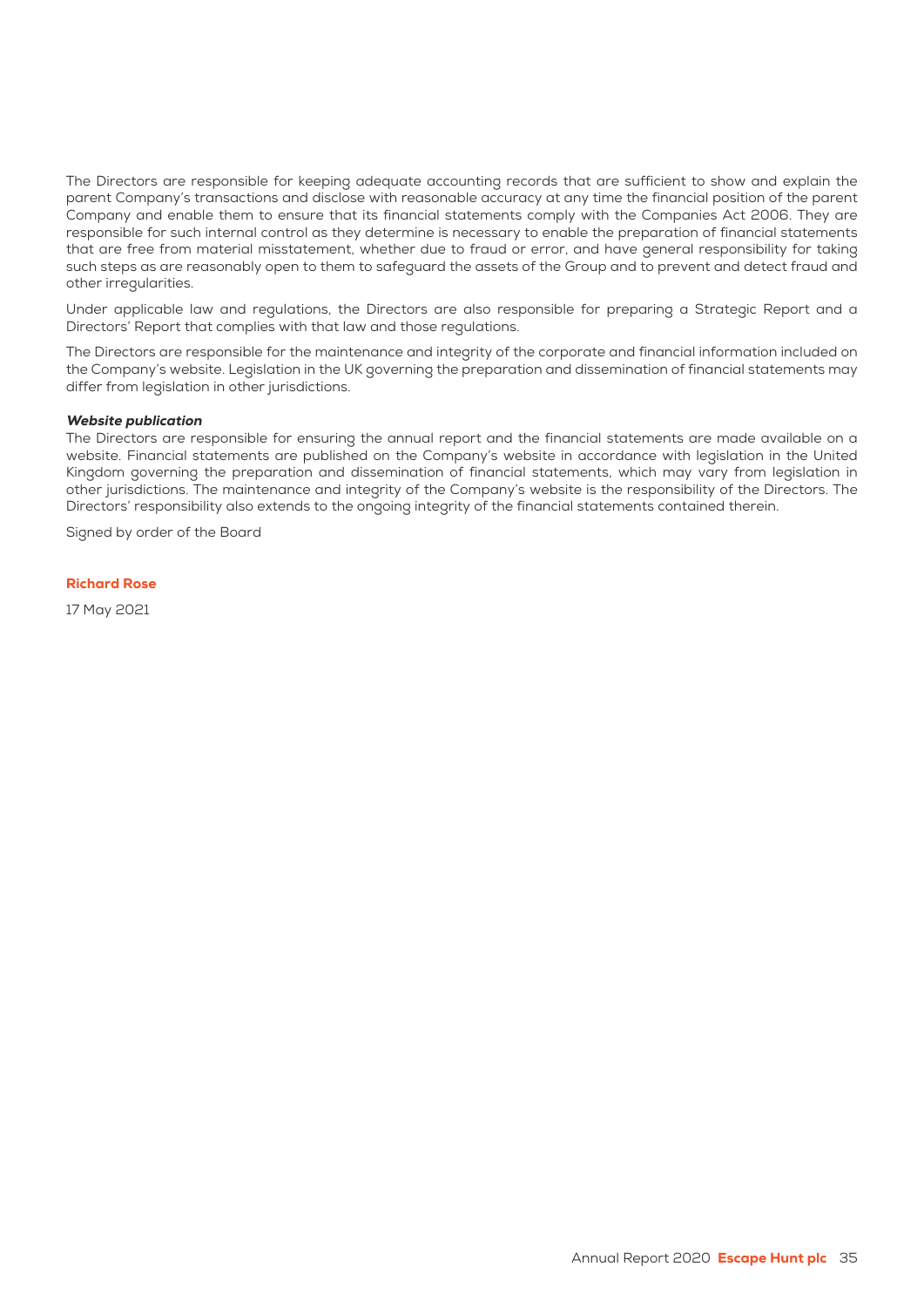The Directors are responsible for keeping adequate accounting records that are sufficient to show and explain the parent Company's transactions and disclose with reasonable accuracy at any time the financial position of the parent Company and enable them to ensure that its financial statements comply with the Companies Act 2006. They are responsible for such internal control as they determine is necessary to enable the preparation of financial statements that are free from material misstatement, whether due to fraud or error, and have general responsibility for taking such steps as are reasonably open to them to safeguard the assets of the Group and to prevent and detect fraud and other irregularities.

Under applicable law and regulations, the Directors are also responsible for preparing a Strategic Report and a Directors' Report that complies with that law and those regulations.

The Directors are responsible for the maintenance and integrity of the corporate and financial information included on the Company's website. Legislation in the UK governing the preparation and dissemination of financial statements may differ from legislation in other jurisdictions.

***Website publication***

The Directors are responsible for ensuring the annual report and the financial statements are made available on a website. Financial statements are published on the Company's website in accordance with legislation in the United Kingdom governing the preparation and dissemination of financial statements, which may vary from legislation in other jurisdictions. The maintenance and integrity of the Company's website is the responsibility of the Directors. The Directors' responsibility also extends to the ongoing integrity of the financial statements contained therein.

Signed by order of the Board

**Richard Rose**

17 May 2021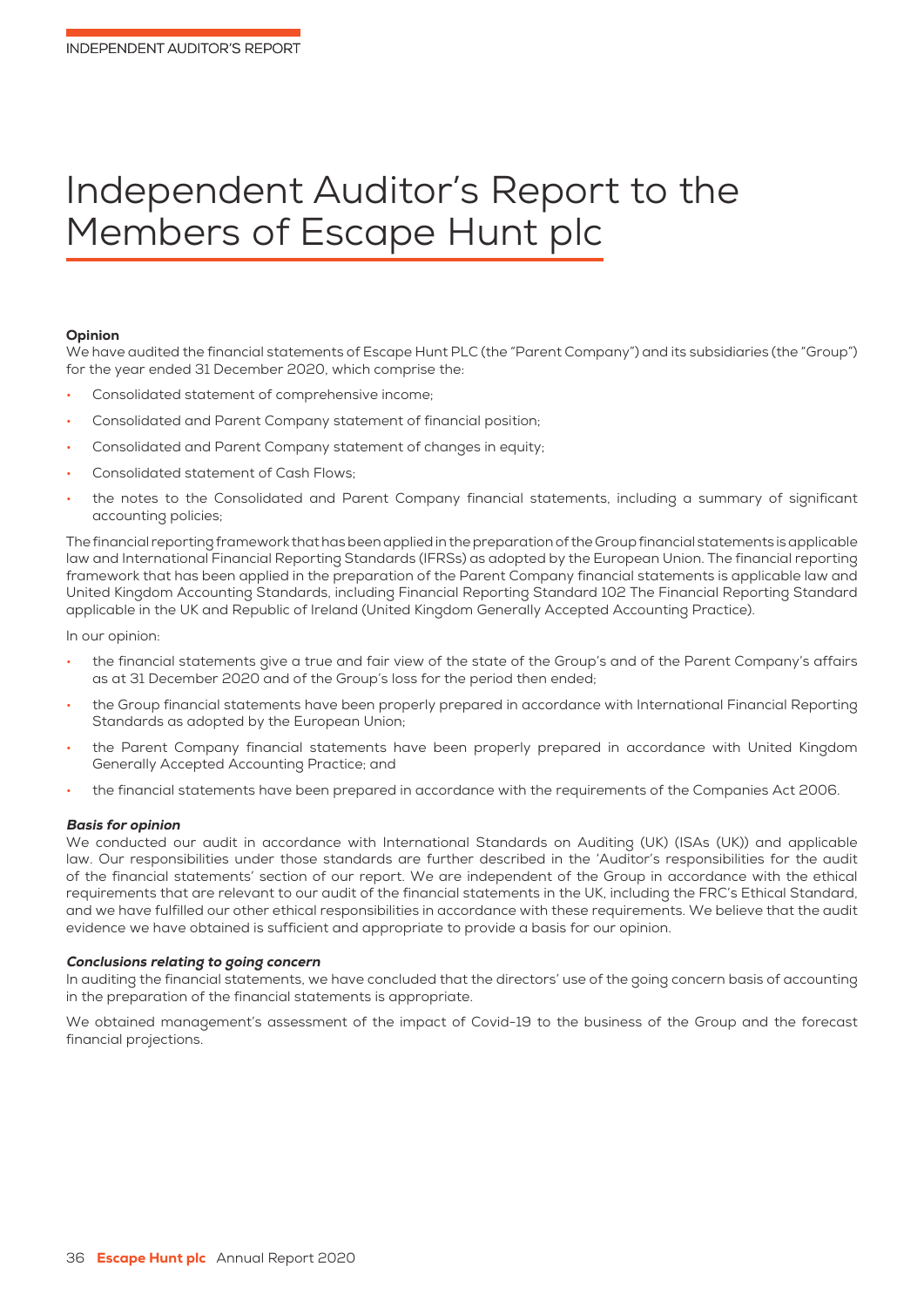# Independent Auditor's Report to the Members of Escape Hunt plc

**Opinion**

We have audited the financial statements of Escape Hunt PLC (the "Parent Company") and its subsidiaries (the "Group") for the year ended 31 December 2020, which comprise the:

- Consolidated statement of comprehensive income;
- Consolidated and Parent Company statement of financial position;
- Consolidated and Parent Company statement of changes in equity;
- Consolidated statement of Cash Flows;
- the notes to the Consolidated and Parent Company financial statements, including a summary of significant accounting policies;

The financial reporting framework that has been applied in the preparation of the Group financial statements is applicable law and International Financial Reporting Standards (IFRSs) as adopted by the European Union. The financial reporting framework that has been applied in the preparation of the Parent Company financial statements is applicable law and United Kingdom Accounting Standards, including Financial Reporting Standard 102 The Financial Reporting Standard applicable in the UK and Republic of Ireland (United Kingdom Generally Accepted Accounting Practice).

In our opinion:

- the financial statements give a true and fair view of the state of the Group's and of the Parent Company's affairs as at 31 December 2020 and of the Group's loss for the period then ended;
- the Group financial statements have been properly prepared in accordance with International Financial Reporting Standards as adopted by the European Union;
- the Parent Company financial statements have been properly prepared in accordance with United Kingdom Generally Accepted Accounting Practice; and
- the financial statements have been prepared in accordance with the requirements of the Companies Act 2006.

***Basis for opinion***

We conducted our audit in accordance with International Standards on Auditing (UK) (ISAs (UK)) and applicable law. Our responsibilities under those standards are further described in the 'Auditor's responsibilities for the audit of the financial statements' section of our report. We are independent of the Group in accordance with the ethical requirements that are relevant to our audit of the financial statements in the UK, including the FRC's Ethical Standard, and we have fulfilled our other ethical responsibilities in accordance with these requirements. We believe that the audit evidence we have obtained is sufficient and appropriate to provide a basis for our opinion.

***Conclusions relating to going concern***

In auditing the financial statements, we have concluded that the directors' use of the going concern basis of accounting in the preparation of the financial statements is appropriate.

We obtained management's assessment of the impact of Covid-19 to the business of the Group and the forecast financial projections.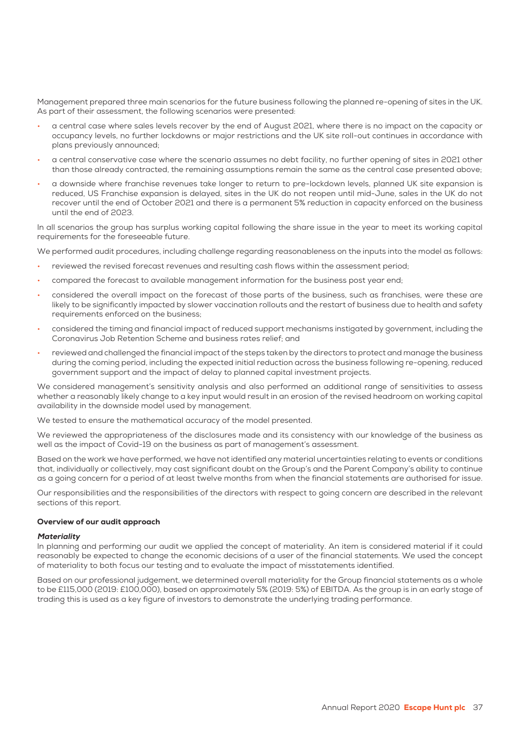Management prepared three main scenarios for the future business following the planned re-opening of sites in the UK. As part of their assessment, the following scenarios were presented:

- a central case where sales levels recover by the end of August 2021, where there is no impact on the capacity or occupancy levels, no further lockdowns or major restrictions and the UK site roll-out continues in accordance with plans previously announced;
- a central conservative case where the scenario assumes no debt facility, no further opening of sites in 2021 other than those already contracted, the remaining assumptions remain the same as the central case presented above;
- a downside where franchise revenues take longer to return to pre-lockdown levels, planned UK site expansion is reduced, US Franchise expansion is delayed, sites in the UK do not reopen until mid-June, sales in the UK do not recover until the end of October 2021 and there is a permanent 5% reduction in capacity enforced on the business until the end of 2023.

In all scenarios the group has surplus working capital following the share issue in the year to meet its working capital requirements for the foreseeable future.

We performed audit procedures, including challenge regarding reasonableness on the inputs into the model as follows:

- reviewed the revised forecast revenues and resulting cash flows within the assessment period;
- compared the forecast to available management information for the business post year end;
- considered the overall impact on the forecast of those parts of the business, such as franchises, were these are likely to be significantly impacted by slower vaccination rollouts and the restart of business due to health and safety requirements enforced on the business;
- considered the timing and financial impact of reduced support mechanisms instigated by government, including the Coronavirus Job Retention Scheme and business rates relief; and
- reviewed and challenged the financial impact of the steps taken by the directors to protect and manage the business during the coming period, including the expected initial reduction across the business following re-opening, reduced government support and the impact of delay to planned capital investment projects.

We considered management's sensitivity analysis and also performed an additional range of sensitivities to assess whether a reasonably likely change to a key input would result in an erosion of the revised headroom on working capital availability in the downside model used by management.

We tested to ensure the mathematical accuracy of the model presented.

We reviewed the appropriateness of the disclosures made and its consistency with our knowledge of the business as well as the impact of Covid-19 on the business as part of management's assessment.

Based on the work we have performed, we have not identified any material uncertainties relating to events or conditions that, individually or collectively, may cast significant doubt on the Group's and the Parent Company's ability to continue as a going concern for a period of at least twelve months from when the financial statements are authorised for issue.

Our responsibilities and the responsibilities of the directors with respect to going concern are described in the relevant sections of this report.

**Overview of our audit approach**

***Materiality***

In planning and performing our audit we applied the concept of materiality. An item is considered material if it could reasonably be expected to change the economic decisions of a user of the financial statements. We used the concept of materiality to both focus our testing and to evaluate the impact of misstatements identified.

Based on our professional judgement, we determined overall materiality for the Group financial statements as a whole to be £115,000 (2019: £100,000), based on approximately 5% (2019: 5%) of EBITDA. As the group is in an early stage of trading this is used as a key figure of investors to demonstrate the underlying trading performance.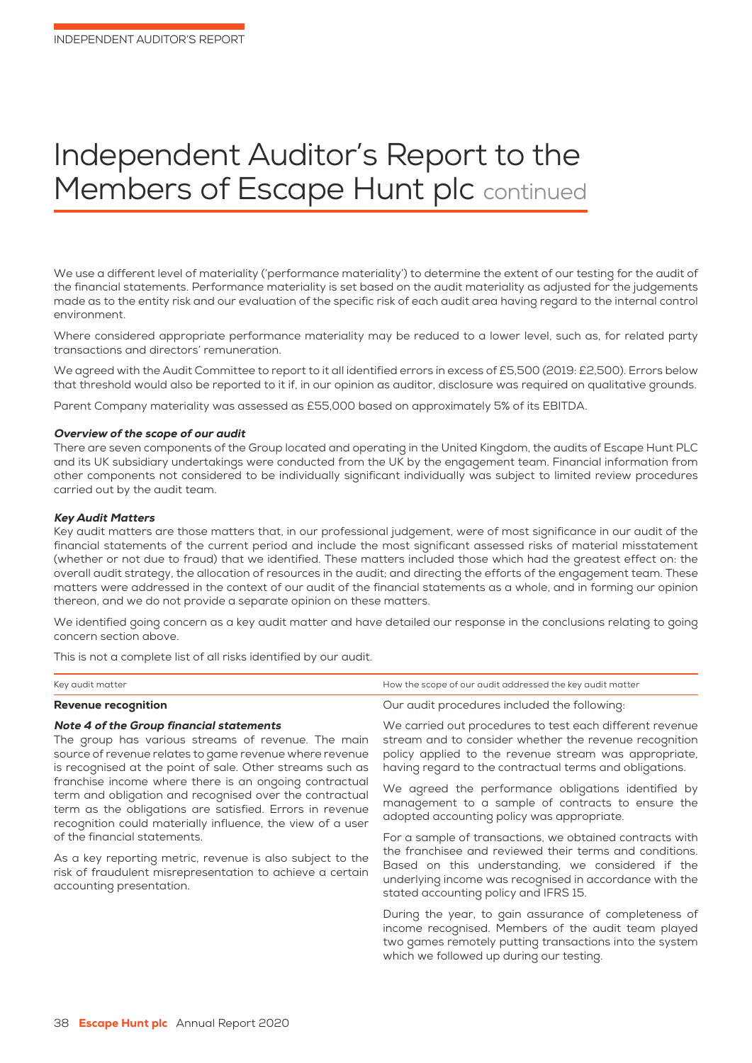# Independent Auditor's Report to the Members of Escape Hunt plc continued

We use a different level of materiality ('performance materiality') to determine the extent of our testing for the audit of the financial statements. Performance materiality is set based on the audit materiality as adjusted for the judgements made as to the entity risk and our evaluation of the specific risk of each audit area having regard to the internal control environment.

Where considered appropriate performance materiality may be reduced to a lower level, such as, for related party transactions and directors' remuneration.

We agreed with the Audit Committee to report to it all identified errors in excess of £5,500 (2019: £2,500). Errors below that threshold would also be reported to it if, in our opinion as auditor, disclosure was required on qualitative grounds.

Parent Company materiality was assessed as £55,000 based on approximately 5% of its EBITDA.

***Overview of the scope of our audit***

There are seven components of the Group located and operating in the United Kingdom, the audits of Escape Hunt PLC and its UK subsidiary undertakings were conducted from the UK by the engagement team. Financial information from other components not considered to be individually significant individually was subject to limited review procedures carried out by the audit team.

***Key Audit Matters***

Key audit matters are those matters that, in our professional judgement, were of most significance in our audit of the financial statements of the current period and include the most significant assessed risks of material misstatement (whether or not due to fraud) that we identified. These matters included those which had the greatest effect on: the overall audit strategy, the allocation of resources in the audit; and directing the efforts of the engagement team. These matters were addressed in the context of our audit of the financial statements as a whole, and in forming our opinion thereon, and we do not provide a separate opinion on these matters.

We identified going concern as a key audit matter and have detailed our response in the conclusions relating to going concern section above.

This is not a complete list of all risks identified by our audit.

| Key audit matter | How the scope of our audit addressed the key audit matter |
|---|---|
| **Revenue recognition**<br><br>***Note 4 of the Group financial statements***<br>The group has various streams of revenue. The main source of revenue relates to game revenue where revenue is recognised at the point of sale. Other streams such as franchise income where there is an ongoing contractual term and obligation and recognised over the contractual term as the obligations are satisfied. Errors in revenue recognition could materially influence, the view of a user of the financial statements.<br><br>As a key reporting metric, revenue is also subject to the risk of fraudulent misrepresentation to achieve a certain accounting presentation. | Our audit procedures included the following:<br><br>We carried out procedures to test each different revenue stream and to consider whether the revenue recognition policy applied to the revenue stream was appropriate, having regard to the contractual terms and obligations.<br><br>We agreed the performance obligations identified by management to a sample of contracts to ensure the adopted accounting policy was appropriate.<br><br>For a sample of transactions, we obtained contracts with the franchisee and reviewed their terms and conditions. Based on this understanding, we considered if the underlying income was recognised in accordance with the stated accounting policy and IFRS 15.<br><br>During the year, to gain assurance of completeness of income recognised. Members of the audit team played two games remotely putting transactions into the system which we followed up during our testing. |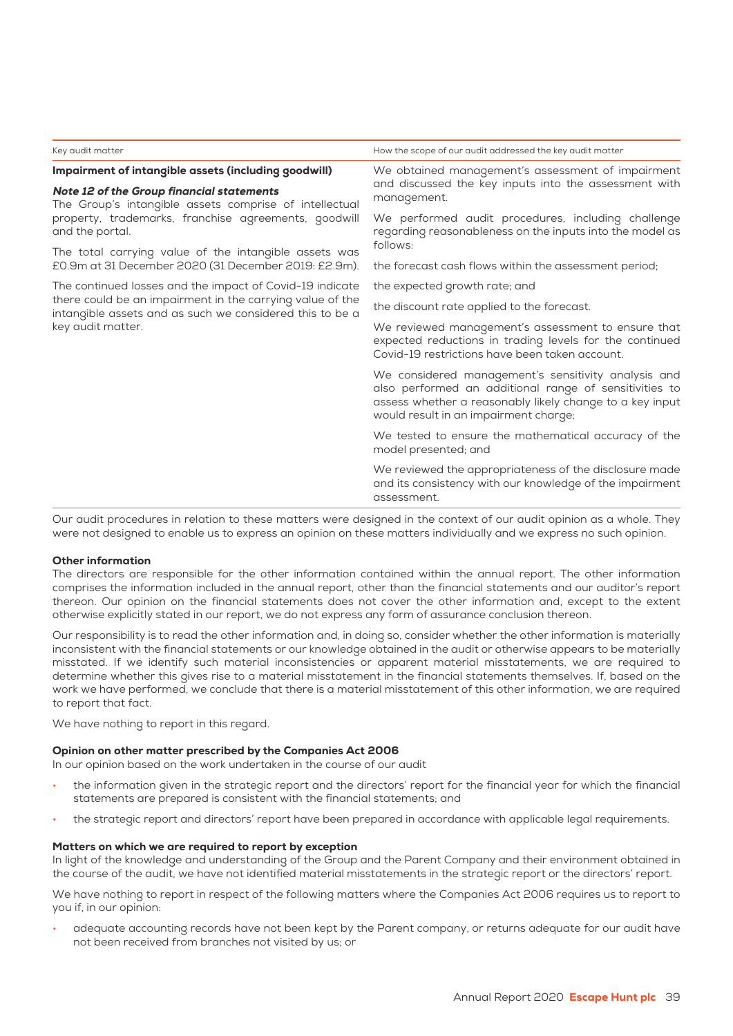| Key audit matter | How the scope of our audit addressed the key audit matter |
|---|---|
| **Impairment of intangible assets (including goodwill)**<br><br>***Note 12 of the Group financial statements***<br>The Group's intangible assets comprise of intellectual property, trademarks, franchise agreements, goodwill and the portal.<br><br>The total carrying value of the intangible assets was £0.9m at 31 December 2020 (31 December 2019: £2.9m).<br><br>The continued losses and the impact of Covid-19 indicate there could be an impairment in the carrying value of the intangible assets and as such we considered this to be a key audit matter. | We obtained management's assessment of impairment and discussed the key inputs into the assessment with management.<br><br>We performed audit procedures, including challenge regarding reasonableness on the inputs into the model as follows:<br><br>the forecast cash flows within the assessment period;<br><br>the expected growth rate; and<br><br>the discount rate applied to the forecast.<br><br>We reviewed management's assessment to ensure that expected reductions in trading levels for the continued Covid-19 restrictions have been taken account.<br><br>We considered management's sensitivity analysis and also performed an additional range of sensitivities to assess whether a reasonably likely change to a key input would result in an impairment charge;<br><br>We tested to ensure the mathematical accuracy of the model presented; and<br><br>We reviewed the appropriateness of the disclosure made and its consistency with our knowledge of the impairment assessment. |

Our audit procedures in relation to these matters were designed in the context of our audit opinion as a whole. They were not designed to enable us to express an opinion on these matters individually and we express no such opinion.

### Other information

The directors are responsible for the other information contained within the annual report. The other information comprises the information included in the annual report, other than the financial statements and our auditor's report thereon. Our opinion on the financial statements does not cover the other information and, except to the extent otherwise explicitly stated in our report, we do not express any form of assurance conclusion thereon.

Our responsibility is to read the other information and, in doing so, consider whether the other information is materially inconsistent with the financial statements or our knowledge obtained in the audit or otherwise appears to be materially misstated. If we identify such material inconsistencies or apparent material misstatements, we are required to determine whether this gives rise to a material misstatement in the financial statements themselves. If, based on the work we have performed, we conclude that there is a material misstatement of this other information, we are required to report that fact.

We have nothing to report in this regard.

### Opinion on other matter prescribed by the Companies Act 2006

In our opinion based on the work undertaken in the course of our audit

- the information given in the strategic report and the directors' report for the financial year for which the financial statements are prepared is consistent with the financial statements; and
- the strategic report and directors' report have been prepared in accordance with applicable legal requirements.

### Matters on which we are required to report by exception

In light of the knowledge and understanding of the Group and the Parent Company and their environment obtained in the course of the audit, we have not identified material misstatements in the strategic report or the directors' report.

We have nothing to report in respect of the following matters where the Companies Act 2006 requires us to report to you if, in our opinion:

- adequate accounting records have not been kept by the Parent company, or returns adequate for our audit have not been received from branches not visited by us; or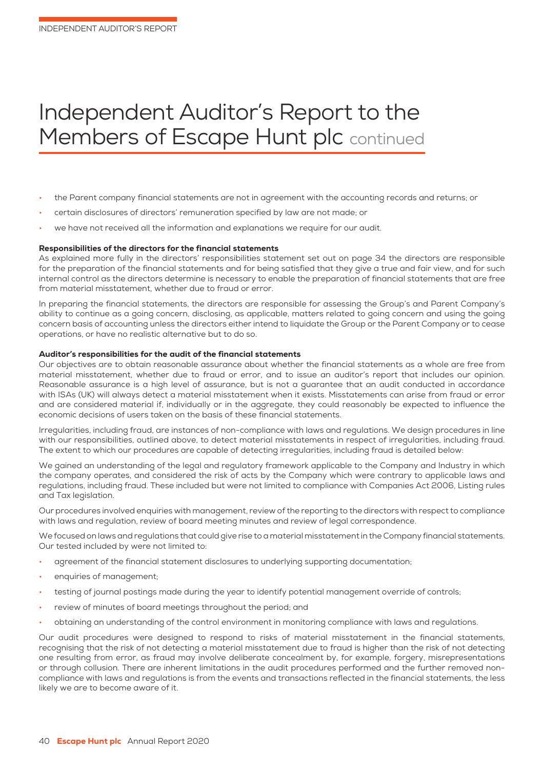# Independent Auditor's Report to the Members of Escape Hunt plc continued

- the Parent company financial statements are not in agreement with the accounting records and returns; or
- certain disclosures of directors' remuneration specified by law are not made; or
- we have not received all the information and explanations we require for our audit.

**Responsibilities of the directors for the financial statements**

As explained more fully in the directors' responsibilities statement set out on page 34 the directors are responsible for the preparation of the financial statements and for being satisfied that they give a true and fair view, and for such internal control as the directors determine is necessary to enable the preparation of financial statements that are free from material misstatement, whether due to fraud or error.

In preparing the financial statements, the directors are responsible for assessing the Group's and Parent Company's ability to continue as a going concern, disclosing, as applicable, matters related to going concern and using the going concern basis of accounting unless the directors either intend to liquidate the Group or the Parent Company or to cease operations, or have no realistic alternative but to do so.

**Auditor's responsibilities for the audit of the financial statements**

Our objectives are to obtain reasonable assurance about whether the financial statements as a whole are free from material misstatement, whether due to fraud or error, and to issue an auditor's report that includes our opinion. Reasonable assurance is a high level of assurance, but is not a guarantee that an audit conducted in accordance with ISAs (UK) will always detect a material misstatement when it exists. Misstatements can arise from fraud or error and are considered material if, individually or in the aggregate, they could reasonably be expected to influence the economic decisions of users taken on the basis of these financial statements.

Irregularities, including fraud, are instances of non-compliance with laws and regulations. We design procedures in line with our responsibilities, outlined above, to detect material misstatements in respect of irregularities, including fraud. The extent to which our procedures are capable of detecting irregularities, including fraud is detailed below:

We gained an understanding of the legal and regulatory framework applicable to the Company and Industry in which the company operates, and considered the risk of acts by the Company which were contrary to applicable laws and regulations, including fraud. These included but were not limited to compliance with Companies Act 2006, Listing rules and Tax legislation.

Our procedures involved enquiries with management, review of the reporting to the directors with respect to compliance with laws and regulation, review of board meeting minutes and review of legal correspondence.

We focused on laws and regulations that could give rise to a material misstatement in the Company financial statements. Our tested included by were not limited to:

- agreement of the financial statement disclosures to underlying supporting documentation;
- enquiries of management;
- testing of journal postings made during the year to identify potential management override of controls;
- review of minutes of board meetings throughout the period; and
- obtaining an understanding of the control environment in monitoring compliance with laws and regulations.

Our audit procedures were designed to respond to risks of material misstatement in the financial statements, recognising that the risk of not detecting a material misstatement due to fraud is higher than the risk of not detecting one resulting from error, as fraud may involve deliberate concealment by, for example, forgery, misrepresentations or through collusion. There are inherent limitations in the audit procedures performed and the further removed non-compliance with laws and regulations is from the events and transactions reflected in the financial statements, the less likely we are to become aware of it.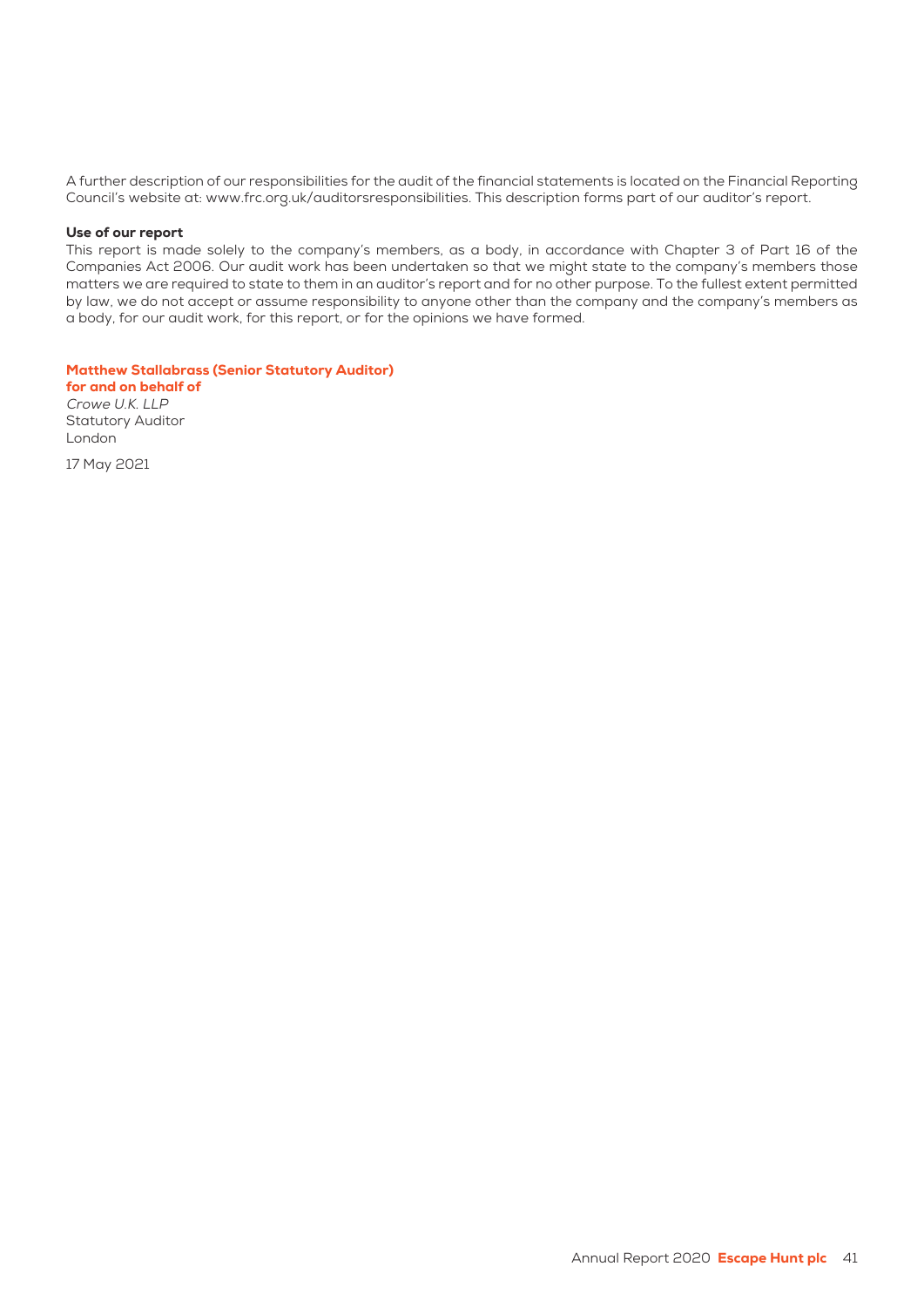A further description of our responsibilities for the audit of the financial statements is located on the Financial Reporting Council's website at: www.frc.org.uk/auditorsresponsibilities. This description forms part of our auditor's report.

**Use of our report**

This report is made solely to the company's members, as a body, in accordance with Chapter 3 of Part 16 of the Companies Act 2006. Our audit work has been undertaken so that we might state to the company's members those matters we are required to state to them in an auditor's report and for no other purpose. To the fullest extent permitted by law, we do not accept or assume responsibility to anyone other than the company and the company's members as a body, for our audit work, for this report, or for the opinions we have formed.

**Matthew Stallabrass (Senior Statutory Auditor)**
**for and on behalf of**
*Crowe U.K. LLP*
Statutory Auditor
London

17 May 2021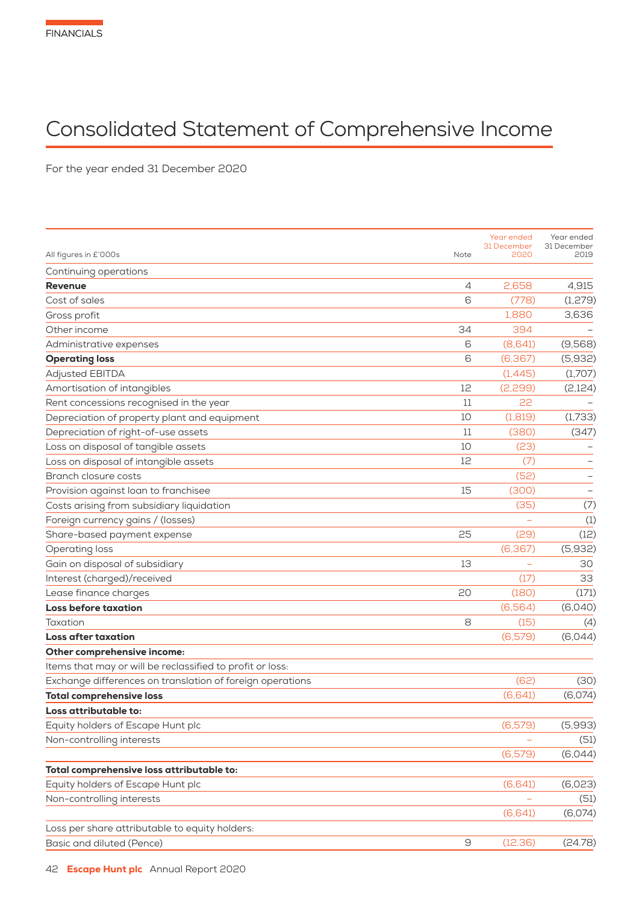FINANCIALS

# Consolidated Statement of Comprehensive Income

For the year ended 31 December 2020

| All figures in £'000s | Note | Year ended 31 December 2020 | Year ended 31 December 2019 |
|---|---|---|---|
| Continuing operations | | | |
| **Revenue** | 4 | 2,658 | 4,915 |
| Cost of sales | 6 | (778) | (1,279) |
| Gross profit | | 1,880 | 3,636 |
| Other income | 34 | 394 | – |
| Administrative expenses | 6 | (8,641) | (9,568) |
| **Operating loss** | 6 | (6,367) | (5,932) |
| Adjusted EBITDA | | (1,445) | (1,707) |
| Amortisation of intangibles | 12 | (2,299) | (2,124) |
| Rent concessions recognised in the year | 11 | 22 | – |
| Depreciation of property plant and equipment | 10 | (1,819) | (1,733) |
| Depreciation of right-of-use assets | 11 | (380) | (347) |
| Loss on disposal of tangible assets | 10 | (23) | – |
| Loss on disposal of intangible assets | 12 | (7) | – |
| Branch closure costs | | (52) | – |
| Provision against loan to franchisee | 15 | (300) | – |
| Costs arising from subsidiary liquidation | | (35) | (7) |
| Foreign currency gains / (losses) | | – | (1) |
| Share-based payment expense | 25 | (29) | (12) |
| Operating loss | | (6,367) | (5,932) |
| Gain on disposal of subsidiary | 13 | – | 30 |
| Interest (charged)/received | | (17) | 33 |
| Lease finance charges | 20 | (180) | (171) |
| **Loss before taxation** | | (6,564) | (6,040) |
| Taxation | 8 | (15) | (4) |
| **Loss after taxation** | | (6,579) | (6,044) |
| **Other comprehensive income:** | | | |
| Items that may or will be reclassified to profit or loss: | | | |
| Exchange differences on translation of foreign operations | | (62) | (30) |
| **Total comprehensive loss** | | (6,641) | (6,074) |
| **Loss attributable to:** | | | |
| Equity holders of Escape Hunt plc | | (6,579) | (5,993) |
| Non-controlling interests | | – | (51) |
| | | (6,579) | (6,044) |
| **Total comprehensive loss attributable to:** | | | |
| Equity holders of Escape Hunt plc | | (6,641) | (6,023) |
| Non-controlling interests | | – | (51) |
| | | (6,641) | (6,074) |
| Loss per share attributable to equity holders: | | | |
| Basic and diluted (Pence) | 9 | (12.36) | (24.78) |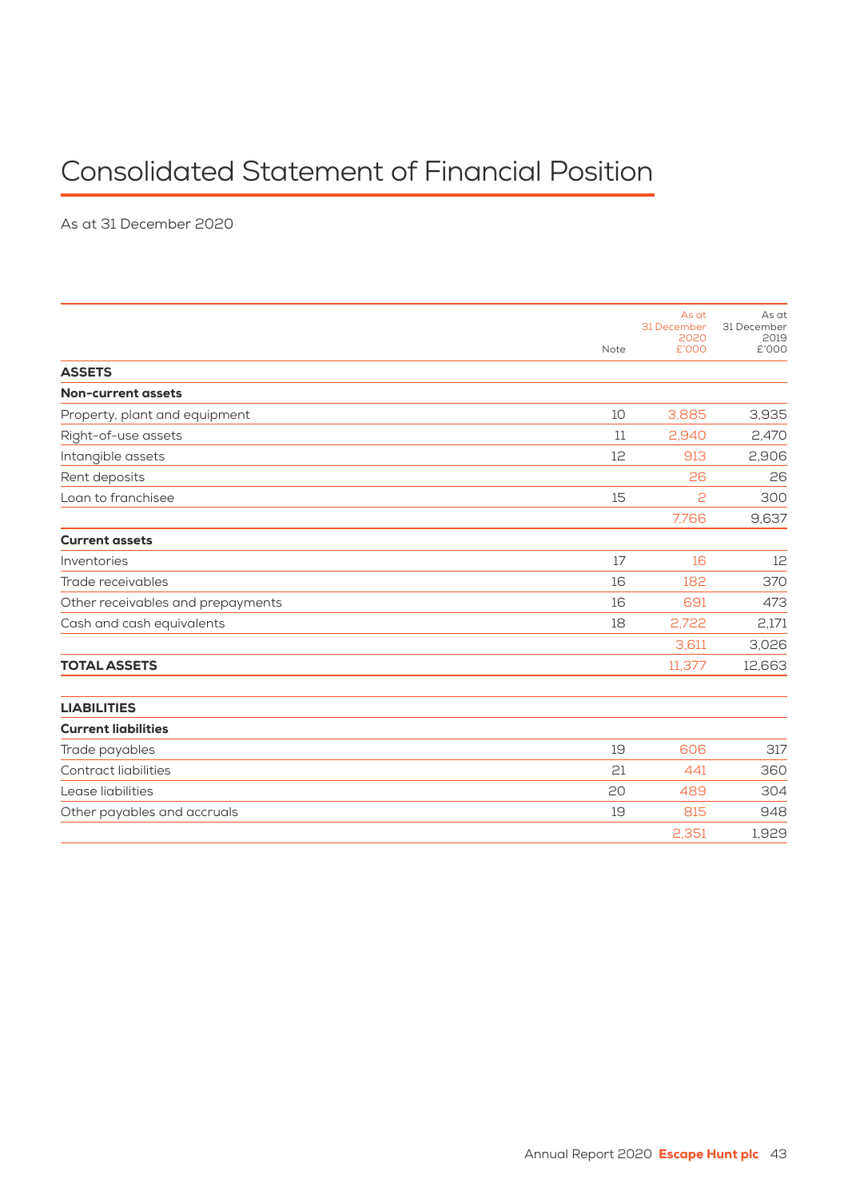# Consolidated Statement of Financial Position

As at 31 December 2020

| | Note | As at 31 December 2020 £'000 | As at 31 December 2019 £'000 |
|---|---|---|---|
| **ASSETS** | | | |
| **Non-current assets** | | | |
| Property, plant and equipment | 10 | 3,885 | 3,935 |
| Right-of-use assets | 11 | 2,940 | 2,470 |
| Intangible assets | 12 | 913 | 2,906 |
| Rent deposits | | 26 | 26 |
| Loan to franchisee | 15 | 2 | 300 |
| | | 7,766 | 9,637 |
| **Current assets** | | | |
| Inventories | 17 | 16 | 12 |
| Trade receivables | 16 | 182 | 370 |
| Other receivables and prepayments | 16 | 691 | 473 |
| Cash and cash equivalents | 18 | 2,722 | 2,171 |
| | | 3,611 | 3,026 |
| **TOTAL ASSETS** | | 11,377 | 12,663 |
| | | | |
| **LIABILITIES** | | | |
| **Current liabilities** | | | |
| Trade payables | 19 | 606 | 317 |
| Contract liabilities | 21 | 441 | 360 |
| Lease liabilities | 20 | 489 | 304 |
| Other payables and accruals | 19 | 815 | 948 |
| | | 2,351 | 1,929 |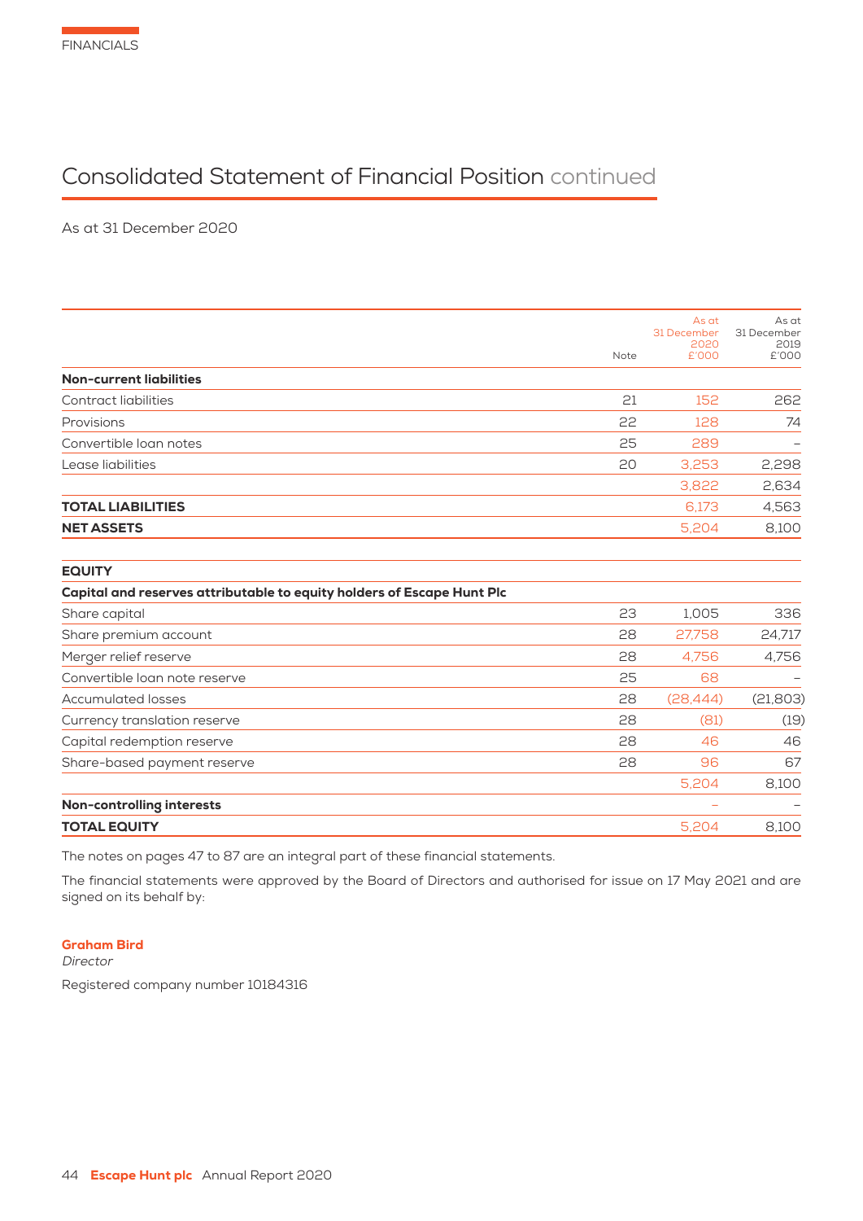FINANCIALS

# Consolidated Statement of Financial Position continued

As at 31 December 2020

| | Note | As at 31 December 2020 £'000 | As at 31 December 2019 £'000 |
|---|---|---|---|
| **Non-current liabilities** | | | |
| Contract liabilities | 21 | 152 | 262 |
| Provisions | 22 | 128 | 74 |
| Convertible loan notes | 25 | 289 | – |
| Lease liabilities | 20 | 3,253 | 2,298 |
| | | 3,822 | 2,634 |
| **TOTAL LIABILITIES** | | 6,173 | 4,563 |
| **NET ASSETS** | | 5,204 | 8,100 |
| | | | |
| **EQUITY** | | | |
| **Capital and reserves attributable to equity holders of Escape Hunt Plc** | | | |
| Share capital | 23 | 1,005 | 336 |
| Share premium account | 28 | 27,758 | 24,717 |
| Merger relief reserve | 28 | 4,756 | 4,756 |
| Convertible loan note reserve | 25 | 68 | – |
| Accumulated losses | 28 | (28,444) | (21,803) |
| Currency translation reserve | 28 | (81) | (19) |
| Capital redemption reserve | 28 | 46 | 46 |
| Share-based payment reserve | 28 | 96 | 67 |
| | | 5,204 | 8,100 |
| **Non-controlling interests** | | – | – |
| **TOTAL EQUITY** | | 5,204 | 8,100 |

The notes on pages 47 to 87 are an integral part of these financial statements.

The financial statements were approved by the Board of Directors and authorised for issue on 17 May 2021 and are signed on its behalf by:

**Graham Bird**
*Director*

Registered company number 10184316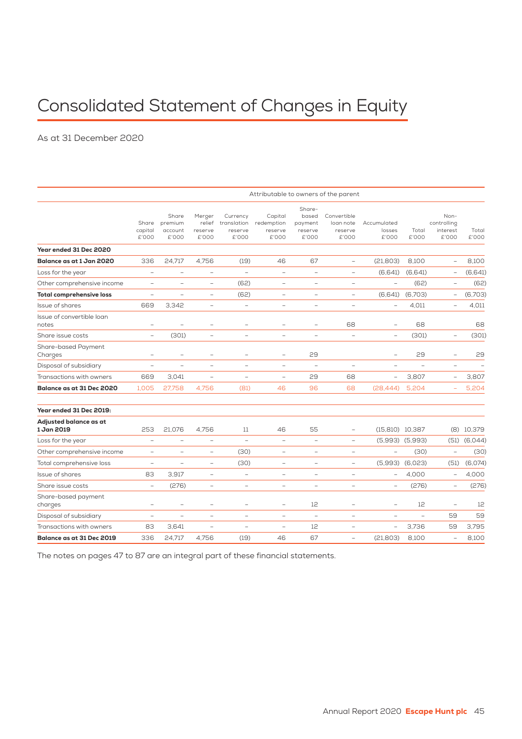# Consolidated Statement of Changes in Equity

As at 31 December 2020

| | Attributable to owners of the parent | | | | | | | | | | |
|---|---|---|---|---|---|---|---|---|---|---|---|
| | Share capital £'000 | Share premium account £'000 | Merger relief reserve £'000 | Currency translation reserve £'000 | Capital redemption reserve £'000 | Share-based payment reserve £'000 | Convertible loan note reserve £'000 | Accumulated losses £'000 | Total £'000 | Non-controlling interest £'000 | Total £'000 |
| **Year ended 31 Dec 2020** | | | | | | | | | | | |
| **Balance as at 1 Jan 2020** | 336 | 24,717 | 4,756 | (19) | 46 | 67 | – | (21,803) | 8,100 | – | 8,100 |
| Loss for the year | – | – | – | – | – | – | – | (6,641) | (6,641) | – | (6,641) |
| Other comprehensive income | – | – | – | (62) | – | – | – | – | (62) | – | (62) |
| **Total comprehensive loss** | – | – | – | (62) | – | – | – | (6,641) | (6,703) | – | (6,703) |
| Issue of shares | 669 | 3,342 | – | – | – | – | – | – | 4,011 | – | 4,011 |
| Issue of convertible loan notes | – | – | – | – | – | – | 68 | – | 68 | | 68 |
| Share issue costs | – | (301) | – | – | – | – | – | – | (301) | – | (301) |
| Share-based Payment Charges | – | – | – | – | – | 29 | | – | 29 | – | 29 |
| Disposal of subsidiary | – | – | – | – | – | – | – | – | – | – | – |
| Transactions with owners | 669 | 3,041 | – | – | – | 29 | 68 | – | 3,807 | – | 3,807 |
| **Balance as at 31 Dec 2020** | 1,005 | 27,758 | 4,756 | (81) | 46 | 96 | 68 | (28,444) | 5,204 | – | 5,204 |
| | | | | | | | | | | | |
| **Year ended 31 Dec 2019:** | | | | | | | | | | | |
| **Adjusted balance as at 1 Jan 2019** | 253 | 21,076 | 4,756 | 11 | 46 | 55 | – | (15,810) | 10,387 | (8) | 10,379 |
| Loss for the year | – | – | – | – | – | – | – | (5,993) | (5,993) | (51) | (6,044) |
| Other comprehensive income | – | – | – | (30) | – | – | – | – | (30) | – | (30) |
| Total comprehensive loss | – | – | – | (30) | – | – | – | (5,993) | (6,023) | (51) | (6,074) |
| Issue of shares | 83 | 3,917 | – | – | – | – | – | – | 4,000 | – | 4,000 |
| Share issue costs | – | (276) | – | – | – | – | – | – | (276) | – | (276) |
| Share-based payment charges | – | – | – | – | – | 12 | – | – | 12 | – | 12 |
| Disposal of subsidiary | – | – | – | – | – | – | – | – | – | 59 | 59 |
| Transactions with owners | 83 | 3,641 | – | – | – | 12 | – | – | 3,736 | 59 | 3,795 |
| **Balance as at 31 Dec 2019** | 336 | 24,717 | 4,756 | (19) | 46 | 67 | – | (21,803) | 8,100 | – | 8,100 |

The notes on pages 47 to 87 are an integral part of these financial statements.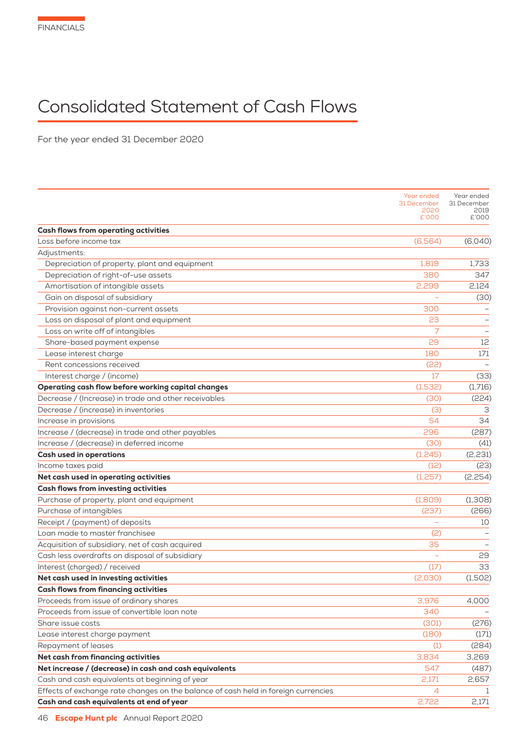# Consolidated Statement of Cash Flows

For the year ended 31 December 2020

| | Year ended 31 December 2020 £'000 | Year ended 31 December 2019 £'000 |
|---|---|---|
| **Cash flows from operating activities** | | |
| Loss before income tax | (6,564) | (6,040) |
| Adjustments: | | |
| Depreciation of property, plant and equipment | 1,819 | 1,733 |
| Depreciation of right-of-use assets | 380 | 347 |
| Amortisation of intangible assets | 2,299 | 2,124 |
| Gain on disposal of subsidiary | – | (30) |
| Provision against non-current assets | 300 | – |
| Loss on disposal of plant and equipment | 23 | – |
| Loss on write off of intangibles | 7 | – |
| Share-based payment expense | 29 | 12 |
| Lease interest charge | 180 | 171 |
| Rent concessions received | (22) | – |
| Interest charge / (income) | 17 | (33) |
| **Operating cash flow before working capital changes** | (1,532) | (1,716) |
| Decrease / (Increase) in trade and other receivables | (30) | (224) |
| Decrease / (increase) in inventories | (3) | 3 |
| Increase in provisions | 54 | 34 |
| Increase / (decrease) in trade and other payables | 296 | (287) |
| Increase / (decrease) in deferred income | (30) | (41) |
| **Cash used in operations** | (1,245) | (2,231) |
| Income taxes paid | (12) | (23) |
| **Net cash used in operating activities** | (1,257) | (2,254) |
| **Cash flows from investing activities** | | |
| Purchase of property, plant and equipment | (1,809) | (1,308) |
| Purchase of intangibles | (237) | (266) |
| Receipt / (payment) of deposits | – | 10 |
| Loan made to master franchisee | (2) | – |
| Acquisition of subsidiary, net of cash acquired | 35 | – |
| Cash less overdrafts on disposal of subsidiary | – | 29 |
| Interest (charged) / received | (17) | 33 |
| **Net cash used in investing activities** | (2,030) | (1,502) |
| **Cash flows from financing activities** | | |
| Proceeds from issue of ordinary shares | 3,976 | 4,000 |
| Proceeds from issue of convertible loan note | 340 | – |
| Share issue costs | (301) | (276) |
| Lease interest charge payment | (180) | (171) |
| Repayment of leases | (1) | (284) |
| **Net cash from financing activities** | 3,834 | 3,269 |
| **Net increase / (decrease) in cash and cash equivalents** | 547 | (487) |
| Cash and cash equivalents at beginning of year | 2,171 | 2,657 |
| Effects of exchange rate changes on the balance of cash held in foreign currencies | 4 | 1 |
| **Cash and cash equivalents at end of year** | 2,722 | 2,171 |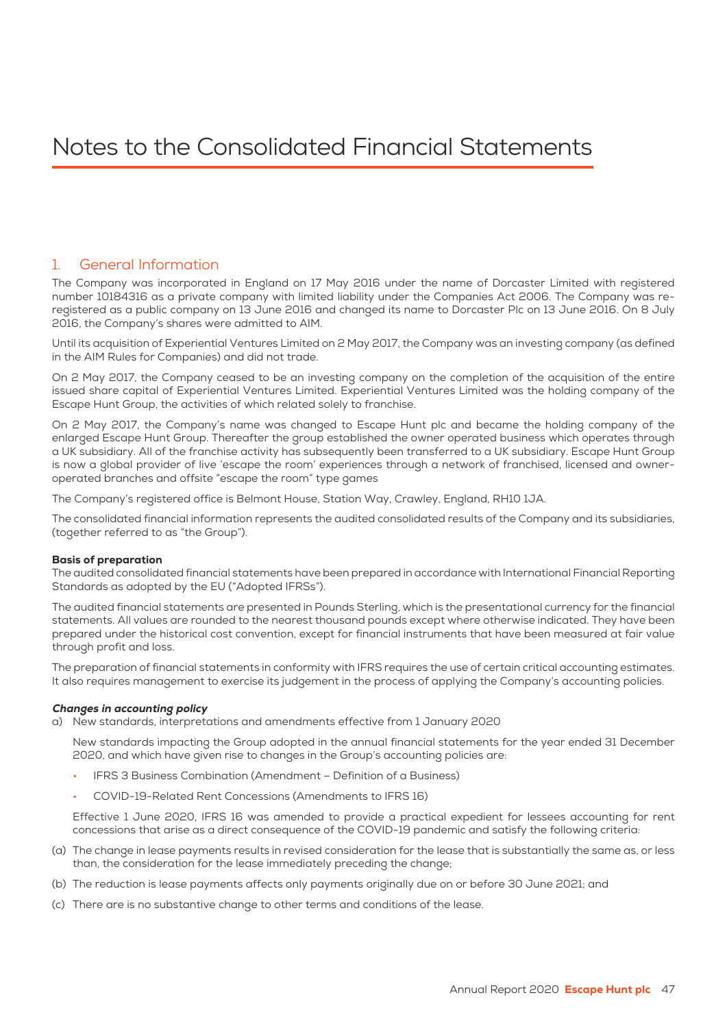# Notes to the Consolidated Financial Statements

## 1. General Information

The Company was incorporated in England on 17 May 2016 under the name of Dorcaster Limited with registered number 10184316 as a private company with limited liability under the Companies Act 2006. The Company was re-registered as a public company on 13 June 2016 and changed its name to Dorcaster Plc on 13 June 2016. On 8 July 2016, the Company's shares were admitted to AIM.

Until its acquisition of Experiential Ventures Limited on 2 May 2017, the Company was an investing company (as defined in the AIM Rules for Companies) and did not trade.

On 2 May 2017, the Company ceased to be an investing company on the completion of the acquisition of the entire issued share capital of Experiential Ventures Limited. Experiential Ventures Limited was the holding company of the Escape Hunt Group, the activities of which related solely to franchise.

On 2 May 2017, the Company's name was changed to Escape Hunt plc and became the holding company of the enlarged Escape Hunt Group. Thereafter the group established the owner operated business which operates through a UK subsidiary. All of the franchise activity has subsequently been transferred to a UK subsidiary. Escape Hunt Group is now a global provider of live 'escape the room' experiences through a network of franchised, licensed and owner-operated branches and offsite "escape the room" type games

The Company's registered office is Belmont House, Station Way, Crawley, England, RH10 1JA.

The consolidated financial information represents the audited consolidated results of the Company and its subsidiaries, (together referred to as "the Group").

**Basis of preparation**

The audited consolidated financial statements have been prepared in accordance with International Financial Reporting Standards as adopted by the EU ("Adopted IFRSs").

The audited financial statements are presented in Pounds Sterling, which is the presentational currency for the financial statements. All values are rounded to the nearest thousand pounds except where otherwise indicated. They have been prepared under the historical cost convention, except for financial instruments that have been measured at fair value through profit and loss.

The preparation of financial statements in conformity with IFRS requires the use of certain critical accounting estimates. It also requires management to exercise its judgement in the process of applying the Company's accounting policies.

***Changes in accounting policy***

a) New standards, interpretations and amendments effective from 1 January 2020

New standards impacting the Group adopted in the annual financial statements for the year ended 31 December 2020, and which have given rise to changes in the Group's accounting policies are:

- IFRS 3 Business Combination (Amendment – Definition of a Business)
- COVID-19-Related Rent Concessions (Amendments to IFRS 16)

Effective 1 June 2020, IFRS 16 was amended to provide a practical expedient for lessees accounting for rent concessions that arise as a direct consequence of the COVID-19 pandemic and satisfy the following criteria:

(a) The change in lease payments results in revised consideration for the lease that is substantially the same as, or less than, the consideration for the lease immediately preceding the change;

(b) The reduction is lease payments affects only payments originally due on or before 30 June 2021; and

(c) There are is no substantive change to other terms and conditions of the lease.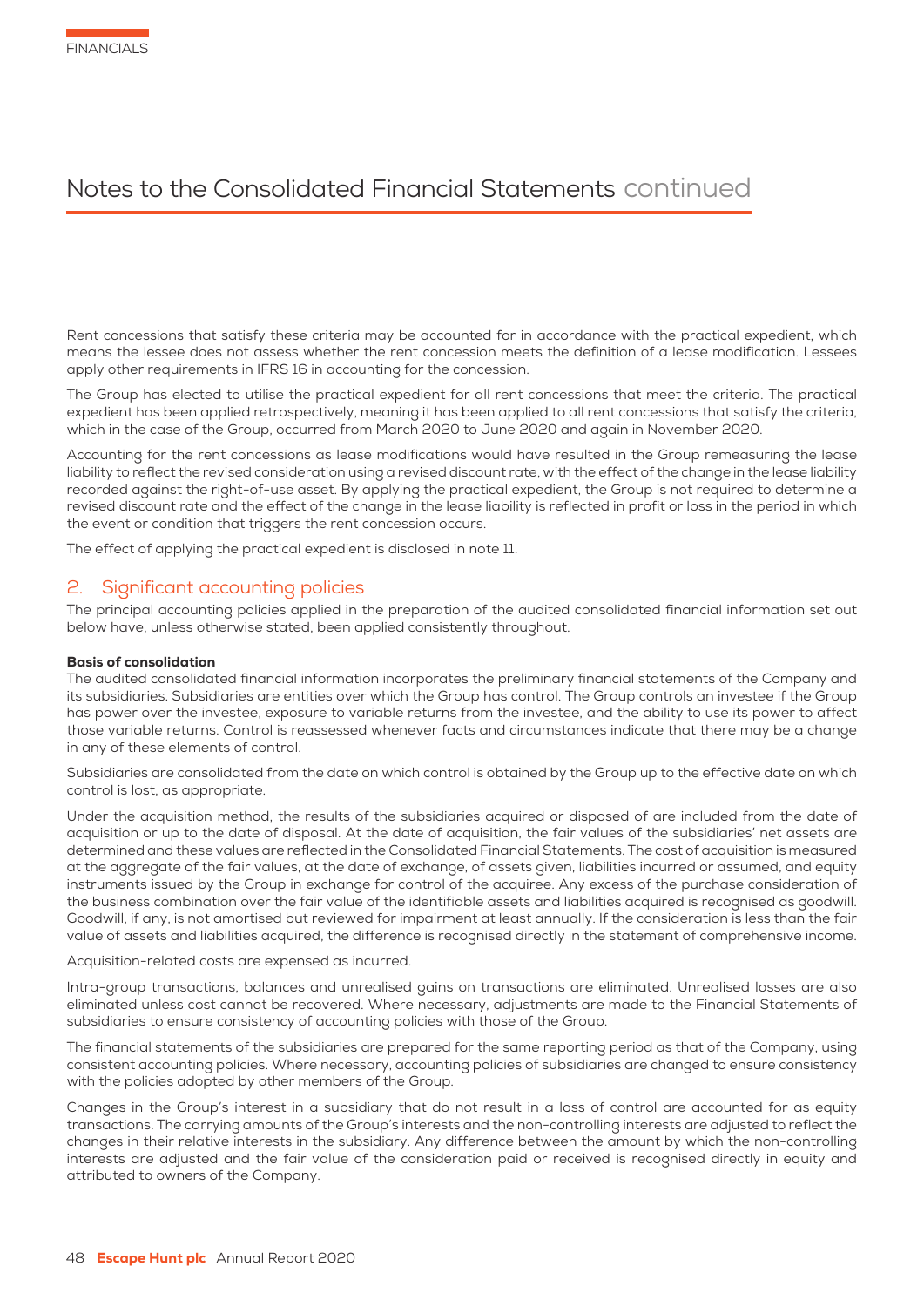Rent concessions that satisfy these criteria may be accounted for in accordance with the practical expedient, which means the lessee does not assess whether the rent concession meets the definition of a lease modification. Lessees apply other requirements in IFRS 16 in accounting for the concession.

The Group has elected to utilise the practical expedient for all rent concessions that meet the criteria. The practical expedient has been applied retrospectively, meaning it has been applied to all rent concessions that satisfy the criteria, which in the case of the Group, occurred from March 2020 to June 2020 and again in November 2020.

Accounting for the rent concessions as lease modifications would have resulted in the Group remeasuring the lease liability to reflect the revised consideration using a revised discount rate, with the effect of the change in the lease liability recorded against the right-of-use asset. By applying the practical expedient, the Group is not required to determine a revised discount rate and the effect of the change in the lease liability is reflected in profit or loss in the period in which the event or condition that triggers the rent concession occurs.

The effect of applying the practical expedient is disclosed in note 11.

## 2. Significant accounting policies

The principal accounting policies applied in the preparation of the audited consolidated financial information set out below have, unless otherwise stated, been applied consistently throughout.

**Basis of consolidation**

The audited consolidated financial information incorporates the preliminary financial statements of the Company and its subsidiaries. Subsidiaries are entities over which the Group has control. The Group controls an investee if the Group has power over the investee, exposure to variable returns from the investee, and the ability to use its power to affect those variable returns. Control is reassessed whenever facts and circumstances indicate that there may be a change in any of these elements of control.

Subsidiaries are consolidated from the date on which control is obtained by the Group up to the effective date on which control is lost, as appropriate.

Under the acquisition method, the results of the subsidiaries acquired or disposed of are included from the date of acquisition or up to the date of disposal. At the date of acquisition, the fair values of the subsidiaries' net assets are determined and these values are reflected in the Consolidated Financial Statements. The cost of acquisition is measured at the aggregate of the fair values, at the date of exchange, of assets given, liabilities incurred or assumed, and equity instruments issued by the Group in exchange for control of the acquiree. Any excess of the purchase consideration of the business combination over the fair value of the identifiable assets and liabilities acquired is recognised as goodwill. Goodwill, if any, is not amortised but reviewed for impairment at least annually. If the consideration is less than the fair value of assets and liabilities acquired, the difference is recognised directly in the statement of comprehensive income.

Acquisition-related costs are expensed as incurred.

Intra-group transactions, balances and unrealised gains on transactions are eliminated. Unrealised losses are also eliminated unless cost cannot be recovered. Where necessary, adjustments are made to the Financial Statements of subsidiaries to ensure consistency of accounting policies with those of the Group.

The financial statements of the subsidiaries are prepared for the same reporting period as that of the Company, using consistent accounting policies. Where necessary, accounting policies of subsidiaries are changed to ensure consistency with the policies adopted by other members of the Group.

Changes in the Group's interest in a subsidiary that do not result in a loss of control are accounted for as equity transactions. The carrying amounts of the Group's interests and the non-controlling interests are adjusted to reflect the changes in their relative interests in the subsidiary. Any difference between the amount by which the non-controlling interests are adjusted and the fair value of the consideration paid or received is recognised directly in equity and attributed to owners of the Company.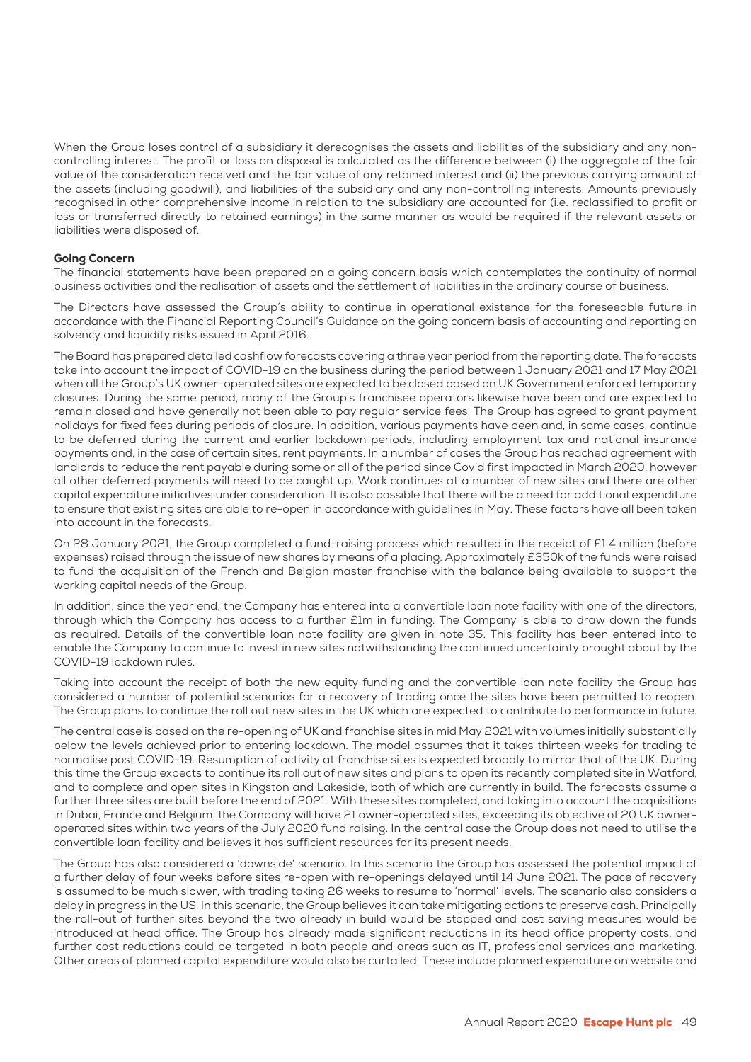When the Group loses control of a subsidiary it derecognises the assets and liabilities of the subsidiary and any non-controlling interest. The profit or loss on disposal is calculated as the difference between (i) the aggregate of the fair value of the consideration received and the fair value of any retained interest and (ii) the previous carrying amount of the assets (including goodwill), and liabilities of the subsidiary and any non-controlling interests. Amounts previously recognised in other comprehensive income in relation to the subsidiary are accounted for (i.e. reclassified to profit or loss or transferred directly to retained earnings) in the same manner as would be required if the relevant assets or liabilities were disposed of.

**Going Concern**

The financial statements have been prepared on a going concern basis which contemplates the continuity of normal business activities and the realisation of assets and the settlement of liabilities in the ordinary course of business.

The Directors have assessed the Group's ability to continue in operational existence for the foreseeable future in accordance with the Financial Reporting Council's Guidance on the going concern basis of accounting and reporting on solvency and liquidity risks issued in April 2016.

The Board has prepared detailed cashflow forecasts covering a three year period from the reporting date. The forecasts take into account the impact of COVID-19 on the business during the period between 1 January 2021 and 17 May 2021 when all the Group's UK owner-operated sites are expected to be closed based on UK Government enforced temporary closures. During the same period, many of the Group's franchisee operators likewise have been and are expected to remain closed and have generally not been able to pay regular service fees. The Group has agreed to grant payment holidays for fixed fees during periods of closure. In addition, various payments have been and, in some cases, continue to be deferred during the current and earlier lockdown periods, including employment tax and national insurance payments and, in the case of certain sites, rent payments. In a number of cases the Group has reached agreement with landlords to reduce the rent payable during some or all of the period since Covid first impacted in March 2020, however all other deferred payments will need to be caught up. Work continues at a number of new sites and there are other capital expenditure initiatives under consideration. It is also possible that there will be a need for additional expenditure to ensure that existing sites are able to re-open in accordance with guidelines in May. These factors have all been taken into account in the forecasts.

On 28 January 2021, the Group completed a fund-raising process which resulted in the receipt of £1.4 million (before expenses) raised through the issue of new shares by means of a placing. Approximately £350k of the funds were raised to fund the acquisition of the French and Belgian master franchise with the balance being available to support the working capital needs of the Group.

In addition, since the year end, the Company has entered into a convertible loan note facility with one of the directors, through which the Company has access to a further £1m in funding. The Company is able to draw down the funds as required. Details of the convertible loan note facility are given in note 35. This facility has been entered into to enable the Company to continue to invest in new sites notwithstanding the continued uncertainty brought about by the COVID-19 lockdown rules.

Taking into account the receipt of both the new equity funding and the convertible loan note facility the Group has considered a number of potential scenarios for a recovery of trading once the sites have been permitted to reopen. The Group plans to continue the roll out new sites in the UK which are expected to contribute to performance in future.

The central case is based on the re-opening of UK and franchise sites in mid May 2021 with volumes initially substantially below the levels achieved prior to entering lockdown. The model assumes that it takes thirteen weeks for trading to normalise post COVID-19. Resumption of activity at franchise sites is expected broadly to mirror that of the UK. During this time the Group expects to continue its roll out of new sites and plans to open its recently completed site in Watford, and to complete and open sites in Kingston and Lakeside, both of which are currently in build. The forecasts assume a further three sites are built before the end of 2021. With these sites completed, and taking into account the acquisitions in Dubai, France and Belgium, the Company will have 21 owner-operated sites, exceeding its objective of 20 UK owner-operated sites within two years of the July 2020 fund raising. In the central case the Group does not need to utilise the convertible loan facility and believes it has sufficient resources for its present needs.

The Group has also considered a 'downside' scenario. In this scenario the Group has assessed the potential impact of a further delay of four weeks before sites re-open with re-openings delayed until 14 June 2021. The pace of recovery is assumed to be much slower, with trading taking 26 weeks to resume to 'normal' levels. The scenario also considers a delay in progress in the US. In this scenario, the Group believes it can take mitigating actions to preserve cash. Principally the roll-out of further sites beyond the two already in build would be stopped and cost saving measures would be introduced at head office. The Group has already made significant reductions in its head office property costs, and further cost reductions could be targeted in both people and areas such as IT, professional services and marketing. Other areas of planned capital expenditure would also be curtailed. These include planned expenditure on website and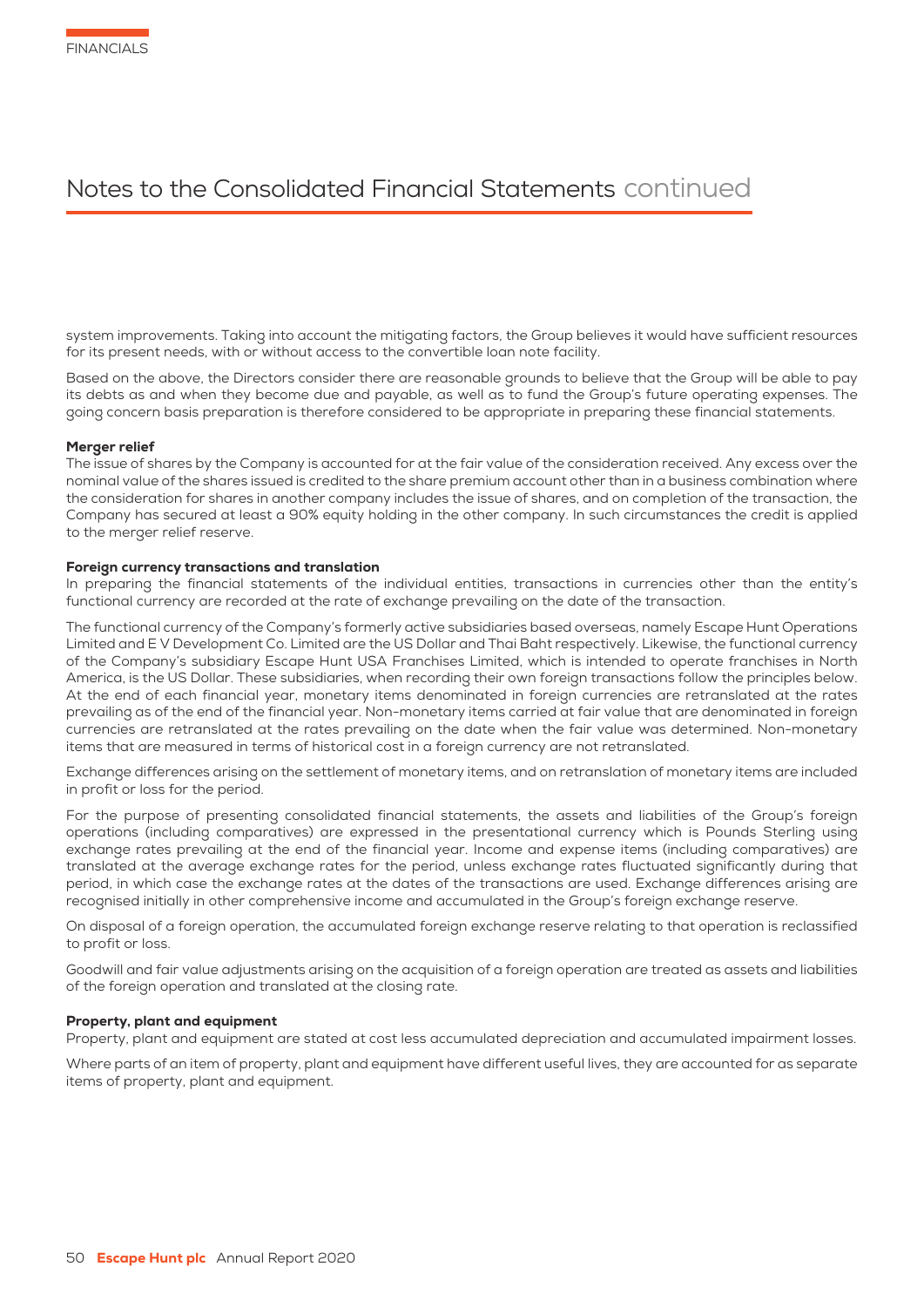system improvements. Taking into account the mitigating factors, the Group believes it would have sufficient resources for its present needs, with or without access to the convertible loan note facility.

Based on the above, the Directors consider there are reasonable grounds to believe that the Group will be able to pay its debts as and when they become due and payable, as well as to fund the Group's future operating expenses. The going concern basis preparation is therefore considered to be appropriate in preparing these financial statements.

**Merger relief**

The issue of shares by the Company is accounted for at the fair value of the consideration received. Any excess over the nominal value of the shares issued is credited to the share premium account other than in a business combination where the consideration for shares in another company includes the issue of shares, and on completion of the transaction, the Company has secured at least a 90% equity holding in the other company. In such circumstances the credit is applied to the merger relief reserve.

**Foreign currency transactions and translation**

In preparing the financial statements of the individual entities, transactions in currencies other than the entity's functional currency are recorded at the rate of exchange prevailing on the date of the transaction.

The functional currency of the Company's formerly active subsidiaries based overseas, namely Escape Hunt Operations Limited and E V Development Co. Limited are the US Dollar and Thai Baht respectively. Likewise, the functional currency of the Company's subsidiary Escape Hunt USA Franchises Limited, which is intended to operate franchises in North America, is the US Dollar. These subsidiaries, when recording their own foreign transactions follow the principles below. At the end of each financial year, monetary items denominated in foreign currencies are retranslated at the rates prevailing as of the end of the financial year. Non-monetary items carried at fair value that are denominated in foreign currencies are retranslated at the rates prevailing on the date when the fair value was determined. Non-monetary items that are measured in terms of historical cost in a foreign currency are not retranslated.

Exchange differences arising on the settlement of monetary items, and on retranslation of monetary items are included in profit or loss for the period.

For the purpose of presenting consolidated financial statements, the assets and liabilities of the Group's foreign operations (including comparatives) are expressed in the presentational currency which is Pounds Sterling using exchange rates prevailing at the end of the financial year. Income and expense items (including comparatives) are translated at the average exchange rates for the period, unless exchange rates fluctuated significantly during that period, in which case the exchange rates at the dates of the transactions are used. Exchange differences arising are recognised initially in other comprehensive income and accumulated in the Group's foreign exchange reserve.

On disposal of a foreign operation, the accumulated foreign exchange reserve relating to that operation is reclassified to profit or loss.

Goodwill and fair value adjustments arising on the acquisition of a foreign operation are treated as assets and liabilities of the foreign operation and translated at the closing rate.

**Property, plant and equipment**

Property, plant and equipment are stated at cost less accumulated depreciation and accumulated impairment losses.

Where parts of an item of property, plant and equipment have different useful lives, they are accounted for as separate items of property, plant and equipment.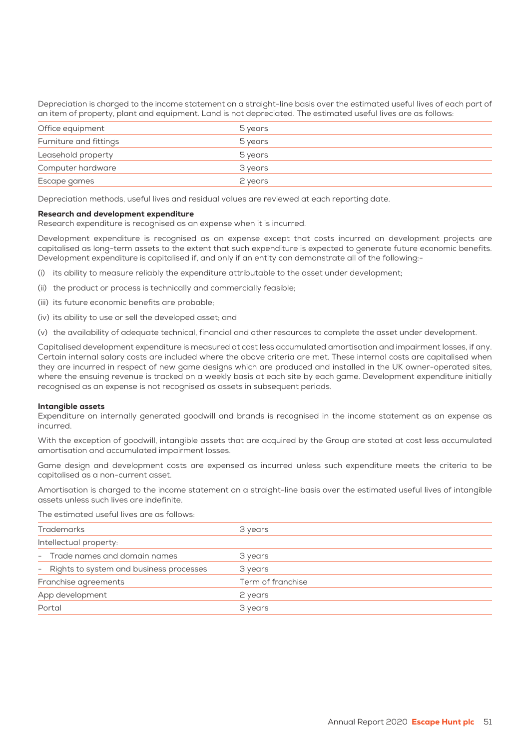Depreciation is charged to the income statement on a straight-line basis over the estimated useful lives of each part of an item of property, plant and equipment. Land is not depreciated. The estimated useful lives are as follows:

| | |
|---|---|
| Office equipment | 5 years |
| Furniture and fittings | 5 years |
| Leasehold property | 5 years |
| Computer hardware | 3 years |
| Escape games | 2 years |

Depreciation methods, useful lives and residual values are reviewed at each reporting date.

**Research and development expenditure**
Research expenditure is recognised as an expense when it is incurred.

Development expenditure is recognised as an expense except that costs incurred on development projects are capitalised as long-term assets to the extent that such expenditure is expected to generate future economic benefits. Development expenditure is capitalised if, and only if an entity can demonstrate all of the following:-

(i) its ability to measure reliably the expenditure attributable to the asset under development;

(ii) the product or process is technically and commercially feasible;

(iii) its future economic benefits are probable;

(iv) its ability to use or sell the developed asset; and

(v) the availability of adequate technical, financial and other resources to complete the asset under development.

Capitalised development expenditure is measured at cost less accumulated amortisation and impairment losses, if any. Certain internal salary costs are included where the above criteria are met. These internal costs are capitalised when they are incurred in respect of new game designs which are produced and installed in the UK owner-operated sites, where the ensuing revenue is tracked on a weekly basis at each site by each game. Development expenditure initially recognised as an expense is not recognised as assets in subsequent periods.

**Intangible assets**
Expenditure on internally generated goodwill and brands is recognised in the income statement as an expense as incurred.

With the exception of goodwill, intangible assets that are acquired by the Group are stated at cost less accumulated amortisation and accumulated impairment losses.

Game design and development costs are expensed as incurred unless such expenditure meets the criteria to be capitalised as a non-current asset.

Amortisation is charged to the income statement on a straight-line basis over the estimated useful lives of intangible assets unless such lives are indefinite.

The estimated useful lives are as follows:

| | |
|---|---|
| Trademarks | 3 years |
| Intellectual property: | |
| - Trade names and domain names | 3 years |
| - Rights to system and business processes | 3 years |
| Franchise agreements | Term of franchise |
| App development | 2 years |
| Portal | 3 years |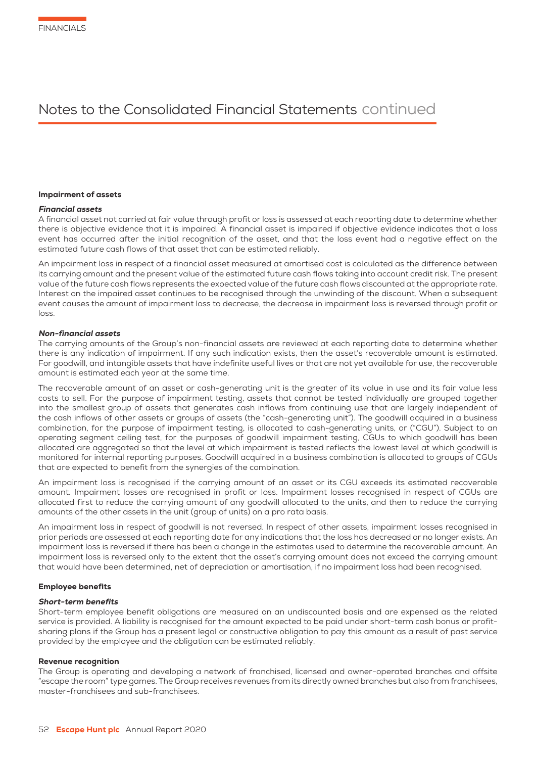## Notes to the Consolidated Financial Statements continued

### Impairment of assets

***Financial assets***

A financial asset not carried at fair value through profit or loss is assessed at each reporting date to determine whether there is objective evidence that it is impaired. A financial asset is impaired if objective evidence indicates that a loss event has occurred after the initial recognition of the asset, and that the loss event had a negative effect on the estimated future cash flows of that asset that can be estimated reliably.

An impairment loss in respect of a financial asset measured at amortised cost is calculated as the difference between its carrying amount and the present value of the estimated future cash flows taking into account credit risk. The present value of the future cash flows represents the expected value of the future cash flows discounted at the appropriate rate. Interest on the impaired asset continues to be recognised through the unwinding of the discount. When a subsequent event causes the amount of impairment loss to decrease, the decrease in impairment loss is reversed through profit or loss.

***Non-financial assets***

The carrying amounts of the Group's non-financial assets are reviewed at each reporting date to determine whether there is any indication of impairment. If any such indication exists, then the asset's recoverable amount is estimated. For goodwill, and intangible assets that have indefinite useful lives or that are not yet available for use, the recoverable amount is estimated each year at the same time.

The recoverable amount of an asset or cash-generating unit is the greater of its value in use and its fair value less costs to sell. For the purpose of impairment testing, assets that cannot be tested individually are grouped together into the smallest group of assets that generates cash inflows from continuing use that are largely independent of the cash inflows of other assets or groups of assets (the "cash-generating unit"). The goodwill acquired in a business combination, for the purpose of impairment testing, is allocated to cash-generating units, or ("CGU"). Subject to an operating segment ceiling test, for the purposes of goodwill impairment testing, CGUs to which goodwill has been allocated are aggregated so that the level at which impairment is tested reflects the lowest level at which goodwill is monitored for internal reporting purposes. Goodwill acquired in a business combination is allocated to groups of CGUs that are expected to benefit from the synergies of the combination.

An impairment loss is recognised if the carrying amount of an asset or its CGU exceeds its estimated recoverable amount. Impairment losses are recognised in profit or loss. Impairment losses recognised in respect of CGUs are allocated first to reduce the carrying amount of any goodwill allocated to the units, and then to reduce the carrying amounts of the other assets in the unit (group of units) on a pro rata basis.

An impairment loss in respect of goodwill is not reversed. In respect of other assets, impairment losses recognised in prior periods are assessed at each reporting date for any indications that the loss has decreased or no longer exists. An impairment loss is reversed if there has been a change in the estimates used to determine the recoverable amount. An impairment loss is reversed only to the extent that the asset's carrying amount does not exceed the carrying amount that would have been determined, net of depreciation or amortisation, if no impairment loss had been recognised.

### Employee benefits

***Short-term benefits***

Short-term employee benefit obligations are measured on an undiscounted basis and are expensed as the related service is provided. A liability is recognised for the amount expected to be paid under short-term cash bonus or profit-sharing plans if the Group has a present legal or constructive obligation to pay this amount as a result of past service provided by the employee and the obligation can be estimated reliably.

### Revenue recognition

The Group is operating and developing a network of franchised, licensed and owner-operated branches and offsite "escape the room" type games. The Group receives revenues from its directly owned branches but also from franchisees, master-franchisees and sub-franchisees.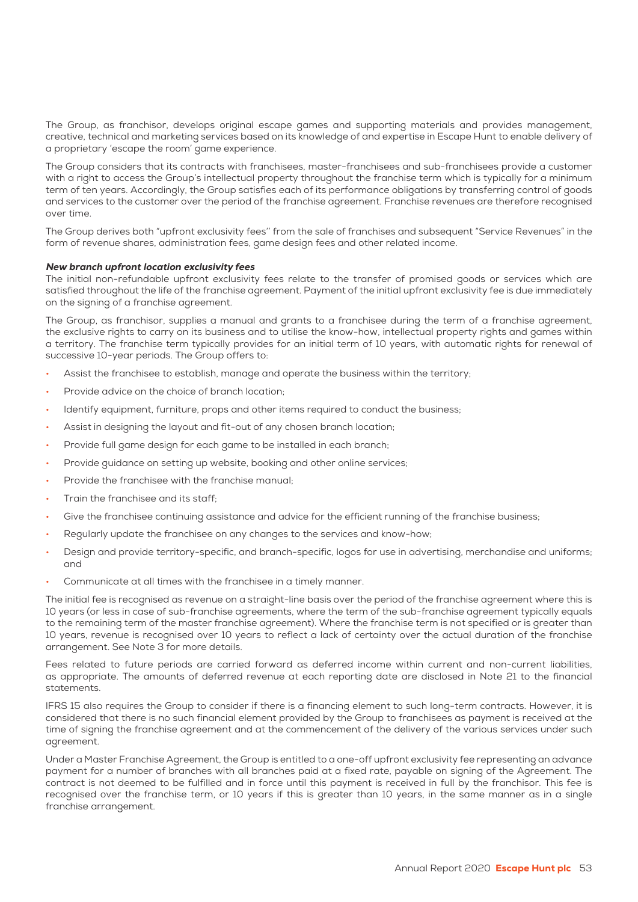The Group, as franchisor, develops original escape games and supporting materials and provides management, creative, technical and marketing services based on its knowledge of and expertise in Escape Hunt to enable delivery of a proprietary 'escape the room' game experience.

The Group considers that its contracts with franchisees, master-franchisees and sub-franchisees provide a customer with a right to access the Group's intellectual property throughout the franchise term which is typically for a minimum term of ten years. Accordingly, the Group satisfies each of its performance obligations by transferring control of goods and services to the customer over the period of the franchise agreement. Franchise revenues are therefore recognised over time.

The Group derives both "upfront exclusivity fees'' from the sale of franchises and subsequent "Service Revenues" in the form of revenue shares, administration fees, game design fees and other related income.

***New branch upfront location exclusivity fees***

The initial non-refundable upfront exclusivity fees relate to the transfer of promised goods or services which are satisfied throughout the life of the franchise agreement. Payment of the initial upfront exclusivity fee is due immediately on the signing of a franchise agreement.

The Group, as franchisor, supplies a manual and grants to a franchisee during the term of a franchise agreement, the exclusive rights to carry on its business and to utilise the know-how, intellectual property rights and games within a territory. The franchise term typically provides for an initial term of 10 years, with automatic rights for renewal of successive 10-year periods. The Group offers to:

- Assist the franchisee to establish, manage and operate the business within the territory;
- Provide advice on the choice of branch location;
- Identify equipment, furniture, props and other items required to conduct the business;
- Assist in designing the layout and fit-out of any chosen branch location;
- Provide full game design for each game to be installed in each branch;
- Provide guidance on setting up website, booking and other online services;
- Provide the franchisee with the franchise manual;
- Train the franchisee and its staff;
- Give the franchisee continuing assistance and advice for the efficient running of the franchise business;
- Regularly update the franchisee on any changes to the services and know-how;
- Design and provide territory-specific, and branch-specific, logos for use in advertising, merchandise and uniforms; and
- Communicate at all times with the franchisee in a timely manner.

The initial fee is recognised as revenue on a straight-line basis over the period of the franchise agreement where this is 10 years (or less in case of sub-franchise agreements, where the term of the sub-franchise agreement typically equals to the remaining term of the master franchise agreement). Where the franchise term is not specified or is greater than 10 years, revenue is recognised over 10 years to reflect a lack of certainty over the actual duration of the franchise arrangement. See Note 3 for more details.

Fees related to future periods are carried forward as deferred income within current and non-current liabilities, as appropriate. The amounts of deferred revenue at each reporting date are disclosed in Note 21 to the financial statements.

IFRS 15 also requires the Group to consider if there is a financing element to such long-term contracts. However, it is considered that there is no such financial element provided by the Group to franchisees as payment is received at the time of signing the franchise agreement and at the commencement of the delivery of the various services under such agreement.

Under a Master Franchise Agreement, the Group is entitled to a one-off upfront exclusivity fee representing an advance payment for a number of branches with all branches paid at a fixed rate, payable on signing of the Agreement. The contract is not deemed to be fulfilled and in force until this payment is received in full by the franchisor. This fee is recognised over the franchise term, or 10 years if this is greater than 10 years, in the same manner as in a single franchise arrangement.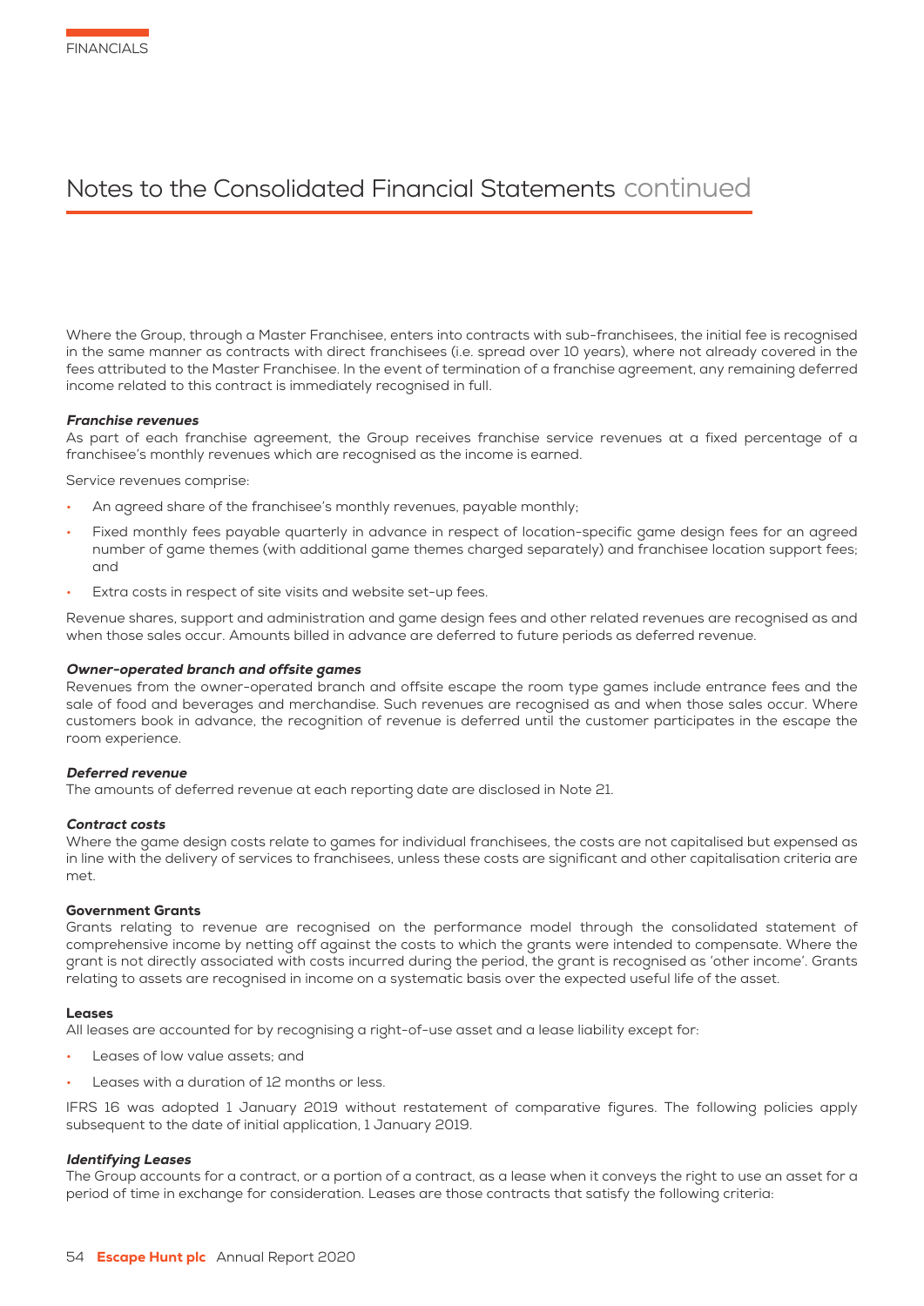# Notes to the Consolidated Financial Statements continued

Where the Group, through a Master Franchisee, enters into contracts with sub-franchisees, the initial fee is recognised in the same manner as contracts with direct franchisees (i.e. spread over 10 years), where not already covered in the fees attributed to the Master Franchisee. In the event of termination of a franchise agreement, any remaining deferred income related to this contract is immediately recognised in full.

***Franchise revenues***
As part of each franchise agreement, the Group receives franchise service revenues at a fixed percentage of a franchisee's monthly revenues which are recognised as the income is earned.

Service revenues comprise:

- An agreed share of the franchisee's monthly revenues, payable monthly;
- Fixed monthly fees payable quarterly in advance in respect of location-specific game design fees for an agreed number of game themes (with additional game themes charged separately) and franchisee location support fees; and
- Extra costs in respect of site visits and website set-up fees.

Revenue shares, support and administration and game design fees and other related revenues are recognised as and when those sales occur. Amounts billed in advance are deferred to future periods as deferred revenue.

***Owner-operated branch and offsite games***
Revenues from the owner-operated branch and offsite escape the room type games include entrance fees and the sale of food and beverages and merchandise. Such revenues are recognised as and when those sales occur. Where customers book in advance, the recognition of revenue is deferred until the customer participates in the escape the room experience.

***Deferred revenue***
The amounts of deferred revenue at each reporting date are disclosed in Note 21.

***Contract costs***
Where the game design costs relate to games for individual franchisees, the costs are not capitalised but expensed as in line with the delivery of services to franchisees, unless these costs are significant and other capitalisation criteria are met.

**Government Grants**
Grants relating to revenue are recognised on the performance model through the consolidated statement of comprehensive income by netting off against the costs to which the grants were intended to compensate. Where the grant is not directly associated with costs incurred during the period, the grant is recognised as 'other income'. Grants relating to assets are recognised in income on a systematic basis over the expected useful life of the asset.

**Leases**
All leases are accounted for by recognising a right-of-use asset and a lease liability except for:

- Leases of low value assets; and
- Leases with a duration of 12 months or less.

IFRS 16 was adopted 1 January 2019 without restatement of comparative figures. The following policies apply subsequent to the date of initial application, 1 January 2019.

***Identifying Leases***
The Group accounts for a contract, or a portion of a contract, as a lease when it conveys the right to use an asset for a period of time in exchange for consideration. Leases are those contracts that satisfy the following criteria: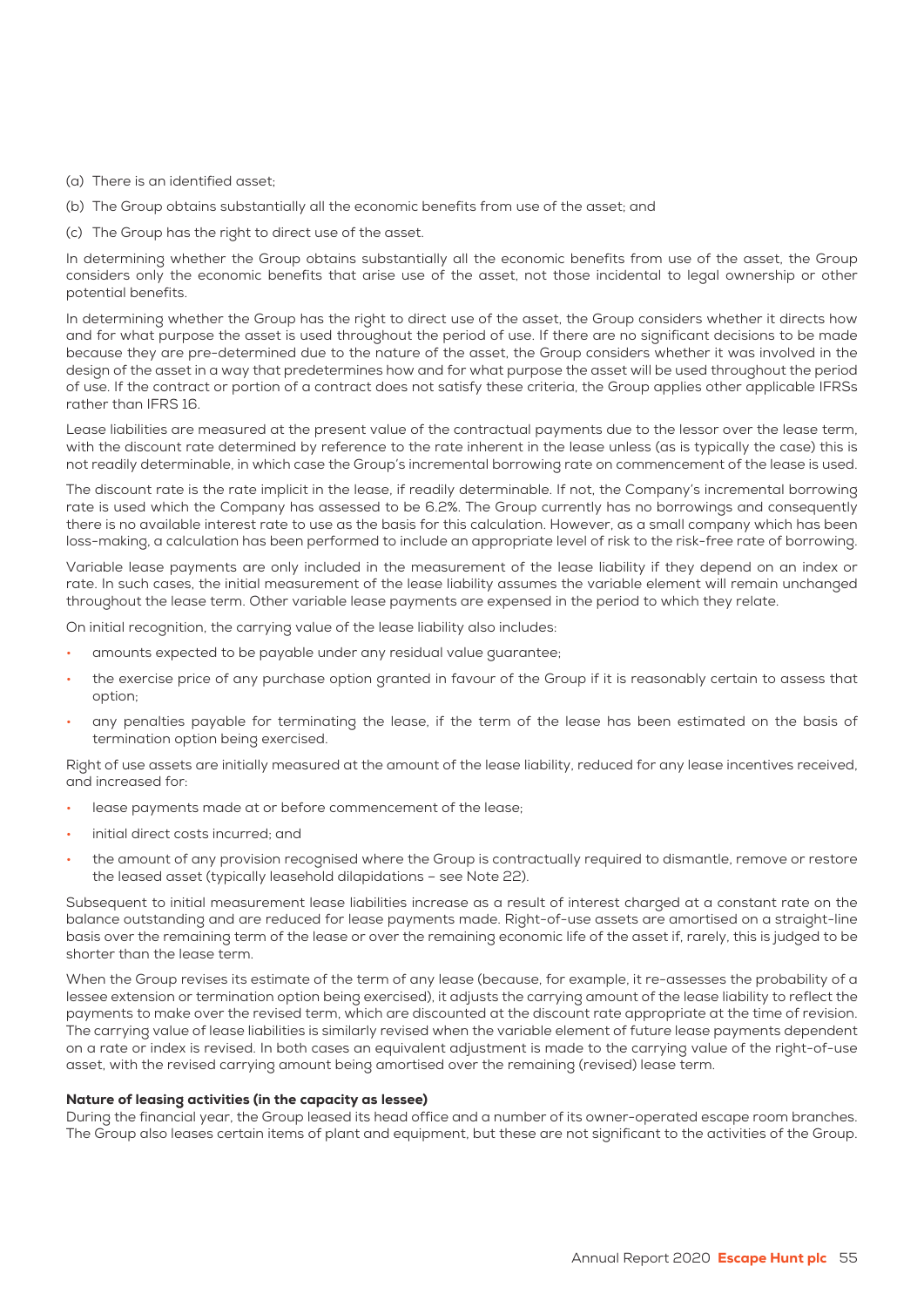(a) There is an identified asset;

(b) The Group obtains substantially all the economic benefits from use of the asset; and

(c) The Group has the right to direct use of the asset.

In determining whether the Group obtains substantially all the economic benefits from use of the asset, the Group considers only the economic benefits that arise use of the asset, not those incidental to legal ownership or other potential benefits.

In determining whether the Group has the right to direct use of the asset, the Group considers whether it directs how and for what purpose the asset is used throughout the period of use. If there are no significant decisions to be made because they are pre-determined due to the nature of the asset, the Group considers whether it was involved in the design of the asset in a way that predetermines how and for what purpose the asset will be used throughout the period of use. If the contract or portion of a contract does not satisfy these criteria, the Group applies other applicable IFRSs rather than IFRS 16.

Lease liabilities are measured at the present value of the contractual payments due to the lessor over the lease term, with the discount rate determined by reference to the rate inherent in the lease unless (as is typically the case) this is not readily determinable, in which case the Group's incremental borrowing rate on commencement of the lease is used.

The discount rate is the rate implicit in the lease, if readily determinable. If not, the Company's incremental borrowing rate is used which the Company has assessed to be 6.2%. The Group currently has no borrowings and consequently there is no available interest rate to use as the basis for this calculation. However, as a small company which has been loss-making, a calculation has been performed to include an appropriate level of risk to the risk-free rate of borrowing.

Variable lease payments are only included in the measurement of the lease liability if they depend on an index or rate. In such cases, the initial measurement of the lease liability assumes the variable element will remain unchanged throughout the lease term. Other variable lease payments are expensed in the period to which they relate.

On initial recognition, the carrying value of the lease liability also includes:

- amounts expected to be payable under any residual value guarantee;
- the exercise price of any purchase option granted in favour of the Group if it is reasonably certain to assess that option;
- any penalties payable for terminating the lease, if the term of the lease has been estimated on the basis of termination option being exercised.

Right of use assets are initially measured at the amount of the lease liability, reduced for any lease incentives received, and increased for:

- lease payments made at or before commencement of the lease;
- initial direct costs incurred; and
- the amount of any provision recognised where the Group is contractually required to dismantle, remove or restore the leased asset (typically leasehold dilapidations – see Note 22).

Subsequent to initial measurement lease liabilities increase as a result of interest charged at a constant rate on the balance outstanding and are reduced for lease payments made. Right-of-use assets are amortised on a straight-line basis over the remaining term of the lease or over the remaining economic life of the asset if, rarely, this is judged to be shorter than the lease term.

When the Group revises its estimate of the term of any lease (because, for example, it re-assesses the probability of a lessee extension or termination option being exercised), it adjusts the carrying amount of the lease liability to reflect the payments to make over the revised term, which are discounted at the discount rate appropriate at the time of revision. The carrying value of lease liabilities is similarly revised when the variable element of future lease payments dependent on a rate or index is revised. In both cases an equivalent adjustment is made to the carrying value of the right-of-use asset, with the revised carrying amount being amortised over the remaining (revised) lease term.

**Nature of leasing activities (in the capacity as lessee)**

During the financial year, the Group leased its head office and a number of its owner-operated escape room branches. The Group also leases certain items of plant and equipment, but these are not significant to the activities of the Group.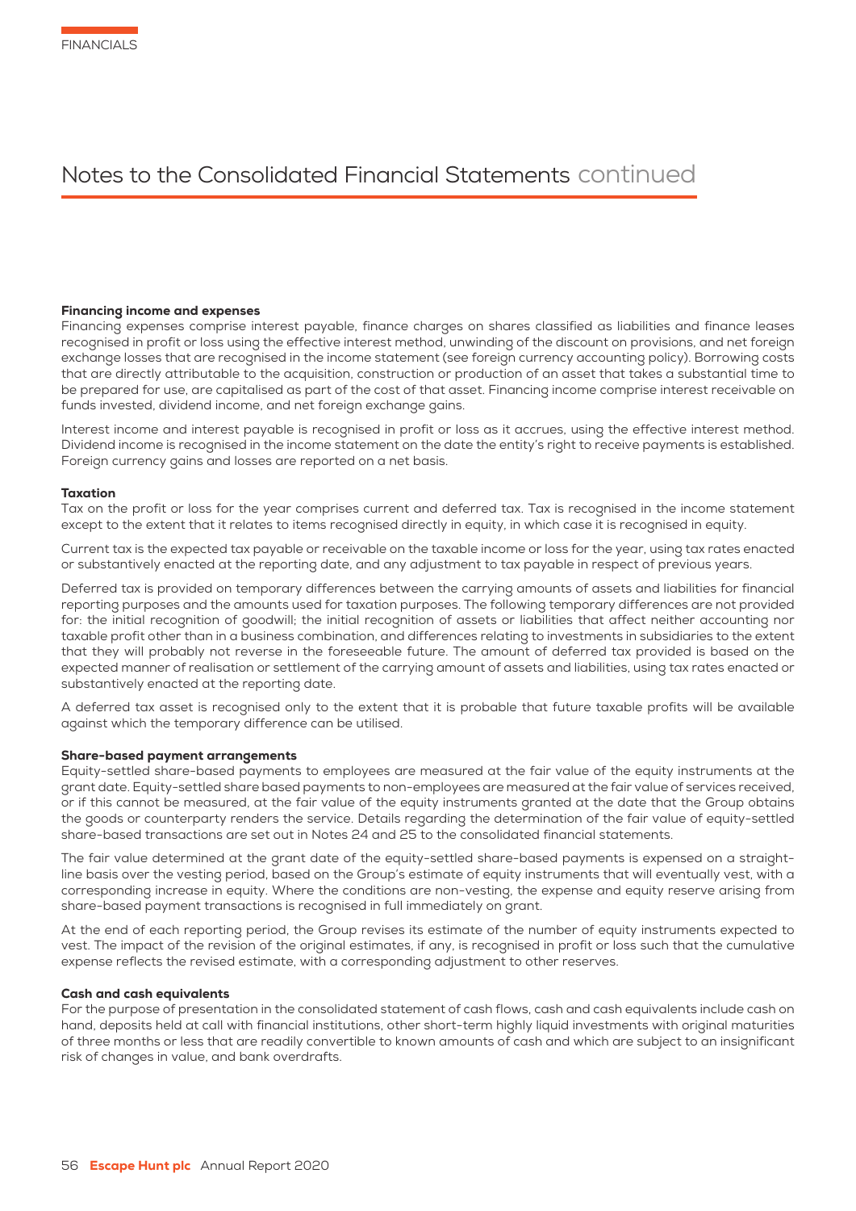## Notes to the Consolidated Financial Statements continued

#### Financing income and expenses

Financing expenses comprise interest payable, finance charges on shares classified as liabilities and finance leases recognised in profit or loss using the effective interest method, unwinding of the discount on provisions, and net foreign exchange losses that are recognised in the income statement (see foreign currency accounting policy). Borrowing costs that are directly attributable to the acquisition, construction or production of an asset that takes a substantial time to be prepared for use, are capitalised as part of the cost of that asset. Financing income comprise interest receivable on funds invested, dividend income, and net foreign exchange gains.

Interest income and interest payable is recognised in profit or loss as it accrues, using the effective interest method. Dividend income is recognised in the income statement on the date the entity's right to receive payments is established. Foreign currency gains and losses are reported on a net basis.

#### Taxation

Tax on the profit or loss for the year comprises current and deferred tax. Tax is recognised in the income statement except to the extent that it relates to items recognised directly in equity, in which case it is recognised in equity.

Current tax is the expected tax payable or receivable on the taxable income or loss for the year, using tax rates enacted or substantively enacted at the reporting date, and any adjustment to tax payable in respect of previous years.

Deferred tax is provided on temporary differences between the carrying amounts of assets and liabilities for financial reporting purposes and the amounts used for taxation purposes. The following temporary differences are not provided for: the initial recognition of goodwill; the initial recognition of assets or liabilities that affect neither accounting nor taxable profit other than in a business combination, and differences relating to investments in subsidiaries to the extent that they will probably not reverse in the foreseeable future. The amount of deferred tax provided is based on the expected manner of realisation or settlement of the carrying amount of assets and liabilities, using tax rates enacted or substantively enacted at the reporting date.

A deferred tax asset is recognised only to the extent that it is probable that future taxable profits will be available against which the temporary difference can be utilised.

#### Share-based payment arrangements

Equity-settled share-based payments to employees are measured at the fair value of the equity instruments at the grant date. Equity-settled share based payments to non-employees are measured at the fair value of services received, or if this cannot be measured, at the fair value of the equity instruments granted at the date that the Group obtains the goods or counterparty renders the service. Details regarding the determination of the fair value of equity-settled share-based transactions are set out in Notes 24 and 25 to the consolidated financial statements.

The fair value determined at the grant date of the equity-settled share-based payments is expensed on a straight-line basis over the vesting period, based on the Group's estimate of equity instruments that will eventually vest, with a corresponding increase in equity. Where the conditions are non-vesting, the expense and equity reserve arising from share-based payment transactions is recognised in full immediately on grant.

At the end of each reporting period, the Group revises its estimate of the number of equity instruments expected to vest. The impact of the revision of the original estimates, if any, is recognised in profit or loss such that the cumulative expense reflects the revised estimate, with a corresponding adjustment to other reserves.

#### Cash and cash equivalents

For the purpose of presentation in the consolidated statement of cash flows, cash and cash equivalents include cash on hand, deposits held at call with financial institutions, other short-term highly liquid investments with original maturities of three months or less that are readily convertible to known amounts of cash and which are subject to an insignificant risk of changes in value, and bank overdrafts.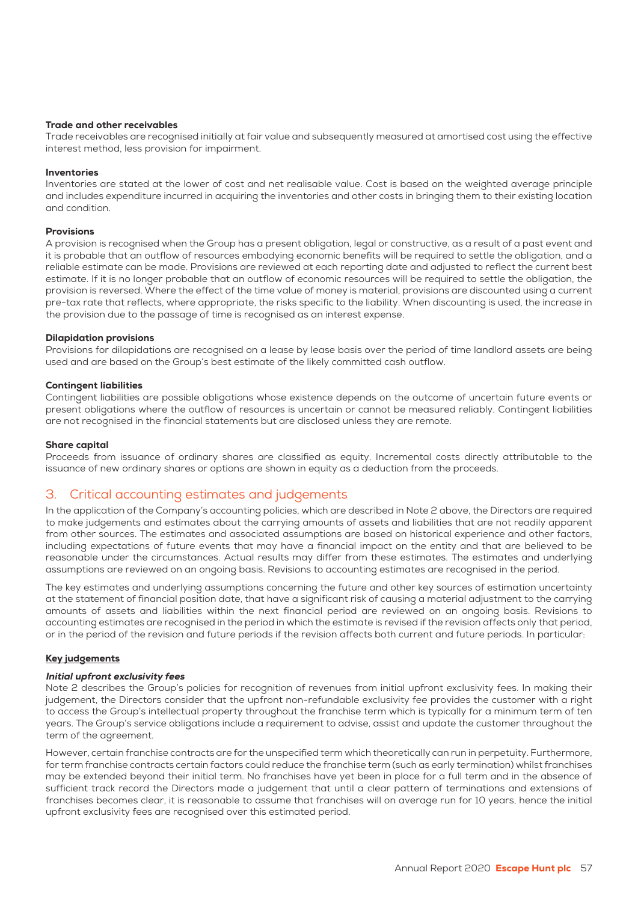#### Trade and other receivables

Trade receivables are recognised initially at fair value and subsequently measured at amortised cost using the effective interest method, less provision for impairment.

#### Inventories

Inventories are stated at the lower of cost and net realisable value. Cost is based on the weighted average principle and includes expenditure incurred in acquiring the inventories and other costs in bringing them to their existing location and condition.

#### Provisions

A provision is recognised when the Group has a present obligation, legal or constructive, as a result of a past event and it is probable that an outflow of resources embodying economic benefits will be required to settle the obligation, and a reliable estimate can be made. Provisions are reviewed at each reporting date and adjusted to reflect the current best estimate. If it is no longer probable that an outflow of economic resources will be required to settle the obligation, the provision is reversed. Where the effect of the time value of money is material, provisions are discounted using a current pre-tax rate that reflects, where appropriate, the risks specific to the liability. When discounting is used, the increase in the provision due to the passage of time is recognised as an interest expense.

#### Dilapidation provisions

Provisions for dilapidations are recognised on a lease by lease basis over the period of time landlord assets are being used and are based on the Group's best estimate of the likely committed cash outflow.

#### Contingent liabilities

Contingent liabilities are possible obligations whose existence depends on the outcome of uncertain future events or present obligations where the outflow of resources is uncertain or cannot be measured reliably. Contingent liabilities are not recognised in the financial statements but are disclosed unless they are remote.

#### Share capital

Proceeds from issuance of ordinary shares are classified as equity. Incremental costs directly attributable to the issuance of new ordinary shares or options are shown in equity as a deduction from the proceeds.

## 3. Critical accounting estimates and judgements

In the application of the Company's accounting policies, which are described in Note 2 above, the Directors are required to make judgements and estimates about the carrying amounts of assets and liabilities that are not readily apparent from other sources. The estimates and associated assumptions are based on historical experience and other factors, including expectations of future events that may have a financial impact on the entity and that are believed to be reasonable under the circumstances. Actual results may differ from these estimates. The estimates and underlying assumptions are reviewed on an ongoing basis. Revisions to accounting estimates are recognised in the period.

The key estimates and underlying assumptions concerning the future and other key sources of estimation uncertainty at the statement of financial position date, that have a significant risk of causing a material adjustment to the carrying amounts of assets and liabilities within the next financial period are reviewed on an ongoing basis. Revisions to accounting estimates are recognised in the period in which the estimate is revised if the revision affects only that period, or in the period of the revision and future periods if the revision affects both current and future periods. In particular:

#### Key judgements

***Initial upfront exclusivity fees***

Note 2 describes the Group's policies for recognition of revenues from initial upfront exclusivity fees. In making their judgement, the Directors consider that the upfront non-refundable exclusivity fee provides the customer with a right to access the Group's intellectual property throughout the franchise term which is typically for a minimum term of ten years. The Group's service obligations include a requirement to advise, assist and update the customer throughout the term of the agreement.

However, certain franchise contracts are for the unspecified term which theoretically can run in perpetuity. Furthermore, for term franchise contracts certain factors could reduce the franchise term (such as early termination) whilst franchises may be extended beyond their initial term. No franchises have yet been in place for a full term and in the absence of sufficient track record the Directors made a judgement that until a clear pattern of terminations and extensions of franchises becomes clear, it is reasonable to assume that franchises will on average run for 10 years, hence the initial upfront exclusivity fees are recognised over this estimated period.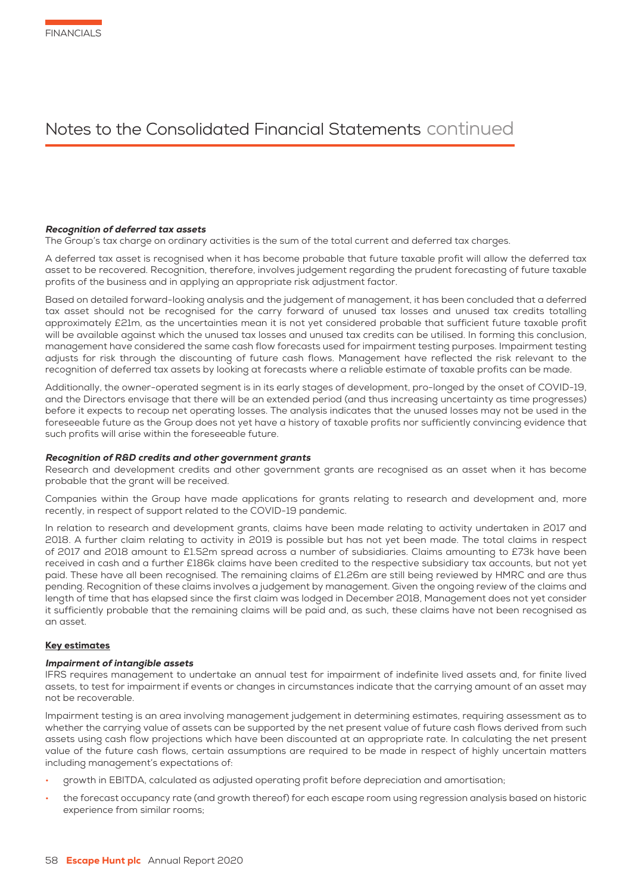# Notes to the Consolidated Financial Statements continued

***Recognition of deferred tax assets***

The Group's tax charge on ordinary activities is the sum of the total current and deferred tax charges.

A deferred tax asset is recognised when it has become probable that future taxable profit will allow the deferred tax asset to be recovered. Recognition, therefore, involves judgement regarding the prudent forecasting of future taxable profits of the business and in applying an appropriate risk adjustment factor.

Based on detailed forward-looking analysis and the judgement of management, it has been concluded that a deferred tax asset should not be recognised for the carry forward of unused tax losses and unused tax credits totalling approximately £21m, as the uncertainties mean it is not yet considered probable that sufficient future taxable profit will be available against which the unused tax losses and unused tax credits can be utilised. In forming this conclusion, management have considered the same cash flow forecasts used for impairment testing purposes. Impairment testing adjusts for risk through the discounting of future cash flows. Management have reflected the risk relevant to the recognition of deferred tax assets by looking at forecasts where a reliable estimate of taxable profits can be made.

Additionally, the owner-operated segment is in its early stages of development, pro-longed by the onset of COVID-19, and the Directors envisage that there will be an extended period (and thus increasing uncertainty as time progresses) before it expects to recoup net operating losses. The analysis indicates that the unused losses may not be used in the foreseeable future as the Group does not yet have a history of taxable profits nor sufficiently convincing evidence that such profits will arise within the foreseeable future.

***Recognition of R&D credits and other government grants***

Research and development credits and other government grants are recognised as an asset when it has become probable that the grant will be received.

Companies within the Group have made applications for grants relating to research and development and, more recently, in respect of support related to the COVID-19 pandemic.

In relation to research and development grants, claims have been made relating to activity undertaken in 2017 and 2018. A further claim relating to activity in 2019 is possible but has not yet been made. The total claims in respect of 2017 and 2018 amount to £1.52m spread across a number of subsidiaries. Claims amounting to £73k have been received in cash and a further £186k claims have been credited to the respective subsidiary tax accounts, but not yet paid. These have all been recognised. The remaining claims of £1.26m are still being reviewed by HMRC and are thus pending. Recognition of these claims involves a judgement by management. Given the ongoing review of the claims and length of time that has elapsed since the first claim was lodged in December 2018, Management does not yet consider it sufficiently probable that the remaining claims will be paid and, as such, these claims have not been recognised as an asset.

**Key estimates**

***Impairment of intangible assets***

IFRS requires management to undertake an annual test for impairment of indefinite lived assets and, for finite lived assets, to test for impairment if events or changes in circumstances indicate that the carrying amount of an asset may not be recoverable.

Impairment testing is an area involving management judgement in determining estimates, requiring assessment as to whether the carrying value of assets can be supported by the net present value of future cash flows derived from such assets using cash flow projections which have been discounted at an appropriate rate. In calculating the net present value of the future cash flows, certain assumptions are required to be made in respect of highly uncertain matters including management's expectations of:

- growth in EBITDA, calculated as adjusted operating profit before depreciation and amortisation;
- the forecast occupancy rate (and growth thereof) for each escape room using regression analysis based on historic experience from similar rooms;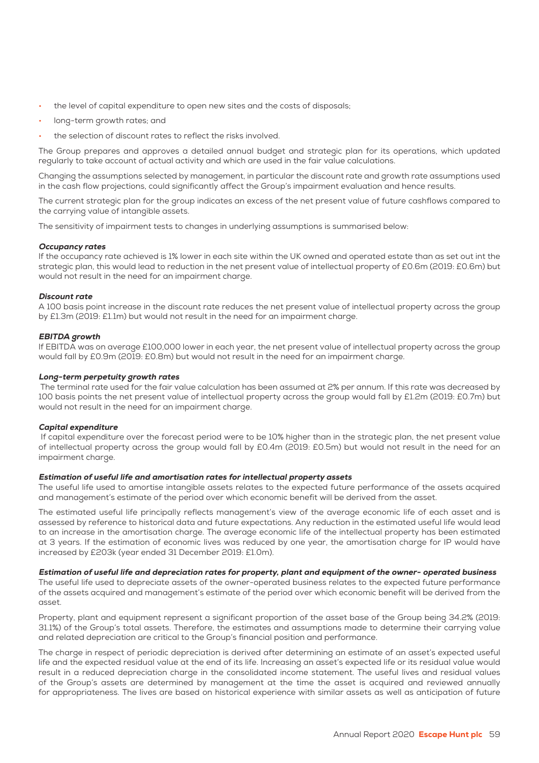- the level of capital expenditure to open new sites and the costs of disposals;
- long-term growth rates; and
- the selection of discount rates to reflect the risks involved.

The Group prepares and approves a detailed annual budget and strategic plan for its operations, which updated regularly to take account of actual activity and which are used in the fair value calculations.

Changing the assumptions selected by management, in particular the discount rate and growth rate assumptions used in the cash flow projections, could significantly affect the Group's impairment evaluation and hence results.

The current strategic plan for the group indicates an excess of the net present value of future cashflows compared to the carrying value of intangible assets.

The sensitivity of impairment tests to changes in underlying assumptions is summarised below:

***Occupancy rates***
If the occupancy rate achieved is 1% lower in each site within the UK owned and operated estate than as set out int the strategic plan, this would lead to reduction in the net present value of intellectual property of £0.6m (2019: £0.6m) but would not result in the need for an impairment charge.

***Discount rate***
A 100 basis point increase in the discount rate reduces the net present value of intellectual property across the group by £1.3m (2019: £1.1m) but would not result in the need for an impairment charge.

***EBITDA growth***
If EBITDA was on average £100,000 lower in each year, the net present value of intellectual property across the group would fall by £0.9m (2019: £0.8m) but would not result in the need for an impairment charge.

***Long-term perpetuity growth rates***
The terminal rate used for the fair value calculation has been assumed at 2% per annum. If this rate was decreased by 100 basis points the net present value of intellectual property across the group would fall by £1.2m (2019: £0.7m) but would not result in the need for an impairment charge.

***Capital expenditure***
If capital expenditure over the forecast period were to be 10% higher than in the strategic plan, the net present value of intellectual property across the group would fall by £0.4m (2019: £0.5m) but would not result in the need for an impairment charge.

***Estimation of useful life and amortisation rates for intellectual property assets***
The useful life used to amortise intangible assets relates to the expected future performance of the assets acquired and management's estimate of the period over which economic benefit will be derived from the asset.

The estimated useful life principally reflects management's view of the average economic life of each asset and is assessed by reference to historical data and future expectations. Any reduction in the estimated useful life would lead to an increase in the amortisation charge. The average economic life of the intellectual property has been estimated at 3 years. If the estimation of economic lives was reduced by one year, the amortisation charge for IP would have increased by £203k (year ended 31 December 2019: £1.0m).

***Estimation of useful life and depreciation rates for property, plant and equipment of the owner- operated business***
The useful life used to depreciate assets of the owner-operated business relates to the expected future performance of the assets acquired and management's estimate of the period over which economic benefit will be derived from the asset.

Property, plant and equipment represent a significant proportion of the asset base of the Group being 34.2% (2019: 31.1%) of the Group's total assets. Therefore, the estimates and assumptions made to determine their carrying value and related depreciation are critical to the Group's financial position and performance.

The charge in respect of periodic depreciation is derived after determining an estimate of an asset's expected useful life and the expected residual value at the end of its life. Increasing an asset's expected life or its residual value would result in a reduced depreciation charge in the consolidated income statement. The useful lives and residual values of the Group's assets are determined by management at the time the asset is acquired and reviewed annually for appropriateness. The lives are based on historical experience with similar assets as well as anticipation of future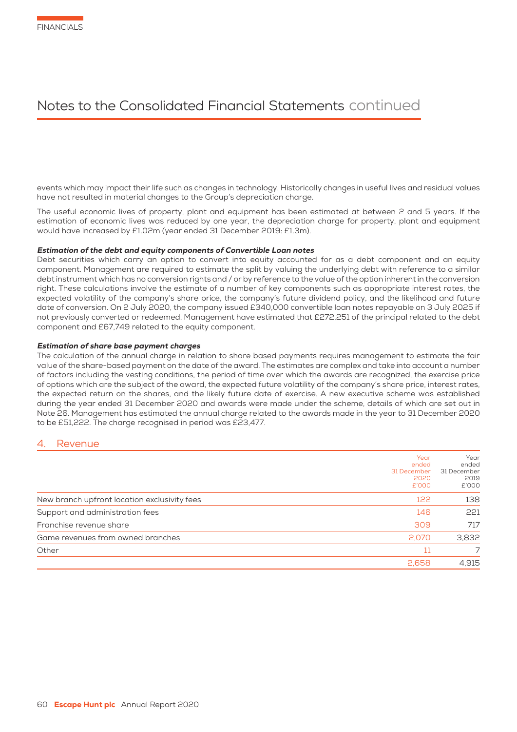events which may impact their life such as changes in technology. Historically changes in useful lives and residual values have not resulted in material changes to the Group's depreciation charge.

The useful economic lives of property, plant and equipment has been estimated at between 2 and 5 years. If the estimation of economic lives was reduced by one year, the depreciation charge for property, plant and equipment would have increased by £1.02m (year ended 31 December 2019: £1.3m).

***Estimation of the debt and equity components of Convertible Loan notes***

Debt securities which carry an option to convert into equity accounted for as a debt component and an equity component. Management are required to estimate the split by valuing the underlying debt with reference to a similar debt instrument which has no conversion rights and / or by reference to the value of the option inherent in the conversion right. These calculations involve the estimate of a number of key components such as appropriate interest rates, the expected volatility of the company's share price, the company's future dividend policy, and the likelihood and future date of conversion. On 2 July 2020, the company issued £340,000 convertible loan notes repayable on 3 July 2025 if not previously converted or redeemed. Management have estimated that £272,251 of the principal related to the debt component and £67,749 related to the equity component.

***Estimation of share base payment charges***

The calculation of the annual charge in relation to share based payments requires management to estimate the fair value of the share-based payment on the date of the award. The estimates are complex and take into account a number of factors including the vesting conditions, the period of time over which the awards are recognized, the exercise price of options which are the subject of the award, the expected future volatility of the company's share price, interest rates, the expected return on the shares, and the likely future date of exercise. A new executive scheme was established during the year ended 31 December 2020 and awards were made under the scheme, details of which are set out in Note 26. Management has estimated the annual charge related to the awards made in the year to 31 December 2020 to be £51,222. The charge recognised in period was £23,477.

## 4. Revenue

| | Year ended 31 December 2020 £'000 | Year ended 31 December 2019 £'000 |
|---|---|---|
| New branch upfront location exclusivity fees | 122 | 138 |
| Support and administration fees | 146 | 221 |
| Franchise revenue share | 309 | 717 |
| Game revenues from owned branches | 2,070 | 3,832 |
| Other | 11 | 7 |
| | 2,658 | 4,915 |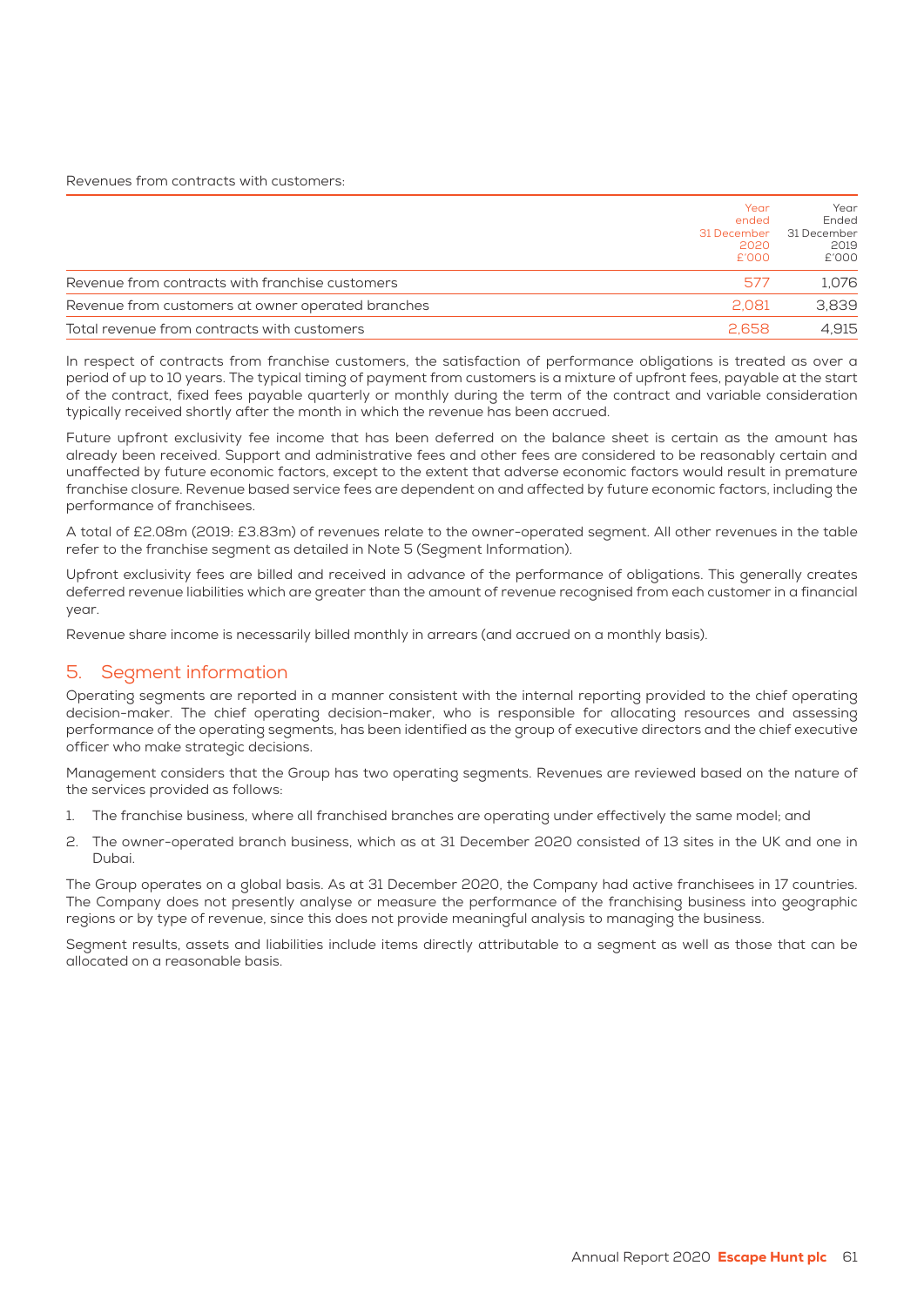Revenues from contracts with customers:

| | Year ended 31 December 2020 £'000 | Year Ended 31 December 2019 £'000 |
|---|---|---|
| Revenue from contracts with franchise customers | 577 | 1,076 |
| Revenue from customers at owner operated branches | 2,081 | 3,839 |
| Total revenue from contracts with customers | 2,658 | 4,915 |

In respect of contracts from franchise customers, the satisfaction of performance obligations is treated as over a period of up to 10 years. The typical timing of payment from customers is a mixture of upfront fees, payable at the start of the contract, fixed fees payable quarterly or monthly during the term of the contract and variable consideration typically received shortly after the month in which the revenue has been accrued.

Future upfront exclusivity fee income that has been deferred on the balance sheet is certain as the amount has already been received. Support and administrative fees and other fees are considered to be reasonably certain and unaffected by future economic factors, except to the extent that adverse economic factors would result in premature franchise closure. Revenue based service fees are dependent on and affected by future economic factors, including the performance of franchisees.

A total of £2.08m (2019: £3.83m) of revenues relate to the owner-operated segment. All other revenues in the table refer to the franchise segment as detailed in Note 5 (Segment Information).

Upfront exclusivity fees are billed and received in advance of the performance of obligations. This generally creates deferred revenue liabilities which are greater than the amount of revenue recognised from each customer in a financial year.

Revenue share income is necessarily billed monthly in arrears (and accrued on a monthly basis).

## 5. Segment information

Operating segments are reported in a manner consistent with the internal reporting provided to the chief operating decision-maker. The chief operating decision-maker, who is responsible for allocating resources and assessing performance of the operating segments, has been identified as the group of executive directors and the chief executive officer who make strategic decisions.

Management considers that the Group has two operating segments. Revenues are reviewed based on the nature of the services provided as follows:

1. The franchise business, where all franchised branches are operating under effectively the same model; and
2. The owner-operated branch business, which as at 31 December 2020 consisted of 13 sites in the UK and one in Dubai.

The Group operates on a global basis. As at 31 December 2020, the Company had active franchisees in 17 countries. The Company does not presently analyse or measure the performance of the franchising business into geographic regions or by type of revenue, since this does not provide meaningful analysis to managing the business.

Segment results, assets and liabilities include items directly attributable to a segment as well as those that can be allocated on a reasonable basis.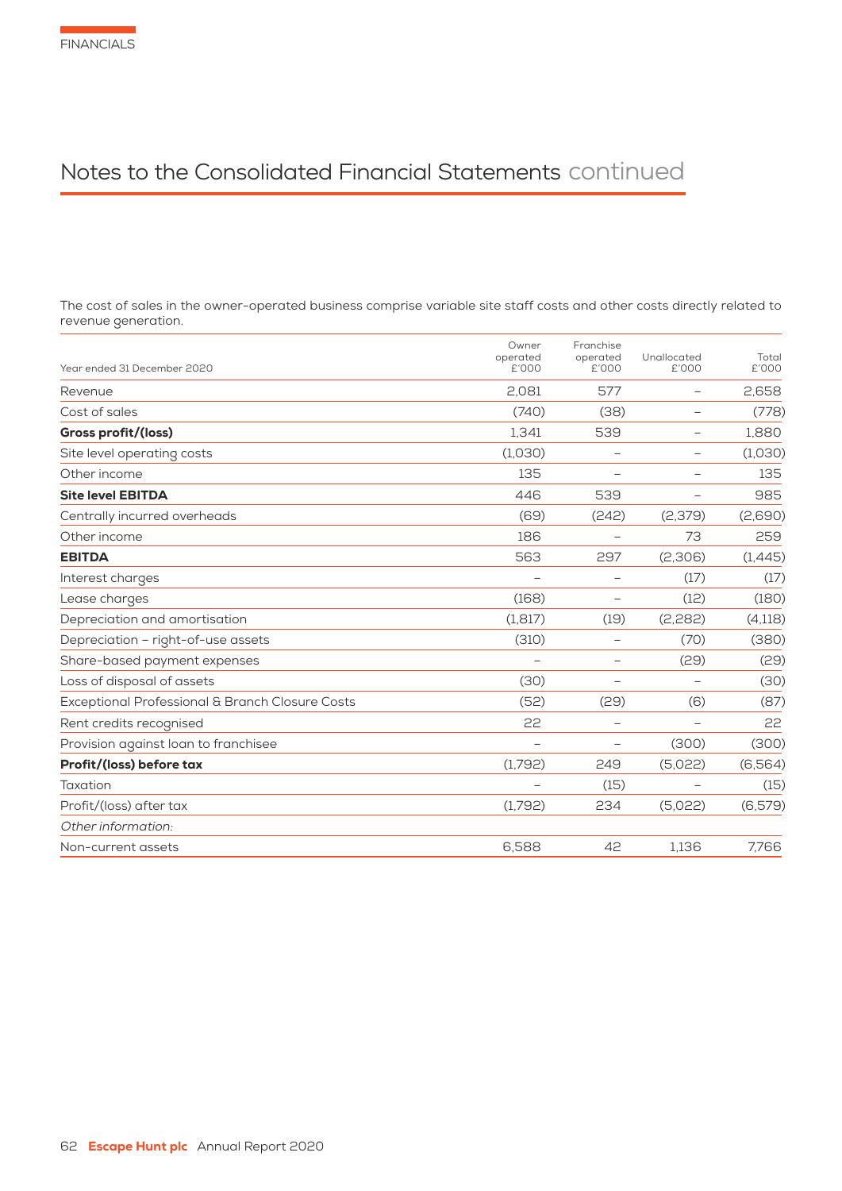# Notes to the Consolidated Financial Statements continued

The cost of sales in the owner-operated business comprise variable site staff costs and other costs directly related to revenue generation.

| Year ended 31 December 2020 | Owner operated £'000 | Franchise operated £'000 | Unallocated £'000 | Total £'000 |
|---|---|---|---|---|
| Revenue | 2,081 | 577 | – | 2,658 |
| Cost of sales | (740) | (38) | – | (778) |
| **Gross profit/(loss)** | 1,341 | 539 | – | 1,880 |
| Site level operating costs | (1,030) | – | – | (1,030) |
| Other income | 135 | – | – | 135 |
| **Site level EBITDA** | 446 | 539 | – | 985 |
| Centrally incurred overheads | (69) | (242) | (2,379) | (2,690) |
| Other income | 186 | – | 73 | 259 |
| **EBITDA** | 563 | 297 | (2,306) | (1,445) |
| Interest charges | – | – | (17) | (17) |
| Lease charges | (168) | – | (12) | (180) |
| Depreciation and amortisation | (1,817) | (19) | (2,282) | (4,118) |
| Depreciation – right-of-use assets | (310) | – | (70) | (380) |
| Share-based payment expenses | – | – | (29) | (29) |
| Loss of disposal of assets | (30) | – | – | (30) |
| Exceptional Professional & Branch Closure Costs | (52) | (29) | (6) | (87) |
| Rent credits recognised | 22 | – | – | 22 |
| Provision against loan to franchisee | – | – | (300) | (300) |
| **Profit/(loss) before tax** | (1,792) | 249 | (5,022) | (6,564) |
| Taxation | – | (15) | – | (15) |
| Profit/(loss) after tax | (1,792) | 234 | (5,022) | (6,579) |
| *Other information:* | | | | |
| Non-current assets | 6,588 | 42 | 1,136 | 7,766 |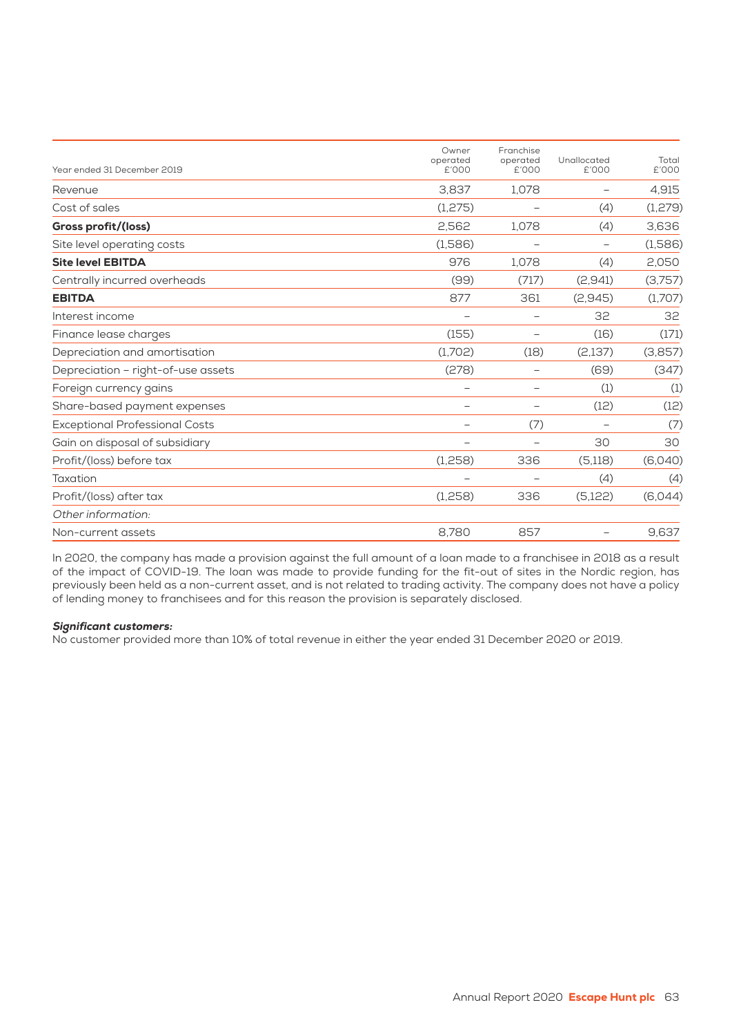| Year ended 31 December 2019 | Owner operated £'000 | Franchise operated £'000 | Unallocated £'000 | Total £'000 |
|---|---|---|---|---|
| Revenue | 3,837 | 1,078 | – | 4,915 |
| Cost of sales | (1,275) | – | (4) | (1,279) |
| **Gross profit/(loss)** | 2,562 | 1,078 | (4) | 3,636 |
| Site level operating costs | (1,586) | – | – | (1,586) |
| **Site level EBITDA** | 976 | 1,078 | (4) | 2,050 |
| Centrally incurred overheads | (99) | (717) | (2,941) | (3,757) |
| **EBITDA** | 877 | 361 | (2,945) | (1,707) |
| Interest income | – | – | 32 | 32 |
| Finance lease charges | (155) | – | (16) | (171) |
| Depreciation and amortisation | (1,702) | (18) | (2,137) | (3,857) |
| Depreciation – right-of-use assets | (278) | – | (69) | (347) |
| Foreign currency gains | – | – | (1) | (1) |
| Share-based payment expenses | – | – | (12) | (12) |
| Exceptional Professional Costs | – | (7) | – | (7) |
| Gain on disposal of subsidiary | – | – | 30 | 30 |
| Profit/(loss) before tax | (1,258) | 336 | (5,118) | (6,040) |
| Taxation | – | – | (4) | (4) |
| Profit/(loss) after tax | (1,258) | 336 | (5,122) | (6,044) |
| *Other information:* | | | | |
| Non-current assets | 8,780 | 857 | – | 9,637 |

In 2020, the company has made a provision against the full amount of a loan made to a franchisee in 2018 as a result of the impact of COVID-19. The loan was made to provide funding for the fit-out of sites in the Nordic region, has previously been held as a non-current asset, and is not related to trading activity. The company does not have a policy of lending money to franchisees and for this reason the provision is separately disclosed.

***Significant customers:***

No customer provided more than 10% of total revenue in either the year ended 31 December 2020 or 2019.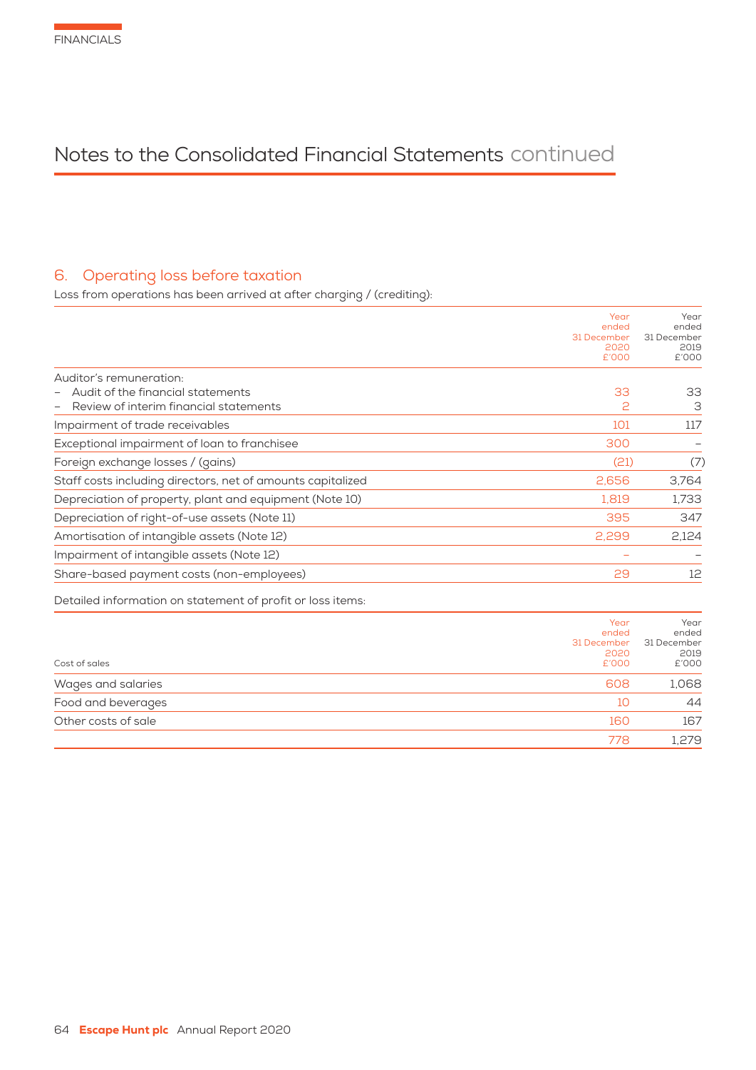# Notes to the Consolidated Financial Statements continued

## 6. Operating loss before taxation

Loss from operations has been arrived at after charging / (crediting):

| | Year ended 31 December 2020 £'000 | Year ended 31 December 2019 £'000 |
|---|---|---|
| Auditor's remuneration: | | |
| – Audit of the financial statements | 33 | 33 |
| – Review of interim financial statements | 2 | 3 |
| Impairment of trade receivables | 101 | 117 |
| Exceptional impairment of loan to franchisee | 300 | – |
| Foreign exchange losses / (gains) | (21) | (7) |
| Staff costs including directors, net of amounts capitalized | 2,656 | 3,764 |
| Depreciation of property, plant and equipment (Note 10) | 1,819 | 1,733 |
| Depreciation of right-of-use assets (Note 11) | 395 | 347 |
| Amortisation of intangible assets (Note 12) | 2,299 | 2,124 |
| Impairment of intangible assets (Note 12) | – | – |
| Share-based payment costs (non-employees) | 29 | 12 |

Detailed information on statement of profit or loss items:

| Cost of sales | Year ended 31 December 2020 £'000 | Year ended 31 December 2019 £'000 |
|---|---|---|
| Wages and salaries | 608 | 1,068 |
| Food and beverages | 10 | 44 |
| Other costs of sale | 160 | 167 |
| | 778 | 1,279 |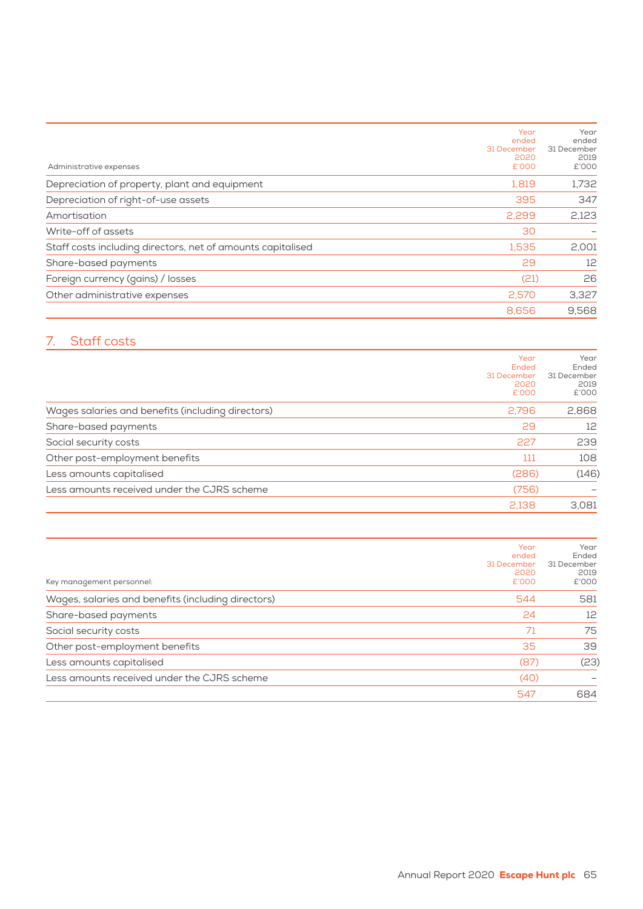| Administrative expenses | Year ended 31 December 2020 £'000 | Year ended 31 December 2019 £'000 |
|---|---|---|
| Depreciation of property, plant and equipment | 1,819 | 1,732 |
| Depreciation of right-of-use assets | 395 | 347 |
| Amortisation | 2,299 | 2,123 |
| Write-off of assets | 30 | – |
| Staff costs including directors, net of amounts capitalised | 1,535 | 2,001 |
| Share-based payments | 29 | 12 |
| Foreign currency (gains) / losses | (21) | 26 |
| Other administrative expenses | 2,570 | 3,327 |
| | 8,656 | 9,568 |

## 7. Staff costs

| | Year Ended 31 December 2020 £'000 | Year Ended 31 December 2019 £'000 |
|---|---|---|
| Wages salaries and benefits (including directors) | 2,796 | 2,868 |
| Share-based payments | 29 | 12 |
| Social security costs | 227 | 239 |
| Other post-employment benefits | 111 | 108 |
| Less amounts capitalised | (286) | (146) |
| Less amounts received under the CJRS scheme | (756) | – |
| | 2,138 | 3,081 |

| Key management personnel: | Year ended 31 December 2020 £'000 | Year Ended 31 December 2019 £'000 |
|---|---|---|
| Wages, salaries and benefits (including directors) | 544 | 581 |
| Share-based payments | 24 | 12 |
| Social security costs | 71 | 75 |
| Other post-employment benefits | 35 | 39 |
| Less amounts capitalised | (87) | (23) |
| Less amounts received under the CJRS scheme | (40) | – |
| | 547 | 684 |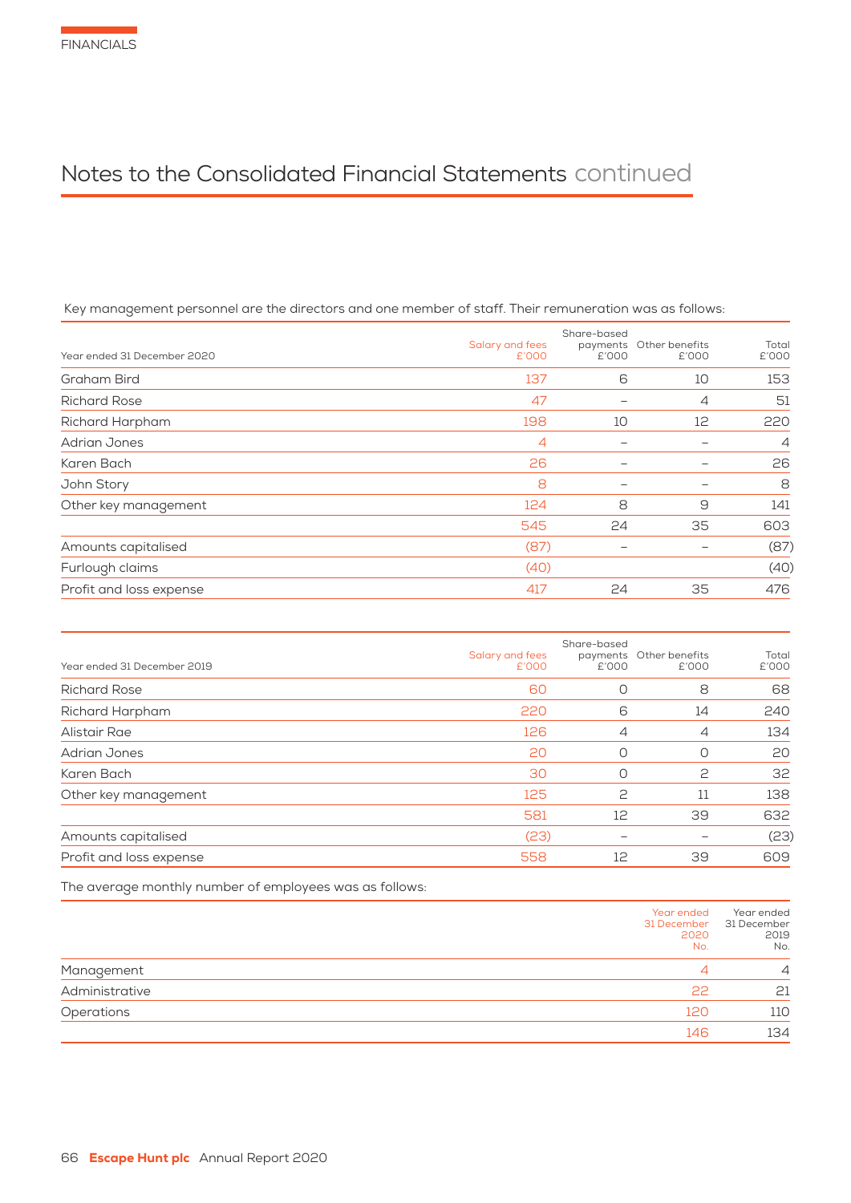# Notes to the Consolidated Financial Statements continued

Key management personnel are the directors and one member of staff. Their remuneration was as follows:

| Year ended 31 December 2020 | Salary and fees £'000 | Share-based payments £'000 | Other benefits £'000 | Total £'000 |
|---|---|---|---|---|
| Graham Bird | 137 | 6 | 10 | 153 |
| Richard Rose | 47 | – | 4 | 51 |
| Richard Harpham | 198 | 10 | 12 | 220 |
| Adrian Jones | 4 | – | – | 4 |
| Karen Bach | 26 | – | – | 26 |
| John Story | 8 | – | – | 8 |
| Other key management | 124 | 8 | 9 | 141 |
| | 545 | 24 | 35 | 603 |
| Amounts capitalised | (87) | – | – | (87) |
| Furlough claims | (40) | | | (40) |
| Profit and loss expense | 417 | 24 | 35 | 476 |

| Year ended 31 December 2019 | Salary and fees £'000 | Share-based payments £'000 | Other benefits £'000 | Total £'000 |
|---|---|---|---|---|
| Richard Rose | 60 | 0 | 8 | 68 |
| Richard Harpham | 220 | 6 | 14 | 240 |
| Alistair Rae | 126 | 4 | 4 | 134 |
| Adrian Jones | 20 | 0 | 0 | 20 |
| Karen Bach | 30 | 0 | 2 | 32 |
| Other key management | 125 | 2 | 11 | 138 |
| | 581 | 12 | 39 | 632 |
| Amounts capitalised | (23) | – | – | (23) |
| Profit and loss expense | 558 | 12 | 39 | 609 |

The average monthly number of employees was as follows:

| | Year ended 31 December 2020 No. | Year ended 31 December 2019 No. |
|---|---|---|
| Management | 4 | 4 |
| Administrative | 22 | 21 |
| Operations | 120 | 110 |
| | 146 | 134 |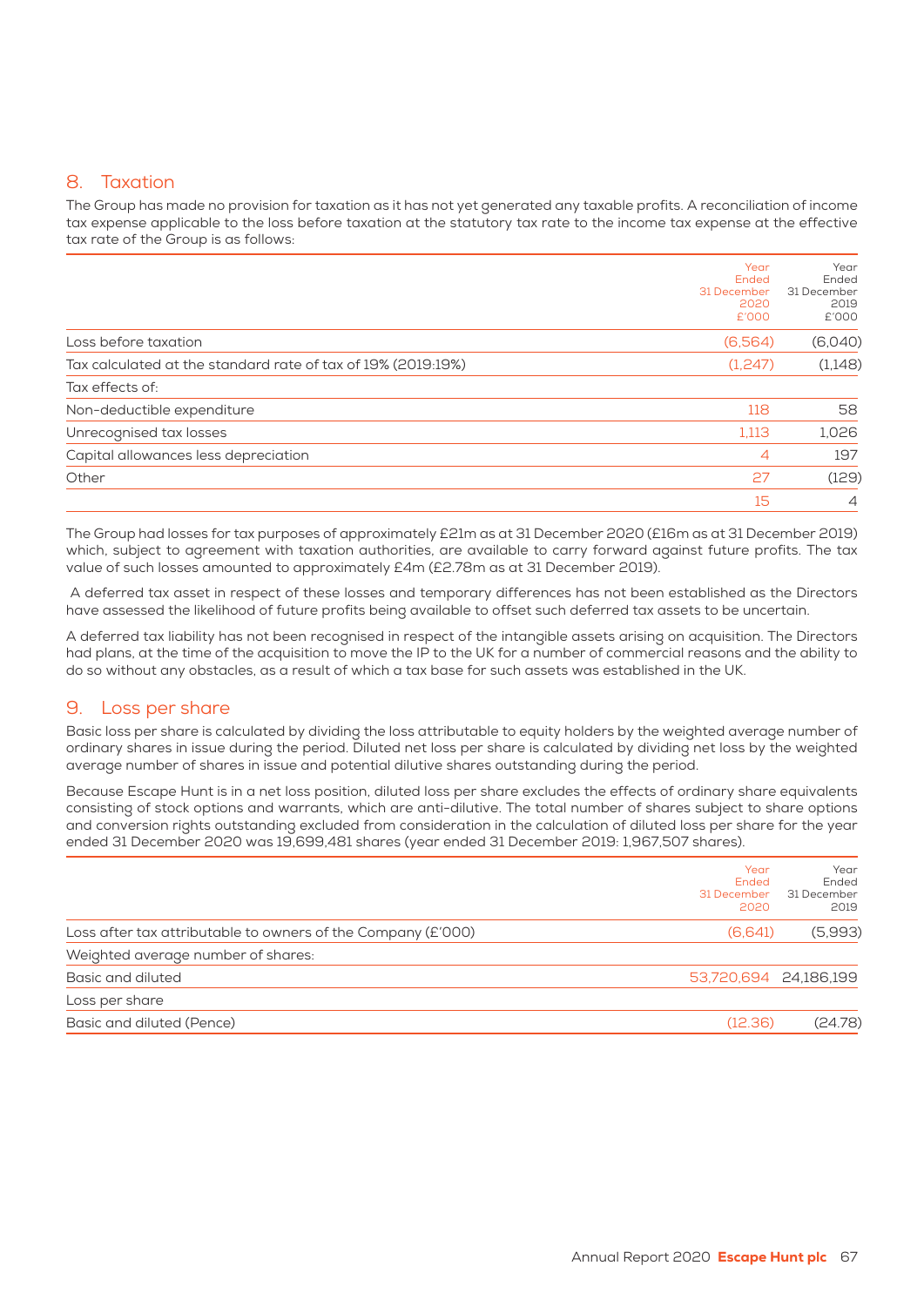## 8. Taxation

The Group has made no provision for taxation as it has not yet generated any taxable profits. A reconciliation of income tax expense applicable to the loss before taxation at the statutory tax rate to the income tax expense at the effective tax rate of the Group is as follows:

| | Year Ended 31 December 2020 £'000 | Year Ended 31 December 2019 £'000 |
|---|---|---|
| Loss before taxation | (6,564) | (6,040) |
| Tax calculated at the standard rate of tax of 19% (2019:19%) | (1,247) | (1,148) |
| Tax effects of: | | |
| Non-deductible expenditure | 118 | 58 |
| Unrecognised tax losses | 1,113 | 1,026 |
| Capital allowances less depreciation | 4 | 197 |
| Other | 27 | (129) |
| | 15 | 4 |

The Group had losses for tax purposes of approximately £21m as at 31 December 2020 (£16m as at 31 December 2019) which, subject to agreement with taxation authorities, are available to carry forward against future profits. The tax value of such losses amounted to approximately £4m (£2.78m as at 31 December 2019).

A deferred tax asset in respect of these losses and temporary differences has not been established as the Directors have assessed the likelihood of future profits being available to offset such deferred tax assets to be uncertain.

A deferred tax liability has not been recognised in respect of the intangible assets arising on acquisition. The Directors had plans, at the time of the acquisition to move the IP to the UK for a number of commercial reasons and the ability to do so without any obstacles, as a result of which a tax base for such assets was established in the UK.

## 9. Loss per share

Basic loss per share is calculated by dividing the loss attributable to equity holders by the weighted average number of ordinary shares in issue during the period. Diluted net loss per share is calculated by dividing net loss by the weighted average number of shares in issue and potential dilutive shares outstanding during the period.

Because Escape Hunt is in a net loss position, diluted loss per share excludes the effects of ordinary share equivalents consisting of stock options and warrants, which are anti-dilutive. The total number of shares subject to share options and conversion rights outstanding excluded from consideration in the calculation of diluted loss per share for the year ended 31 December 2020 was 19,699,481 shares (year ended 31 December 2019: 1,967,507 shares).

| | Year Ended 31 December 2020 | Year Ended 31 December 2019 |
|---|---|---|
| Loss after tax attributable to owners of the Company (£'000) | (6,641) | (5,993) |
| Weighted average number of shares: | | |
| Basic and diluted | 53,720,694 | 24,186,199 |
| Loss per share | | |
| Basic and diluted (Pence) | (12.36) | (24.78) |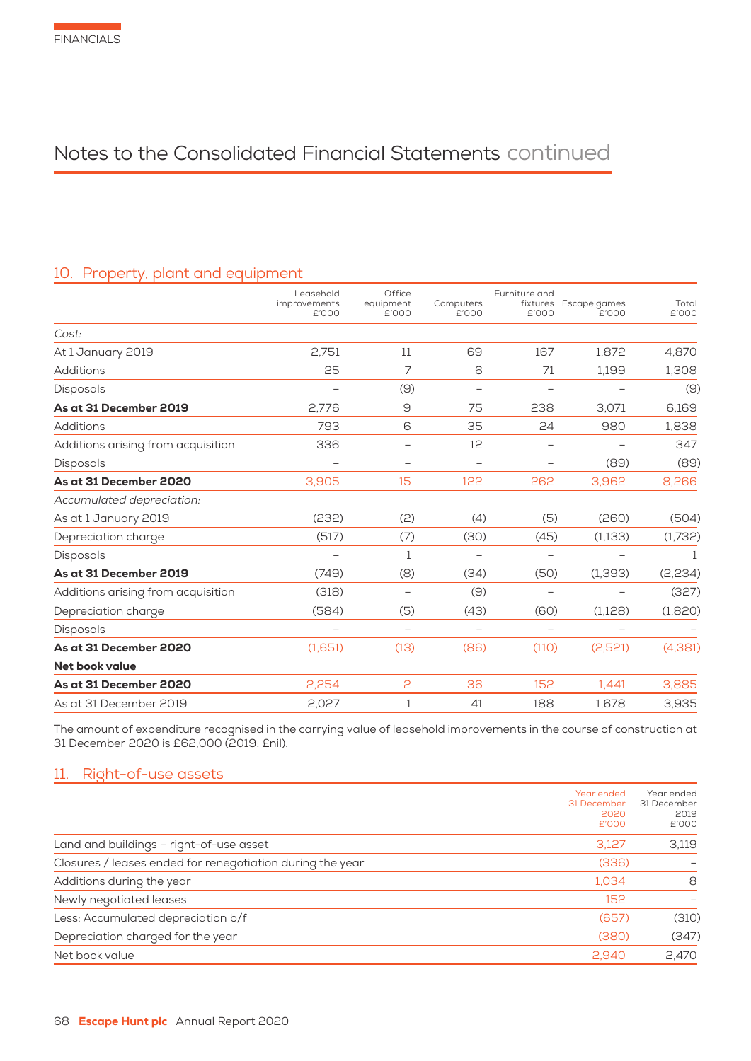# Notes to the Consolidated Financial Statements continued

## 10. Property, plant and equipment

| | Leasehold improvements £'000 | Office equipment £'000 | Computers £'000 | Furniture and fixtures £'000 | Escape games £'000 | Total £'000 |
|---|---|---|---|---|---|---|
| *Cost:* | | | | | | |
| At 1 January 2019 | 2,751 | 11 | 69 | 167 | 1,872 | 4,870 |
| Additions | 25 | 7 | 6 | 71 | 1,199 | 1,308 |
| Disposals | – | (9) | – | – | – | (9) |
| **As at 31 December 2019** | 2,776 | 9 | 75 | 238 | 3,071 | 6,169 |
| Additions | 793 | 6 | 35 | 24 | 980 | 1,838 |
| Additions arising from acquisition | 336 | – | 12 | – | – | 347 |
| Disposals | – | – | – | – | (89) | (89) |
| **As at 31 December 2020** | 3,905 | 15 | 122 | 262 | 3,962 | 8,266 |
| *Accumulated depreciation:* | | | | | | |
| As at 1 January 2019 | (232) | (2) | (4) | (5) | (260) | (504) |
| Depreciation charge | (517) | (7) | (30) | (45) | (1,133) | (1,732) |
| Disposals | – | 1 | – | – | – | 1 |
| **As at 31 December 2019** | (749) | (8) | (34) | (50) | (1,393) | (2,234) |
| Additions arising from acquisition | (318) | – | (9) | – | – | (327) |
| Depreciation charge | (584) | (5) | (43) | (60) | (1,128) | (1,820) |
| Disposals | – | – | – | – | – | – |
| **As at 31 December 2020** | (1,651) | (13) | (86) | (110) | (2,521) | (4,381) |
| **Net book value** | | | | | | |
| **As at 31 December 2020** | 2,254 | 2 | 36 | 152 | 1,441 | 3,885 |
| As at 31 December 2019 | 2,027 | 1 | 41 | 188 | 1,678 | 3,935 |

The amount of expenditure recognised in the carrying value of leasehold improvements in the course of construction at 31 December 2020 is £62,000 (2019: £nil).

## 11. Right-of-use assets

| | Year ended 31 December 2020 £'000 | Year ended 31 December 2019 £'000 |
|---|---|---|
| Land and buildings – right-of-use asset | 3,127 | 3,119 |
| Closures / leases ended for renegotiation during the year | (336) | – |
| Additions during the year | 1,034 | 8 |
| Newly negotiated leases | 152 | – |
| Less: Accumulated depreciation b/f | (657) | (310) |
| Depreciation charged for the year | (380) | (347) |
| Net book value | 2,940 | 2,470 |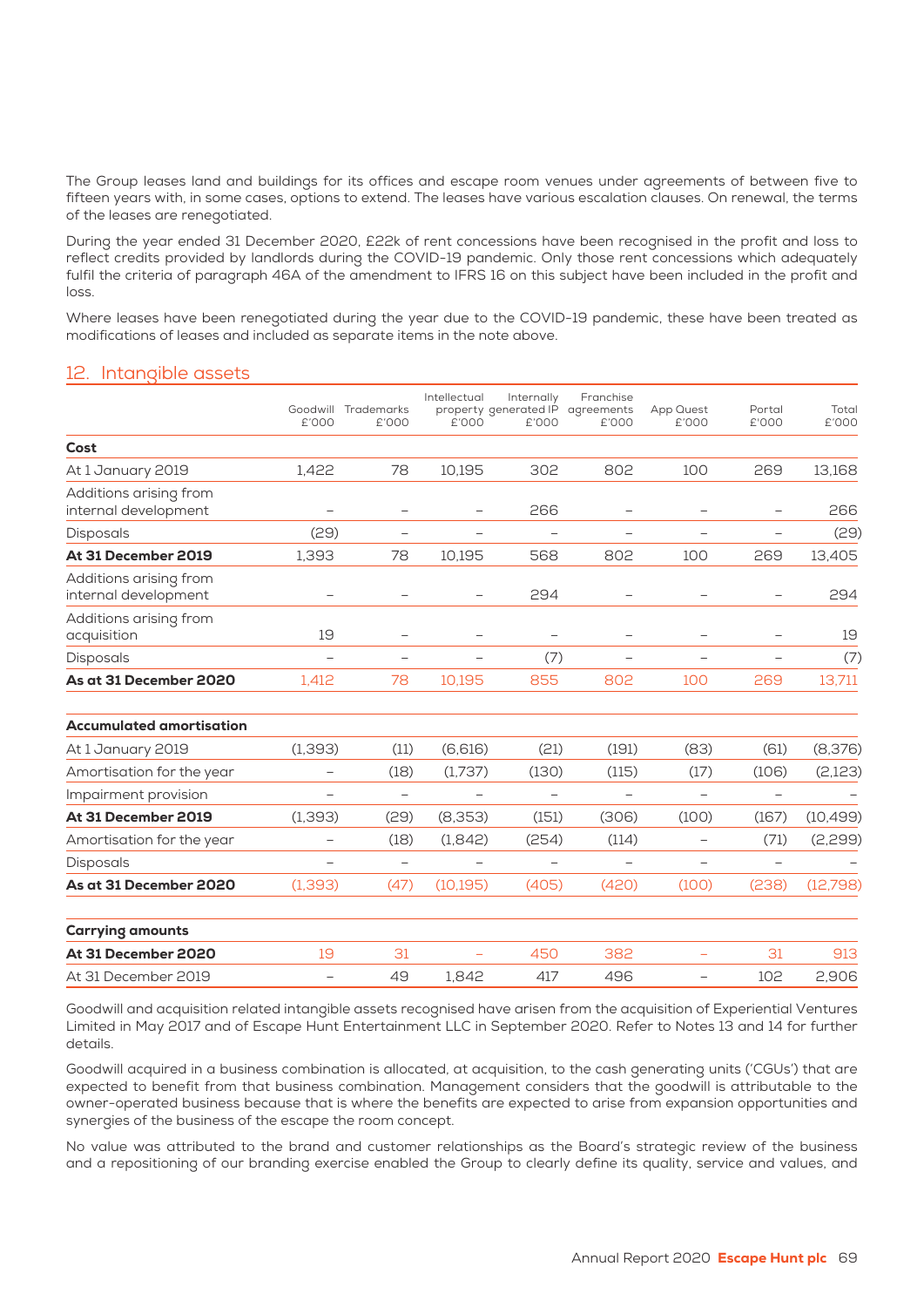The Group leases land and buildings for its offices and escape room venues under agreements of between five to fifteen years with, in some cases, options to extend. The leases have various escalation clauses. On renewal, the terms of the leases are renegotiated.

During the year ended 31 December 2020, £22k of rent concessions have been recognised in the profit and loss to reflect credits provided by landlords during the COVID-19 pandemic. Only those rent concessions which adequately fulfil the criteria of paragraph 46A of the amendment to IFRS 16 on this subject have been included in the profit and loss.

Where leases have been renegotiated during the year due to the COVID-19 pandemic, these have been treated as modifications of leases and included as separate items in the note above.

## 12. Intangible assets

| | Goodwill £'000 | Trademarks £'000 | Intellectual property £'000 | Internally generated IP £'000 | Franchise agreements £'000 | App Quest £'000 | Portal £'000 | Total £'000 |
|---|---|---|---|---|---|---|---|---|
| **Cost** | | | | | | | | |
| At 1 January 2019 | 1,422 | 78 | 10,195 | 302 | 802 | 100 | 269 | 13,168 |
| Additions arising from internal development | – | – | – | 266 | – | – | – | 266 |
| Disposals | (29) | – | – | – | – | – | – | (29) |
| **At 31 December 2019** | 1,393 | 78 | 10,195 | 568 | 802 | 100 | 269 | 13,405 |
| Additions arising from internal development | – | – | – | 294 | – | – | – | 294 |
| Additions arising from acquisition | 19 | – | – | – | – | – | – | 19 |
| Disposals | – | – | – | (7) | – | – | – | (7) |
| **As at 31 December 2020** | 1,412 | 78 | 10,195 | 855 | 802 | 100 | 269 | 13,711 |
| **Accumulated amortisation** | | | | | | | | |
| At 1 January 2019 | (1,393) | (11) | (6,616) | (21) | (191) | (83) | (61) | (8,376) |
| Amortisation for the year | – | (18) | (1,737) | (130) | (115) | (17) | (106) | (2,123) |
| Impairment provision | – | – | – | – | – | – | – | – |
| **At 31 December 2019** | (1,393) | (29) | (8,353) | (151) | (306) | (100) | (167) | (10,499) |
| Amortisation for the year | – | (18) | (1,842) | (254) | (114) | – | (71) | (2,299) |
| Disposals | – | – | – | – | – | – | – | – |
| **As at 31 December 2020** | (1,393) | (47) | (10,195) | (405) | (420) | (100) | (238) | (12,798) |
| **Carrying amounts** | | | | | | | | |
| **At 31 December 2020** | 19 | 31 | – | 450 | 382 | – | 31 | 913 |
| At 31 December 2019 | – | 49 | 1,842 | 417 | 496 | – | 102 | 2,906 |

Goodwill and acquisition related intangible assets recognised have arisen from the acquisition of Experiential Ventures Limited in May 2017 and of Escape Hunt Entertainment LLC in September 2020. Refer to Notes 13 and 14 for further details.

Goodwill acquired in a business combination is allocated, at acquisition, to the cash generating units ('CGUs') that are expected to benefit from that business combination. Management considers that the goodwill is attributable to the owner-operated business because that is where the benefits are expected to arise from expansion opportunities and synergies of the business of the escape the room concept.

No value was attributed to the brand and customer relationships as the Board's strategic review of the business and a repositioning of our branding exercise enabled the Group to clearly define its quality, service and values, and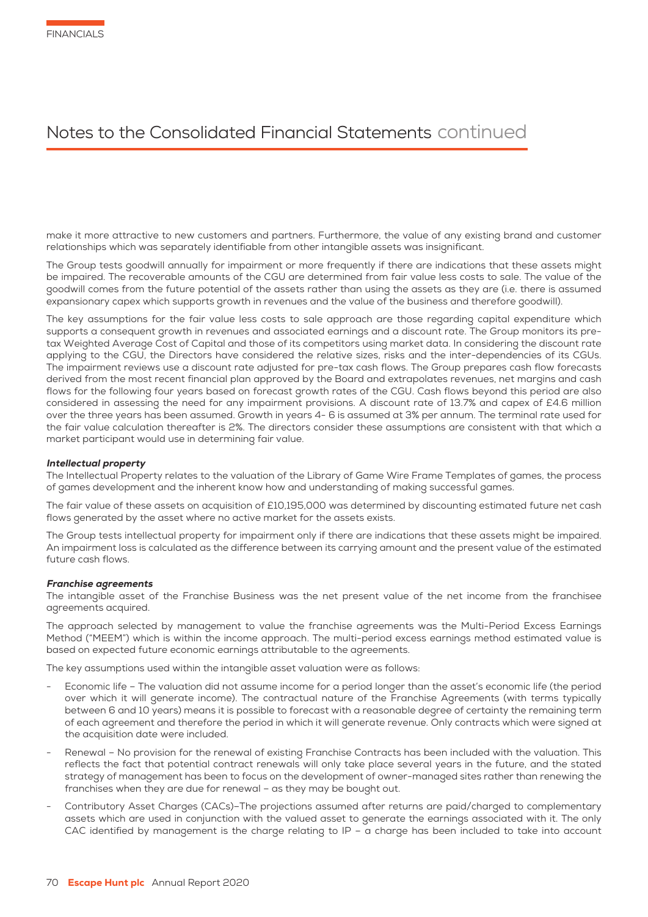make it more attractive to new customers and partners. Furthermore, the value of any existing brand and customer relationships which was separately identifiable from other intangible assets was insignificant.

The Group tests goodwill annually for impairment or more frequently if there are indications that these assets might be impaired. The recoverable amounts of the CGU are determined from fair value less costs to sale. The value of the goodwill comes from the future potential of the assets rather than using the assets as they are (i.e. there is assumed expansionary capex which supports growth in revenues and the value of the business and therefore goodwill).

The key assumptions for the fair value less costs to sale approach are those regarding capital expenditure which supports a consequent growth in revenues and associated earnings and a discount rate. The Group monitors its pre-tax Weighted Average Cost of Capital and those of its competitors using market data. In considering the discount rate applying to the CGU, the Directors have considered the relative sizes, risks and the inter-dependencies of its CGUs. The impairment reviews use a discount rate adjusted for pre-tax cash flows. The Group prepares cash flow forecasts derived from the most recent financial plan approved by the Board and extrapolates revenues, net margins and cash flows for the following four years based on forecast growth rates of the CGU. Cash flows beyond this period are also considered in assessing the need for any impairment provisions. A discount rate of 13.7% and capex of £4.6 million over the three years has been assumed. Growth in years 4- 6 is assumed at 3% per annum. The terminal rate used for the fair value calculation thereafter is 2%. The directors consider these assumptions are consistent with that which a market participant would use in determining fair value.

***Intellectual property***

The Intellectual Property relates to the valuation of the Library of Game Wire Frame Templates of games, the process of games development and the inherent know how and understanding of making successful games.

The fair value of these assets on acquisition of £10,195,000 was determined by discounting estimated future net cash flows generated by the asset where no active market for the assets exists.

The Group tests intellectual property for impairment only if there are indications that these assets might be impaired. An impairment loss is calculated as the difference between its carrying amount and the present value of the estimated future cash flows.

***Franchise agreements***

The intangible asset of the Franchise Business was the net present value of the net income from the franchisee agreements acquired.

The approach selected by management to value the franchise agreements was the Multi-Period Excess Earnings Method ("MEEM") which is within the income approach. The multi-period excess earnings method estimated value is based on expected future economic earnings attributable to the agreements.

The key assumptions used within the intangible asset valuation were as follows:

- Economic life – The valuation did not assume income for a period longer than the asset's economic life (the period over which it will generate income). The contractual nature of the Franchise Agreements (with terms typically between 6 and 10 years) means it is possible to forecast with a reasonable degree of certainty the remaining term of each agreement and therefore the period in which it will generate revenue. Only contracts which were signed at the acquisition date were included.
- Renewal – No provision for the renewal of existing Franchise Contracts has been included with the valuation. This reflects the fact that potential contract renewals will only take place several years in the future, and the stated strategy of management has been to focus on the development of owner-managed sites rather than renewing the franchises when they are due for renewal – as they may be bought out.
- Contributory Asset Charges (CACs)–The projections assumed after returns are paid/charged to complementary assets which are used in conjunction with the valued asset to generate the earnings associated with it. The only CAC identified by management is the charge relating to IP – a charge has been included to take into account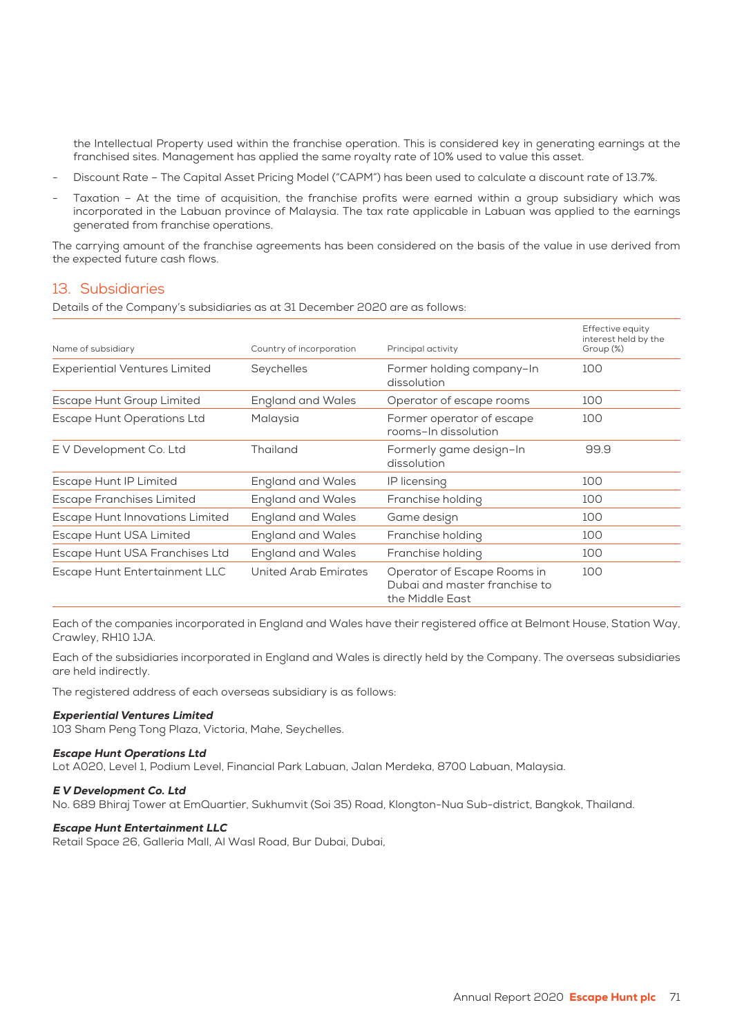the Intellectual Property used within the franchise operation. This is considered key in generating earnings at the franchised sites. Management has applied the same royalty rate of 10% used to value this asset.

- Discount Rate – The Capital Asset Pricing Model ("CAPM") has been used to calculate a discount rate of 13.7%.
- Taxation – At the time of acquisition, the franchise profits were earned within a group subsidiary which was incorporated in the Labuan province of Malaysia. The tax rate applicable in Labuan was applied to the earnings generated from franchise operations.

The carrying amount of the franchise agreements has been considered on the basis of the value in use derived from the expected future cash flows.

## 13. Subsidiaries

Details of the Company's subsidiaries as at 31 December 2020 are as follows:

| Name of subsidiary | Country of incorporation | Principal activity | Effective equity interest held by the Group (%) |
|---|---|---|---|
| Experiential Ventures Limited | Seychelles | Former holding company–In dissolution | 100 |
| Escape Hunt Group Limited | England and Wales | Operator of escape rooms | 100 |
| Escape Hunt Operations Ltd | Malaysia | Former operator of escape rooms–In dissolution | 100 |
| E V Development Co. Ltd | Thailand | Formerly game design–In dissolution | 99.9 |
| Escape Hunt IP Limited | England and Wales | IP licensing | 100 |
| Escape Franchises Limited | England and Wales | Franchise holding | 100 |
| Escape Hunt Innovations Limited | England and Wales | Game design | 100 |
| Escape Hunt USA Limited | England and Wales | Franchise holding | 100 |
| Escape Hunt USA Franchises Ltd | England and Wales | Franchise holding | 100 |
| Escape Hunt Entertainment LLC | United Arab Emirates | Operator of Escape Rooms in Dubai and master franchise to the Middle East | 100 |

Each of the companies incorporated in England and Wales have their registered office at Belmont House, Station Way, Crawley, RH10 1JA.

Each of the subsidiaries incorporated in England and Wales is directly held by the Company. The overseas subsidiaries are held indirectly.

The registered address of each overseas subsidiary is as follows:

***Experiential Ventures Limited***
103 Sham Peng Tong Plaza, Victoria, Mahe, Seychelles.

***Escape Hunt Operations Ltd***
Lot A020, Level 1, Podium Level, Financial Park Labuan, Jalan Merdeka, 8700 Labuan, Malaysia.

***E V Development Co. Ltd***
No. 689 Bhiraj Tower at EmQuartier, Sukhumvit (Soi 35) Road, Klongton-Nua Sub-district, Bangkok, Thailand.

***Escape Hunt Entertainment LLC***
Retail Space 26, Galleria Mall, Al Wasl Road, Bur Dubai, Dubai,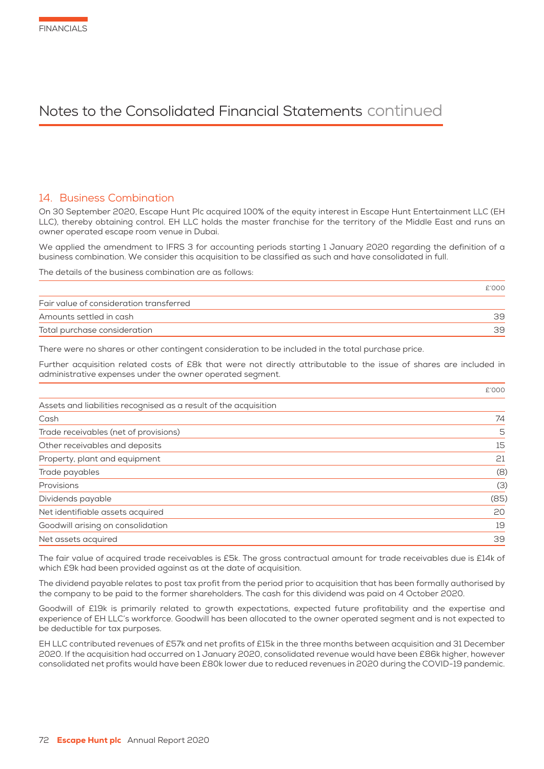# Notes to the Consolidated Financial Statements continued

## 14. Business Combination

On 30 September 2020, Escape Hunt Plc acquired 100% of the equity interest in Escape Hunt Entertainment LLC (EH LLC), thereby obtaining control. EH LLC holds the master franchise for the territory of the Middle East and runs an owner operated escape room venue in Dubai.

We applied the amendment to IFRS 3 for accounting periods starting 1 January 2020 regarding the definition of a business combination. We consider this acquisition to be classified as such and have consolidated in full.

The details of the business combination are as follows:

| | £'000 |
|---|---|
| Fair value of consideration transferred | |
| Amounts settled in cash | 39 |
| Total purchase consideration | 39 |

There were no shares or other contingent consideration to be included in the total purchase price.

Further acquisition related costs of £8k that were not directly attributable to the issue of shares are included in administrative expenses under the owner operated segment.

| | £'000 |
|---|---|
| Assets and liabilities recognised as a result of the acquisition | |
| Cash | 74 |
| Trade receivables (net of provisions) | 5 |
| Other receivables and deposits | 15 |
| Property, plant and equipment | 21 |
| Trade payables | (8) |
| Provisions | (3) |
| Dividends payable | (85) |
| Net identifiable assets acquired | 20 |
| Goodwill arising on consolidation | 19 |
| Net assets acquired | 39 |

The fair value of acquired trade receivables is £5k. The gross contractual amount for trade receivables due is £14k of which £9k had been provided against as at the date of acquisition.

The dividend payable relates to post tax profit from the period prior to acquisition that has been formally authorised by the company to be paid to the former shareholders. The cash for this dividend was paid on 4 October 2020.

Goodwill of £19k is primarily related to growth expectations, expected future profitability and the expertise and experience of EH LLC's workforce. Goodwill has been allocated to the owner operated segment and is not expected to be deductible for tax purposes.

EH LLC contributed revenues of £57k and net profits of £15k in the three months between acquisition and 31 December 2020. If the acquisition had occurred on 1 January 2020, consolidated revenue would have been £86k higher, however consolidated net profits would have been £80k lower due to reduced revenues in 2020 during the COVID-19 pandemic.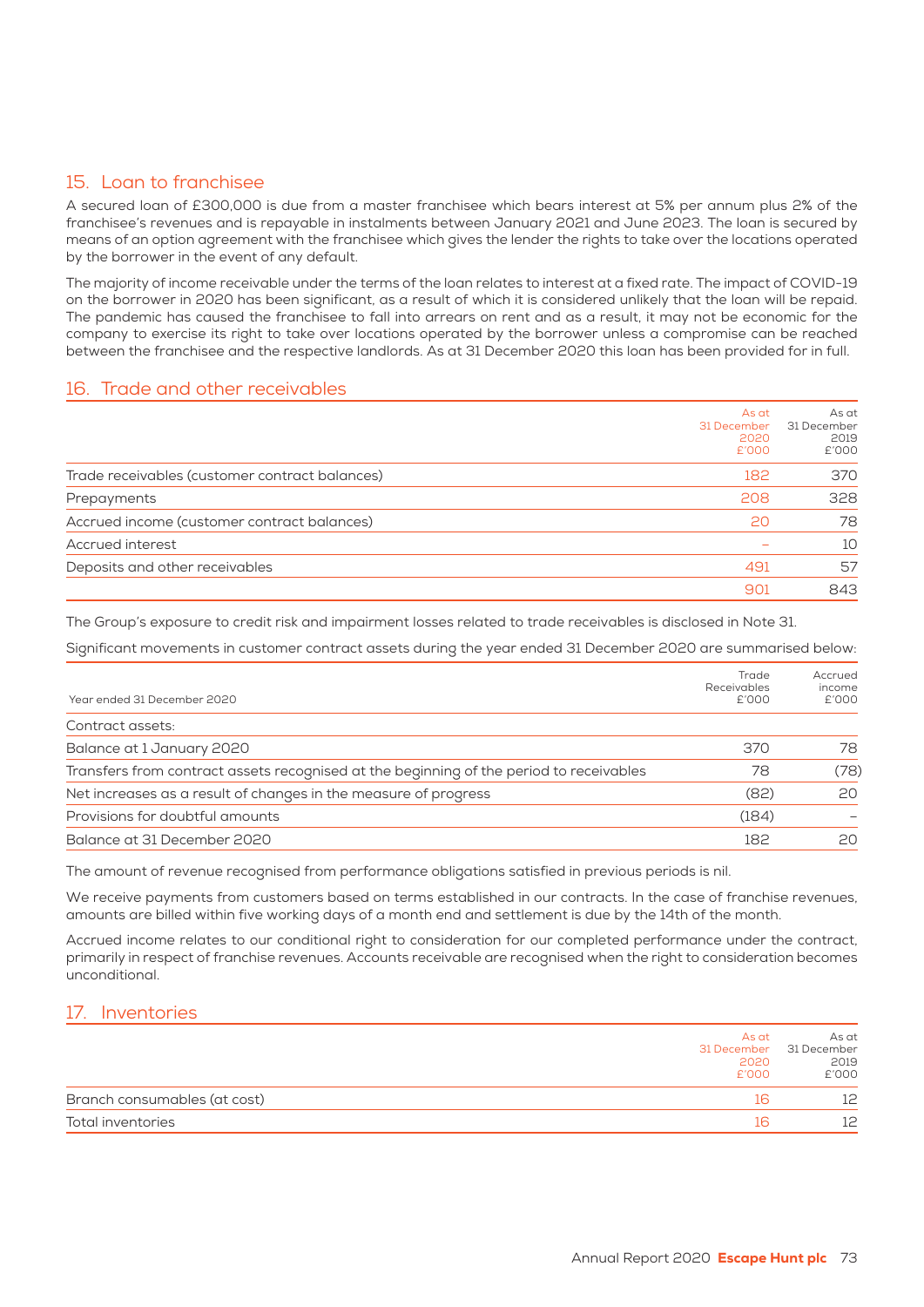## 15. Loan to franchisee

A secured loan of £300,000 is due from a master franchisee which bears interest at 5% per annum plus 2% of the franchisee's revenues and is repayable in instalments between January 2021 and June 2023. The loan is secured by means of an option agreement with the franchisee which gives the lender the rights to take over the locations operated by the borrower in the event of any default.

The majority of income receivable under the terms of the loan relates to interest at a fixed rate. The impact of COVID-19 on the borrower in 2020 has been significant, as a result of which it is considered unlikely that the loan will be repaid. The pandemic has caused the franchisee to fall into arrears on rent and as a result, it may not be economic for the company to exercise its right to take over locations operated by the borrower unless a compromise can be reached between the franchisee and the respective landlords. As at 31 December 2020 this loan has been provided for in full.

## 16. Trade and other receivables

| | As at 31 December 2020 £'000 | As at 31 December 2019 £'000 |
|---|---|---|
| Trade receivables (customer contract balances) | 182 | 370 |
| Prepayments | 208 | 328 |
| Accrued income (customer contract balances) | 20 | 78 |
| Accrued interest | – | 10 |
| Deposits and other receivables | 491 | 57 |
| | 901 | 843 |

The Group's exposure to credit risk and impairment losses related to trade receivables is disclosed in Note 31.

Significant movements in customer contract assets during the year ended 31 December 2020 are summarised below:

| Year ended 31 December 2020 | Trade Receivables £'000 | Accrued income £'000 |
|---|---|---|
| Contract assets: | | |
| Balance at 1 January 2020 | 370 | 78 |
| Transfers from contract assets recognised at the beginning of the period to receivables | 78 | (78) |
| Net increases as a result of changes in the measure of progress | (82) | 20 |
| Provisions for doubtful amounts | (184) | – |
| Balance at 31 December 2020 | 182 | 20 |

The amount of revenue recognised from performance obligations satisfied in previous periods is nil.

We receive payments from customers based on terms established in our contracts. In the case of franchise revenues, amounts are billed within five working days of a month end and settlement is due by the 14th of the month.

Accrued income relates to our conditional right to consideration for our completed performance under the contract, primarily in respect of franchise revenues. Accounts receivable are recognised when the right to consideration becomes unconditional.

## 17. Inventories

| | As at 31 December 2020 £'000 | As at 31 December 2019 £'000 |
|---|---|---|
| Branch consumables (at cost) | 16 | 12 |
| Total inventories | 16 | 12 |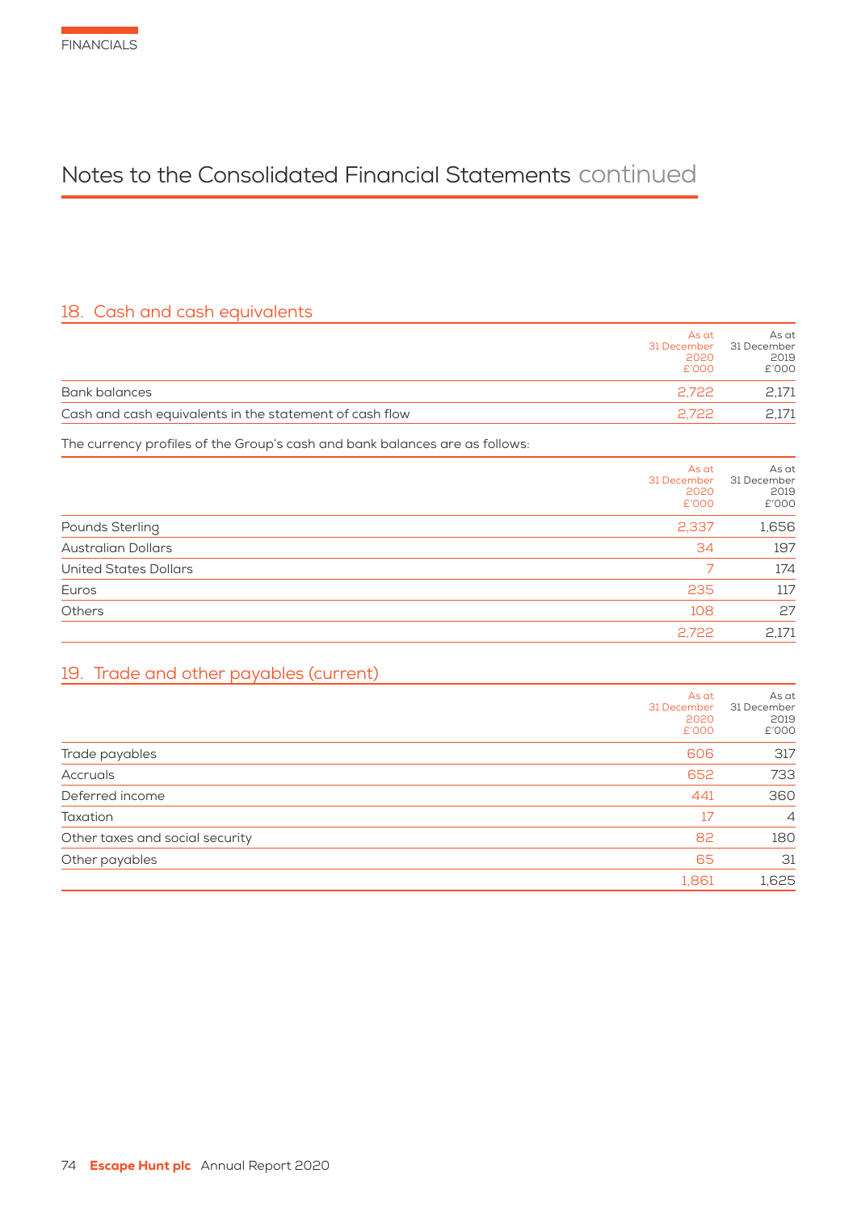# Notes to the Consolidated Financial Statements continued

## 18. Cash and cash equivalents

| | As at 31 December 2020 £'000 | As at 31 December 2019 £'000 |
|---|---|---|
| Bank balances | 2,722 | 2,171 |
| Cash and cash equivalents in the statement of cash flow | 2,722 | 2,171 |

The currency profiles of the Group's cash and bank balances are as follows:

| | As at 31 December 2020 £'000 | As at 31 December 2019 £'000 |
|---|---|---|
| Pounds Sterling | 2,337 | 1,656 |
| Australian Dollars | 34 | 197 |
| United States Dollars | 7 | 174 |
| Euros | 235 | 117 |
| Others | 108 | 27 |
| | 2,722 | 2,171 |

## 19. Trade and other payables (current)

| | As at 31 December 2020 £'000 | As at 31 December 2019 £'000 |
|---|---|---|
| Trade payables | 606 | 317 |
| Accruals | 652 | 733 |
| Deferred income | 441 | 360 |
| Taxation | 17 | 4 |
| Other taxes and social security | 82 | 180 |
| Other payables | 65 | 31 |
| | 1,861 | 1,625 |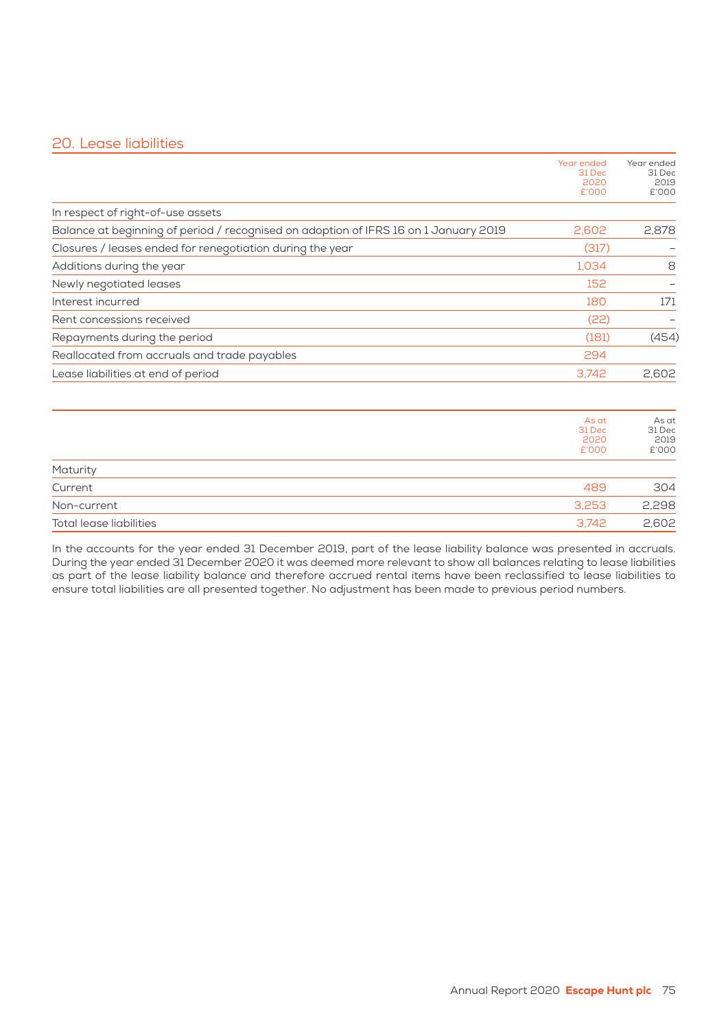## 20. Lease liabilities

| | Year ended 31 Dec 2020 £'000 | Year ended 31 Dec 2019 £'000 |
|---|---|---|
| In respect of right-of-use assets | | |
| Balance at beginning of period / recognised on adoption of IFRS 16 on 1 January 2019 | 2,602 | 2,878 |
| Closures / leases ended for renegotiation during the year | (317) | – |
| Additions during the year | 1,034 | 8 |
| Newly negotiated leases | 152 | – |
| Interest incurred | 180 | 171 |
| Rent concessions received | (22) | – |
| Repayments during the period | (181) | (454) |
| Reallocated from accruals and trade payables | 294 | |
| Lease liabilities at end of period | 3,742 | 2,602 |

| | As at 31 Dec 2020 £'000 | As at 31 Dec 2019 £'000 |
|---|---|---|
| Maturity | | |
| Current | 489 | 304 |
| Non-current | 3,253 | 2,298 |
| Total lease liabilities | 3,742 | 2,602 |

In the accounts for the year ended 31 December 2019, part of the lease liability balance was presented in accruals. During the year ended 31 December 2020 it was deemed more relevant to show all balances relating to lease liabilities as part of the lease liability balance and therefore accrued rental items have been reclassified to lease liabilities to ensure total liabilities are all presented together. No adjustment has been made to previous period numbers.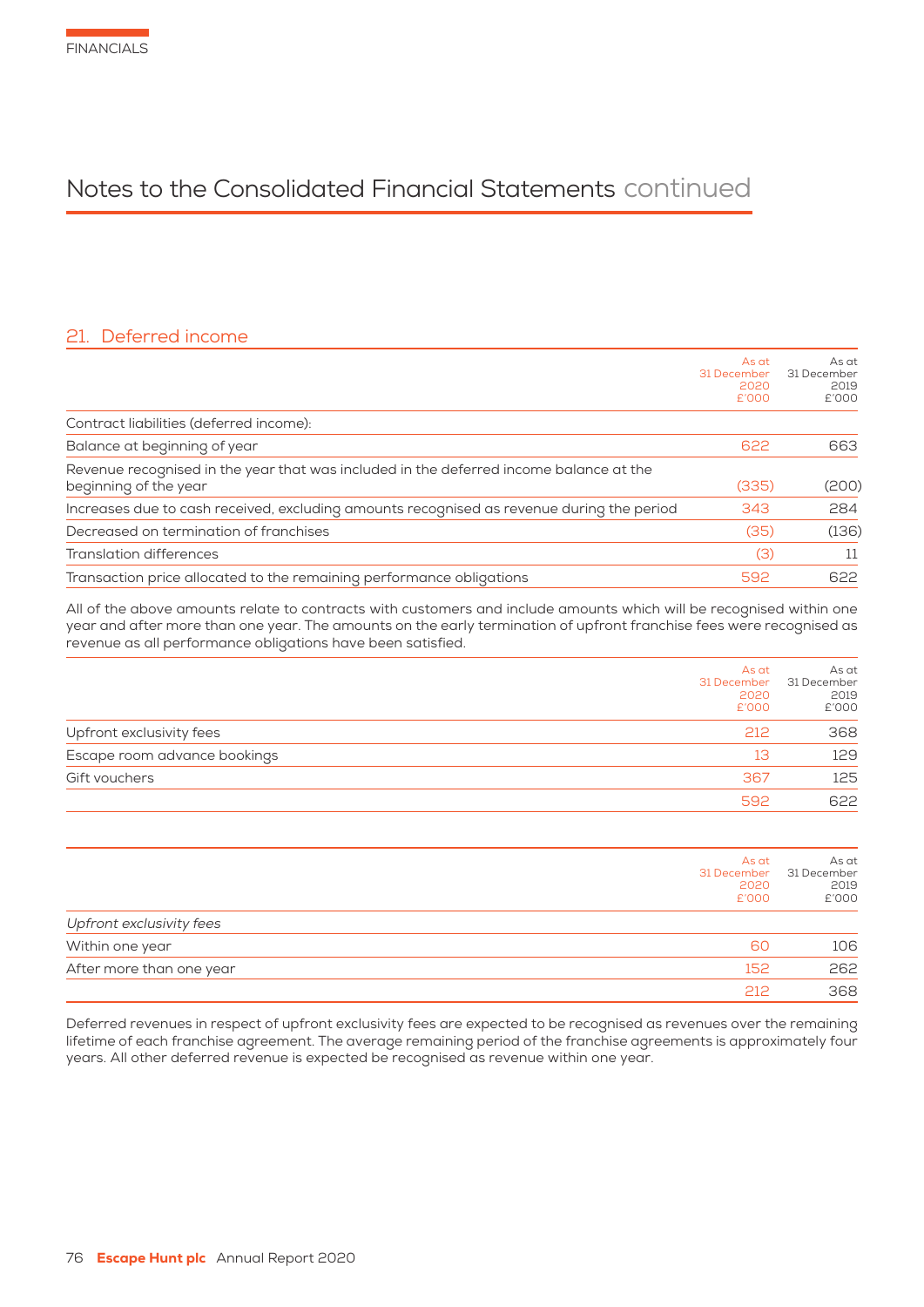# Notes to the Consolidated Financial Statements continued

## 21. Deferred income

| | As at 31 December 2020 £'000 | As at 31 December 2019 £'000 |
|---|---|---|
| Contract liabilities (deferred income): | | |
| Balance at beginning of year | 622 | 663 |
| Revenue recognised in the year that was included in the deferred income balance at the beginning of the year | (335) | (200) |
| Increases due to cash received, excluding amounts recognised as revenue during the period | 343 | 284 |
| Decreased on termination of franchises | (35) | (136) |
| Translation differences | (3) | 11 |
| Transaction price allocated to the remaining performance obligations | 592 | 622 |

All of the above amounts relate to contracts with customers and include amounts which will be recognised within one year and after more than one year. The amounts on the early termination of upfront franchise fees were recognised as revenue as all performance obligations have been satisfied.

| | As at 31 December 2020 £'000 | As at 31 December 2019 £'000 |
|---|---|---|
| Upfront exclusivity fees | 212 | 368 |
| Escape room advance bookings | 13 | 129 |
| Gift vouchers | 367 | 125 |
| | 592 | 622 |

| | As at 31 December 2020 £'000 | As at 31 December 2019 £'000 |
|---|---|---|
| *Upfront exclusivity fees* | | |
| Within one year | 60 | 106 |
| After more than one year | 152 | 262 |
| | 212 | 368 |

Deferred revenues in respect of upfront exclusivity fees are expected to be recognised as revenues over the remaining lifetime of each franchise agreement. The average remaining period of the franchise agreements is approximately four years. All other deferred revenue is expected be recognised as revenue within one year.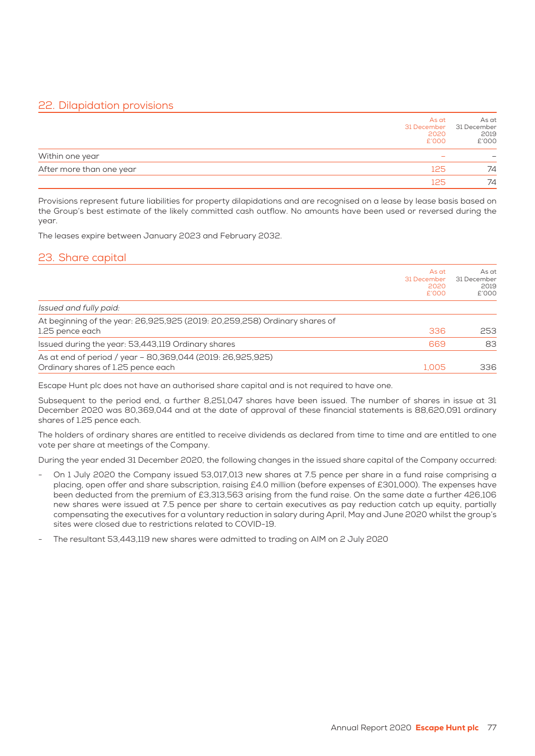## 22. Dilapidation provisions

| | As at 31 December 2020 £'000 | As at 31 December 2019 £'000 |
|---|---|---|
| Within one year | – | – |
| After more than one year | 125 | 74 |
| | 125 | 74 |

Provisions represent future liabilities for property dilapidations and are recognised on a lease by lease basis based on the Group's best estimate of the likely committed cash outflow. No amounts have been used or reversed during the year.

The leases expire between January 2023 and February 2032.

## 23. Share capital

| | As at 31 December 2020 £'000 | As at 31 December 2019 £'000 |
|---|---|---|
| *Issued and fully paid:* | | |
| At beginning of the year: 26,925,925 (2019: 20,259,258) Ordinary shares of 1.25 pence each | 336 | 253 |
| Issued during the year: 53,443,119 Ordinary shares | 669 | 83 |
| As at end of period / year – 80,369,044 (2019: 26,925,925) Ordinary shares of 1.25 pence each | 1,005 | 336 |

Escape Hunt plc does not have an authorised share capital and is not required to have one.

Subsequent to the period end, a further 8,251,047 shares have been issued. The number of shares in issue at 31 December 2020 was 80,369,044 and at the date of approval of these financial statements is 88,620,091 ordinary shares of 1.25 pence each.

The holders of ordinary shares are entitled to receive dividends as declared from time to time and are entitled to one vote per share at meetings of the Company.

During the year ended 31 December 2020, the following changes in the issued share capital of the Company occurred:

- On 1 July 2020 the Company issued 53,017,013 new shares at 7.5 pence per share in a fund raise comprising a placing, open offer and share subscription, raising £4.0 million (before expenses of £301,000). The expenses have been deducted from the premium of £3,313,563 arising from the fund raise. On the same date a further 426,106 new shares were issued at 7.5 pence per share to certain executives as pay reduction catch up equity, partially compensating the executives for a voluntary reduction in salary during April, May and June 2020 whilst the group's sites were closed due to restrictions related to COVID-19.
- The resultant 53,443,119 new shares were admitted to trading on AIM on 2 July 2020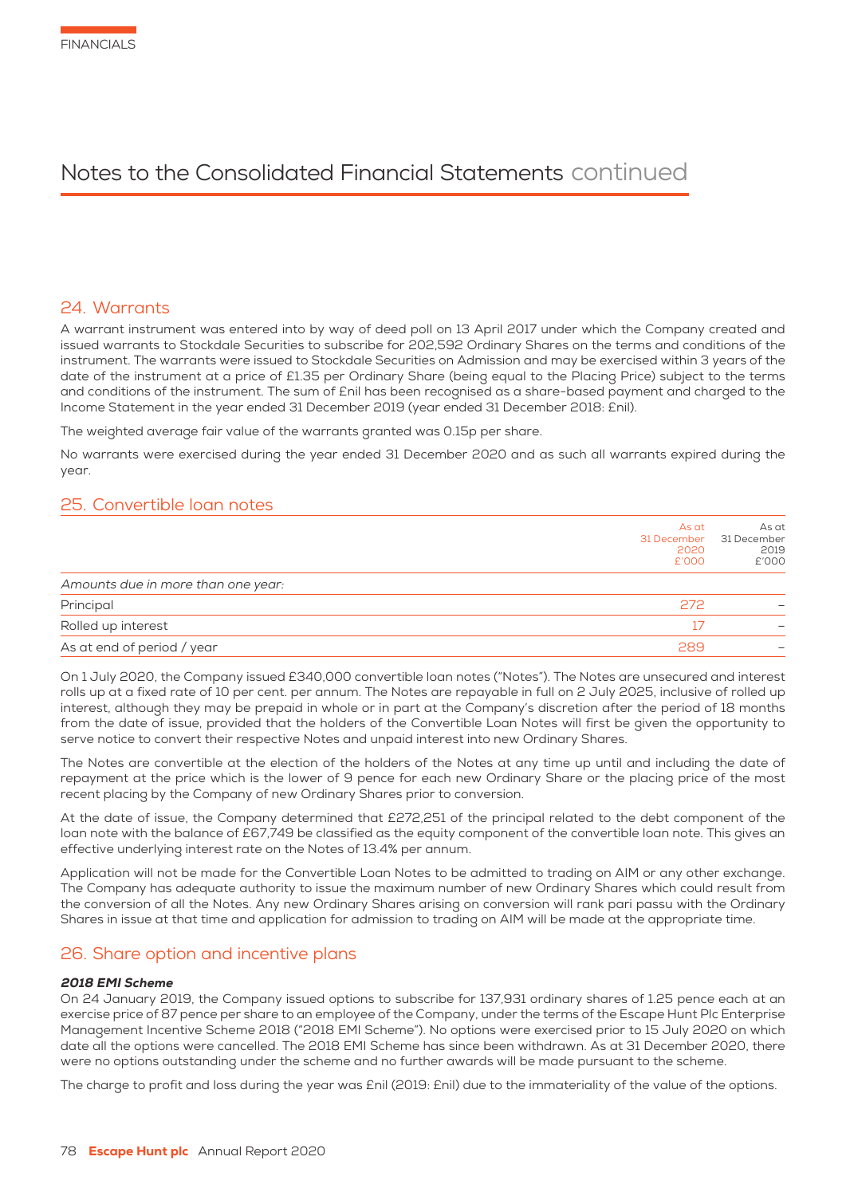# Notes to the Consolidated Financial Statements continued

## 24. Warrants

A warrant instrument was entered into by way of deed poll on 13 April 2017 under which the Company created and issued warrants to Stockdale Securities to subscribe for 202,592 Ordinary Shares on the terms and conditions of the instrument. The warrants were issued to Stockdale Securities on Admission and may be exercised within 3 years of the date of the instrument at a price of £1.35 per Ordinary Share (being equal to the Placing Price) subject to the terms and conditions of the instrument. The sum of £nil has been recognised as a share-based payment and charged to the Income Statement in the year ended 31 December 2019 (year ended 31 December 2018: £nil).

The weighted average fair value of the warrants granted was 0.15p per share.

No warrants were exercised during the year ended 31 December 2020 and as such all warrants expired during the year.

## 25. Convertible loan notes

| | As at 31 December 2020 £'000 | As at 31 December 2019 £'000 |
|---|---|---|
| *Amounts due in more than one year:* | | |
| Principal | 272 | – |
| Rolled up interest | 17 | – |
| As at end of period / year | 289 | – |

On 1 July 2020, the Company issued £340,000 convertible loan notes ("Notes"). The Notes are unsecured and interest rolls up at a fixed rate of 10 per cent. per annum. The Notes are repayable in full on 2 July 2025, inclusive of rolled up interest, although they may be prepaid in whole or in part at the Company's discretion after the period of 18 months from the date of issue, provided that the holders of the Convertible Loan Notes will first be given the opportunity to serve notice to convert their respective Notes and unpaid interest into new Ordinary Shares.

The Notes are convertible at the election of the holders of the Notes at any time up until and including the date of repayment at the price which is the lower of 9 pence for each new Ordinary Share or the placing price of the most recent placing by the Company of new Ordinary Shares prior to conversion.

At the date of issue, the Company determined that £272,251 of the principal related to the debt component of the loan note with the balance of £67,749 be classified as the equity component of the convertible loan note. This gives an effective underlying interest rate on the Notes of 13.4% per annum.

Application will not be made for the Convertible Loan Notes to be admitted to trading on AIM or any other exchange. The Company has adequate authority to issue the maximum number of new Ordinary Shares which could result from the conversion of all the Notes. Any new Ordinary Shares arising on conversion will rank pari passu with the Ordinary Shares in issue at that time and application for admission to trading on AIM will be made at the appropriate time.

## 26. Share option and incentive plans

***2018 EMI Scheme***

On 24 January 2019, the Company issued options to subscribe for 137,931 ordinary shares of 1.25 pence each at an exercise price of 87 pence per share to an employee of the Company, under the terms of the Escape Hunt Plc Enterprise Management Incentive Scheme 2018 ("2018 EMI Scheme"). No options were exercised prior to 15 July 2020 on which date all the options were cancelled. The 2018 EMI Scheme has since been withdrawn. As at 31 December 2020, there were no options outstanding under the scheme and no further awards will be made pursuant to the scheme.

The charge to profit and loss during the year was £nil (2019: £nil) due to the immateriality of the value of the options.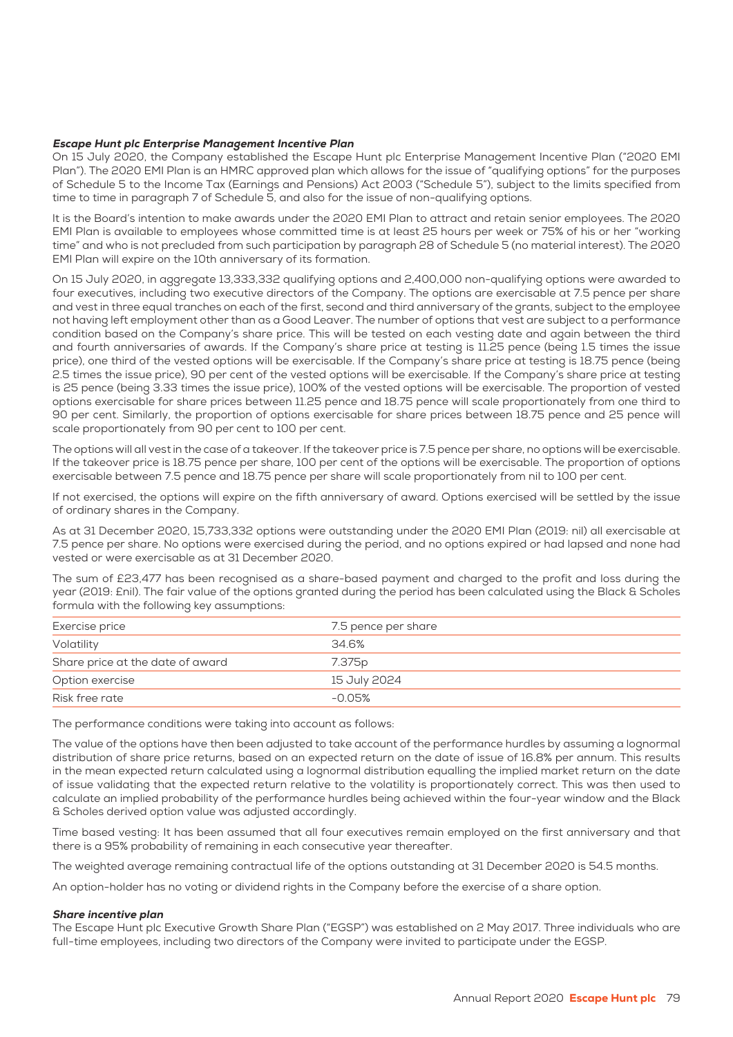### *Escape Hunt plc Enterprise Management Incentive Plan*

On 15 July 2020, the Company established the Escape Hunt plc Enterprise Management Incentive Plan ("2020 EMI Plan"). The 2020 EMI Plan is an HMRC approved plan which allows for the issue of "qualifying options" for the purposes of Schedule 5 to the Income Tax (Earnings and Pensions) Act 2003 ("Schedule 5"), subject to the limits specified from time to time in paragraph 7 of Schedule 5, and also for the issue of non-qualifying options.

It is the Board's intention to make awards under the 2020 EMI Plan to attract and retain senior employees. The 2020 EMI Plan is available to employees whose committed time is at least 25 hours per week or 75% of his or her "working time" and who is not precluded from such participation by paragraph 28 of Schedule 5 (no material interest). The 2020 EMI Plan will expire on the 10th anniversary of its formation.

On 15 July 2020, in aggregate 13,333,332 qualifying options and 2,400,000 non-qualifying options were awarded to four executives, including two executive directors of the Company. The options are exercisable at 7.5 pence per share and vest in three equal tranches on each of the first, second and third anniversary of the grants, subject to the employee not having left employment other than as a Good Leaver. The number of options that vest are subject to a performance condition based on the Company's share price. This will be tested on each vesting date and again between the third and fourth anniversaries of awards. If the Company's share price at testing is 11.25 pence (being 1.5 times the issue price), one third of the vested options will be exercisable. If the Company's share price at testing is 18.75 pence (being 2.5 times the issue price), 90 per cent of the vested options will be exercisable. If the Company's share price at testing is 25 pence (being 3.33 times the issue price), 100% of the vested options will be exercisable. The proportion of vested options exercisable for share prices between 11.25 pence and 18.75 pence will scale proportionately from one third to 90 per cent. Similarly, the proportion of options exercisable for share prices between 18.75 pence and 25 pence will scale proportionately from 90 per cent to 100 per cent.

The options will all vest in the case of a takeover. If the takeover price is 7.5 pence per share, no options will be exercisable. If the takeover price is 18.75 pence per share, 100 per cent of the options will be exercisable. The proportion of options exercisable between 7.5 pence and 18.75 pence per share will scale proportionately from nil to 100 per cent.

If not exercised, the options will expire on the fifth anniversary of award. Options exercised will be settled by the issue of ordinary shares in the Company.

As at 31 December 2020, 15,733,332 options were outstanding under the 2020 EMI Plan (2019: nil) all exercisable at 7.5 pence per share. No options were exercised during the period, and no options expired or had lapsed and none had vested or were exercisable as at 31 December 2020.

The sum of £23,477 has been recognised as a share-based payment and charged to the profit and loss during the year (2019: £nil). The fair value of the options granted during the period has been calculated using the Black & Scholes formula with the following key assumptions:

| | |
|---|---|
| Exercise price | 7.5 pence per share |
| Volatility | 34.6% |
| Share price at the date of award | 7.375p |
| Option exercise | 15 July 2024 |
| Risk free rate | -0.05% |

The performance conditions were taking into account as follows:

The value of the options have then been adjusted to take account of the performance hurdles by assuming a lognormal distribution of share price returns, based on an expected return on the date of issue of 16.8% per annum. This results in the mean expected return calculated using a lognormal distribution equalling the implied market return on the date of issue validating that the expected return relative to the volatility is proportionately correct. This was then used to calculate an implied probability of the performance hurdles being achieved within the four-year window and the Black & Scholes derived option value was adjusted accordingly.

Time based vesting: It has been assumed that all four executives remain employed on the first anniversary and that there is a 95% probability of remaining in each consecutive year thereafter.

The weighted average remaining contractual life of the options outstanding at 31 December 2020 is 54.5 months.

An option-holder has no voting or dividend rights in the Company before the exercise of a share option.

### *Share incentive plan*

The Escape Hunt plc Executive Growth Share Plan ("EGSP") was established on 2 May 2017. Three individuals who are full-time employees, including two directors of the Company were invited to participate under the EGSP.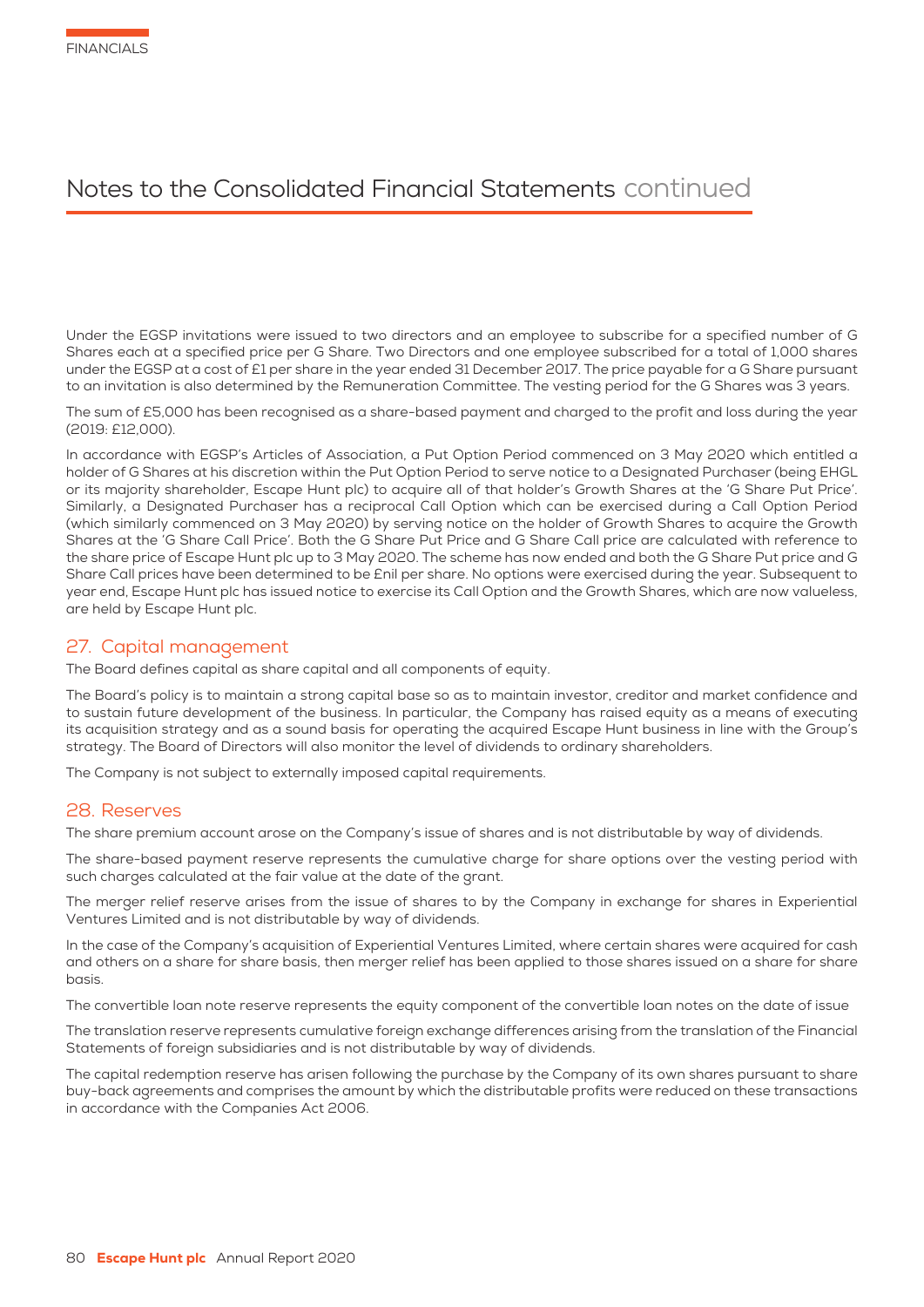Under the EGSP invitations were issued to two directors and an employee to subscribe for a specified number of G Shares each at a specified price per G Share. Two Directors and one employee subscribed for a total of 1,000 shares under the EGSP at a cost of £1 per share in the year ended 31 December 2017. The price payable for a G Share pursuant to an invitation is also determined by the Remuneration Committee. The vesting period for the G Shares was 3 years.

The sum of £5,000 has been recognised as a share-based payment and charged to the profit and loss during the year (2019: £12,000).

In accordance with EGSP's Articles of Association, a Put Option Period commenced on 3 May 2020 which entitled a holder of G Shares at his discretion within the Put Option Period to serve notice to a Designated Purchaser (being EHGL or its majority shareholder, Escape Hunt plc) to acquire all of that holder's Growth Shares at the 'G Share Put Price'. Similarly, a Designated Purchaser has a reciprocal Call Option which can be exercised during a Call Option Period (which similarly commenced on 3 May 2020) by serving notice on the holder of Growth Shares to acquire the Growth Shares at the 'G Share Call Price'. Both the G Share Put Price and G Share Call price are calculated with reference to the share price of Escape Hunt plc up to 3 May 2020. The scheme has now ended and both the G Share Put price and G Share Call prices have been determined to be £nil per share. No options were exercised during the year. Subsequent to year end, Escape Hunt plc has issued notice to exercise its Call Option and the Growth Shares, which are now valueless, are held by Escape Hunt plc.

## 27. Capital management

The Board defines capital as share capital and all components of equity.

The Board's policy is to maintain a strong capital base so as to maintain investor, creditor and market confidence and to sustain future development of the business. In particular, the Company has raised equity as a means of executing its acquisition strategy and as a sound basis for operating the acquired Escape Hunt business in line with the Group's strategy. The Board of Directors will also monitor the level of dividends to ordinary shareholders.

The Company is not subject to externally imposed capital requirements.

## 28. Reserves

The share premium account arose on the Company's issue of shares and is not distributable by way of dividends.

The share-based payment reserve represents the cumulative charge for share options over the vesting period with such charges calculated at the fair value at the date of the grant.

The merger relief reserve arises from the issue of shares to by the Company in exchange for shares in Experiential Ventures Limited and is not distributable by way of dividends.

In the case of the Company's acquisition of Experiential Ventures Limited, where certain shares were acquired for cash and others on a share for share basis, then merger relief has been applied to those shares issued on a share for share basis.

The convertible loan note reserve represents the equity component of the convertible loan notes on the date of issue

The translation reserve represents cumulative foreign exchange differences arising from the translation of the Financial Statements of foreign subsidiaries and is not distributable by way of dividends.

The capital redemption reserve has arisen following the purchase by the Company of its own shares pursuant to share buy-back agreements and comprises the amount by which the distributable profits were reduced on these transactions in accordance with the Companies Act 2006.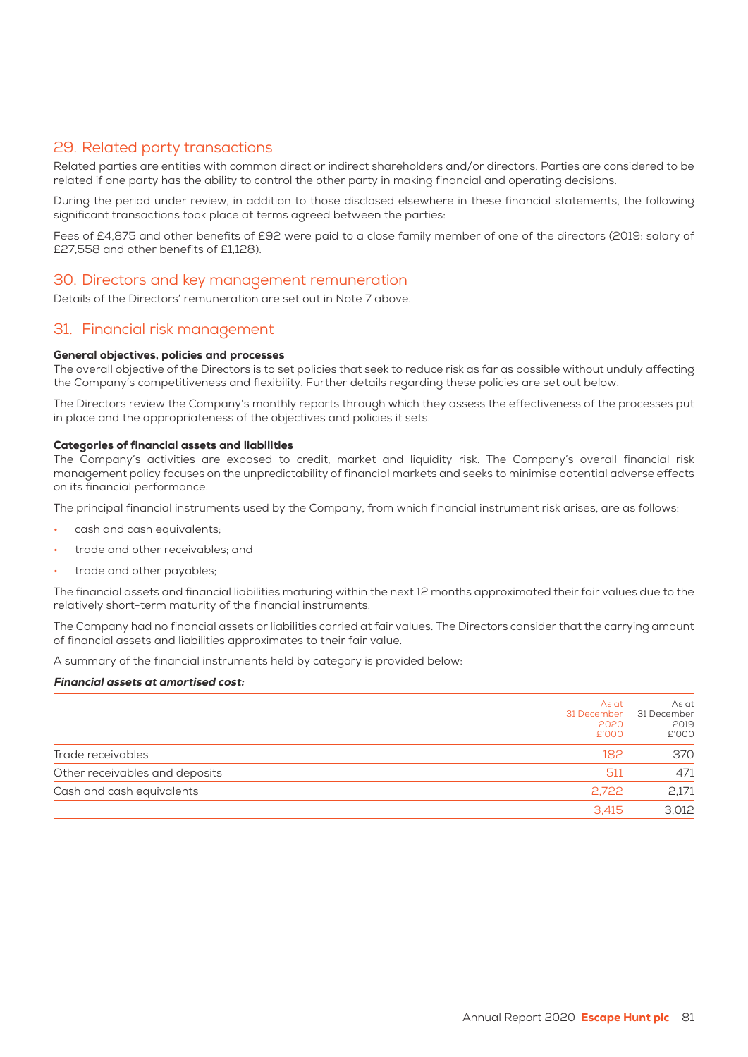## 29. Related party transactions

Related parties are entities with common direct or indirect shareholders and/or directors. Parties are considered to be related if one party has the ability to control the other party in making financial and operating decisions.

During the period under review, in addition to those disclosed elsewhere in these financial statements, the following significant transactions took place at terms agreed between the parties:

Fees of £4,875 and other benefits of £92 were paid to a close family member of one of the directors (2019: salary of £27,558 and other benefits of £1,128).

## 30. Directors and key management remuneration

Details of the Directors' remuneration are set out in Note 7 above.

## 31. Financial risk management

**General objectives, policies and processes**

The overall objective of the Directors is to set policies that seek to reduce risk as far as possible without unduly affecting the Company's competitiveness and flexibility. Further details regarding these policies are set out below.

The Directors review the Company's monthly reports through which they assess the effectiveness of the processes put in place and the appropriateness of the objectives and policies it sets.

**Categories of financial assets and liabilities**

The Company's activities are exposed to credit, market and liquidity risk. The Company's overall financial risk management policy focuses on the unpredictability of financial markets and seeks to minimise potential adverse effects on its financial performance.

The principal financial instruments used by the Company, from which financial instrument risk arises, are as follows:

- cash and cash equivalents;
- trade and other receivables; and
- trade and other payables;

The financial assets and financial liabilities maturing within the next 12 months approximated their fair values due to the relatively short-term maturity of the financial instruments.

The Company had no financial assets or liabilities carried at fair values. The Directors consider that the carrying amount of financial assets and liabilities approximates to their fair value.

A summary of the financial instruments held by category is provided below:

***Financial assets at amortised cost:***

| | As at 31 December 2020 £'000 | As at 31 December 2019 £'000 |
|---|---|---|
| Trade receivables | 182 | 370 |
| Other receivables and deposits | 511 | 471 |
| Cash and cash equivalents | 2,722 | 2,171 |
| | 3,415 | 3,012 |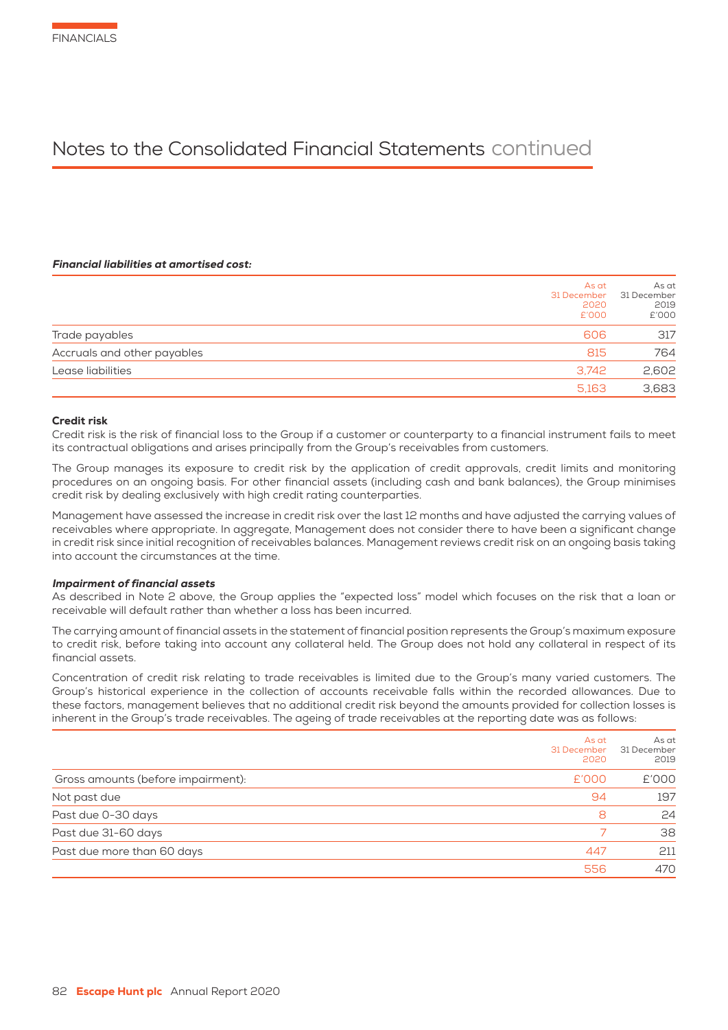# Notes to the Consolidated Financial Statements continued

***Financial liabilities at amortised cost:***

| | As at 31 December 2020 £'000 | As at 31 December 2019 £'000 |
|---|---|---|
| Trade payables | 606 | 317 |
| Accruals and other payables | 815 | 764 |
| Lease liabilities | 3,742 | 2,602 |
| | 5,163 | 3,683 |

**Credit risk**

Credit risk is the risk of financial loss to the Group if a customer or counterparty to a financial instrument fails to meet its contractual obligations and arises principally from the Group's receivables from customers.

The Group manages its exposure to credit risk by the application of credit approvals, credit limits and monitoring procedures on an ongoing basis. For other financial assets (including cash and bank balances), the Group minimises credit risk by dealing exclusively with high credit rating counterparties.

Management have assessed the increase in credit risk over the last 12 months and have adjusted the carrying values of receivables where appropriate. In aggregate, Management does not consider there to have been a significant change in credit risk since initial recognition of receivables balances. Management reviews credit risk on an ongoing basis taking into account the circumstances at the time.

***Impairment of financial assets***

As described in Note 2 above, the Group applies the "expected loss" model which focuses on the risk that a loan or receivable will default rather than whether a loss has been incurred.

The carrying amount of financial assets in the statement of financial position represents the Group's maximum exposure to credit risk, before taking into account any collateral held. The Group does not hold any collateral in respect of its financial assets.

Concentration of credit risk relating to trade receivables is limited due to the Group's many varied customers. The Group's historical experience in the collection of accounts receivable falls within the recorded allowances. Due to these factors, management believes that no additional credit risk beyond the amounts provided for collection losses is inherent in the Group's trade receivables. The ageing of trade receivables at the reporting date was as follows:

| | As at 31 December 2020 | As at 31 December 2019 |
|---|---|---|
| Gross amounts (before impairment): | £'000 | £'000 |
| Not past due | 94 | 197 |
| Past due 0-30 days | 8 | 24 |
| Past due 31-60 days | 7 | 38 |
| Past due more than 60 days | 447 | 211 |
| | 556 | 470 |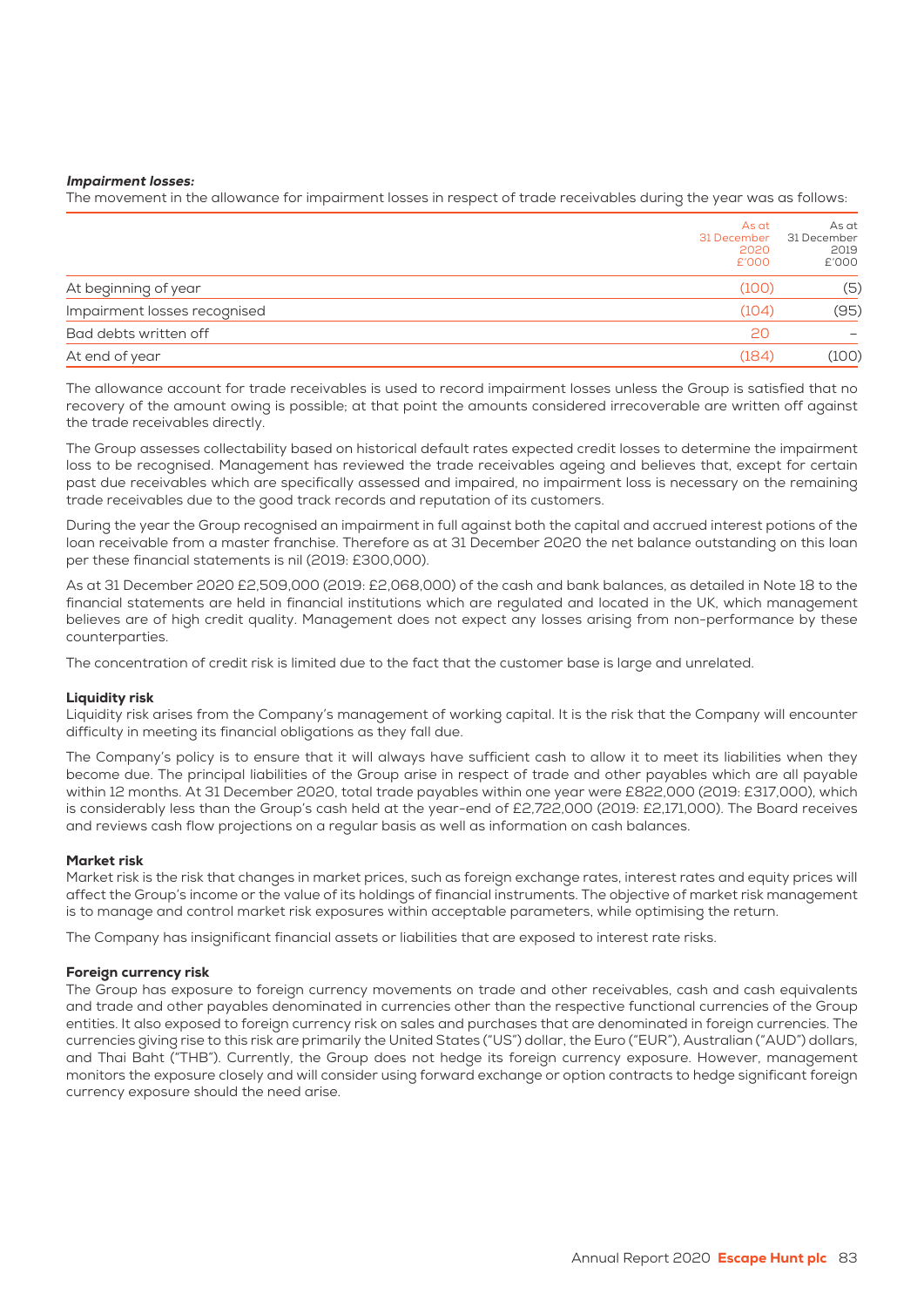***Impairment losses:***

The movement in the allowance for impairment losses in respect of trade receivables during the year was as follows:

| | As at 31 December 2020 £'000 | As at 31 December 2019 £'000 |
|---|---|---|
| At beginning of year | (100) | (5) |
| Impairment losses recognised | (104) | (95) |
| Bad debts written off | 20 | – |
| At end of year | (184) | (100) |

The allowance account for trade receivables is used to record impairment losses unless the Group is satisfied that no recovery of the amount owing is possible; at that point the amounts considered irrecoverable are written off against the trade receivables directly.

The Group assesses collectability based on historical default rates expected credit losses to determine the impairment loss to be recognised. Management has reviewed the trade receivables ageing and believes that, except for certain past due receivables which are specifically assessed and impaired, no impairment loss is necessary on the remaining trade receivables due to the good track records and reputation of its customers.

During the year the Group recognised an impairment in full against both the capital and accrued interest potions of the loan receivable from a master franchise. Therefore as at 31 December 2020 the net balance outstanding on this loan per these financial statements is nil (2019: £300,000).

As at 31 December 2020 £2,509,000 (2019: £2,068,000) of the cash and bank balances, as detailed in Note 18 to the financial statements are held in financial institutions which are regulated and located in the UK, which management believes are of high credit quality. Management does not expect any losses arising from non-performance by these counterparties.

The concentration of credit risk is limited due to the fact that the customer base is large and unrelated.

**Liquidity risk**

Liquidity risk arises from the Company's management of working capital. It is the risk that the Company will encounter difficulty in meeting its financial obligations as they fall due.

The Company's policy is to ensure that it will always have sufficient cash to allow it to meet its liabilities when they become due. The principal liabilities of the Group arise in respect of trade and other payables which are all payable within 12 months. At 31 December 2020, total trade payables within one year were £822,000 (2019: £317,000), which is considerably less than the Group's cash held at the year-end of £2,722,000 (2019: £2,171,000). The Board receives and reviews cash flow projections on a regular basis as well as information on cash balances.

**Market risk**

Market risk is the risk that changes in market prices, such as foreign exchange rates, interest rates and equity prices will affect the Group's income or the value of its holdings of financial instruments. The objective of market risk management is to manage and control market risk exposures within acceptable parameters, while optimising the return.

The Company has insignificant financial assets or liabilities that are exposed to interest rate risks.

**Foreign currency risk**

The Group has exposure to foreign currency movements on trade and other receivables, cash and cash equivalents and trade and other payables denominated in currencies other than the respective functional currencies of the Group entities. It also exposed to foreign currency risk on sales and purchases that are denominated in foreign currencies. The currencies giving rise to this risk are primarily the United States ("US") dollar, the Euro ("EUR"), Australian ("AUD") dollars, and Thai Baht ("THB"). Currently, the Group does not hedge its foreign currency exposure. However, management monitors the exposure closely and will consider using forward exchange or option contracts to hedge significant foreign currency exposure should the need arise.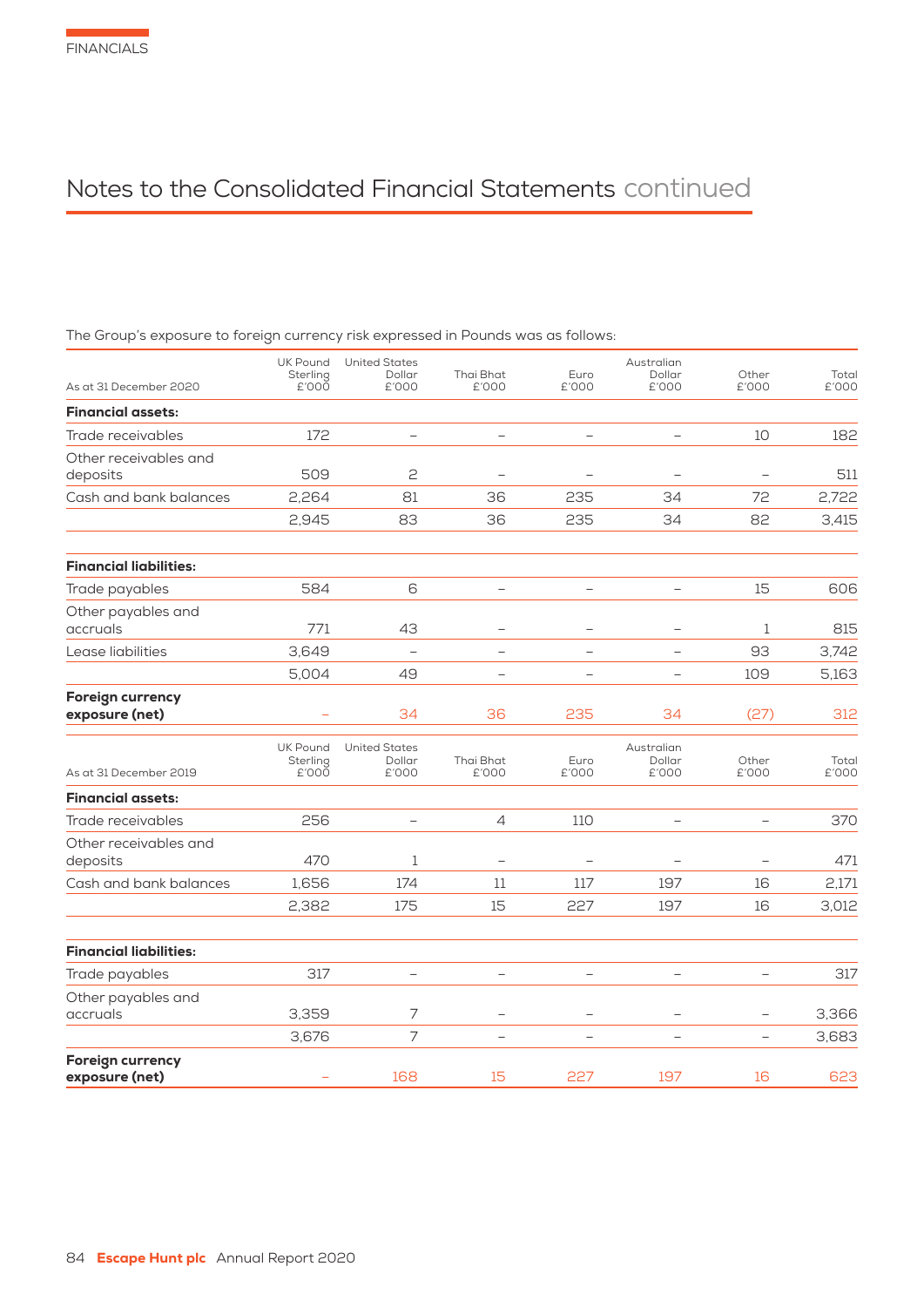# Notes to the Consolidated Financial Statements continued

The Group's exposure to foreign currency risk expressed in Pounds was as follows:

| As at 31 December 2020 | UK Pound Sterling £'000 | United States Dollar £'000 | Thai Bhat £'000 | Euro £'000 | Australian Dollar £'000 | Other £'000 | Total £'000 |
|---|---|---|---|---|---|---|---|
| **Financial assets:** | | | | | | | |
| Trade receivables | 172 | – | – | – | – | 10 | 182 |
| Other receivables and deposits | 509 | 2 | – | – | – | – | 511 |
| Cash and bank balances | 2,264 | 81 | 36 | 235 | 34 | 72 | 2,722 |
| | 2,945 | 83 | 36 | 235 | 34 | 82 | 3,415 |
| **Financial liabilities:** | | | | | | | |
| Trade payables | 584 | 6 | – | – | – | 15 | 606 |
| Other payables and accruals | 771 | 43 | – | – | – | 1 | 815 |
| Lease liabilities | 3,649 | – | – | – | – | 93 | 3,742 |
| | 5,004 | 49 | – | – | – | 109 | 5,163 |
| **Foreign currency exposure (net)** | – | 34 | 36 | 235 | 34 | (27) | 312 |

| As at 31 December 2019 | UK Pound Sterling £'000 | United States Dollar £'000 | Thai Bhat £'000 | Euro £'000 | Australian Dollar £'000 | Other £'000 | Total £'000 |
|---|---|---|---|---|---|---|---|
| **Financial assets:** | | | | | | | |
| Trade receivables | 256 | – | 4 | 110 | – | – | 370 |
| Other receivables and deposits | 470 | 1 | – | – | – | – | 471 |
| Cash and bank balances | 1,656 | 174 | 11 | 117 | 197 | 16 | 2,171 |
| | 2,382 | 175 | 15 | 227 | 197 | 16 | 3,012 |
| **Financial liabilities:** | | | | | | | |
| Trade payables | 317 | – | – | – | – | – | 317 |
| Other payables and accruals | 3,359 | 7 | – | – | – | – | 3,366 |
| | 3,676 | 7 | – | – | – | – | 3,683 |
| **Foreign currency exposure (net)** | – | 168 | 15 | 227 | 197 | 16 | 623 |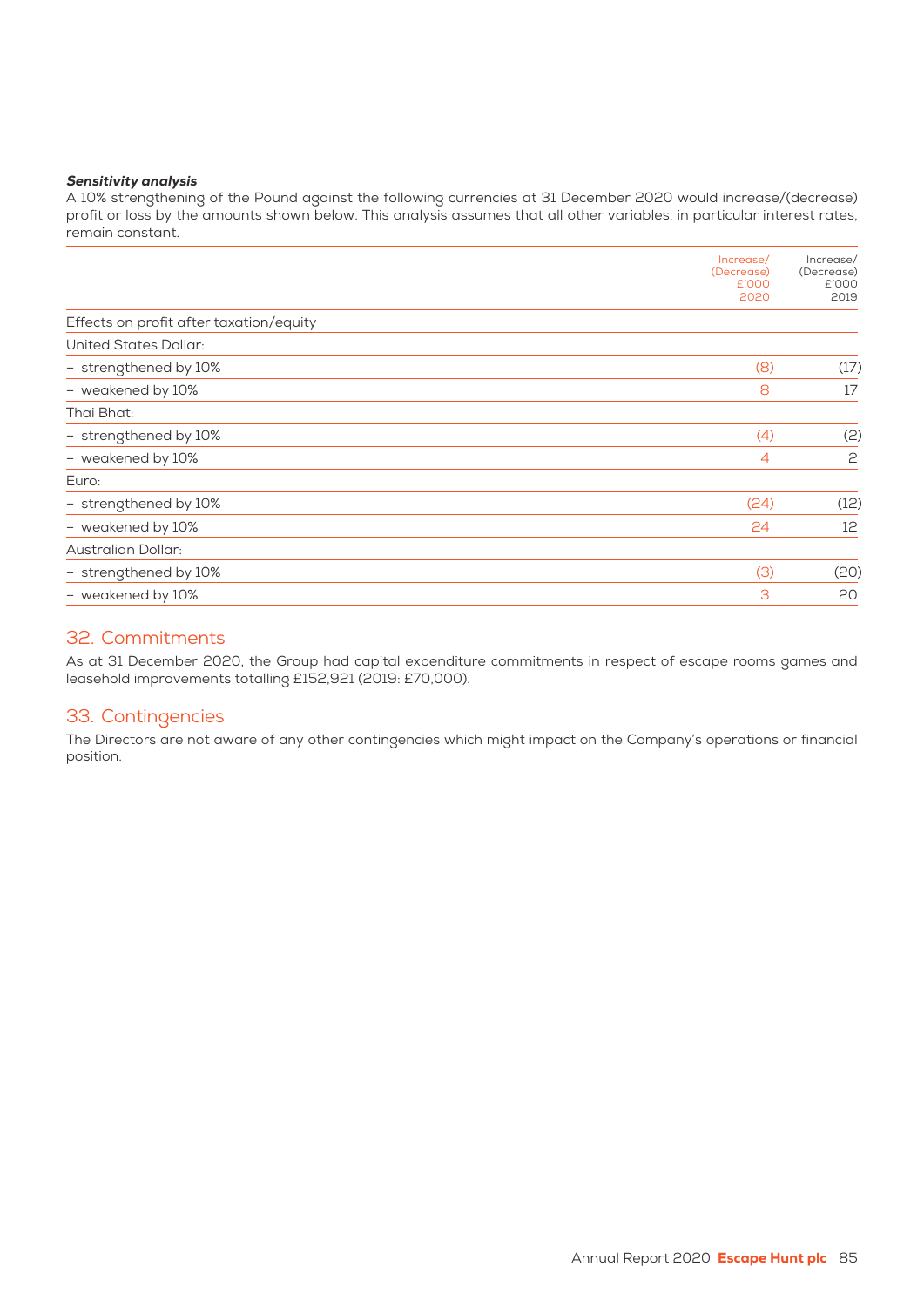***Sensitivity analysis***

A 10% strengthening of the Pound against the following currencies at 31 December 2020 would increase/(decrease) profit or loss by the amounts shown below. This analysis assumes that all other variables, in particular interest rates, remain constant.

| | Increase/ (Decrease) £'000 2020 | Increase/ (Decrease) £'000 2019 |
|---|---|---|
| Effects on profit after taxation/equity | | |
| United States Dollar: | | |
| – strengthened by 10% | (8) | (17) |
| – weakened by 10% | 8 | 17 |
| Thai Bhat: | | |
| – strengthened by 10% | (4) | (2) |
| – weakened by 10% | 4 | 2 |
| Euro: | | |
| – strengthened by 10% | (24) | (12) |
| – weakened by 10% | 24 | 12 |
| Australian Dollar: | | |
| – strengthened by 10% | (3) | (20) |
| – weakened by 10% | 3 | 20 |

## 32. Commitments

As at 31 December 2020, the Group had capital expenditure commitments in respect of escape rooms games and leasehold improvements totalling £152,921 (2019: £70,000).

## 33. Contingencies

The Directors are not aware of any other contingencies which might impact on the Company's operations or financial position.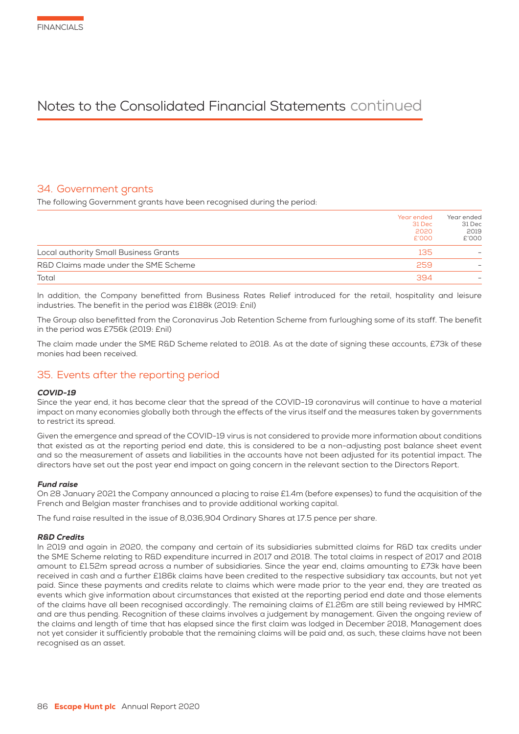# Notes to the Consolidated Financial Statements continued

## 34. Government grants

The following Government grants have been recognised during the period:

| | Year ended 31 Dec 2020 £'000 | Year ended 31 Dec 2019 £'000 |
|---|---|---|
| Local authority Small Business Grants | 135 | – |
| R&D Claims made under the SME Scheme | 259 | – |
| Total | 394 | – |

In addition, the Company benefitted from Business Rates Relief introduced for the retail, hospitality and leisure industries. The benefit in the period was £188k (2019: £nil)

The Group also benefitted from the Coronavirus Job Retention Scheme from furloughing some of its staff. The benefit in the period was £756k (2019: £nil)

The claim made under the SME R&D Scheme related to 2018. As at the date of signing these accounts, £73k of these monies had been received.

## 35. Events after the reporting period

### *COVID-19*

Since the year end, it has become clear that the spread of the COVID-19 coronavirus will continue to have a material impact on many economies globally both through the effects of the virus itself and the measures taken by governments to restrict its spread.

Given the emergence and spread of the COVID-19 virus is not considered to provide more information about conditions that existed as at the reporting period end date, this is considered to be a non-adjusting post balance sheet event and so the measurement of assets and liabilities in the accounts have not been adjusted for its potential impact. The directors have set out the post year end impact on going concern in the relevant section to the Directors Report.

### *Fund raise*

On 28 January 2021 the Company announced a placing to raise £1.4m (before expenses) to fund the acquisition of the French and Belgian master franchises and to provide additional working capital.

The fund raise resulted in the issue of 8,036,904 Ordinary Shares at 17.5 pence per share.

### *R&D Credits*

In 2019 and again in 2020, the company and certain of its subsidiaries submitted claims for R&D tax credits under the SME Scheme relating to R&D expenditure incurred in 2017 and 2018. The total claims in respect of 2017 and 2018 amount to £1.52m spread across a number of subsidiaries. Since the year end, claims amounting to £73k have been received in cash and a further £186k claims have been credited to the respective subsidiary tax accounts, but not yet paid. Since these payments and credits relate to claims which were made prior to the year end, they are treated as events which give information about circumstances that existed at the reporting period end date and those elements of the claims have all been recognised accordingly. The remaining claims of £1.26m are still being reviewed by HMRC and are thus pending. Recognition of these claims involves a judgement by management. Given the ongoing review of the claims and length of time that has elapsed since the first claim was lodged in December 2018, Management does not yet consider it sufficiently probable that the remaining claims will be paid and, as such, these claims have not been recognised as an asset.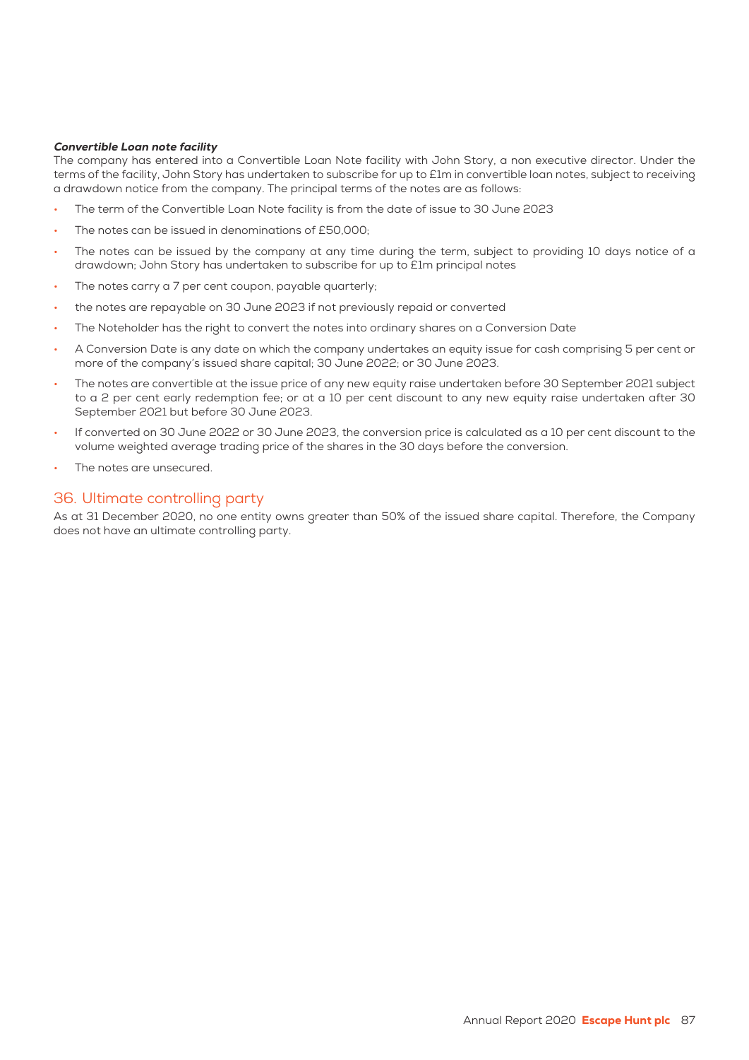***Convertible Loan note facility***

The company has entered into a Convertible Loan Note facility with John Story, a non executive director. Under the terms of the facility, John Story has undertaken to subscribe for up to £1m in convertible loan notes, subject to receiving a drawdown notice from the company. The principal terms of the notes are as follows:

- The term of the Convertible Loan Note facility is from the date of issue to 30 June 2023
- The notes can be issued in denominations of £50,000;
- The notes can be issued by the company at any time during the term, subject to providing 10 days notice of a drawdown; John Story has undertaken to subscribe for up to £1m principal notes
- The notes carry a 7 per cent coupon, payable quarterly;
- the notes are repayable on 30 June 2023 if not previously repaid or converted
- The Noteholder has the right to convert the notes into ordinary shares on a Conversion Date
- A Conversion Date is any date on which the company undertakes an equity issue for cash comprising 5 per cent or more of the company's issued share capital; 30 June 2022; or 30 June 2023.
- The notes are convertible at the issue price of any new equity raise undertaken before 30 September 2021 subject to a 2 per cent early redemption fee; or at a 10 per cent discount to any new equity raise undertaken after 30 September 2021 but before 30 June 2023.
- If converted on 30 June 2022 or 30 June 2023, the conversion price is calculated as a 10 per cent discount to the volume weighted average trading price of the shares in the 30 days before the conversion.
- The notes are unsecured.

## 36. Ultimate controlling party

As at 31 December 2020, no one entity owns greater than 50% of the issued share capital. Therefore, the Company does not have an ultimate controlling party.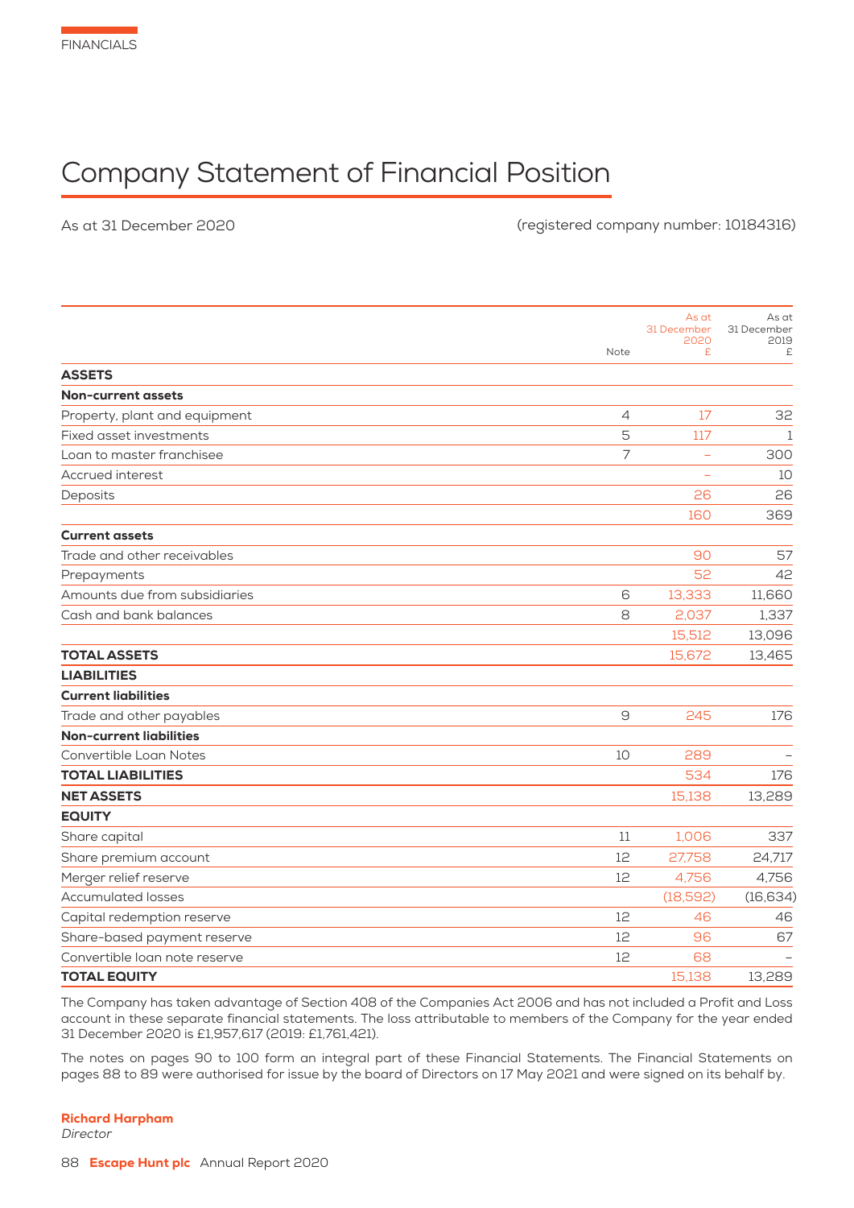FINANCIALS

# Company Statement of Financial Position

As at 31 December 2020 (registered company number: 10184316)

| | Note | As at 31 December 2020 £ | As at 31 December 2019 £ |
|---|---|---|---|
| **ASSETS** | | | |
| **Non-current assets** | | | |
| Property, plant and equipment | 4 | 17 | 32 |
| Fixed asset investments | 5 | 117 | 1 |
| Loan to master franchisee | 7 | – | 300 |
| Accrued interest | | – | 10 |
| Deposits | | 26 | 26 |
| | | 160 | 369 |
| **Current assets** | | | |
| Trade and other receivables | | 90 | 57 |
| Prepayments | | 52 | 42 |
| Amounts due from subsidiaries | 6 | 13,333 | 11,660 |
| Cash and bank balances | 8 | 2,037 | 1,337 |
| | | 15,512 | 13,096 |
| **TOTAL ASSETS** | | 15,672 | 13,465 |
| **LIABILITIES** | | | |
| **Current liabilities** | | | |
| Trade and other payables | 9 | 245 | 176 |
| **Non-current liabilities** | | | |
| Convertible Loan Notes | 10 | 289 | – |
| **TOTAL LIABILITIES** | | 534 | 176 |
| **NET ASSETS** | | 15,138 | 13,289 |
| **EQUITY** | | | |
| Share capital | 11 | 1,006 | 337 |
| Share premium account | 12 | 27,758 | 24,717 |
| Merger relief reserve | 12 | 4,756 | 4,756 |
| Accumulated losses | | (18,592) | (16,634) |
| Capital redemption reserve | 12 | 46 | 46 |
| Share-based payment reserve | 12 | 96 | 67 |
| Convertible loan note reserve | 12 | 68 | – |
| **TOTAL EQUITY** | | 15,138 | 13,289 |

The Company has taken advantage of Section 408 of the Companies Act 2006 and has not included a Profit and Loss account in these separate financial statements. The loss attributable to members of the Company for the year ended 31 December 2020 is £1,957,617 (2019: £1,761,421).

The notes on pages 90 to 100 form an integral part of these Financial Statements. The Financial Statements on pages 88 to 89 were authorised for issue by the board of Directors on 17 May 2021 and were signed on its behalf by.

**Richard Harpham**
*Director*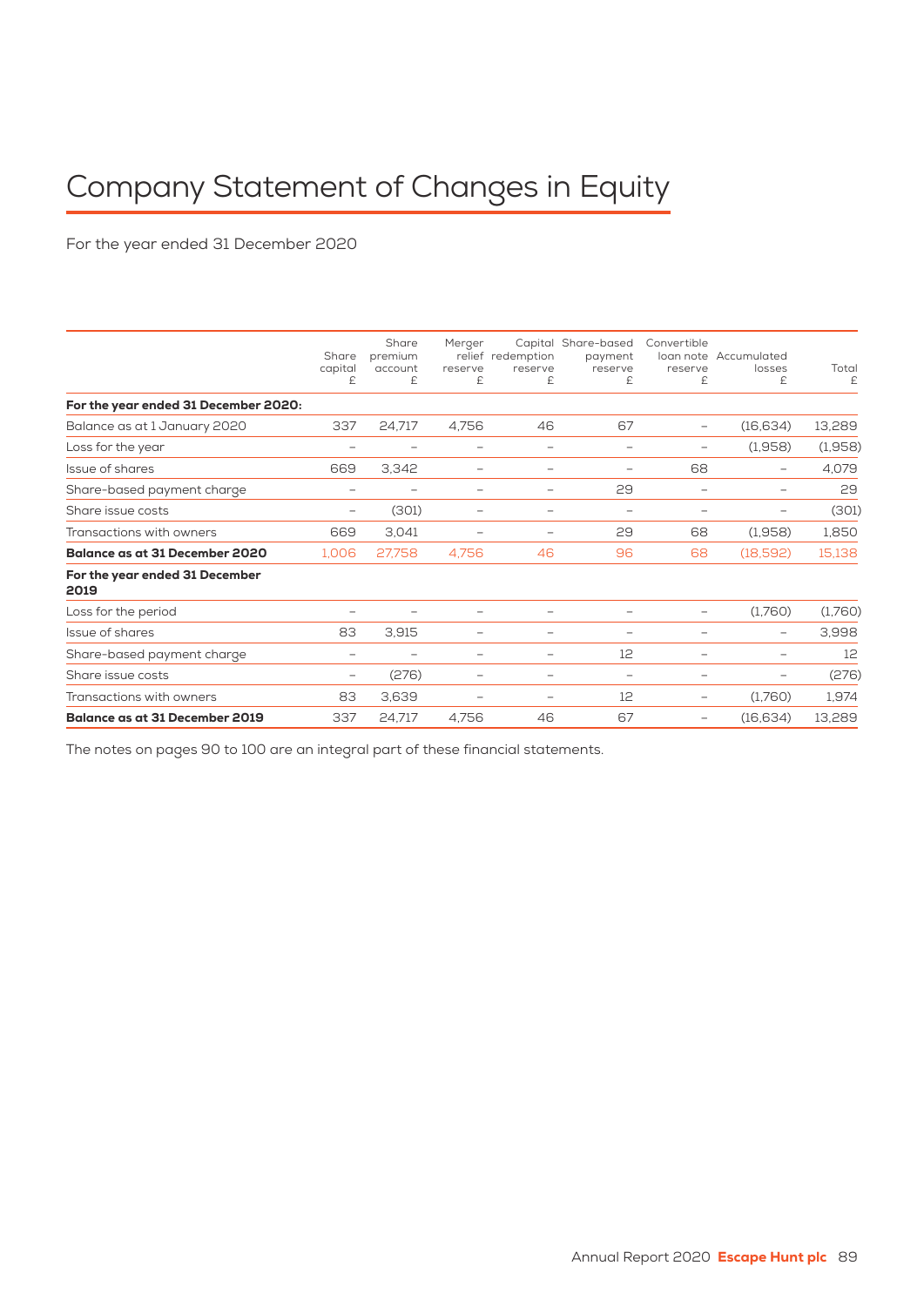# Company Statement of Changes in Equity

For the year ended 31 December 2020

| | Share capital £ | Share premium account £ | Merger relief reserve £ | Capital redemption reserve £ | Share-based payment reserve £ | Convertible loan note reserve £ | Accumulated losses £ | Total £ |
|---|---|---|---|---|---|---|---|---|
| **For the year ended 31 December 2020:** | | | | | | | | |
| Balance as at 1 January 2020 | 337 | 24,717 | 4,756 | 46 | 67 | – | (16,634) | 13,289 |
| Loss for the year | – | – | – | – | – | – | (1,958) | (1,958) |
| Issue of shares | 669 | 3,342 | – | – | – | 68 | – | 4,079 |
| Share-based payment charge | – | – | – | – | 29 | – | – | 29 |
| Share issue costs | – | (301) | – | – | – | – | – | (301) |
| Transactions with owners | 669 | 3,041 | – | – | 29 | 68 | (1,958) | 1,850 |
| **Balance as at 31 December 2020** | 1,006 | 27,758 | 4,756 | 46 | 96 | 68 | (18,592) | 15,138 |
| **For the year ended 31 December 2019** | | | | | | | | |
| Loss for the period | – | – | – | – | – | – | (1,760) | (1,760) |
| Issue of shares | 83 | 3,915 | – | – | – | – | – | 3,998 |
| Share-based payment charge | – | – | – | – | 12 | – | – | 12 |
| Share issue costs | – | (276) | – | – | – | – | – | (276) |
| Transactions with owners | 83 | 3,639 | – | – | 12 | – | (1,760) | 1,974 |
| **Balance as at 31 December 2019** | 337 | 24,717 | 4,756 | 46 | 67 | – | (16,634) | 13,289 |

The notes on pages 90 to 100 are an integral part of these financial statements.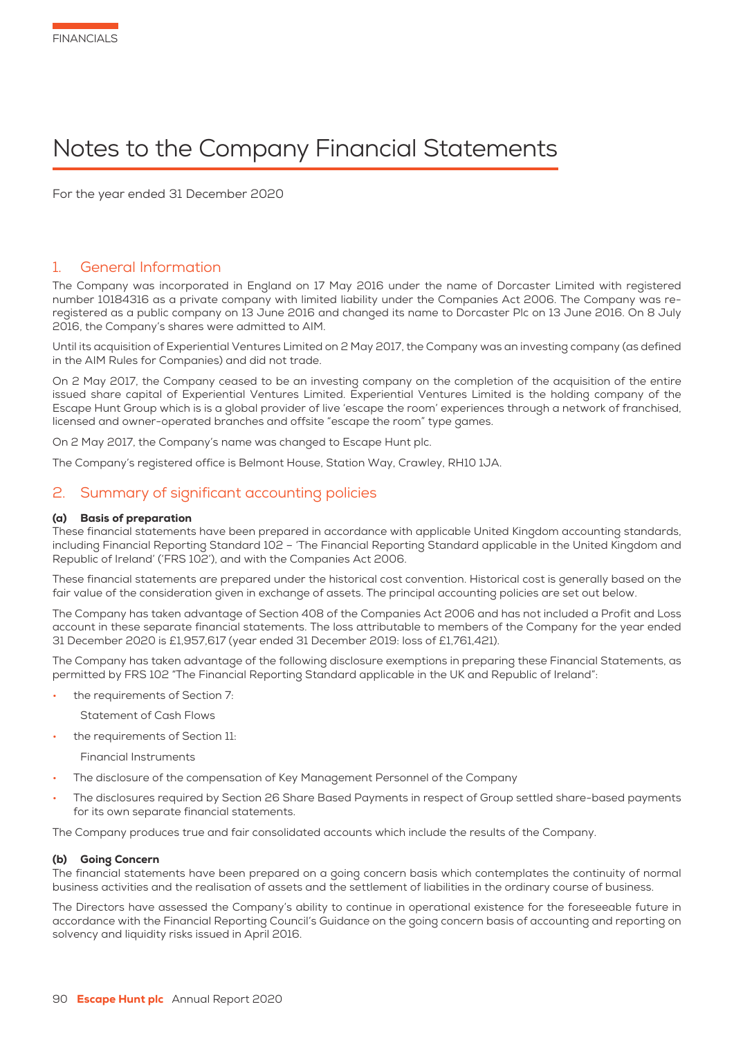# Notes to the Company Financial Statements

For the year ended 31 December 2020

## 1. General Information

The Company was incorporated in England on 17 May 2016 under the name of Dorcaster Limited with registered number 10184316 as a private company with limited liability under the Companies Act 2006. The Company was re-registered as a public company on 13 June 2016 and changed its name to Dorcaster Plc on 13 June 2016. On 8 July 2016, the Company's shares were admitted to AIM.

Until its acquisition of Experiential Ventures Limited on 2 May 2017, the Company was an investing company (as defined in the AIM Rules for Companies) and did not trade.

On 2 May 2017, the Company ceased to be an investing company on the completion of the acquisition of the entire issued share capital of Experiential Ventures Limited. Experiential Ventures Limited is the holding company of the Escape Hunt Group which is is a global provider of live 'escape the room' experiences through a network of franchised, licensed and owner-operated branches and offsite "escape the room" type games.

On 2 May 2017, the Company's name was changed to Escape Hunt plc.

The Company's registered office is Belmont House, Station Way, Crawley, RH10 1JA.

## 2. Summary of significant accounting policies

### (a) Basis of preparation

These financial statements have been prepared in accordance with applicable United Kingdom accounting standards, including Financial Reporting Standard 102 – 'The Financial Reporting Standard applicable in the United Kingdom and Republic of Ireland' ('FRS 102'), and with the Companies Act 2006.

These financial statements are prepared under the historical cost convention. Historical cost is generally based on the fair value of the consideration given in exchange of assets. The principal accounting policies are set out below.

The Company has taken advantage of Section 408 of the Companies Act 2006 and has not included a Profit and Loss account in these separate financial statements. The loss attributable to members of the Company for the year ended 31 December 2020 is £1,957,617 (year ended 31 December 2019: loss of £1,761,421).

The Company has taken advantage of the following disclosure exemptions in preparing these Financial Statements, as permitted by FRS 102 "The Financial Reporting Standard applicable in the UK and Republic of Ireland":

- the requirements of Section 7:

  Statement of Cash Flows

- the requirements of Section 11:

  Financial Instruments

- The disclosure of the compensation of Key Management Personnel of the Company
- The disclosures required by Section 26 Share Based Payments in respect of Group settled share-based payments for its own separate financial statements.

The Company produces true and fair consolidated accounts which include the results of the Company.

### (b) Going Concern

The financial statements have been prepared on a going concern basis which contemplates the continuity of normal business activities and the realisation of assets and the settlement of liabilities in the ordinary course of business.

The Directors have assessed the Company's ability to continue in operational existence for the foreseeable future in accordance with the Financial Reporting Council's Guidance on the going concern basis of accounting and reporting on solvency and liquidity risks issued in April 2016.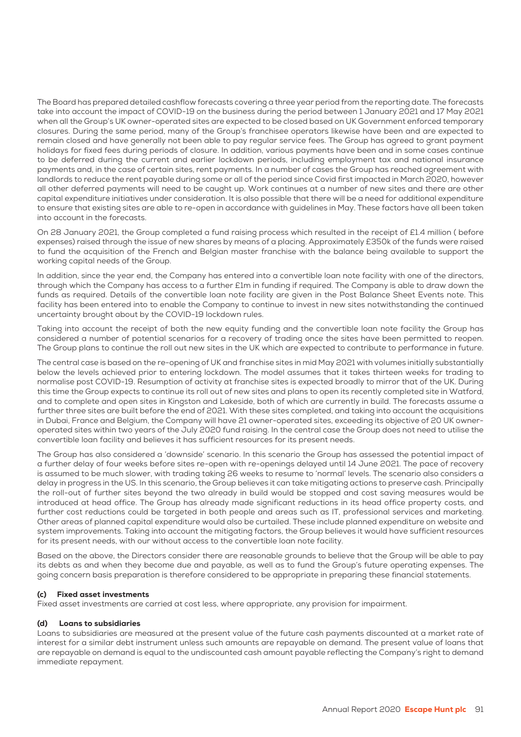The Board has prepared detailed cashflow forecasts covering a three year period from the reporting date. The forecasts take into account the impact of COVID-19 on the business during the period between 1 January 2021 and 17 May 2021 when all the Group's UK owner-operated sites are expected to be closed based on UK Government enforced temporary closures. During the same period, many of the Group's franchisee operators likewise have been and are expected to remain closed and have generally not been able to pay regular service fees. The Group has agreed to grant payment holidays for fixed fees during periods of closure. In addition, various payments have been and in some cases continue to be deferred during the current and earlier lockdown periods, including employment tax and national insurance payments and, in the case of certain sites, rent payments. In a number of cases the Group has reached agreement with landlords to reduce the rent payable during some or all of the period since Covid first impacted in March 2020, however all other deferred payments will need to be caught up. Work continues at a number of new sites and there are other capital expenditure initiatives under consideration. It is also possible that there will be a need for additional expenditure to ensure that existing sites are able to re-open in accordance with guidelines in May. These factors have all been taken into account in the forecasts.

On 28 January 2021, the Group completed a fund raising process which resulted in the receipt of £1.4 million ( before expenses) raised through the issue of new shares by means of a placing. Approximately £350k of the funds were raised to fund the acquisition of the French and Belgian master franchise with the balance being available to support the working capital needs of the Group.

In addition, since the year end, the Company has entered into a convertible loan note facility with one of the directors, through which the Company has access to a further £1m in funding if required. The Company is able to draw down the funds as required. Details of the convertible loan note facility are given in the Post Balance Sheet Events note. This facility has been entered into to enable the Company to continue to invest in new sites notwithstanding the continued uncertainty brought about by the COVID-19 lockdown rules.

Taking into account the receipt of both the new equity funding and the convertible loan note facility the Group has considered a number of potential scenarios for a recovery of trading once the sites have been permitted to reopen. The Group plans to continue the roll out new sites in the UK which are expected to contribute to performance in future.

The central case is based on the re-opening of UK and franchise sites in mid May 2021 with volumes initially substantially below the levels achieved prior to entering lockdown. The model assumes that it takes thirteen weeks for trading to normalise post COVID-19. Resumption of activity at franchise sites is expected broadly to mirror that of the UK. During this time the Group expects to continue its roll out of new sites and plans to open its recently completed site in Watford, and to complete and open sites in Kingston and Lakeside, both of which are currently in build. The forecasts assume a further three sites are built before the end of 2021. With these sites completed, and taking into account the acquisitions in Dubai, France and Belgium, the Company will have 21 owner-operated sites, exceeding its objective of 20 UK owner-operated sites within two years of the July 2020 fund raising. In the central case the Group does not need to utilise the convertible loan facility and believes it has sufficient resources for its present needs.

The Group has also considered a 'downside' scenario. In this scenario the Group has assessed the potential impact of a further delay of four weeks before sites re-open with re-openings delayed until 14 June 2021. The pace of recovery is assumed to be much slower, with trading taking 26 weeks to resume to 'normal' levels. The scenario also considers a delay in progress in the US. In this scenario, the Group believes it can take mitigating actions to preserve cash. Principally the roll-out of further sites beyond the two already in build would be stopped and cost saving measures would be introduced at head office. The Group has already made significant reductions in its head office property costs, and further cost reductions could be targeted in both people and areas such as IT, professional services and marketing. Other areas of planned capital expenditure would also be curtailed. These include planned expenditure on website and system improvements. Taking into account the mitigating factors, the Group believes it would have sufficient resources for its present needs, with our without access to the convertible loan note facility.

Based on the above, the Directors consider there are reasonable grounds to believe that the Group will be able to pay its debts as and when they become due and payable, as well as to fund the Group's future operating expenses. The going concern basis preparation is therefore considered to be appropriate in preparing these financial statements.

#### (c) Fixed asset investments

Fixed asset investments are carried at cost less, where appropriate, any provision for impairment.

#### (d) Loans to subsidiaries

Loans to subsidiaries are measured at the present value of the future cash payments discounted at a market rate of interest for a similar debt instrument unless such amounts are repayable on demand. The present value of loans that are repayable on demand is equal to the undiscounted cash amount payable reflecting the Company's right to demand immediate repayment.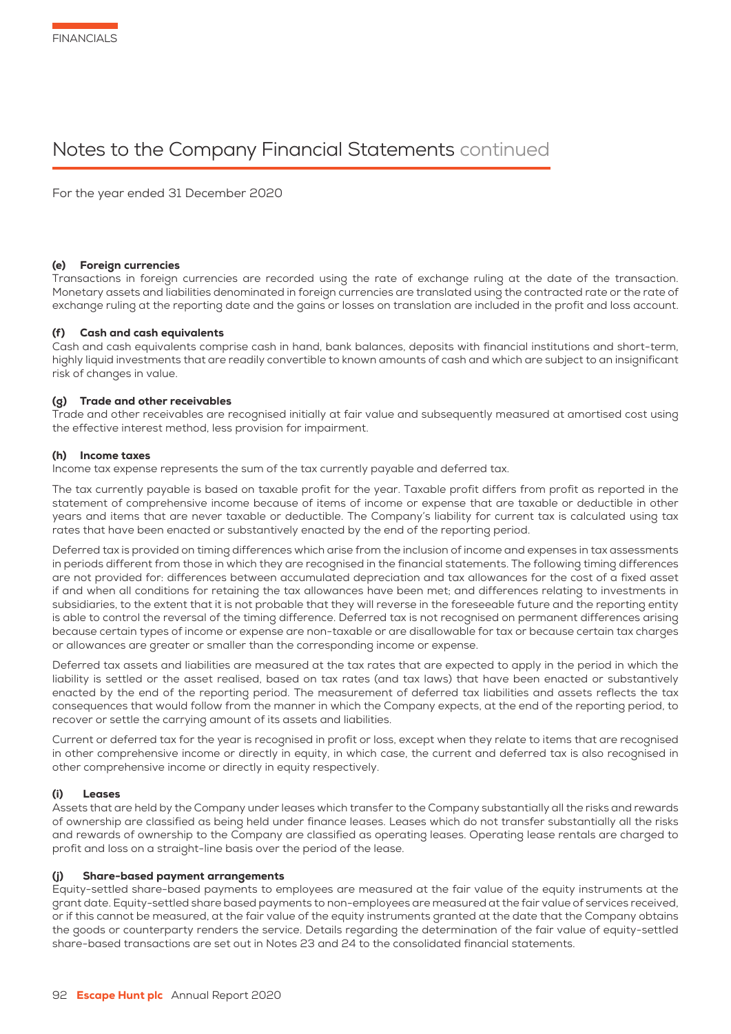# Notes to the Company Financial Statements continued

For the year ended 31 December 2020

### (e) Foreign currencies

Transactions in foreign currencies are recorded using the rate of exchange ruling at the date of the transaction. Monetary assets and liabilities denominated in foreign currencies are translated using the contracted rate or the rate of exchange ruling at the reporting date and the gains or losses on translation are included in the profit and loss account.

### (f) Cash and cash equivalents

Cash and cash equivalents comprise cash in hand, bank balances, deposits with financial institutions and short-term, highly liquid investments that are readily convertible to known amounts of cash and which are subject to an insignificant risk of changes in value.

### (g) Trade and other receivables

Trade and other receivables are recognised initially at fair value and subsequently measured at amortised cost using the effective interest method, less provision for impairment.

### (h) Income taxes

Income tax expense represents the sum of the tax currently payable and deferred tax.

The tax currently payable is based on taxable profit for the year. Taxable profit differs from profit as reported in the statement of comprehensive income because of items of income or expense that are taxable or deductible in other years and items that are never taxable or deductible. The Company's liability for current tax is calculated using tax rates that have been enacted or substantively enacted by the end of the reporting period.

Deferred tax is provided on timing differences which arise from the inclusion of income and expenses in tax assessments in periods different from those in which they are recognised in the financial statements. The following timing differences are not provided for: differences between accumulated depreciation and tax allowances for the cost of a fixed asset if and when all conditions for retaining the tax allowances have been met; and differences relating to investments in subsidiaries, to the extent that it is not probable that they will reverse in the foreseeable future and the reporting entity is able to control the reversal of the timing difference. Deferred tax is not recognised on permanent differences arising because certain types of income or expense are non-taxable or are disallowable for tax or because certain tax charges or allowances are greater or smaller than the corresponding income or expense.

Deferred tax assets and liabilities are measured at the tax rates that are expected to apply in the period in which the liability is settled or the asset realised, based on tax rates (and tax laws) that have been enacted or substantively enacted by the end of the reporting period. The measurement of deferred tax liabilities and assets reflects the tax consequences that would follow from the manner in which the Company expects, at the end of the reporting period, to recover or settle the carrying amount of its assets and liabilities.

Current or deferred tax for the year is recognised in profit or loss, except when they relate to items that are recognised in other comprehensive income or directly in equity, in which case, the current and deferred tax is also recognised in other comprehensive income or directly in equity respectively.

### (i) Leases

Assets that are held by the Company under leases which transfer to the Company substantially all the risks and rewards of ownership are classified as being held under finance leases. Leases which do not transfer substantially all the risks and rewards of ownership to the Company are classified as operating leases. Operating lease rentals are charged to profit and loss on a straight-line basis over the period of the lease.

### (j) Share-based payment arrangements

Equity-settled share-based payments to employees are measured at the fair value of the equity instruments at the grant date. Equity-settled share based payments to non-employees are measured at the fair value of services received, or if this cannot be measured, at the fair value of the equity instruments granted at the date that the Company obtains the goods or counterparty renders the service. Details regarding the determination of the fair value of equity-settled share-based transactions are set out in Notes 23 and 24 to the consolidated financial statements.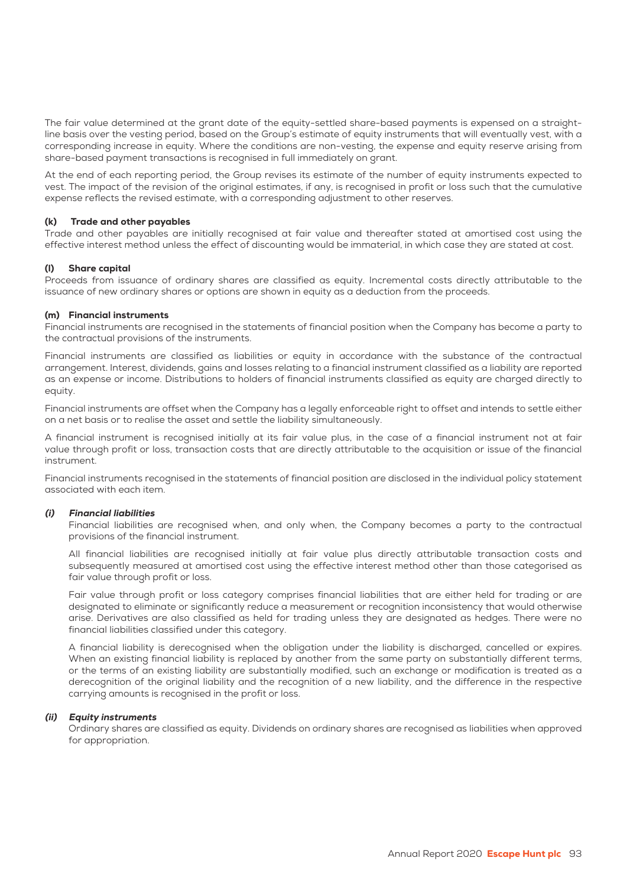The fair value determined at the grant date of the equity-settled share-based payments is expensed on a straight-line basis over the vesting period, based on the Group's estimate of equity instruments that will eventually vest, with a corresponding increase in equity. Where the conditions are non-vesting, the expense and equity reserve arising from share-based payment transactions is recognised in full immediately on grant.

At the end of each reporting period, the Group revises its estimate of the number of equity instruments expected to vest. The impact of the revision of the original estimates, if any, is recognised in profit or loss such that the cumulative expense reflects the revised estimate, with a corresponding adjustment to other reserves.

#### (k) Trade and other payables

Trade and other payables are initially recognised at fair value and thereafter stated at amortised cost using the effective interest method unless the effect of discounting would be immaterial, in which case they are stated at cost.

#### (l) Share capital

Proceeds from issuance of ordinary shares are classified as equity. Incremental costs directly attributable to the issuance of new ordinary shares or options are shown in equity as a deduction from the proceeds.

#### (m) Financial instruments

Financial instruments are recognised in the statements of financial position when the Company has become a party to the contractual provisions of the instruments.

Financial instruments are classified as liabilities or equity in accordance with the substance of the contractual arrangement. Interest, dividends, gains and losses relating to a financial instrument classified as a liability are reported as an expense or income. Distributions to holders of financial instruments classified as equity are charged directly to equity.

Financial instruments are offset when the Company has a legally enforceable right to offset and intends to settle either on a net basis or to realise the asset and settle the liability simultaneously.

A financial instrument is recognised initially at its fair value plus, in the case of a financial instrument not at fair value through profit or loss, transaction costs that are directly attributable to the acquisition or issue of the financial instrument.

Financial instruments recognised in the statements of financial position are disclosed in the individual policy statement associated with each item.

##### *(i) Financial liabilities*

Financial liabilities are recognised when, and only when, the Company becomes a party to the contractual provisions of the financial instrument.

All financial liabilities are recognised initially at fair value plus directly attributable transaction costs and subsequently measured at amortised cost using the effective interest method other than those categorised as fair value through profit or loss.

Fair value through profit or loss category comprises financial liabilities that are either held for trading or are designated to eliminate or significantly reduce a measurement or recognition inconsistency that would otherwise arise. Derivatives are also classified as held for trading unless they are designated as hedges. There were no financial liabilities classified under this category.

A financial liability is derecognised when the obligation under the liability is discharged, cancelled or expires. When an existing financial liability is replaced by another from the same party on substantially different terms, or the terms of an existing liability are substantially modified, such an exchange or modification is treated as a derecognition of the original liability and the recognition of a new liability, and the difference in the respective carrying amounts is recognised in the profit or loss.

##### *(ii) Equity instruments*

Ordinary shares are classified as equity. Dividends on ordinary shares are recognised as liabilities when approved for appropriation.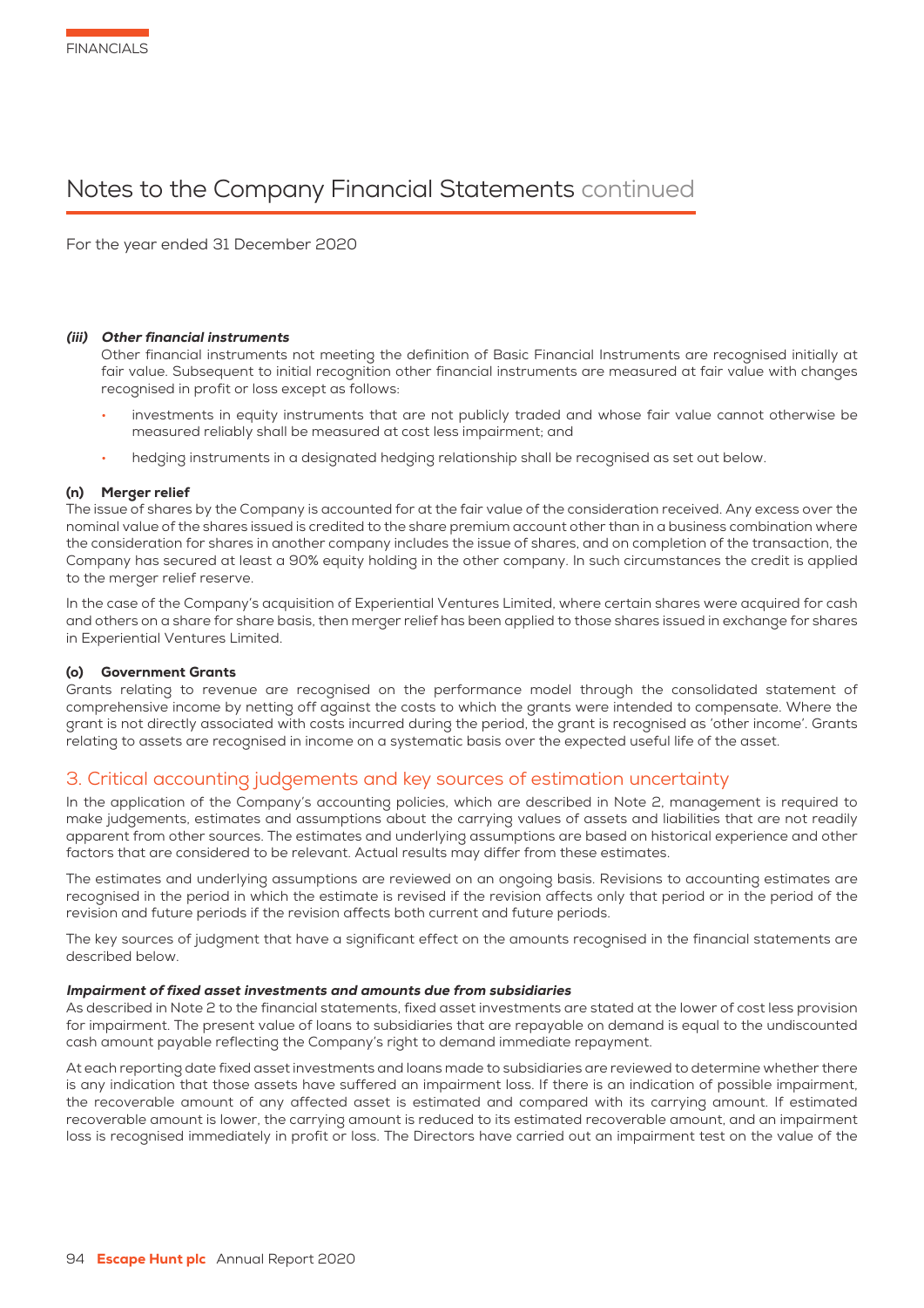# Notes to the Company Financial Statements continued

For the year ended 31 December 2020

***(iii) Other financial instruments***

Other financial instruments not meeting the definition of Basic Financial Instruments are recognised initially at fair value. Subsequent to initial recognition other financial instruments are measured at fair value with changes recognised in profit or loss except as follows:

- investments in equity instruments that are not publicly traded and whose fair value cannot otherwise be measured reliably shall be measured at cost less impairment; and
- hedging instruments in a designated hedging relationship shall be recognised as set out below.

**(n) Merger relief**

The issue of shares by the Company is accounted for at the fair value of the consideration received. Any excess over the nominal value of the shares issued is credited to the share premium account other than in a business combination where the consideration for shares in another company includes the issue of shares, and on completion of the transaction, the Company has secured at least a 90% equity holding in the other company. In such circumstances the credit is applied to the merger relief reserve.

In the case of the Company's acquisition of Experiential Ventures Limited, where certain shares were acquired for cash and others on a share for share basis, then merger relief has been applied to those shares issued in exchange for shares in Experiential Ventures Limited.

**(o) Government Grants**

Grants relating to revenue are recognised on the performance model through the consolidated statement of comprehensive income by netting off against the costs to which the grants were intended to compensate. Where the grant is not directly associated with costs incurred during the period, the grant is recognised as 'other income'. Grants relating to assets are recognised in income on a systematic basis over the expected useful life of the asset.

## 3. Critical accounting judgements and key sources of estimation uncertainty

In the application of the Company's accounting policies, which are described in Note 2, management is required to make judgements, estimates and assumptions about the carrying values of assets and liabilities that are not readily apparent from other sources. The estimates and underlying assumptions are based on historical experience and other factors that are considered to be relevant. Actual results may differ from these estimates.

The estimates and underlying assumptions are reviewed on an ongoing basis. Revisions to accounting estimates are recognised in the period in which the estimate is revised if the revision affects only that period or in the period of the revision and future periods if the revision affects both current and future periods.

The key sources of judgment that have a significant effect on the amounts recognised in the financial statements are described below.

***Impairment of fixed asset investments and amounts due from subsidiaries***

As described in Note 2 to the financial statements, fixed asset investments are stated at the lower of cost less provision for impairment. The present value of loans to subsidiaries that are repayable on demand is equal to the undiscounted cash amount payable reflecting the Company's right to demand immediate repayment.

At each reporting date fixed asset investments and loans made to subsidiaries are reviewed to determine whether there is any indication that those assets have suffered an impairment loss. If there is an indication of possible impairment, the recoverable amount of any affected asset is estimated and compared with its carrying amount. If estimated recoverable amount is lower, the carrying amount is reduced to its estimated recoverable amount, and an impairment loss is recognised immediately in profit or loss. The Directors have carried out an impairment test on the value of the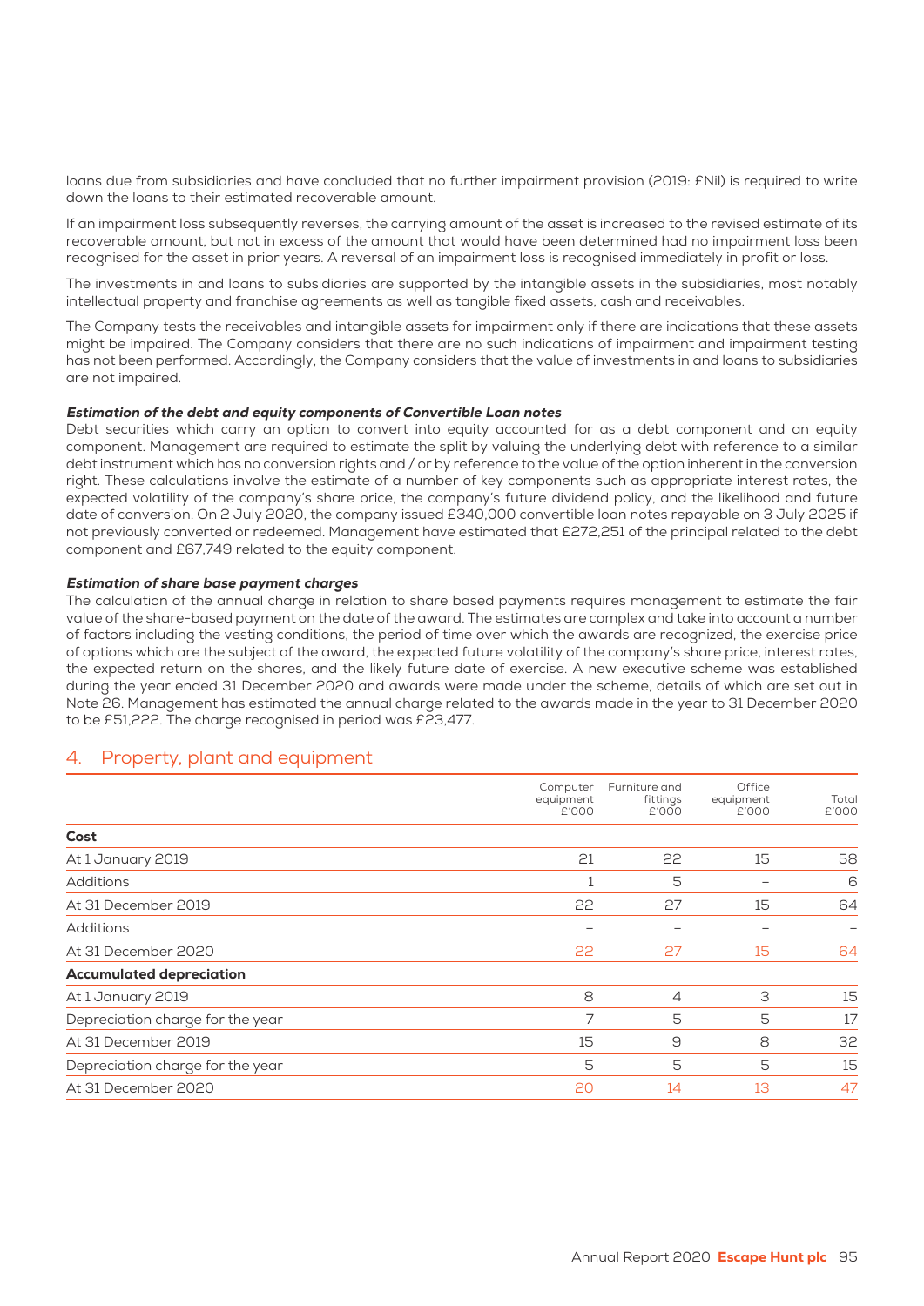loans due from subsidiaries and have concluded that no further impairment provision (2019: £Nil) is required to write down the loans to their estimated recoverable amount.

If an impairment loss subsequently reverses, the carrying amount of the asset is increased to the revised estimate of its recoverable amount, but not in excess of the amount that would have been determined had no impairment loss been recognised for the asset in prior years. A reversal of an impairment loss is recognised immediately in profit or loss.

The investments in and loans to subsidiaries are supported by the intangible assets in the subsidiaries, most notably intellectual property and franchise agreements as well as tangible fixed assets, cash and receivables.

The Company tests the receivables and intangible assets for impairment only if there are indications that these assets might be impaired. The Company considers that there are no such indications of impairment and impairment testing has not been performed. Accordingly, the Company considers that the value of investments in and loans to subsidiaries are not impaired.

***Estimation of the debt and equity components of Convertible Loan notes***

Debt securities which carry an option to convert into equity accounted for as a debt component and an equity component. Management are required to estimate the split by valuing the underlying debt with reference to a similar debt instrument which has no conversion rights and / or by reference to the value of the option inherent in the conversion right. These calculations involve the estimate of a number of key components such as appropriate interest rates, the expected volatility of the company's share price, the company's future dividend policy, and the likelihood and future date of conversion. On 2 July 2020, the company issued £340,000 convertible loan notes repayable on 3 July 2025 if not previously converted or redeemed. Management have estimated that £272,251 of the principal related to the debt component and £67,749 related to the equity component.

***Estimation of share base payment charges***

The calculation of the annual charge in relation to share based payments requires management to estimate the fair value of the share-based payment on the date of the award. The estimates are complex and take into account a number of factors including the vesting conditions, the period of time over which the awards are recognized, the exercise price of options which are the subject of the award, the expected future volatility of the company's share price, interest rates, the expected return on the shares, and the likely future date of exercise. A new executive scheme was established during the year ended 31 December 2020 and awards were made under the scheme, details of which are set out in Note 26. Management has estimated the annual charge related to the awards made in the year to 31 December 2020 to be £51,222. The charge recognised in period was £23,477.

## 4. Property, plant and equipment

| | Computer equipment £'000 | Furniture and fittings £'000 | Office equipment £'000 | Total £'000 |
|---|---|---|---|---|
| **Cost** | | | | |
| At 1 January 2019 | 21 | 22 | 15 | 58 |
| Additions | 1 | 5 | – | 6 |
| At 31 December 2019 | 22 | 27 | 15 | 64 |
| Additions | – | – | – | – |
| At 31 December 2020 | 22 | 27 | 15 | 64 |
| **Accumulated depreciation** | | | | |
| At 1 January 2019 | 8 | 4 | 3 | 15 |
| Depreciation charge for the year | 7 | 5 | 5 | 17 |
| At 31 December 2019 | 15 | 9 | 8 | 32 |
| Depreciation charge for the year | 5 | 5 | 5 | 15 |
| At 31 December 2020 | 20 | 14 | 13 | 47 |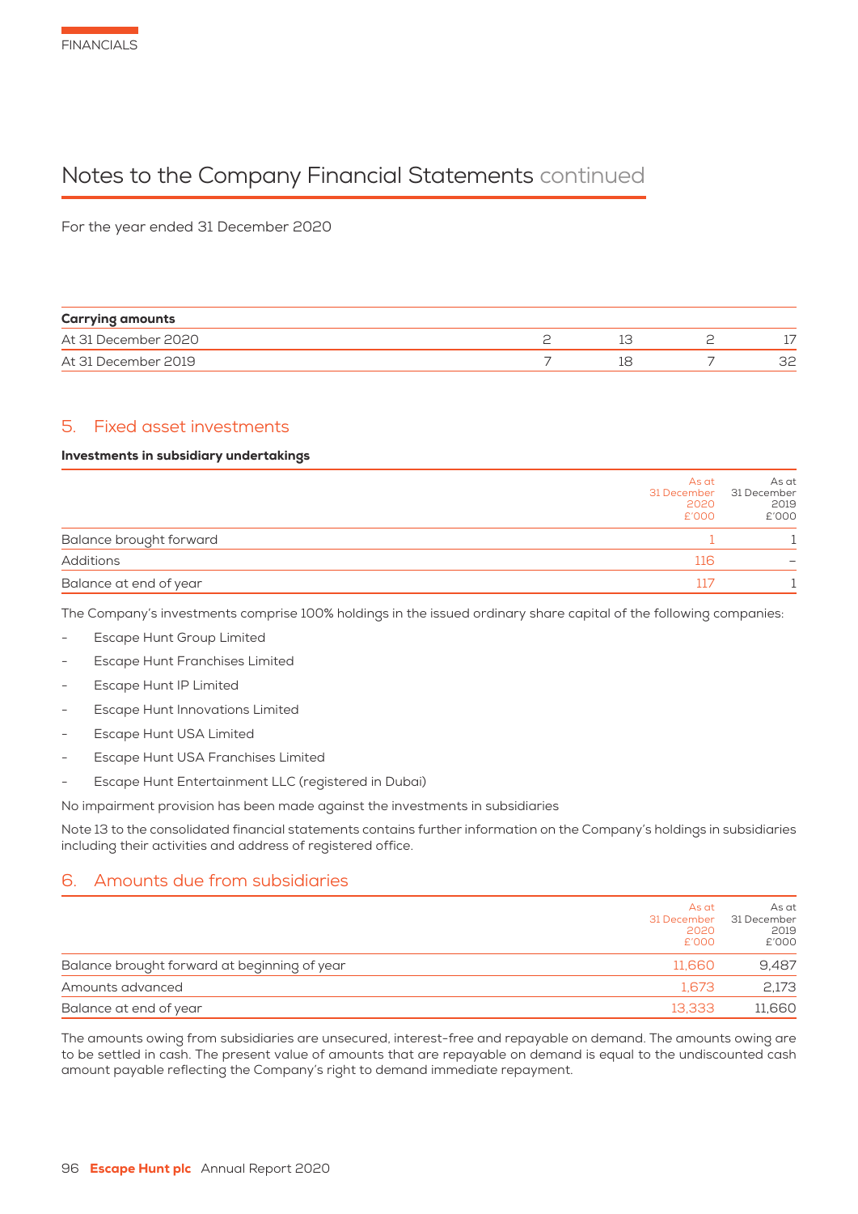# Notes to the Company Financial Statements continued

For the year ended 31 December 2020

| Carrying amounts | | | | |
|---|---|---|---|---|
| At 31 December 2020 | 2 | 13 | 2 | 17 |
| At 31 December 2019 | 7 | 18 | 7 | 32 |

## 5. Fixed asset investments

**Investments in subsidiary undertakings**

| | As at 31 December 2020 £'000 | As at 31 December 2019 £'000 |
|---|---|---|
| Balance brought forward | 1 | 1 |
| Additions | 116 | – |
| Balance at end of year | 117 | 1 |

The Company's investments comprise 100% holdings in the issued ordinary share capital of the following companies:

- Escape Hunt Group Limited
- Escape Hunt Franchises Limited
- Escape Hunt IP Limited
- Escape Hunt Innovations Limited
- Escape Hunt USA Limited
- Escape Hunt USA Franchises Limited
- Escape Hunt Entertainment LLC (registered in Dubai)

No impairment provision has been made against the investments in subsidiaries

Note 13 to the consolidated financial statements contains further information on the Company's holdings in subsidiaries including their activities and address of registered office.

## 6. Amounts due from subsidiaries

| | As at 31 December 2020 £'000 | As at 31 December 2019 £'000 |
|---|---|---|
| Balance brought forward at beginning of year | 11,660 | 9,487 |
| Amounts advanced | 1,673 | 2,173 |
| Balance at end of year | 13,333 | 11,660 |

The amounts owing from subsidiaries are unsecured, interest-free and repayable on demand. The amounts owing are to be settled in cash. The present value of amounts that are repayable on demand is equal to the undiscounted cash amount payable reflecting the Company's right to demand immediate repayment.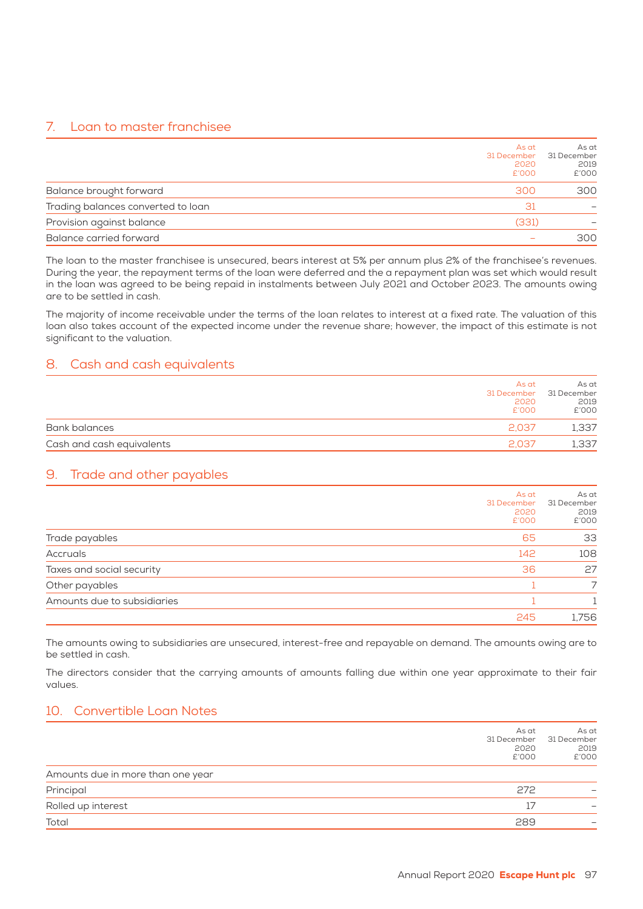## 7. Loan to master franchisee

| | As at 31 December 2020 £'000 | As at 31 December 2019 £'000 |
|---|---|---|
| Balance brought forward | 300 | 300 |
| Trading balances converted to loan | 31 | – |
| Provision against balance | (331) | – |
| Balance carried forward | – | 300 |

The loan to the master franchisee is unsecured, bears interest at 5% per annum plus 2% of the franchisee's revenues. During the year, the repayment terms of the loan were deferred and the a repayment plan was set which would result in the loan was agreed to be being repaid in instalments between July 2021 and October 2023. The amounts owing are to be settled in cash.

The majority of income receivable under the terms of the loan relates to interest at a fixed rate. The valuation of this loan also takes account of the expected income under the revenue share; however, the impact of this estimate is not significant to the valuation.

## 8. Cash and cash equivalents

| | As at 31 December 2020 £'000 | As at 31 December 2019 £'000 |
|---|---|---|
| Bank balances | 2,037 | 1,337 |
| Cash and cash equivalents | 2,037 | 1,337 |

## 9. Trade and other payables

| | As at 31 December 2020 £'000 | As at 31 December 2019 £'000 |
|---|---|---|
| Trade payables | 65 | 33 |
| Accruals | 142 | 108 |
| Taxes and social security | 36 | 27 |
| Other payables | 1 | 7 |
| Amounts due to subsidiaries | 1 | 1 |
| | 245 | 1,756 |

The amounts owing to subsidiaries are unsecured, interest-free and repayable on demand. The amounts owing are to be settled in cash.

The directors consider that the carrying amounts of amounts falling due within one year approximate to their fair values.

## 10. Convertible Loan Notes

| | As at 31 December 2020 £'000 | As at 31 December 2019 £'000 |
|---|---|---|
| Amounts due in more than one year | | |
| Principal | 272 | – |
| Rolled up interest | 17 | – |
| Total | 289 | – |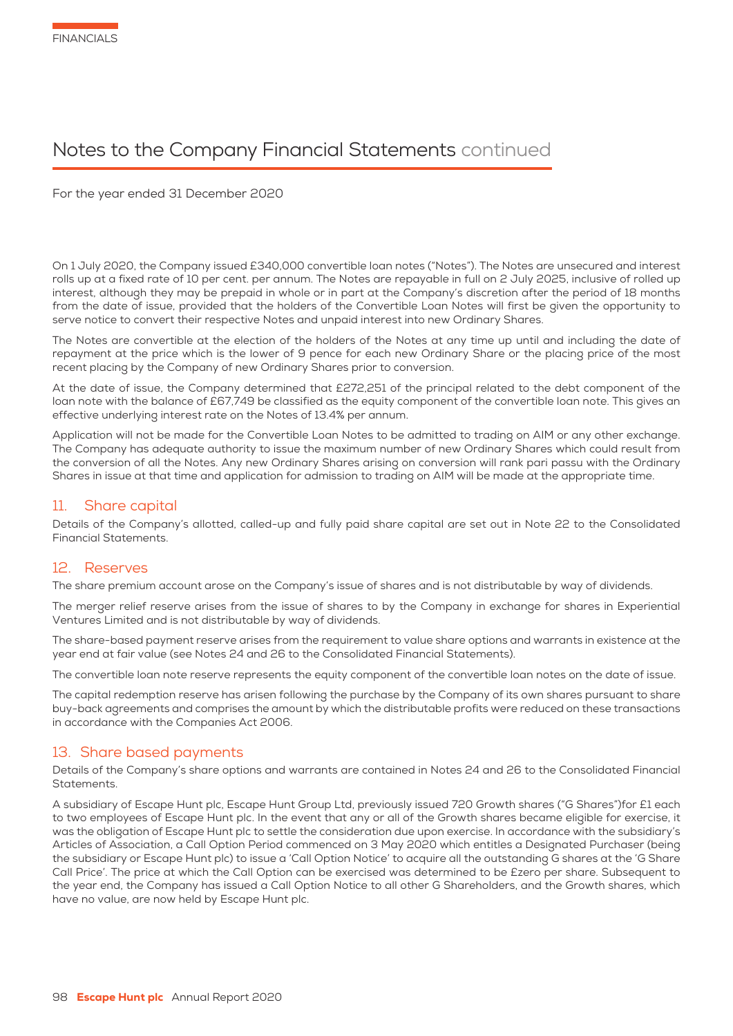# Notes to the Company Financial Statements continued

For the year ended 31 December 2020

On 1 July 2020, the Company issued £340,000 convertible loan notes ("Notes"). The Notes are unsecured and interest rolls up at a fixed rate of 10 per cent. per annum. The Notes are repayable in full on 2 July 2025, inclusive of rolled up interest, although they may be prepaid in whole or in part at the Company's discretion after the period of 18 months from the date of issue, provided that the holders of the Convertible Loan Notes will first be given the opportunity to serve notice to convert their respective Notes and unpaid interest into new Ordinary Shares.

The Notes are convertible at the election of the holders of the Notes at any time up until and including the date of repayment at the price which is the lower of 9 pence for each new Ordinary Share or the placing price of the most recent placing by the Company of new Ordinary Shares prior to conversion.

At the date of issue, the Company determined that £272,251 of the principal related to the debt component of the loan note with the balance of £67,749 be classified as the equity component of the convertible loan note. This gives an effective underlying interest rate on the Notes of 13.4% per annum.

Application will not be made for the Convertible Loan Notes to be admitted to trading on AIM or any other exchange. The Company has adequate authority to issue the maximum number of new Ordinary Shares which could result from the conversion of all the Notes. Any new Ordinary Shares arising on conversion will rank pari passu with the Ordinary Shares in issue at that time and application for admission to trading on AIM will be made at the appropriate time.

## 11. Share capital

Details of the Company's allotted, called-up and fully paid share capital are set out in Note 22 to the Consolidated Financial Statements.

## 12. Reserves

The share premium account arose on the Company's issue of shares and is not distributable by way of dividends.

The merger relief reserve arises from the issue of shares to by the Company in exchange for shares in Experiential Ventures Limited and is not distributable by way of dividends.

The share-based payment reserve arises from the requirement to value share options and warrants in existence at the year end at fair value (see Notes 24 and 26 to the Consolidated Financial Statements).

The convertible loan note reserve represents the equity component of the convertible loan notes on the date of issue.

The capital redemption reserve has arisen following the purchase by the Company of its own shares pursuant to share buy-back agreements and comprises the amount by which the distributable profits were reduced on these transactions in accordance with the Companies Act 2006.

## 13. Share based payments

Details of the Company's share options and warrants are contained in Notes 24 and 26 to the Consolidated Financial Statements.

A subsidiary of Escape Hunt plc, Escape Hunt Group Ltd, previously issued 720 Growth shares ("G Shares")for £1 each to two employees of Escape Hunt plc. In the event that any or all of the Growth shares became eligible for exercise, it was the obligation of Escape Hunt plc to settle the consideration due upon exercise. In accordance with the subsidiary's Articles of Association, a Call Option Period commenced on 3 May 2020 which entitles a Designated Purchaser (being the subsidiary or Escape Hunt plc) to issue a 'Call Option Notice' to acquire all the outstanding G shares at the 'G Share Call Price'. The price at which the Call Option can be exercised was determined to be £zero per share. Subsequent to the year end, the Company has issued a Call Option Notice to all other G Shareholders, and the Growth shares, which have no value, are now held by Escape Hunt plc.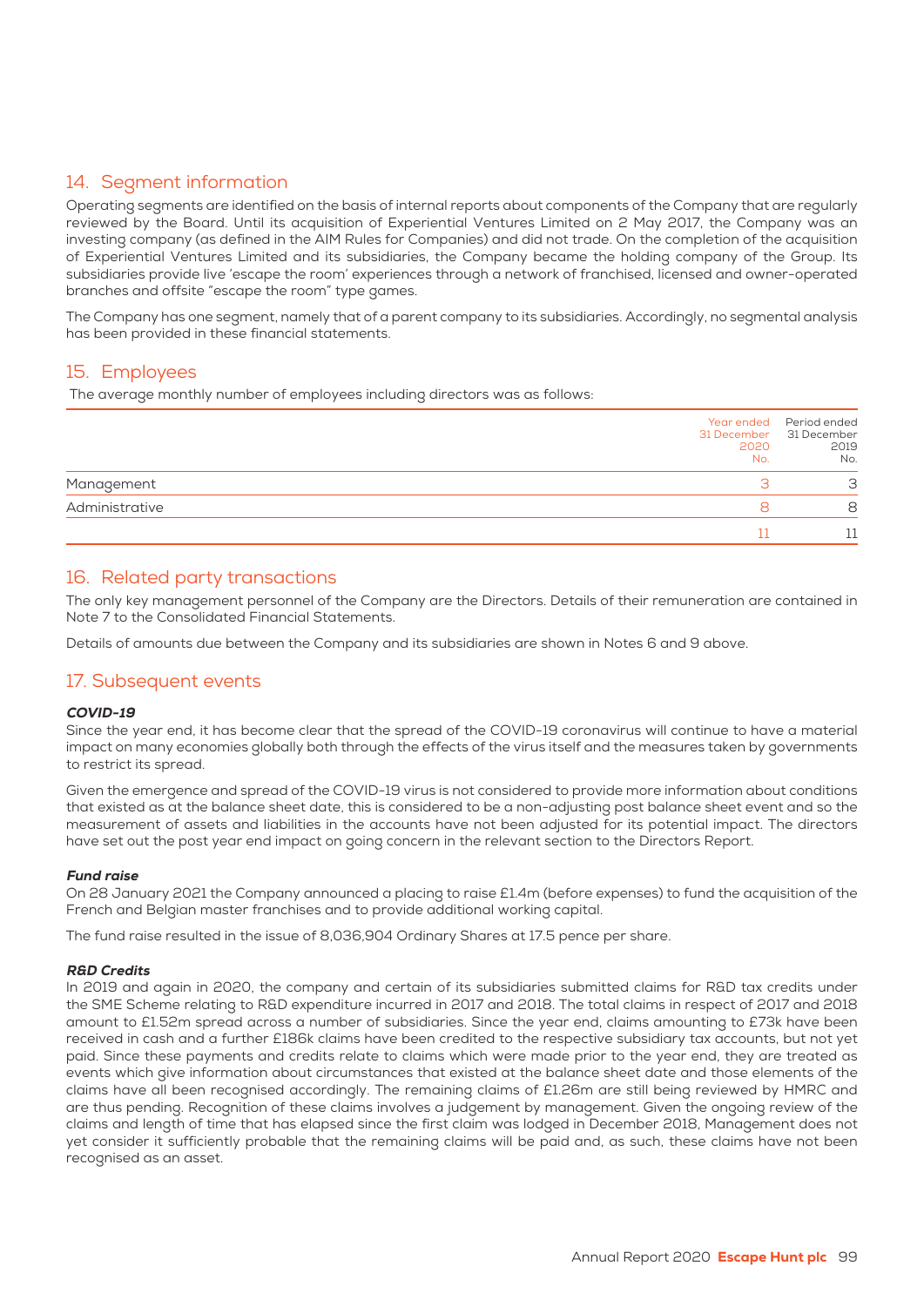## 14. Segment information

Operating segments are identified on the basis of internal reports about components of the Company that are regularly reviewed by the Board. Until its acquisition of Experiential Ventures Limited on 2 May 2017, the Company was an investing company (as defined in the AIM Rules for Companies) and did not trade. On the completion of the acquisition of Experiential Ventures Limited and its subsidiaries, the Company became the holding company of the Group. Its subsidiaries provide live 'escape the room' experiences through a network of franchised, licensed and owner-operated branches and offsite "escape the room" type games.

The Company has one segment, namely that of a parent company to its subsidiaries. Accordingly, no segmental analysis has been provided in these financial statements.

## 15. Employees

The average monthly number of employees including directors was as follows:

| | Year ended 31 December 2020 No. | Period ended 31 December 2019 No. |
|---|---|---|
| Management | 3 | 3 |
| Administrative | 8 | 8 |
| | 11 | 11 |

## 16. Related party transactions

The only key management personnel of the Company are the Directors. Details of their remuneration are contained in Note 7 to the Consolidated Financial Statements.

Details of amounts due between the Company and its subsidiaries are shown in Notes 6 and 9 above.

## 17. Subsequent events

***COVID-19***

Since the year end, it has become clear that the spread of the COVID-19 coronavirus will continue to have a material impact on many economies globally both through the effects of the virus itself and the measures taken by governments to restrict its spread.

Given the emergence and spread of the COVID-19 virus is not considered to provide more information about conditions that existed as at the balance sheet date, this is considered to be a non-adjusting post balance sheet event and so the measurement of assets and liabilities in the accounts have not been adjusted for its potential impact. The directors have set out the post year end impact on going concern in the relevant section to the Directors Report.

***Fund raise***

On 28 January 2021 the Company announced a placing to raise £1.4m (before expenses) to fund the acquisition of the French and Belgian master franchises and to provide additional working capital.

The fund raise resulted in the issue of 8,036,904 Ordinary Shares at 17.5 pence per share.

***R&D Credits***

In 2019 and again in 2020, the company and certain of its subsidiaries submitted claims for R&D tax credits under the SME Scheme relating to R&D expenditure incurred in 2017 and 2018. The total claims in respect of 2017 and 2018 amount to £1.52m spread across a number of subsidiaries. Since the year end, claims amounting to £73k have been received in cash and a further £186k claims have been credited to the respective subsidiary tax accounts, but not yet paid. Since these payments and credits relate to claims which were made prior to the year end, they are treated as events which give information about circumstances that existed at the balance sheet date and those elements of the claims have all been recognised accordingly. The remaining claims of £1.26m are still being reviewed by HMRC and are thus pending. Recognition of these claims involves a judgement by management. Given the ongoing review of the claims and length of time that has elapsed since the first claim was lodged in December 2018, Management does not yet consider it sufficiently probable that the remaining claims will be paid and, as such, these claims have not been recognised as an asset.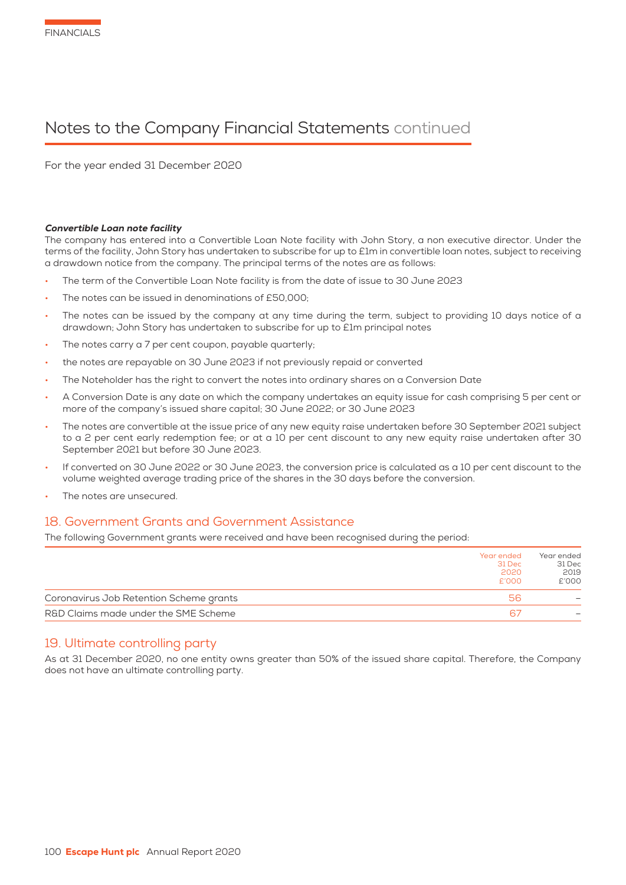# Notes to the Company Financial Statements continued

For the year ended 31 December 2020

### *Convertible Loan note facility*

The company has entered into a Convertible Loan Note facility with John Story, a non executive director. Under the terms of the facility, John Story has undertaken to subscribe for up to £1m in convertible loan notes, subject to receiving a drawdown notice from the company. The principal terms of the notes are as follows:

- The term of the Convertible Loan Note facility is from the date of issue to 30 June 2023
- The notes can be issued in denominations of £50,000;
- The notes can be issued by the company at any time during the term, subject to providing 10 days notice of a drawdown; John Story has undertaken to subscribe for up to £1m principal notes
- The notes carry a 7 per cent coupon, payable quarterly;
- the notes are repayable on 30 June 2023 if not previously repaid or converted
- The Noteholder has the right to convert the notes into ordinary shares on a Conversion Date
- A Conversion Date is any date on which the company undertakes an equity issue for cash comprising 5 per cent or more of the company's issued share capital; 30 June 2022; or 30 June 2023
- The notes are convertible at the issue price of any new equity raise undertaken before 30 September 2021 subject to a 2 per cent early redemption fee; or at a 10 per cent discount to any new equity raise undertaken after 30 September 2021 but before 30 June 2023.
- If converted on 30 June 2022 or 30 June 2023, the conversion price is calculated as a 10 per cent discount to the volume weighted average trading price of the shares in the 30 days before the conversion.
- The notes are unsecured.

## 18. Government Grants and Government Assistance

The following Government grants were received and have been recognised during the period:

| | Year ended 31 Dec 2020 £'000 | Year ended 31 Dec 2019 £'000 |
|---|---|---|
| Coronavirus Job Retention Scheme grants | 56 | – |
| R&D Claims made under the SME Scheme | 67 | – |

## 19. Ultimate controlling party

As at 31 December 2020, no one entity owns greater than 50% of the issued share capital. Therefore, the Company does not have an ultimate controlling party.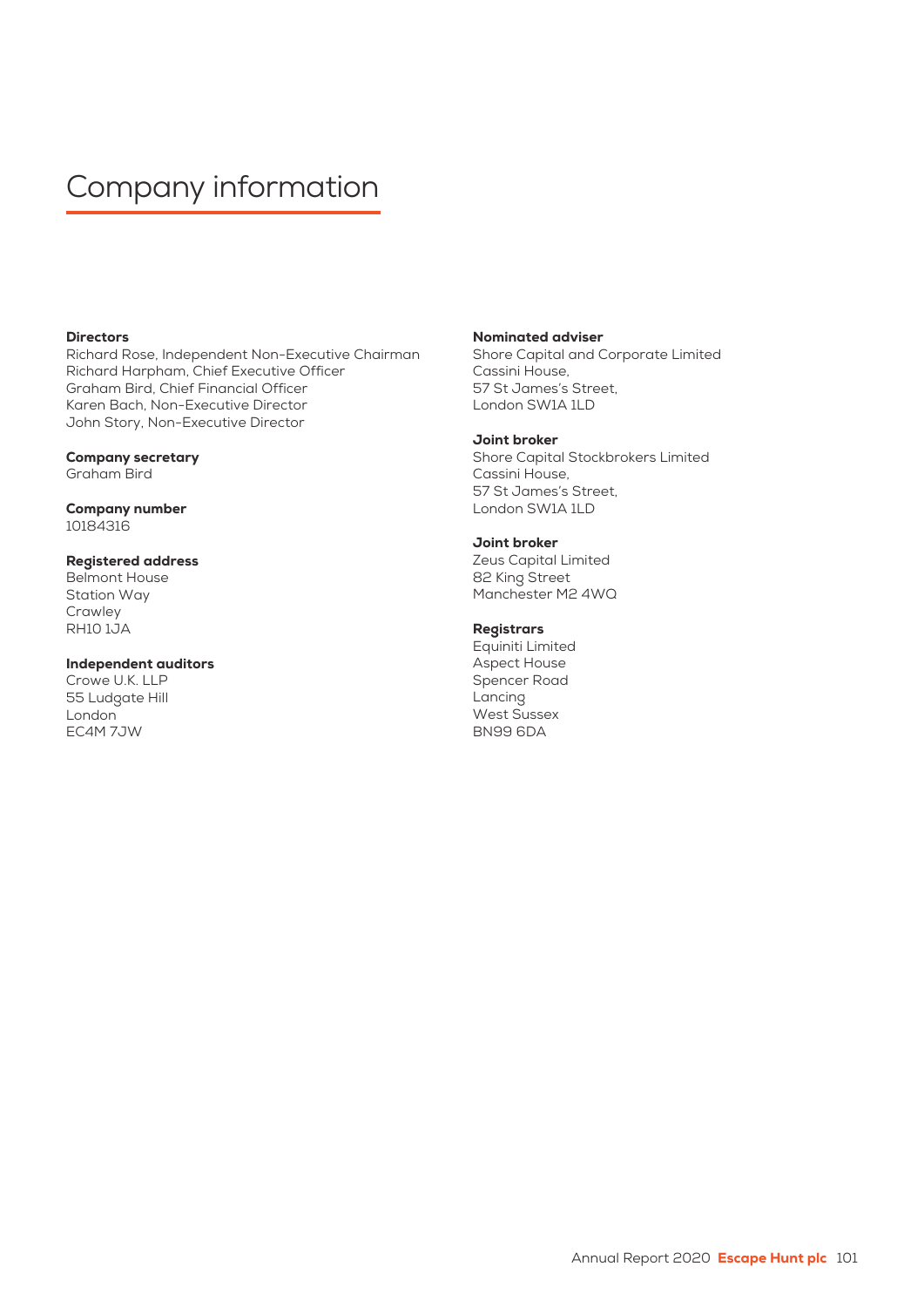# Company information

**Directors**
Richard Rose, Independent Non-Executive Chairman
Richard Harpham, Chief Executive Officer
Graham Bird, Chief Financial Officer
Karen Bach, Non-Executive Director
John Story, Non-Executive Director

**Company secretary**
Graham Bird

**Company number**
10184316

**Registered address**
Belmont House
Station Way
Crawley
RH10 1JA

**Independent auditors**
Crowe U.K. LLP
55 Ludgate Hill
London
EC4M 7JW

**Nominated adviser**
Shore Capital and Corporate Limited
Cassini House,
57 St James's Street,
London SW1A 1LD

**Joint broker**
Shore Capital Stockbrokers Limited
Cassini House,
57 St James's Street,
London SW1A 1LD

**Joint broker**
Zeus Capital Limited
82 King Street
Manchester M2 4WQ

**Registrars**
Equiniti Limited
Aspect House
Spencer Road
Lancing
West Sussex
BN99 6DA